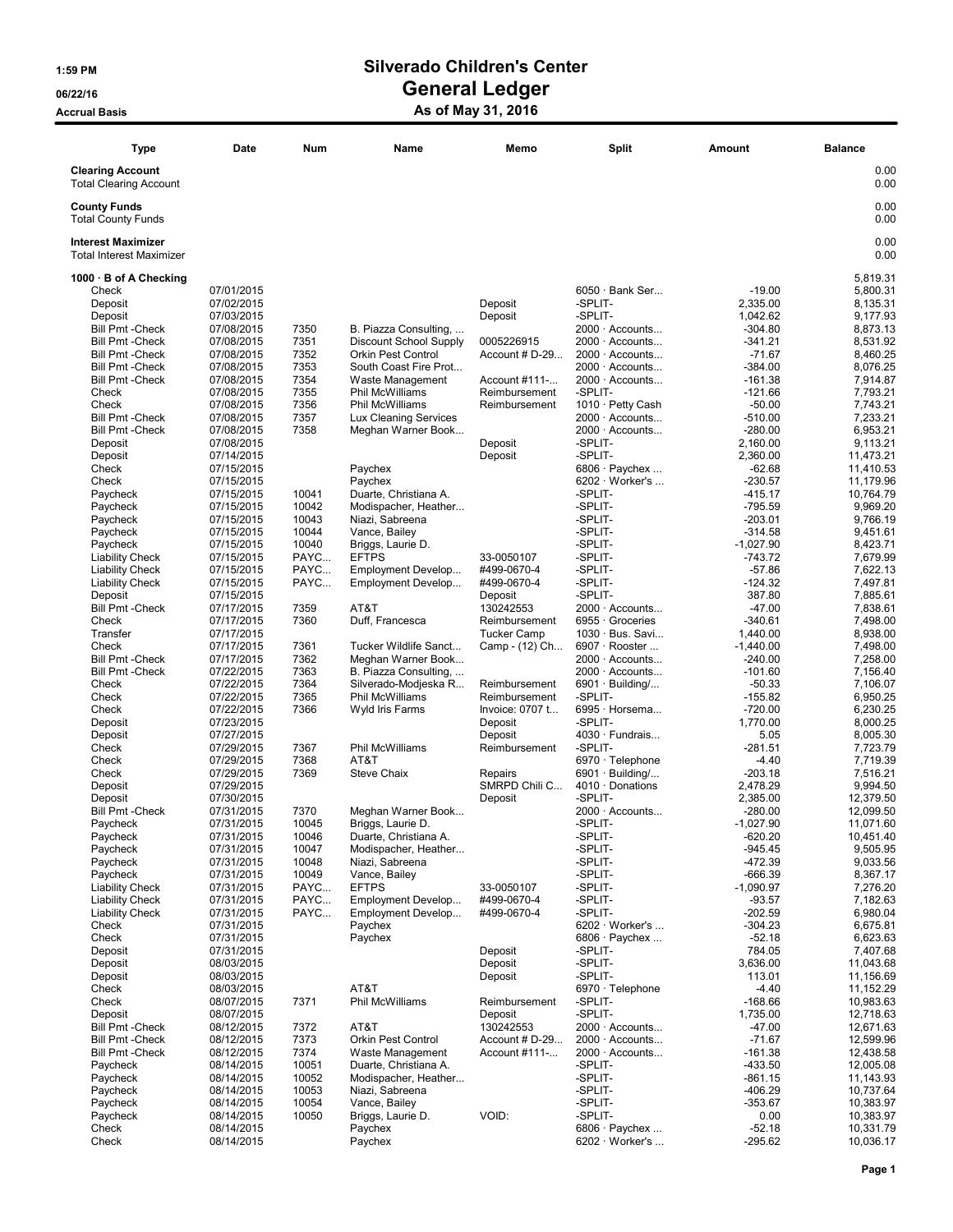# Silverado Children's Center

## General Ledger

### As of May 31, 2016

1:59 PM
06/22/16
Accrual Basis

| Type | Date | Num | Name | Memo | Split | Amount | Balance |
|---|---|---|---|---|---|---|---|
| **Clearing Account** | | | | | | | 0.00 |
| Total Clearing Account | | | | | | | 0.00 |
| **County Funds** | | | | | | | 0.00 |
| Total County Funds | | | | | | | 0.00 |
| **Interest Maximizer** | | | | | | | 0.00 |
| Total Interest Maximizer | | | | | | | 0.00 |
| **1000 · B of A Checking** | | | | | | | 5,819.31 |
| Check | 07/01/2015 | | | | 6050 · Bank Ser... | -19.00 | 5,800.31 |
| Deposit | 07/02/2015 | | | Deposit | -SPLIT- | 2,335.00 | 8,135.31 |
| Deposit | 07/03/2015 | | | Deposit | -SPLIT- | 1,042.62 | 9,177.93 |
| Bill Pmt -Check | 07/08/2015 | 7350 | B. Piazza Consulting, ... | | 2000 · Accounts... | -304.80 | 8,873.13 |
| Bill Pmt -Check | 07/08/2015 | 7351 | Discount School Supply | 0005226915 | 2000 · Accounts... | -341.21 | 8,531.92 |
| Bill Pmt -Check | 07/08/2015 | 7352 | Orkin Pest Control | Account # D-29... | 2000 · Accounts... | -71.67 | 8,460.25 |
| Bill Pmt -Check | 07/08/2015 | 7353 | South Coast Fire Prot... | | 2000 · Accounts... | -384.00 | 8,076.25 |
| Bill Pmt -Check | 07/08/2015 | 7354 | Waste Management | Account #111-... | 2000 · Accounts... | -161.38 | 7,914.87 |
| Check | 07/08/2015 | 7355 | Phil McWilliams | Reimbursement | -SPLIT- | -121.66 | 7,793.21 |
| Check | 07/08/2015 | 7356 | Phil McWilliams | Reimbursement | 1010 · Petty Cash | -50.00 | 7,743.21 |
| Bill Pmt -Check | 07/08/2015 | 7357 | Lux Cleaning Services | | 2000 · Accounts... | -510.00 | 7,233.21 |
| Bill Pmt -Check | 07/08/2015 | 7358 | Meghan Warner Book... | | 2000 · Accounts... | -280.00 | 6,953.21 |
| Deposit | 07/08/2015 | | | Deposit | -SPLIT- | 2,160.00 | 9,113.21 |
| Deposit | 07/14/2015 | | | Deposit | -SPLIT- | 2,360.00 | 11,473.21 |
| Check | 07/15/2015 | | Paychex | | 6806 · Paychex ... | -62.68 | 11,410.53 |
| Check | 07/15/2015 | | Paychex | | 6202 · Worker's ... | -230.57 | 11,179.96 |
| Paycheck | 07/15/2015 | 10041 | Duarte, Christiana A. | | -SPLIT- | -415.17 | 10,764.79 |
| Paycheck | 07/15/2015 | 10042 | Modispacher, Heather... | | -SPLIT- | -795.59 | 9,969.20 |
| Paycheck | 07/15/2015 | 10043 | Niazi, Sabreena | | -SPLIT- | -203.01 | 9,766.19 |
| Paycheck | 07/15/2015 | 10044 | Vance, Bailey | | -SPLIT- | -314.58 | 9,451.61 |
| Paycheck | 07/15/2015 | 10040 | Briggs, Laurie D. | | -SPLIT- | -1,027.90 | 8,423.71 |
| Liability Check | 07/15/2015 | PAYC... | EFTPS | 33-0050107 | -SPLIT- | -743.72 | 7,679.99 |
| Liability Check | 07/15/2015 | PAYC... | Employment Develop... | #499-0670-4 | -SPLIT- | -57.86 | 7,622.13 |
| Liability Check | 07/15/2015 | PAYC... | Employment Develop... | #499-0670-4 | -SPLIT- | -124.32 | 7,497.81 |
| Deposit | 07/15/2015 | | | Deposit | -SPLIT- | 387.80 | 7,885.61 |
| Bill Pmt -Check | 07/17/2015 | 7359 | AT&T | 130242553 | 2000 · Accounts... | -47.00 | 7,838.61 |
| Check | 07/17/2015 | 7360 | Duff, Francesca | Reimbursement | 6955 · Groceries | -340.61 | 7,498.00 |
| Transfer | 07/17/2015 | | | Tucker Camp | 1030 · Bus. Savi... | 1,440.00 | 8,938.00 |
| Check | 07/17/2015 | 7361 | Tucker Wildlife Sanct... | Camp - (12) Ch... | 6907 · Rooster ... | -1,440.00 | 7,498.00 |
| Bill Pmt -Check | 07/17/2015 | 7362 | Meghan Warner Book... | | 2000 · Accounts... | -240.00 | 7,258.00 |
| Bill Pmt -Check | 07/22/2015 | 7363 | B. Piazza Consulting, ... | | 2000 · Accounts... | -101.60 | 7,156.40 |
| Check | 07/22/2015 | 7364 | Silverado-Modjeska R... | Reimbursement | 6901 · Building/... | -50.33 | 7,106.07 |
| Check | 07/22/2015 | 7365 | Phil McWilliams | Reimbursement | -SPLIT- | -155.82 | 6,950.25 |
| Check | 07/22/2015 | 7366 | Wyld Iris Farms | Invoice: 0707 t... | 6995 · Horsema... | -720.00 | 6,230.25 |
| Deposit | 07/23/2015 | | | Deposit | -SPLIT- | 1,770.00 | 8,000.25 |
| Deposit | 07/27/2015 | | | Deposit | 4030 · Fundrais... | 5.05 | 8,005.30 |
| Check | 07/29/2015 | 7367 | Phil McWilliams | Reimbursement | -SPLIT- | -281.51 | 7,723.79 |
| Check | 07/29/2015 | 7368 | AT&T | | 6970 · Telephone | -4.40 | 7,719.39 |
| Check | 07/29/2015 | 7369 | Steve Chaix | Repairs | 6901 · Building/... | -203.18 | 7,516.21 |
| Deposit | 07/29/2015 | | | SMRPD Chili C... | 4010 · Donations | 2,478.29 | 9,994.50 |
| Deposit | 07/30/2015 | | | Deposit | -SPLIT- | 2,385.00 | 12,379.50 |
| Bill Pmt -Check | 07/31/2015 | 7370 | Meghan Warner Book... | | 2000 · Accounts... | -280.00 | 12,099.50 |
| Paycheck | 07/31/2015 | 10045 | Briggs, Laurie D. | | -SPLIT- | -1,027.90 | 11,071.60 |
| Paycheck | 07/31/2015 | 10046 | Duarte, Christiana A. | | -SPLIT- | -620.20 | 10,451.40 |
| Paycheck | 07/31/2015 | 10047 | Modispacher, Heather... | | -SPLIT- | -945.45 | 9,505.95 |
| Paycheck | 07/31/2015 | 10048 | Niazi, Sabreena | | -SPLIT- | -472.39 | 9,033.56 |
| Paycheck | 07/31/2015 | 10049 | Vance, Bailey | | -SPLIT- | -666.39 | 8,367.17 |
| Liability Check | 07/31/2015 | PAYC... | EFTPS | 33-0050107 | -SPLIT- | -1,090.97 | 7,276.20 |
| Liability Check | 07/31/2015 | PAYC... | Employment Develop... | #499-0670-4 | -SPLIT- | -93.57 | 7,182.63 |
| Liability Check | 07/31/2015 | PAYC... | Employment Develop... | #499-0670-4 | -SPLIT- | -202.59 | 6,980.04 |
| Check | 07/31/2015 | | Paychex | | 6202 · Worker's ... | -304.23 | 6,675.81 |
| Check | 07/31/2015 | | Paychex | | 6806 · Paychex ... | -52.18 | 6,623.63 |
| Deposit | 07/31/2015 | | | Deposit | -SPLIT- | 784.05 | 7,407.68 |
| Deposit | 08/03/2015 | | | Deposit | -SPLIT- | 3,636.00 | 11,043.68 |
| Deposit | 08/03/2015 | | | Deposit | -SPLIT- | 113.01 | 11,156.69 |
| Check | 08/03/2015 | | AT&T | | 6970 · Telephone | -4.40 | 11,152.29 |
| Check | 08/07/2015 | 7371 | Phil McWilliams | Reimbursement | -SPLIT- | -168.66 | 10,983.63 |
| Deposit | 08/07/2015 | | | Deposit | -SPLIT- | 1,735.00 | 12,718.63 |
| Bill Pmt -Check | 08/12/2015 | 7372 | AT&T | 130242553 | 2000 · Accounts... | -47.00 | 12,671.63 |
| Bill Pmt -Check | 08/12/2015 | 7373 | Orkin Pest Control | Account # D-29... | 2000 · Accounts... | -71.67 | 12,599.96 |
| Bill Pmt -Check | 08/12/2015 | 7374 | Waste Management | Account #111-... | 2000 · Accounts... | -161.38 | 12,438.58 |
| Paycheck | 08/14/2015 | 10051 | Duarte, Christiana A. | | -SPLIT- | -433.50 | 12,005.08 |
| Paycheck | 08/14/2015 | 10052 | Modispacher, Heather... | | -SPLIT- | -861.15 | 11,143.93 |
| Paycheck | 08/14/2015 | 10053 | Niazi, Sabreena | | -SPLIT- | -406.29 | 10,737.64 |
| Paycheck | 08/14/2015 | 10054 | Vance, Bailey | | -SPLIT- | -353.67 | 10,383.97 |
| Paycheck | 08/14/2015 | 10050 | Briggs, Laurie D. | VOID: | -SPLIT- | 0.00 | 10,383.97 |
| Check | 08/14/2015 | | Paychex | | 6806 · Paychex ... | -52.18 | 10,331.79 |
| Check | 08/14/2015 | | Paychex | | 6202 · Worker's ... | -295.62 | 10,036.17 |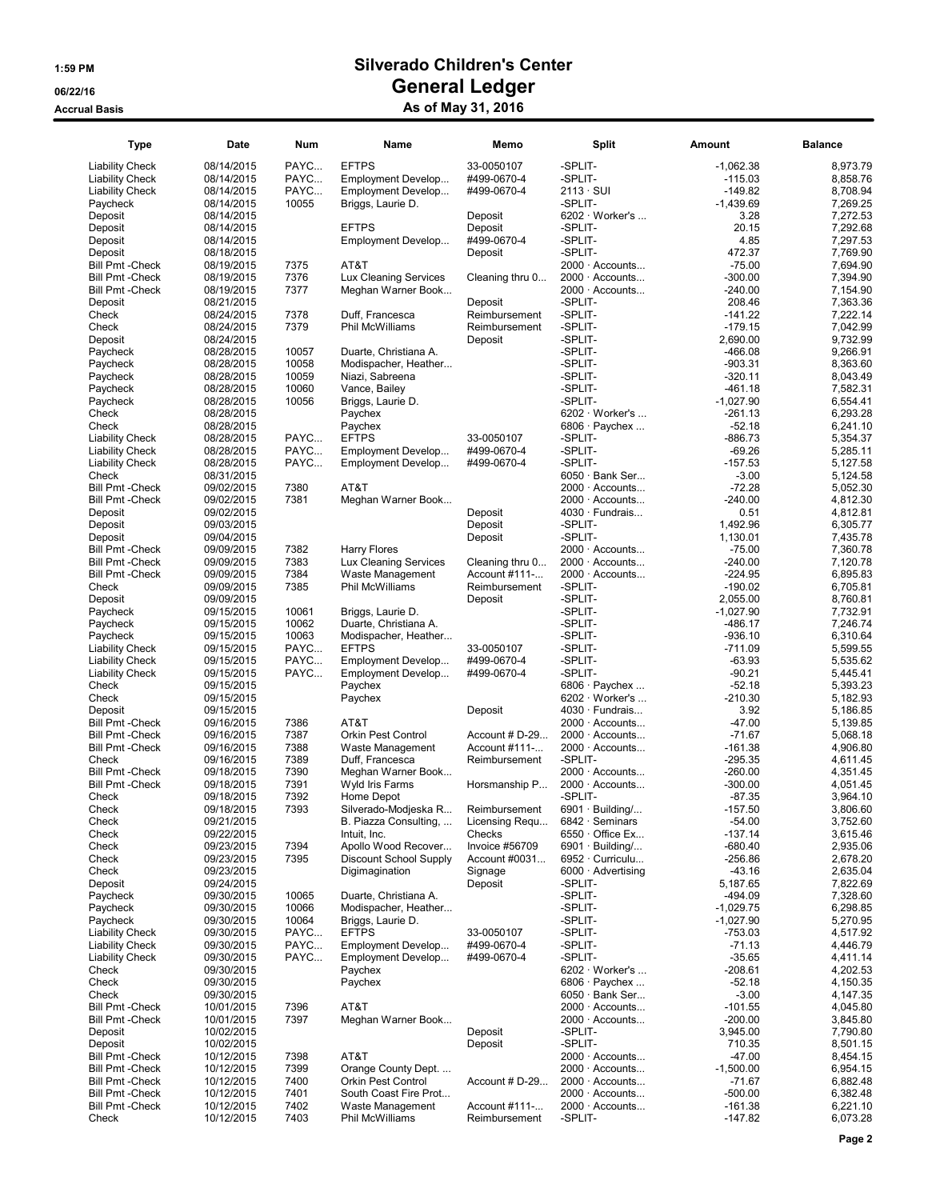# Silverado Children's Center

## General Ledger

### As of May 31, 2016

1:59 PM
06/22/16
Accrual Basis

| Type | Date | Num | Name | Memo | Split | Amount | Balance |
|---|---|---|---|---|---|---|---|
| Liability Check | 08/14/2015 | PAYC... | EFTPS | 33-0050107 | -SPLIT- | -1,062.38 | 8,973.79 |
| Liability Check | 08/14/2015 | PAYC... | Employment Develop... | #499-0670-4 | -SPLIT- | -115.03 | 8,858.76 |
| Liability Check | 08/14/2015 | PAYC... | Employment Develop... | #499-0670-4 | 2113 · SUI | -149.82 | 8,708.94 |
| Paycheck | 08/14/2015 | 10055 | Briggs, Laurie D. | | -SPLIT- | -1,439.69 | 7,269.25 |
| Deposit | 08/14/2015 | | | Deposit | 6202 · Worker's ... | 3.28 | 7,272.53 |
| Deposit | 08/14/2015 | | EFTPS | Deposit | -SPLIT- | 20.15 | 7,292.68 |
| Deposit | 08/14/2015 | | Employment Develop... | #499-0670-4 | -SPLIT- | 4.85 | 7,297.53 |
| Deposit | 08/18/2015 | | | Deposit | -SPLIT- | 472.37 | 7,769.90 |
| Bill Pmt -Check | 08/19/2015 | 7375 | AT&T | | 2000 · Accounts... | -75.00 | 7,694.90 |
| Bill Pmt -Check | 08/19/2015 | 7376 | Lux Cleaning Services | Cleaning thru 0... | 2000 · Accounts... | -300.00 | 7,394.90 |
| Bill Pmt -Check | 08/19/2015 | 7377 | Meghan Warner Book... | | 2000 · Accounts... | -240.00 | 7,154.90 |
| Deposit | 08/21/2015 | | | Deposit | -SPLIT- | 208.46 | 7,363.36 |
| Check | 08/24/2015 | 7378 | Duff, Francesca | Reimbursement | -SPLIT- | -141.22 | 7,222.14 |
| Check | 08/24/2015 | 7379 | Phil McWilliams | Reimbursement | -SPLIT- | -179.15 | 7,042.99 |
| Deposit | 08/24/2015 | | | Deposit | -SPLIT- | 2,690.00 | 9,732.99 |
| Paycheck | 08/28/2015 | 10057 | Duarte, Christiana A. | | -SPLIT- | -466.08 | 9,266.91 |
| Paycheck | 08/28/2015 | 10058 | Modispacher, Heather... | | -SPLIT- | -903.31 | 8,363.60 |
| Paycheck | 08/28/2015 | 10059 | Niazi, Sabreena | | -SPLIT- | -320.11 | 8,043.49 |
| Paycheck | 08/28/2015 | 10060 | Vance, Bailey | | -SPLIT- | -461.18 | 7,582.31 |
| Paycheck | 08/28/2015 | 10056 | Briggs, Laurie D. | | -SPLIT- | -1,027.90 | 6,554.41 |
| Check | 08/28/2015 | | Paychex | | 6202 · Worker's ... | -261.13 | 6,293.28 |
| Check | 08/28/2015 | | Paychex | | 6806 · Paychex ... | -52.18 | 6,241.10 |
| Liability Check | 08/28/2015 | PAYC... | EFTPS | 33-0050107 | -SPLIT- | -886.73 | 5,354.37 |
| Liability Check | 08/28/2015 | PAYC... | Employment Develop... | #499-0670-4 | -SPLIT- | -69.26 | 5,285.11 |
| Liability Check | 08/28/2015 | PAYC... | Employment Develop... | #499-0670-4 | -SPLIT- | -157.53 | 5,127.58 |
| Check | 08/31/2015 | | | | 6050 · Bank Ser... | -3.00 | 5,124.58 |
| Bill Pmt -Check | 09/02/2015 | 7380 | AT&T | | 2000 · Accounts... | -72.28 | 5,052.30 |
| Bill Pmt -Check | 09/02/2015 | 7381 | Meghan Warner Book... | | 2000 · Accounts... | -240.00 | 4,812.30 |
| Deposit | 09/02/2015 | | | Deposit | 4030 · Fundrais... | 0.51 | 4,812.81 |
| Deposit | 09/03/2015 | | | Deposit | -SPLIT- | 1,492.96 | 6,305.77 |
| Deposit | 09/04/2015 | | | Deposit | -SPLIT- | 1,130.01 | 7,435.78 |
| Bill Pmt -Check | 09/09/2015 | 7382 | Harry Flores | | 2000 · Accounts... | -75.00 | 7,360.78 |
| Bill Pmt -Check | 09/09/2015 | 7383 | Lux Cleaning Services | Cleaning thru 0... | 2000 · Accounts... | -240.00 | 7,120.78 |
| Bill Pmt -Check | 09/09/2015 | 7384 | Waste Management | Account #111-... | 2000 · Accounts... | -224.95 | 6,895.83 |
| Check | 09/09/2015 | 7385 | Phil McWilliams | Reimbursement | -SPLIT- | -190.02 | 6,705.81 |
| Deposit | 09/09/2015 | | | Deposit | -SPLIT- | 2,055.00 | 8,760.81 |
| Paycheck | 09/15/2015 | 10061 | Briggs, Laurie D. | | -SPLIT- | -1,027.90 | 7,732.91 |
| Paycheck | 09/15/2015 | 10062 | Duarte, Christiana A. | | -SPLIT- | -486.17 | 7,246.74 |
| Paycheck | 09/15/2015 | 10063 | Modispacher, Heather... | | -SPLIT- | -936.10 | 6,310.64 |
| Liability Check | 09/15/2015 | PAYC... | EFTPS | 33-0050107 | -SPLIT- | -711.09 | 5,599.55 |
| Liability Check | 09/15/2015 | PAYC... | Employment Develop... | #499-0670-4 | -SPLIT- | -63.93 | 5,535.62 |
| Liability Check | 09/15/2015 | PAYC... | Employment Develop... | #499-0670-4 | -SPLIT- | -90.21 | 5,445.41 |
| Check | 09/15/2015 | | Paychex | | 6806 · Paychex ... | -52.18 | 5,393.23 |
| Check | 09/15/2015 | | Paychex | | 6202 · Worker's ... | -210.30 | 5,182.93 |
| Deposit | 09/15/2015 | | | Deposit | 4030 · Fundrais... | 3.92 | 5,186.85 |
| Bill Pmt -Check | 09/16/2015 | 7386 | AT&T | | 2000 · Accounts... | -47.00 | 5,139.85 |
| Bill Pmt -Check | 09/16/2015 | 7387 | Orkin Pest Control | Account # D-29... | 2000 · Accounts... | -71.67 | 5,068.18 |
| Bill Pmt -Check | 09/16/2015 | 7388 | Waste Management | Account #111-... | 2000 · Accounts... | -161.38 | 4,906.80 |
| Check | 09/16/2015 | 7389 | Duff, Francesca | Reimbursement | -SPLIT- | -295.35 | 4,611.45 |
| Bill Pmt -Check | 09/18/2015 | 7390 | Meghan Warner Book... | | 2000 · Accounts... | -260.00 | 4,351.45 |
| Bill Pmt -Check | 09/18/2015 | 7391 | Wyld Iris Farms | Horsmanship P... | 2000 · Accounts... | -300.00 | 4,051.45 |
| Check | 09/18/2015 | 7392 | Home Depot | | -SPLIT- | -87.35 | 3,964.10 |
| Check | 09/18/2015 | 7393 | Silverado-Modjeska R... | Reimbursement | 6901 · Building/... | -157.50 | 3,806.60 |
| Check | 09/21/2015 | | B. Piazza Consulting, ... | Licensing Requ... | 6842 · Seminars | -54.00 | 3,752.60 |
| Check | 09/22/2015 | | Intuit, Inc. | Checks | 6550 · Office Ex... | -137.14 | 3,615.46 |
| Check | 09/23/2015 | 7394 | Apollo Wood Recover... | Invoice #56709 | 6901 · Building/... | -680.40 | 2,935.06 |
| Check | 09/23/2015 | 7395 | Discount School Supply | Account #0031... | 6952 · Curriculu... | -256.86 | 2,678.20 |
| Check | 09/23/2015 | | Digimagination | Signage | 6000 · Advertising | -43.16 | 2,635.04 |
| Deposit | 09/24/2015 | | | Deposit | -SPLIT- | 5,187.65 | 7,822.69 |
| Paycheck | 09/30/2015 | 10065 | Duarte, Christiana A. | | -SPLIT- | -494.09 | 7,328.60 |
| Paycheck | 09/30/2015 | 10066 | Modispacher, Heather... | | -SPLIT- | -1,029.75 | 6,298.85 |
| Paycheck | 09/30/2015 | 10064 | Briggs, Laurie D. | | -SPLIT- | -1,027.90 | 5,270.95 |
| Liability Check | 09/30/2015 | PAYC... | EFTPS | 33-0050107 | -SPLIT- | -753.03 | 4,517.92 |
| Liability Check | 09/30/2015 | PAYC... | Employment Develop... | #499-0670-4 | -SPLIT- | -71.13 | 4,446.79 |
| Liability Check | 09/30/2015 | PAYC... | Employment Develop... | #499-0670-4 | -SPLIT- | -35.65 | 4,411.14 |
| Check | 09/30/2015 | | Paychex | | 6202 · Worker's ... | -208.61 | 4,202.53 |
| Check | 09/30/2015 | | Paychex | | 6806 · Paychex ... | -52.18 | 4,150.35 |
| Check | 09/30/2015 | | | | 6050 · Bank Ser... | -3.00 | 4,147.35 |
| Bill Pmt -Check | 10/01/2015 | 7396 | AT&T | | 2000 · Accounts... | -101.55 | 4,045.80 |
| Bill Pmt -Check | 10/01/2015 | 7397 | Meghan Warner Book... | | 2000 · Accounts... | -200.00 | 3,845.80 |
| Deposit | 10/02/2015 | | | Deposit | -SPLIT- | 3,945.00 | 7,790.80 |
| Deposit | 10/02/2015 | | | Deposit | -SPLIT- | 710.35 | 8,501.15 |
| Bill Pmt -Check | 10/12/2015 | 7398 | AT&T | | 2000 · Accounts... | -47.00 | 8,454.15 |
| Bill Pmt -Check | 10/12/2015 | 7399 | Orange County Dept. ... | | 2000 · Accounts... | -1,500.00 | 6,954.15 |
| Bill Pmt -Check | 10/12/2015 | 7400 | Orkin Pest Control | Account # D-29... | 2000 · Accounts... | -71.67 | 6,882.48 |
| Bill Pmt -Check | 10/12/2015 | 7401 | South Coast Fire Prot... | | 2000 · Accounts... | -500.00 | 6,382.48 |
| Bill Pmt -Check | 10/12/2015 | 7402 | Waste Management | Account #111-... | 2000 · Accounts... | -161.38 | 6,221.10 |
| Check | 10/12/2015 | 7403 | Phil McWilliams | Reimbursement | -SPLIT- | -147.82 | 6,073.28 |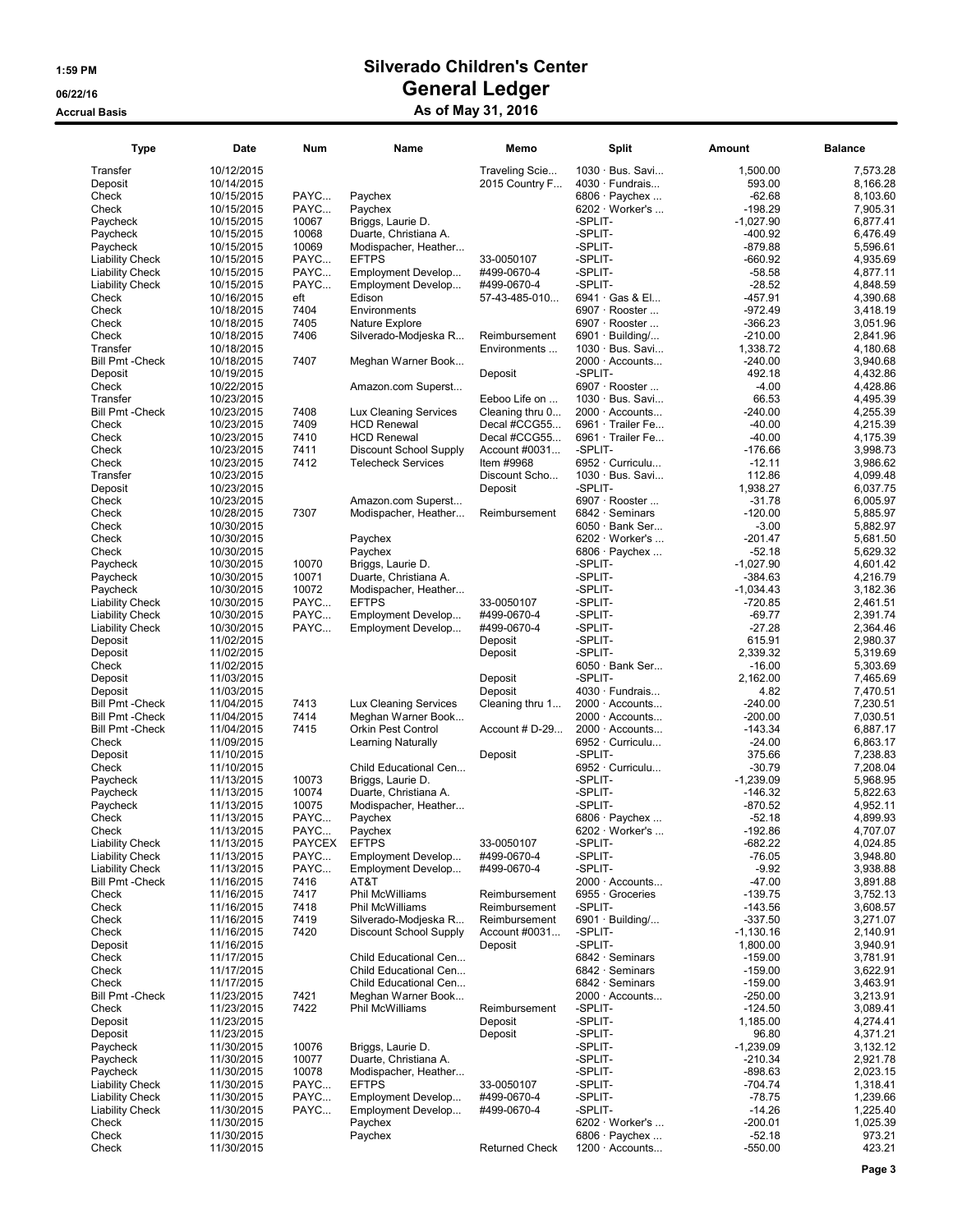# Silverado Children's Center

## General Ledger

### As of May 31, 2016

1:59 PM
06/22/16
Accrual Basis

| Type | Date | Num | Name | Memo | Split | Amount | Balance |
|---|---|---|---|---|---|---|---|
| Transfer | 10/12/2015 | | | Traveling Scie... | 1030 · Bus. Savi... | 1,500.00 | 7,573.28 |
| Deposit | 10/14/2015 | | | 2015 Country F... | 4030 · Fundrais... | 593.00 | 8,166.28 |
| Check | 10/15/2015 | PAYC... | Paychex | | 6806 · Paychex ... | -62.68 | 8,103.60 |
| Check | 10/15/2015 | PAYC... | Paychex | | 6202 · Worker's ... | -198.29 | 7,905.31 |
| Paycheck | 10/15/2015 | 10067 | Briggs, Laurie D. | | -SPLIT- | -1,027.90 | 6,877.41 |
| Paycheck | 10/15/2015 | 10068 | Duarte, Christiana A. | | -SPLIT- | -400.92 | 6,476.49 |
| Paycheck | 10/15/2015 | 10069 | Modispacher, Heather... | | -SPLIT- | -879.88 | 5,596.61 |
| Liability Check | 10/15/2015 | PAYC... | EFTPS | 33-0050107 | -SPLIT- | -660.92 | 4,935.69 |
| Liability Check | 10/15/2015 | PAYC... | Employment Develop... | #499-0670-4 | -SPLIT- | -58.58 | 4,877.11 |
| Liability Check | 10/15/2015 | PAYC... | Employment Develop... | #499-0670-4 | -SPLIT- | -28.52 | 4,848.59 |
| Check | 10/16/2015 | eft | Edison | 57-43-485-010... | 6941 · Gas & El... | -457.91 | 4,390.68 |
| Check | 10/18/2015 | 7404 | Environments | | 6907 · Rooster ... | -972.49 | 3,418.19 |
| Check | 10/18/2015 | 7405 | Nature Explore | | 6907 · Rooster ... | -366.23 | 3,051.96 |
| Check | 10/18/2015 | 7406 | Silverado-Modjeska R... | Reimbursement | 6901 · Building/... | -210.00 | 2,841.96 |
| Transfer | 10/18/2015 | | | Environments ... | 1030 · Bus. Savi... | 1,338.72 | 4,180.68 |
| Bill Pmt -Check | 10/18/2015 | 7407 | Meghan Warner Book... | | 2000 · Accounts... | -240.00 | 3,940.68 |
| Deposit | 10/19/2015 | | | Deposit | -SPLIT- | 492.18 | 4,432.86 |
| Check | 10/22/2015 | | Amazon.com Superst... | | 6907 · Rooster ... | -4.00 | 4,428.86 |
| Transfer | 10/23/2015 | | | Eeboo Life on ... | 1030 · Bus. Savi... | 66.53 | 4,495.39 |
| Bill Pmt -Check | 10/23/2015 | 7408 | Lux Cleaning Services | Cleaning thru 0... | 2000 · Accounts... | -240.00 | 4,255.39 |
| Check | 10/23/2015 | 7409 | HCD Renewal | Decal #CCG55... | 6961 · Trailer Fe... | -40.00 | 4,215.39 |
| Check | 10/23/2015 | 7410 | HCD Renewal | Decal #CCG55... | 6961 · Trailer Fe... | -40.00 | 4,175.39 |
| Check | 10/23/2015 | 7411 | Discount School Supply | Account #0031... | -SPLIT- | -176.66 | 3,998.73 |
| Check | 10/23/2015 | 7412 | Telecheck Services | Item #9968 | 6952 · Curriculu... | -12.11 | 3,986.62 |
| Transfer | 10/23/2015 | | | Discount Scho... | 1030 · Bus. Savi... | 112.86 | 4,099.48 |
| Deposit | 10/23/2015 | | | Deposit | -SPLIT- | 1,938.27 | 6,037.75 |
| Check | 10/23/2015 | | Amazon.com Superst... | | 6907 · Rooster ... | -31.78 | 6,005.97 |
| Check | 10/28/2015 | 7307 | Modispacher, Heather... | Reimbursement | 6842 · Seminars | -120.00 | 5,885.97 |
| Check | 10/30/2015 | | | | 6050 · Bank Ser... | -3.00 | 5,882.97 |
| Check | 10/30/2015 | | Paychex | | 6202 · Worker's ... | -201.47 | 5,681.50 |
| Check | 10/30/2015 | | Paychex | | 6806 · Paychex ... | -52.18 | 5,629.32 |
| Paycheck | 10/30/2015 | 10070 | Briggs, Laurie D. | | -SPLIT- | -1,027.90 | 4,601.42 |
| Paycheck | 10/30/2015 | 10071 | Duarte, Christiana A. | | -SPLIT- | -384.63 | 4,216.79 |
| Paycheck | 10/30/2015 | 10072 | Modispacher, Heather... | | -SPLIT- | -1,034.43 | 3,182.36 |
| Liability Check | 10/30/2015 | PAYC... | EFTPS | 33-0050107 | -SPLIT- | -720.85 | 2,461.51 |
| Liability Check | 10/30/2015 | PAYC... | Employment Develop... | #499-0670-4 | -SPLIT- | -69.77 | 2,391.74 |
| Liability Check | 10/30/2015 | PAYC... | Employment Develop... | #499-0670-4 | -SPLIT- | -27.28 | 2,364.46 |
| Deposit | 11/02/2015 | | | Deposit | -SPLIT- | 615.91 | 2,980.37 |
| Deposit | 11/02/2015 | | | Deposit | -SPLIT- | 2,339.32 | 5,319.69 |
| Check | 11/02/2015 | | | | 6050 · Bank Ser... | -16.00 | 5,303.69 |
| Deposit | 11/03/2015 | | | Deposit | -SPLIT- | 2,162.00 | 7,465.69 |
| Deposit | 11/03/2015 | | | Deposit | 4030 · Fundrais... | 4.82 | 7,470.51 |
| Bill Pmt -Check | 11/04/2015 | 7413 | Lux Cleaning Services | Cleaning thru 1... | 2000 · Accounts... | -240.00 | 7,230.51 |
| Bill Pmt -Check | 11/04/2015 | 7414 | Meghan Warner Book... | | 2000 · Accounts... | -200.00 | 7,030.51 |
| Bill Pmt -Check | 11/04/2015 | 7415 | Orkin Pest Control | Account # D-29... | 2000 · Accounts... | -143.34 | 6,887.17 |
| Check | 11/09/2015 | | Learning Naturally | | 6952 · Curriculu... | -24.00 | 6,863.17 |
| Deposit | 11/10/2015 | | | Deposit | -SPLIT- | 375.66 | 7,238.83 |
| Check | 11/10/2015 | | Child Educational Cen... | | 6952 · Curriculu... | -30.79 | 7,208.04 |
| Paycheck | 11/13/2015 | 10073 | Briggs, Laurie D. | | -SPLIT- | -1,239.09 | 5,968.95 |
| Paycheck | 11/13/2015 | 10074 | Duarte, Christiana A. | | -SPLIT- | -146.32 | 5,822.63 |
| Paycheck | 11/13/2015 | 10075 | Modispacher, Heather... | | -SPLIT- | -870.52 | 4,952.11 |
| Check | 11/13/2015 | PAYC... | Paychex | | 6806 · Paychex ... | -52.18 | 4,899.93 |
| Check | 11/13/2015 | PAYC... | Paychex | | 6202 · Worker's ... | -192.86 | 4,707.07 |
| Liability Check | 11/13/2015 | PAYCEX | EFTPS | 33-0050107 | -SPLIT- | -682.22 | 4,024.85 |
| Liability Check | 11/13/2015 | PAYC... | Employment Develop... | #499-0670-4 | -SPLIT- | -76.05 | 3,948.80 |
| Liability Check | 11/13/2015 | PAYC... | Employment Develop... | #499-0670-4 | -SPLIT- | -9.92 | 3,938.88 |
| Bill Pmt -Check | 11/16/2015 | 7416 | AT&T | | 2000 · Accounts... | -47.00 | 3,891.88 |
| Check | 11/16/2015 | 7417 | Phil McWilliams | Reimbursement | 6955 · Groceries | -139.75 | 3,752.13 |
| Check | 11/16/2015 | 7418 | Phil McWilliams | Reimbursement | -SPLIT- | -143.56 | 3,608.57 |
| Check | 11/16/2015 | 7419 | Silverado-Modjeska R... | Reimbursement | 6901 · Building/... | -337.50 | 3,271.07 |
| Check | 11/16/2015 | 7420 | Discount School Supply | Account #0031... | -SPLIT- | -1,130.16 | 2,140.91 |
| Deposit | 11/16/2015 | | | Deposit | -SPLIT- | 1,800.00 | 3,940.91 |
| Check | 11/17/2015 | | Child Educational Cen... | | 6842 · Seminars | -159.00 | 3,781.91 |
| Check | 11/17/2015 | | Child Educational Cen... | | 6842 · Seminars | -159.00 | 3,622.91 |
| Check | 11/17/2015 | | Child Educational Cen... | | 6842 · Seminars | -159.00 | 3,463.91 |
| Bill Pmt -Check | 11/23/2015 | 7421 | Meghan Warner Book... | | 2000 · Accounts... | -250.00 | 3,213.91 |
| Check | 11/23/2015 | 7422 | Phil McWilliams | Reimbursement | -SPLIT- | -124.50 | 3,089.41 |
| Deposit | 11/23/2015 | | | Deposit | -SPLIT- | 1,185.00 | 4,274.41 |
| Deposit | 11/23/2015 | | | Deposit | -SPLIT- | 96.80 | 4,371.21 |
| Paycheck | 11/30/2015 | 10076 | Briggs, Laurie D. | | -SPLIT- | -1,239.09 | 3,132.12 |
| Paycheck | 11/30/2015 | 10077 | Duarte, Christiana A. | | -SPLIT- | -210.34 | 2,921.78 |
| Paycheck | 11/30/2015 | 10078 | Modispacher, Heather... | | -SPLIT- | -898.63 | 2,023.15 |
| Liability Check | 11/30/2015 | PAYC... | EFTPS | 33-0050107 | -SPLIT- | -704.74 | 1,318.41 |
| Liability Check | 11/30/2015 | PAYC... | Employment Develop... | #499-0670-4 | -SPLIT- | -78.75 | 1,239.66 |
| Liability Check | 11/30/2015 | PAYC... | Employment Develop... | #499-0670-4 | -SPLIT- | -14.26 | 1,225.40 |
| Check | 11/30/2015 | | Paychex | | 6202 · Worker's ... | -200.01 | 1,025.39 |
| Check | 11/30/2015 | | Paychex | | 6806 · Paychex ... | -52.18 | 973.21 |
| Check | 11/30/2015 | | | Returned Check | 1200 · Accounts... | -550.00 | 423.21 |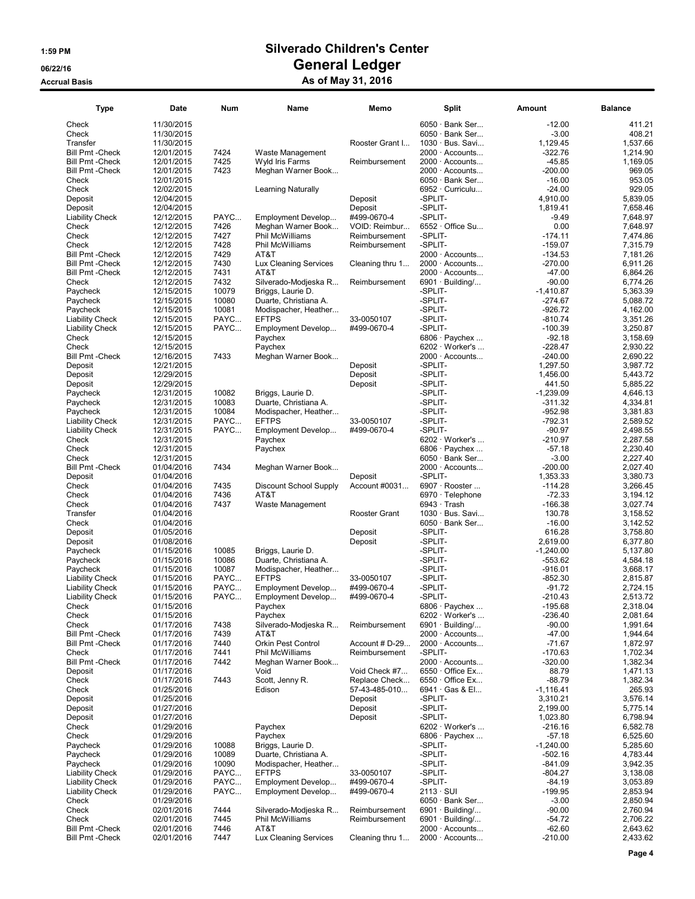# Silverado Children's Center

## General Ledger

### As of May 31, 2016

1:59 PM
06/22/16
Accrual Basis

| Type | Date | Num | Name | Memo | Split | Amount | Balance |
|---|---|---|---|---|---|---|---|
| Check | 11/30/2015 | | | | 6050 · Bank Ser... | -12.00 | 411.21 |
| Check | 11/30/2015 | | | | 6050 · Bank Ser... | -3.00 | 408.21 |
| Transfer | 11/30/2015 | | | Rooster Grant I... | 1030 · Bus. Savi... | 1,129.45 | 1,537.66 |
| Bill Pmt -Check | 12/01/2015 | 7424 | Waste Management | | 2000 · Accounts... | -322.76 | 1,214.90 |
| Bill Pmt -Check | 12/01/2015 | 7425 | Wyld Iris Farms | Reimbursement | 2000 · Accounts... | -45.85 | 1,169.05 |
| Bill Pmt -Check | 12/01/2015 | 7423 | Meghan Warner Book... | | 2000 · Accounts... | -200.00 | 969.05 |
| Check | 12/01/2015 | | | | 6050 · Bank Ser... | -16.00 | 953.05 |
| Check | 12/02/2015 | | Learning Naturally | | 6952 · Curriculu... | -24.00 | 929.05 |
| Deposit | 12/04/2015 | | | Deposit | -SPLIT- | 4,910.00 | 5,839.05 |
| Deposit | 12/04/2015 | | | Deposit | -SPLIT- | 1,819.41 | 7,658.46 |
| Liability Check | 12/12/2015 | PAYC... | Employment Develop... | #499-0670-4 | -SPLIT- | -9.49 | 7,648.97 |
| Check | 12/12/2015 | 7426 | Meghan Warner Book... | VOID: Reimbur... | 6552 · Office Su... | 0.00 | 7,648.97 |
| Check | 12/12/2015 | 7427 | Phil McWilliams | Reimbursement | -SPLIT- | -174.11 | 7,474.86 |
| Check | 12/12/2015 | 7428 | Phil McWilliams | Reimbursement | -SPLIT- | -159.07 | 7,315.79 |
| Bill Pmt -Check | 12/12/2015 | 7429 | AT&T | | 2000 · Accounts... | -134.53 | 7,181.26 |
| Bill Pmt -Check | 12/12/2015 | 7430 | Lux Cleaning Services | Cleaning thru 1... | 2000 · Accounts... | -270.00 | 6,911.26 |
| Bill Pmt -Check | 12/12/2015 | 7431 | AT&T | | 2000 · Accounts... | -47.00 | 6,864.26 |
| Check | 12/12/2015 | 7432 | Silverado-Modjeska R... | Reimbursement | 6901 · Building/... | -90.00 | 6,774.26 |
| Paycheck | 12/15/2015 | 10079 | Briggs, Laurie D. | | -SPLIT- | -1,410.87 | 5,363.39 |
| Paycheck | 12/15/2015 | 10080 | Duarte, Christiana A. | | -SPLIT- | -274.67 | 5,088.72 |
| Paycheck | 12/15/2015 | 10081 | Modispacher, Heather... | | -SPLIT- | -926.72 | 4,162.00 |
| Liability Check | 12/15/2015 | PAYC... | EFTPS | 33-0050107 | -SPLIT- | -810.74 | 3,351.26 |
| Liability Check | 12/15/2015 | PAYC... | Employment Develop... | #499-0670-4 | -SPLIT- | -100.39 | 3,250.87 |
| Check | 12/15/2015 | | Paychex | | 6806 · Paychex ... | -92.18 | 3,158.69 |
| Check | 12/15/2015 | | Paychex | | 6202 · Worker's ... | -228.47 | 2,930.22 |
| Bill Pmt -Check | 12/16/2015 | 7433 | Meghan Warner Book... | | 2000 · Accounts... | -240.00 | 2,690.22 |
| Deposit | 12/21/2015 | | | Deposit | -SPLIT- | 1,297.50 | 3,987.72 |
| Deposit | 12/29/2015 | | | Deposit | -SPLIT- | 1,456.00 | 5,443.72 |
| Deposit | 12/29/2015 | | | Deposit | -SPLIT- | 441.50 | 5,885.22 |
| Paycheck | 12/31/2015 | 10082 | Briggs, Laurie D. | | -SPLIT- | -1,239.09 | 4,646.13 |
| Paycheck | 12/31/2015 | 10083 | Duarte, Christiana A. | | -SPLIT- | -311.32 | 4,334.81 |
| Paycheck | 12/31/2015 | 10084 | Modispacher, Heather... | | -SPLIT- | -952.98 | 3,381.83 |
| Liability Check | 12/31/2015 | PAYC... | EFTPS | 33-0050107 | -SPLIT- | -792.31 | 2,589.52 |
| Liability Check | 12/31/2015 | PAYC... | Employment Develop... | #499-0670-4 | -SPLIT- | -90.97 | 2,498.55 |
| Check | 12/31/2015 | | Paychex | | 6202 · Worker's ... | -210.97 | 2,287.58 |
| Check | 12/31/2015 | | Paychex | | 6806 · Paychex ... | -57.18 | 2,230.40 |
| Check | 12/31/2015 | | | | 6050 · Bank Ser... | -3.00 | 2,227.40 |
| Bill Pmt -Check | 01/04/2016 | 7434 | Meghan Warner Book... | | 2000 · Accounts... | -200.00 | 2,027.40 |
| Deposit | 01/04/2016 | | | Deposit | -SPLIT- | 1,353.33 | 3,380.73 |
| Check | 01/04/2016 | 7435 | Discount School Supply | Account #0031... | 6907 · Rooster ... | -114.28 | 3,266.45 |
| Check | 01/04/2016 | 7436 | AT&T | | 6970 · Telephone | -72.33 | 3,194.12 |
| Check | 01/04/2016 | 7437 | Waste Management | | 6943 · Trash | -166.38 | 3,027.74 |
| Transfer | 01/04/2016 | | | Rooster Grant | 1030 · Bus. Savi... | 130.78 | 3,158.52 |
| Check | 01/04/2016 | | | | 6050 · Bank Ser... | -16.00 | 3,142.52 |
| Deposit | 01/05/2016 | | | Deposit | -SPLIT- | 616.28 | 3,758.80 |
| Deposit | 01/08/2016 | | | Deposit | -SPLIT- | 2,619.00 | 6,377.80 |
| Paycheck | 01/15/2016 | 10085 | Briggs, Laurie D. | | -SPLIT- | -1,240.00 | 5,137.80 |
| Paycheck | 01/15/2016 | 10086 | Duarte, Christiana A. | | -SPLIT- | -553.62 | 4,584.18 |
| Paycheck | 01/15/2016 | 10087 | Modispacher, Heather... | | -SPLIT- | -916.01 | 3,668.17 |
| Liability Check | 01/15/2016 | PAYC... | EFTPS | 33-0050107 | -SPLIT- | -852.30 | 2,815.87 |
| Liability Check | 01/15/2016 | PAYC... | Employment Develop... | #499-0670-4 | -SPLIT- | -91.72 | 2,724.15 |
| Liability Check | 01/15/2016 | PAYC... | Employment Develop... | #499-0670-4 | -SPLIT- | -210.43 | 2,513.72 |
| Check | 01/15/2016 | | Paychex | | 6806 · Paychex ... | -195.68 | 2,318.04 |
| Check | 01/15/2016 | | Paychex | | 6202 · Worker's ... | -236.40 | 2,081.64 |
| Check | 01/17/2016 | 7438 | Silverado-Modjeska R... | Reimbursement | 6901 · Building/... | -90.00 | 1,991.64 |
| Bill Pmt -Check | 01/17/2016 | 7439 | AT&T | | 2000 · Accounts... | -47.00 | 1,944.64 |
| Bill Pmt -Check | 01/17/2016 | 7440 | Orkin Pest Control | Account # D-29... | 2000 · Accounts... | -71.67 | 1,872.97 |
| Check | 01/17/2016 | 7441 | Phil McWilliams | Reimbursement | -SPLIT- | -170.63 | 1,702.34 |
| Bill Pmt -Check | 01/17/2016 | 7442 | Meghan Warner Book... | | 2000 · Accounts... | -320.00 | 1,382.34 |
| Deposit | 01/17/2016 | | Void | Void Check #7... | 6550 · Office Ex... | 88.79 | 1,471.13 |
| Check | 01/17/2016 | 7443 | Scott, Jenny R. | Replace Check... | 6550 · Office Ex... | -88.79 | 1,382.34 |
| Check | 01/25/2016 | | Edison | 57-43-485-010... | 6941 · Gas & El... | -1,116.41 | 265.93 |
| Deposit | 01/25/2016 | | | Deposit | -SPLIT- | 3,310.21 | 3,576.14 |
| Deposit | 01/27/2016 | | | Deposit | -SPLIT- | 2,199.00 | 5,775.14 |
| Deposit | 01/27/2016 | | | Deposit | -SPLIT- | 1,023.80 | 6,798.94 |
| Check | 01/29/2016 | | Paychex | | 6202 · Worker's ... | -216.16 | 6,582.78 |
| Check | 01/29/2016 | | Paychex | | 6806 · Paychex ... | -57.18 | 6,525.60 |
| Paycheck | 01/29/2016 | 10088 | Briggs, Laurie D. | | -SPLIT- | -1,240.00 | 5,285.60 |
| Paycheck | 01/29/2016 | 10089 | Duarte, Christiana A. | | -SPLIT- | -502.16 | 4,783.44 |
| Paycheck | 01/29/2016 | 10090 | Modispacher, Heather... | | -SPLIT- | -841.09 | 3,942.35 |
| Liability Check | 01/29/2016 | PAYC... | EFTPS | 33-0050107 | -SPLIT- | -804.27 | 3,138.08 |
| Liability Check | 01/29/2016 | PAYC... | Employment Develop... | #499-0670-4 | -SPLIT- | -84.19 | 3,053.89 |
| Liability Check | 01/29/2016 | PAYC... | Employment Develop... | #499-0670-4 | 2113 · SUI | -199.95 | 2,853.94 |
| Check | 01/29/2016 | | | | 6050 · Bank Ser... | -3.00 | 2,850.94 |
| Check | 02/01/2016 | 7444 | Silverado-Modjeska R... | Reimbursement | 6901 · Building/... | -90.00 | 2,760.94 |
| Check | 02/01/2016 | 7445 | Phil McWilliams | Reimbursement | 6901 · Building/... | -54.72 | 2,706.22 |
| Bill Pmt -Check | 02/01/2016 | 7446 | AT&T | | 2000 · Accounts... | -62.60 | 2,643.62 |
| Bill Pmt -Check | 02/01/2016 | 7447 | Lux Cleaning Services | Cleaning thru 1... | 2000 · Accounts... | -210.00 | 2,433.62 |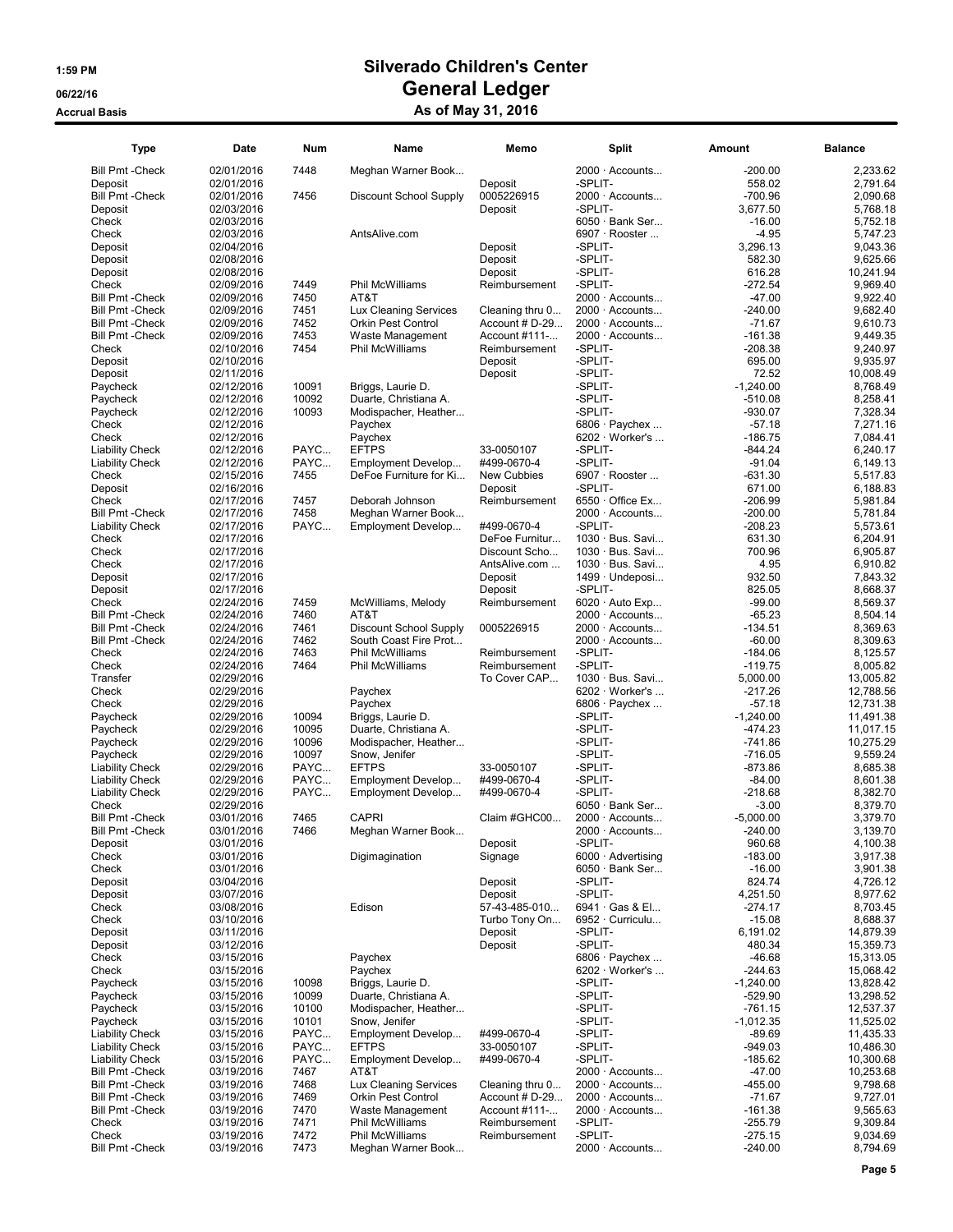# Silverado Children's Center

## General Ledger

### As of May 31, 2016

1:59 PM
06/22/16
Accrual Basis

| Type | Date | Num | Name | Memo | Split | Amount | Balance |
|---|---|---|---|---|---|---|---|
| Bill Pmt -Check | 02/01/2016 | 7448 | Meghan Warner Book... | | 2000 · Accounts... | -200.00 | 2,233.62 |
| Deposit | 02/01/2016 | | | Deposit | -SPLIT- | 558.02 | 2,791.64 |
| Bill Pmt -Check | 02/01/2016 | 7456 | Discount School Supply | 0005226915 | 2000 · Accounts... | -700.96 | 2,090.68 |
| Deposit | 02/03/2016 | | | Deposit | -SPLIT- | 3,677.50 | 5,768.18 |
| Check | 02/03/2016 | | | | 6050 · Bank Ser... | -16.00 | 5,752.18 |
| Check | 02/03/2016 | | AntsAlive.com | | 6907 · Rooster ... | -4.95 | 5,747.23 |
| Deposit | 02/04/2016 | | | Deposit | -SPLIT- | 3,296.13 | 9,043.36 |
| Deposit | 02/08/2016 | | | Deposit | -SPLIT- | 582.30 | 9,625.66 |
| Deposit | 02/08/2016 | | | Deposit | -SPLIT- | 616.28 | 10,241.94 |
| Check | 02/09/2016 | 7449 | Phil McWilliams | Reimbursement | -SPLIT- | -272.54 | 9,969.40 |
| Bill Pmt -Check | 02/09/2016 | 7450 | AT&T | | 2000 · Accounts... | -47.00 | 9,922.40 |
| Bill Pmt -Check | 02/09/2016 | 7451 | Lux Cleaning Services | Cleaning thru 0... | 2000 · Accounts... | -240.00 | 9,682.40 |
| Bill Pmt -Check | 02/09/2016 | 7452 | Orkin Pest Control | Account # D-29... | 2000 · Accounts... | -71.67 | 9,610.73 |
| Bill Pmt -Check | 02/09/2016 | 7453 | Waste Management | Account #111-... | 2000 · Accounts... | -161.38 | 9,449.35 |
| Check | 02/10/2016 | 7454 | Phil McWilliams | Reimbursement | -SPLIT- | -208.38 | 9,240.97 |
| Deposit | 02/10/2016 | | | Deposit | -SPLIT- | 695.00 | 9,935.97 |
| Deposit | 02/11/2016 | | | Deposit | -SPLIT- | 72.52 | 10,008.49 |
| Paycheck | 02/12/2016 | 10091 | Briggs, Laurie D. | | -SPLIT- | -1,240.00 | 8,768.49 |
| Paycheck | 02/12/2016 | 10092 | Duarte, Christiana A. | | -SPLIT- | -510.08 | 8,258.41 |
| Paycheck | 02/12/2016 | 10093 | Modispacher, Heather... | | -SPLIT- | -930.07 | 7,328.34 |
| Check | 02/12/2016 | | Paychex | | 6806 · Paychex ... | -57.18 | 7,271.16 |
| Check | 02/12/2016 | | Paychex | | 6202 · Worker's ... | -186.75 | 7,084.41 |
| Liability Check | 02/12/2016 | PAYC... | EFTPS | 33-0050107 | -SPLIT- | -844.24 | 6,240.17 |
| Liability Check | 02/12/2016 | PAYC... | Employment Develop... | #499-0670-4 | -SPLIT- | -91.04 | 6,149.13 |
| Check | 02/15/2016 | 7455 | DeFoe Furniture for Ki... | New Cubbies | 6907 · Rooster ... | -631.30 | 5,517.83 |
| Deposit | 02/16/2016 | | | Deposit | -SPLIT- | 671.00 | 6,188.83 |
| Check | 02/17/2016 | 7457 | Deborah Johnson | Reimbursement | 6550 · Office Ex... | -206.99 | 5,981.84 |
| Bill Pmt -Check | 02/17/2016 | 7458 | Meghan Warner Book... | | 2000 · Accounts... | -200.00 | 5,781.84 |
| Liability Check | 02/17/2016 | PAYC... | Employment Develop... | #499-0670-4 | -SPLIT- | -208.23 | 5,573.61 |
| Check | 02/17/2016 | | | DeFoe Furnitur... | 1030 · Bus. Savi... | 631.30 | 6,204.91 |
| Check | 02/17/2016 | | | Discount Scho... | 1030 · Bus. Savi... | 700.96 | 6,905.87 |
| Check | 02/17/2016 | | | AntsAlive.com ... | 1030 · Bus. Savi... | 4.95 | 6,910.82 |
| Deposit | 02/17/2016 | | | Deposit | 1499 · Undeposi... | 932.50 | 7,843.32 |
| Deposit | 02/17/2016 | | | Deposit | -SPLIT- | 825.05 | 8,668.37 |
| Check | 02/24/2016 | 7459 | McWilliams, Melody | Reimbursement | 6020 · Auto Exp... | -99.00 | 8,569.37 |
| Bill Pmt -Check | 02/24/2016 | 7460 | AT&T | | 2000 · Accounts... | -65.23 | 8,504.14 |
| Bill Pmt -Check | 02/24/2016 | 7461 | Discount School Supply | 0005226915 | 2000 · Accounts... | -134.51 | 8,369.63 |
| Bill Pmt -Check | 02/24/2016 | 7462 | South Coast Fire Prot... | | 2000 · Accounts... | -60.00 | 8,309.63 |
| Check | 02/24/2016 | 7463 | Phil McWilliams | Reimbursement | -SPLIT- | -184.06 | 8,125.57 |
| Check | 02/24/2016 | 7464 | Phil McWilliams | Reimbursement | -SPLIT- | -119.75 | 8,005.82 |
| Transfer | 02/29/2016 | | | To Cover CAP... | 1030 · Bus. Savi... | 5,000.00 | 13,005.82 |
| Check | 02/29/2016 | | Paychex | | 6202 · Worker's ... | -217.26 | 12,788.56 |
| Check | 02/29/2016 | | Paychex | | 6806 · Paychex ... | -57.18 | 12,731.38 |
| Paycheck | 02/29/2016 | 10094 | Briggs, Laurie D. | | -SPLIT- | -1,240.00 | 11,491.38 |
| Paycheck | 02/29/2016 | 10095 | Duarte, Christiana A. | | -SPLIT- | -474.23 | 11,017.15 |
| Paycheck | 02/29/2016 | 10096 | Modispacher, Heather... | | -SPLIT- | -741.86 | 10,275.29 |
| Paycheck | 02/29/2016 | 10097 | Snow, Jenifer | | -SPLIT- | -716.05 | 9,559.24 |
| Liability Check | 02/29/2016 | PAYC... | EFTPS | 33-0050107 | -SPLIT- | -873.86 | 8,685.38 |
| Liability Check | 02/29/2016 | PAYC... | Employment Develop... | #499-0670-4 | -SPLIT- | -84.00 | 8,601.38 |
| Liability Check | 02/29/2016 | PAYC... | Employment Develop... | #499-0670-4 | -SPLIT- | -218.68 | 8,382.70 |
| Check | 02/29/2016 | | | | 6050 · Bank Ser... | -3.00 | 8,379.70 |
| Bill Pmt -Check | 03/01/2016 | 7465 | CAPRI | Claim #GHC00... | 2000 · Accounts... | -5,000.00 | 3,379.70 |
| Bill Pmt -Check | 03/01/2016 | 7466 | Meghan Warner Book... | | 2000 · Accounts... | -240.00 | 3,139.70 |
| Deposit | 03/01/2016 | | | Deposit | -SPLIT- | 960.68 | 4,100.38 |
| Check | 03/01/2016 | | Digimagination | Signage | 6000 · Advertising | -183.00 | 3,917.38 |
| Check | 03/01/2016 | | | | 6050 · Bank Ser... | -16.00 | 3,901.38 |
| Deposit | 03/04/2016 | | | Deposit | -SPLIT- | 824.74 | 4,726.12 |
| Deposit | 03/07/2016 | | | Deposit | -SPLIT- | 4,251.50 | 8,977.62 |
| Check | 03/08/2016 | | Edison | 57-43-485-010... | 6941 · Gas & El... | -274.17 | 8,703.45 |
| Check | 03/10/2016 | | | Turbo Tony On... | 6952 · Curriculu... | -15.08 | 8,688.37 |
| Deposit | 03/11/2016 | | | Deposit | -SPLIT- | 6,191.02 | 14,879.39 |
| Deposit | 03/12/2016 | | | Deposit | -SPLIT- | 480.34 | 15,359.73 |
| Check | 03/15/2016 | | Paychex | | 6806 · Paychex ... | -46.68 | 15,313.05 |
| Check | 03/15/2016 | | Paychex | | 6202 · Worker's ... | -244.63 | 15,068.42 |
| Paycheck | 03/15/2016 | 10098 | Briggs, Laurie D. | | -SPLIT- | -1,240.00 | 13,828.42 |
| Paycheck | 03/15/2016 | 10099 | Duarte, Christiana A. | | -SPLIT- | -529.90 | 13,298.52 |
| Paycheck | 03/15/2016 | 10100 | Modispacher, Heather... | | -SPLIT- | -761.15 | 12,537.37 |
| Paycheck | 03/15/2016 | 10101 | Snow, Jenifer | | -SPLIT- | -1,012.35 | 11,525.02 |
| Liability Check | 03/15/2016 | PAYC... | Employment Develop... | #499-0670-4 | -SPLIT- | -89.69 | 11,435.33 |
| Liability Check | 03/15/2016 | PAYC... | EFTPS | 33-0050107 | -SPLIT- | -949.03 | 10,486.30 |
| Liability Check | 03/15/2016 | PAYC... | Employment Develop... | #499-0670-4 | -SPLIT- | -185.62 | 10,300.68 |
| Bill Pmt -Check | 03/19/2016 | 7467 | AT&T | | 2000 · Accounts... | -47.00 | 10,253.68 |
| Bill Pmt -Check | 03/19/2016 | 7468 | Lux Cleaning Services | Cleaning thru 0... | 2000 · Accounts... | -455.00 | 9,798.68 |
| Bill Pmt -Check | 03/19/2016 | 7469 | Orkin Pest Control | Account # D-29... | 2000 · Accounts... | -71.67 | 9,727.01 |
| Bill Pmt -Check | 03/19/2016 | 7470 | Waste Management | Account #111-... | 2000 · Accounts... | -161.38 | 9,565.63 |
| Check | 03/19/2016 | 7471 | Phil McWilliams | Reimbursement | -SPLIT- | -255.79 | 9,309.84 |
| Check | 03/19/2016 | 7472 | Phil McWilliams | Reimbursement | -SPLIT- | -275.15 | 9,034.69 |
| Bill Pmt -Check | 03/19/2016 | 7473 | Meghan Warner Book... | | 2000 · Accounts... | -240.00 | 8,794.69 |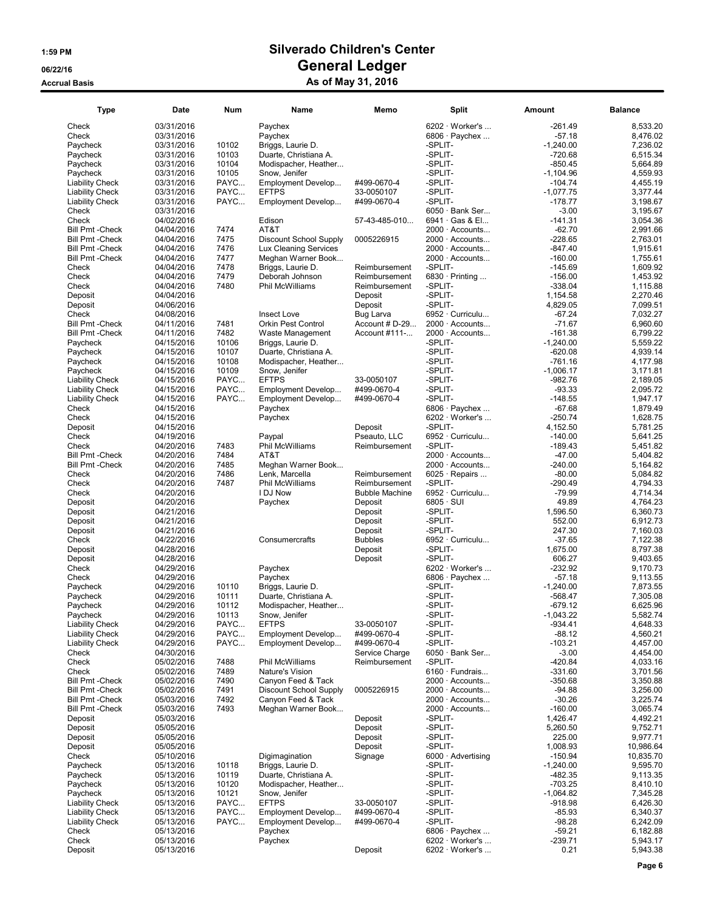# Silverado Children's Center

## General Ledger

### As of May 31, 2016

1:59 PM
06/22/16
Accrual Basis

| Type | Date | Num | Name | Memo | Split | Amount | Balance |
|---|---|---|---|---|---|---|---|
| Check | 03/31/2016 | | Paychex | | 6202 · Worker's ... | -261.49 | 8,533.20 |
| Check | 03/31/2016 | | Paychex | | 6806 · Paychex ... | -57.18 | 8,476.02 |
| Paycheck | 03/31/2016 | 10102 | Briggs, Laurie D. | | -SPLIT- | -1,240.00 | 7,236.02 |
| Paycheck | 03/31/2016 | 10103 | Duarte, Christiana A. | | -SPLIT- | -720.68 | 6,515.34 |
| Paycheck | 03/31/2016 | 10104 | Modispacher, Heather... | | -SPLIT- | -850.45 | 5,664.89 |
| Paycheck | 03/31/2016 | 10105 | Snow, Jenifer | | -SPLIT- | -1,104.96 | 4,559.93 |
| Liability Check | 03/31/2016 | PAYC... | Employment Develop... | #499-0670-4 | -SPLIT- | -104.74 | 4,455.19 |
| Liability Check | 03/31/2016 | PAYC... | EFTPS | 33-0050107 | -SPLIT- | -1,077.75 | 3,377.44 |
| Liability Check | 03/31/2016 | PAYC... | Employment Develop... | #499-0670-4 | -SPLIT- | -178.77 | 3,198.67 |
| Check | 03/31/2016 | | | | 6050 · Bank Ser... | -3.00 | 3,195.67 |
| Check | 04/02/2016 | | Edison | 57-43-485-010... | 6941 · Gas & El... | -141.31 | 3,054.36 |
| Bill Pmt -Check | 04/04/2016 | 7474 | AT&T | | 2000 · Accounts... | -62.70 | 2,991.66 |
| Bill Pmt -Check | 04/04/2016 | 7475 | Discount School Supply | 0005226915 | 2000 · Accounts... | -228.65 | 2,763.01 |
| Bill Pmt -Check | 04/04/2016 | 7476 | Lux Cleaning Services | | 2000 · Accounts... | -847.40 | 1,915.61 |
| Bill Pmt -Check | 04/04/2016 | 7477 | Meghan Warner Book... | | 2000 · Accounts... | -160.00 | 1,755.61 |
| Check | 04/04/2016 | 7478 | Briggs, Laurie D. | Reimbursement | -SPLIT- | -145.69 | 1,609.92 |
| Check | 04/04/2016 | 7479 | Deborah Johnson | Reimbursement | 6830 · Printing ... | -156.00 | 1,453.92 |
| Check | 04/04/2016 | 7480 | Phil McWilliams | Reimbursement | -SPLIT- | -338.04 | 1,115.88 |
| Deposit | 04/04/2016 | | | Deposit | -SPLIT- | 1,154.58 | 2,270.46 |
| Deposit | 04/06/2016 | | | Deposit | -SPLIT- | 4,829.05 | 7,099.51 |
| Check | 04/08/2016 | | Insect Love | Bug Larva | 6952 · Curriculu... | -67.24 | 7,032.27 |
| Bill Pmt -Check | 04/11/2016 | 7481 | Orkin Pest Control | Account # D-29... | 2000 · Accounts... | -71.67 | 6,960.60 |
| Bill Pmt -Check | 04/11/2016 | 7482 | Waste Management | Account #111-... | 2000 · Accounts... | -161.38 | 6,799.22 |
| Paycheck | 04/15/2016 | 10106 | Briggs, Laurie D. | | -SPLIT- | -1,240.00 | 5,559.22 |
| Paycheck | 04/15/2016 | 10107 | Duarte, Christiana A. | | -SPLIT- | -620.08 | 4,939.14 |
| Paycheck | 04/15/2016 | 10108 | Modispacher, Heather... | | -SPLIT- | -761.16 | 4,177.98 |
| Paycheck | 04/15/2016 | 10109 | Snow, Jenifer | | -SPLIT- | -1,006.17 | 3,171.81 |
| Liability Check | 04/15/2016 | PAYC... | EFTPS | 33-0050107 | -SPLIT- | -982.76 | 2,189.05 |
| Liability Check | 04/15/2016 | PAYC... | Employment Develop... | #499-0670-4 | -SPLIT- | -93.33 | 2,095.72 |
| Liability Check | 04/15/2016 | PAYC... | Employment Develop... | #499-0670-4 | -SPLIT- | -148.55 | 1,947.17 |
| Check | 04/15/2016 | | Paychex | | 6806 · Paychex ... | -67.68 | 1,879.49 |
| Check | 04/15/2016 | | Paychex | | 6202 · Worker's ... | -250.74 | 1,628.75 |
| Deposit | 04/15/2016 | | | Deposit | -SPLIT- | 4,152.50 | 5,781.25 |
| Check | 04/19/2016 | | Paypal | Pseauto, LLC | 6952 · Curriculu... | -140.00 | 5,641.25 |
| Check | 04/20/2016 | 7483 | Phil McWilliams | Reimbursement | -SPLIT- | -189.43 | 5,451.82 |
| Bill Pmt -Check | 04/20/2016 | 7484 | AT&T | | 2000 · Accounts... | -47.00 | 5,404.82 |
| Bill Pmt -Check | 04/20/2016 | 7485 | Meghan Warner Book... | | 2000 · Accounts... | -240.00 | 5,164.82 |
| Check | 04/20/2016 | 7486 | Lenk, Marcella | Reimbursement | 6025 · Repairs ... | -80.00 | 5,084.82 |
| Check | 04/20/2016 | 7487 | Phil McWilliams | Reimbursement | -SPLIT- | -290.49 | 4,794.33 |
| Check | 04/20/2016 | | I DJ Now | Bubble Machine | 6952 · Curriculu... | -79.99 | 4,714.34 |
| Deposit | 04/20/2016 | | Paychex | Deposit | 6805 · SUI | 49.89 | 4,764.23 |
| Deposit | 04/21/2016 | | | Deposit | -SPLIT- | 1,596.50 | 6,360.73 |
| Deposit | 04/21/2016 | | | Deposit | -SPLIT- | 552.00 | 6,912.73 |
| Deposit | 04/21/2016 | | | Deposit | -SPLIT- | 247.30 | 7,160.03 |
| Check | 04/22/2016 | | Consumercrafts | Bubbles | 6952 · Curriculu... | -37.65 | 7,122.38 |
| Deposit | 04/28/2016 | | | Deposit | -SPLIT- | 1,675.00 | 8,797.38 |
| Deposit | 04/28/2016 | | | Deposit | -SPLIT- | 606.27 | 9,403.65 |
| Check | 04/29/2016 | | Paychex | | 6202 · Worker's ... | -232.92 | 9,170.73 |
| Check | 04/29/2016 | | Paychex | | 6806 · Paychex ... | -57.18 | 9,113.55 |
| Paycheck | 04/29/2016 | 10110 | Briggs, Laurie D. | | -SPLIT- | -1,240.00 | 7,873.55 |
| Paycheck | 04/29/2016 | 10111 | Duarte, Christiana A. | | -SPLIT- | -568.47 | 7,305.08 |
| Paycheck | 04/29/2016 | 10112 | Modispacher, Heather... | | -SPLIT- | -679.12 | 6,625.96 |
| Paycheck | 04/29/2016 | 10113 | Snow, Jenifer | | -SPLIT- | -1,043.22 | 5,582.74 |
| Liability Check | 04/29/2016 | PAYC... | EFTPS | 33-0050107 | -SPLIT- | -934.41 | 4,648.33 |
| Liability Check | 04/29/2016 | PAYC... | Employment Develop... | #499-0670-4 | -SPLIT- | -88.12 | 4,560.21 |
| Liability Check | 04/29/2016 | PAYC... | Employment Develop... | #499-0670-4 | -SPLIT- | -103.21 | 4,457.00 |
| Check | 04/30/2016 | | | Service Charge | 6050 · Bank Ser... | -3.00 | 4,454.00 |
| Check | 05/02/2016 | 7488 | Phil McWilliams | Reimbursement | -SPLIT- | -420.84 | 4,033.16 |
| Check | 05/02/2016 | 7489 | Nature's Vision | | 6160 · Fundrais... | -331.60 | 3,701.56 |
| Bill Pmt -Check | 05/02/2016 | 7490 | Canyon Feed & Tack | | 2000 · Accounts... | -350.68 | 3,350.88 |
| Bill Pmt -Check | 05/02/2016 | 7491 | Discount School Supply | 0005226915 | 2000 · Accounts... | -94.88 | 3,256.00 |
| Bill Pmt -Check | 05/03/2016 | 7492 | Canyon Feed & Tack | | 2000 · Accounts... | -30.26 | 3,225.74 |
| Bill Pmt -Check | 05/03/2016 | 7493 | Meghan Warner Book... | | 2000 · Accounts... | -160.00 | 3,065.74 |
| Deposit | 05/03/2016 | | | Deposit | -SPLIT- | 1,426.47 | 4,492.21 |
| Deposit | 05/05/2016 | | | Deposit | -SPLIT- | 5,260.50 | 9,752.71 |
| Deposit | 05/05/2016 | | | Deposit | -SPLIT- | 225.00 | 9,977.71 |
| Deposit | 05/05/2016 | | | Deposit | -SPLIT- | 1,008.93 | 10,986.64 |
| Check | 05/10/2016 | | Digimagination | Signage | 6000 · Advertising | -150.94 | 10,835.70 |
| Paycheck | 05/13/2016 | 10118 | Briggs, Laurie D. | | -SPLIT- | -1,240.00 | 9,595.70 |
| Paycheck | 05/13/2016 | 10119 | Duarte, Christiana A. | | -SPLIT- | -482.35 | 9,113.35 |
| Paycheck | 05/13/2016 | 10120 | Modispacher, Heather... | | -SPLIT- | -703.25 | 8,410.10 |
| Paycheck | 05/13/2016 | 10121 | Snow, Jenifer | | -SPLIT- | -1,064.82 | 7,345.28 |
| Liability Check | 05/13/2016 | PAYC... | EFTPS | 33-0050107 | -SPLIT- | -918.98 | 6,426.30 |
| Liability Check | 05/13/2016 | PAYC... | Employment Develop... | #499-0670-4 | -SPLIT- | -85.93 | 6,340.37 |
| Liability Check | 05/13/2016 | PAYC... | Employment Develop... | #499-0670-4 | -SPLIT- | -98.28 | 6,242.09 |
| Check | 05/13/2016 | | Paychex | | 6806 · Paychex ... | -59.21 | 6,182.88 |
| Check | 05/13/2016 | | Paychex | | 6202 · Worker's ... | -239.71 | 5,943.17 |
| Deposit | 05/13/2016 | | | Deposit | 6202 · Worker's ... | 0.21 | 5,943.38 |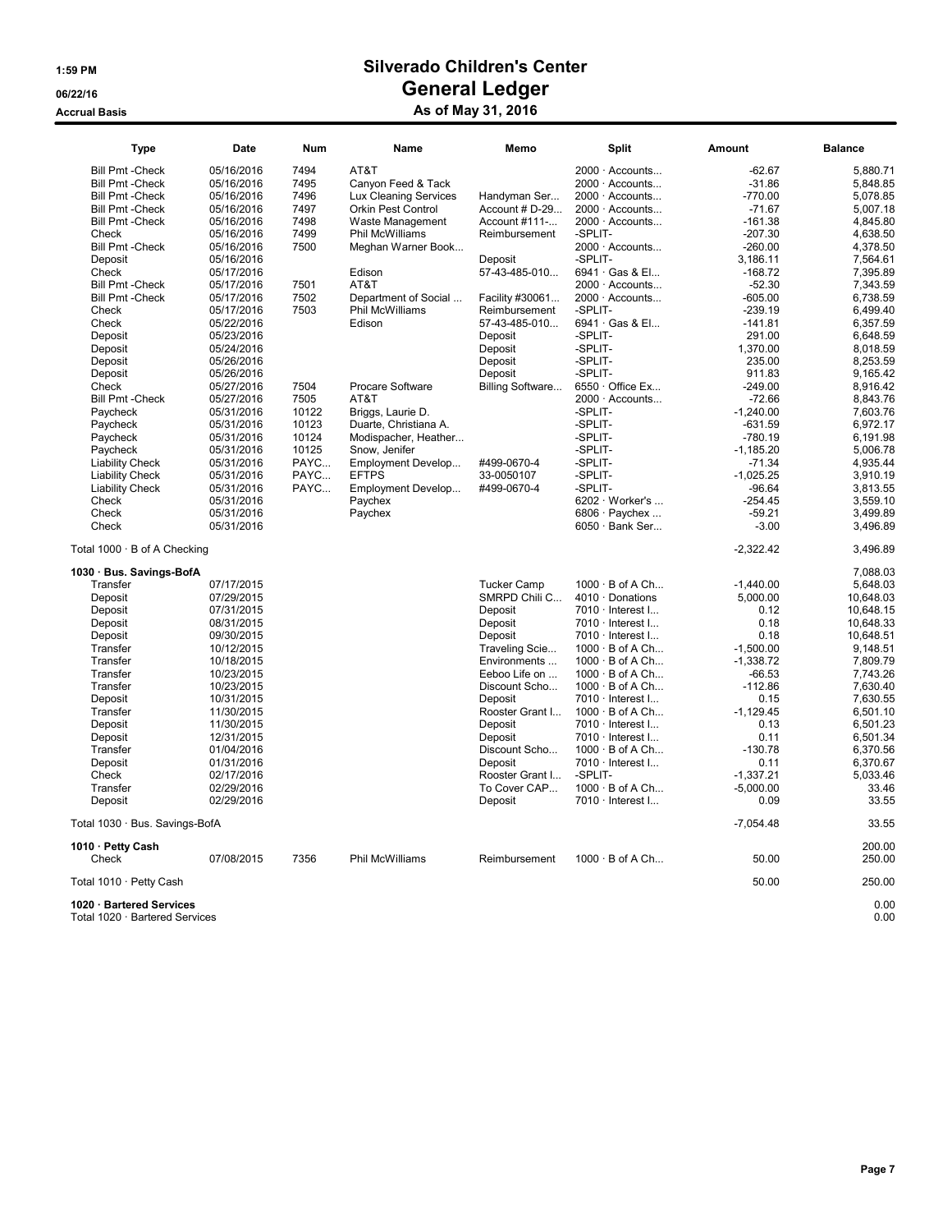# Silverado Children's Center

## General Ledger

### As of May 31, 2016

1:59 PM
06/22/16
Accrual Basis

| Type | Date | Num | Name | Memo | Split | Amount | Balance |
|---|---|---|---|---|---|---|---|
| Bill Pmt -Check | 05/16/2016 | 7494 | AT&T | | 2000 · Accounts... | -62.67 | 5,880.71 |
| Bill Pmt -Check | 05/16/2016 | 7495 | Canyon Feed & Tack | | 2000 · Accounts... | -31.86 | 5,848.85 |
| Bill Pmt -Check | 05/16/2016 | 7496 | Lux Cleaning Services | Handyman Ser... | 2000 · Accounts... | -770.00 | 5,078.85 |
| Bill Pmt -Check | 05/16/2016 | 7497 | Orkin Pest Control | Account # D-29... | 2000 · Accounts... | -71.67 | 5,007.18 |
| Bill Pmt -Check | 05/16/2016 | 7498 | Waste Management | Account #111-... | 2000 · Accounts... | -161.38 | 4,845.80 |
| Check | 05/16/2016 | 7499 | Phil McWilliams | Reimbursement | -SPLIT- | -207.30 | 4,638.50 |
| Bill Pmt -Check | 05/16/2016 | 7500 | Meghan Warner Book... | | 2000 · Accounts... | -260.00 | 4,378.50 |
| Deposit | 05/16/2016 | | | Deposit | -SPLIT- | 3,186.11 | 7,564.61 |
| Check | 05/17/2016 | | Edison | 57-43-485-010... | 6941 · Gas & El... | -168.72 | 7,395.89 |
| Bill Pmt -Check | 05/17/2016 | 7501 | AT&T | | 2000 · Accounts... | -52.30 | 7,343.59 |
| Bill Pmt -Check | 05/17/2016 | 7502 | Department of Social ... | Facility #30061... | 2000 · Accounts... | -605.00 | 6,738.59 |
| Check | 05/17/2016 | 7503 | Phil McWilliams | Reimbursement | -SPLIT- | -239.19 | 6,499.40 |
| Check | 05/22/2016 | | Edison | 57-43-485-010... | 6941 · Gas & El... | -141.81 | 6,357.59 |
| Deposit | 05/23/2016 | | | Deposit | -SPLIT- | 291.00 | 6,648.59 |
| Deposit | 05/24/2016 | | | Deposit | -SPLIT- | 1,370.00 | 8,018.59 |
| Deposit | 05/26/2016 | | | Deposit | -SPLIT- | 235.00 | 8,253.59 |
| Deposit | 05/26/2016 | | | Deposit | -SPLIT- | 911.83 | 9,165.42 |
| Check | 05/27/2016 | 7504 | Procare Software | Billing Software... | 6550 · Office Ex... | -249.00 | 8,916.42 |
| Bill Pmt -Check | 05/27/2016 | 7505 | AT&T | | 2000 · Accounts... | -72.66 | 8,843.76 |
| Paycheck | 05/31/2016 | 10122 | Briggs, Laurie D. | | -SPLIT- | -1,240.00 | 7,603.76 |
| Paycheck | 05/31/2016 | 10123 | Duarte, Christiana A. | | -SPLIT- | -631.59 | 6,972.17 |
| Paycheck | 05/31/2016 | 10124 | Modispacher, Heather... | | -SPLIT- | -780.19 | 6,191.98 |
| Paycheck | 05/31/2016 | 10125 | Snow, Jenifer | | -SPLIT- | -1,185.20 | 5,006.78 |
| Liability Check | 05/31/2016 | PAYC... | Employment Develop... | #499-0670-4 | -SPLIT- | -71.34 | 4,935.44 |
| Liability Check | 05/31/2016 | PAYC... | EFTPS | 33-0050107 | -SPLIT- | -1,025.25 | 3,910.19 |
| Liability Check | 05/31/2016 | PAYC... | Employment Develop... | #499-0670-4 | -SPLIT- | -96.64 | 3,813.55 |
| Check | 05/31/2016 | | Paychex | | 6202 · Worker's ... | -254.45 | 3,559.10 |
| Check | 05/31/2016 | | Paychex | | 6806 · Paychex ... | -59.21 | 3,499.89 |
| Check | 05/31/2016 | | | | 6050 · Bank Ser... | -3.00 | 3,496.89 |
| Total 1000 · B of A Checking | | | | | | -2,322.42 | 3,496.89 |
| **1030 · Bus. Savings-BofA** | | | | | | | 7,088.03 |
| Transfer | 07/17/2015 | | | Tucker Camp | 1000 · B of A Ch... | -1,440.00 | 5,648.03 |
| Deposit | 07/29/2015 | | | SMRPD Chili C... | 4010 · Donations | 5,000.00 | 10,648.03 |
| Deposit | 07/31/2015 | | | Deposit | 7010 · Interest I... | 0.12 | 10,648.15 |
| Deposit | 08/31/2015 | | | Deposit | 7010 · Interest I... | 0.18 | 10,648.33 |
| Deposit | 09/30/2015 | | | Deposit | 7010 · Interest I... | 0.18 | 10,648.51 |
| Transfer | 10/12/2015 | | | Traveling Scie... | 1000 · B of A Ch... | -1,500.00 | 9,148.51 |
| Transfer | 10/18/2015 | | | Environments ... | 1000 · B of A Ch... | -1,338.72 | 7,809.79 |
| Transfer | 10/23/2015 | | | Eeboo Life on ... | 1000 · B of A Ch... | -66.53 | 7,743.26 |
| Transfer | 10/23/2015 | | | Discount Scho... | 1000 · B of A Ch... | -112.86 | 7,630.40 |
| Deposit | 10/31/2015 | | | Deposit | 7010 · Interest I... | 0.15 | 7,630.55 |
| Transfer | 11/30/2015 | | | Rooster Grant I... | 1000 · B of A Ch... | -1,129.45 | 6,501.10 |
| Deposit | 11/30/2015 | | | Deposit | 7010 · Interest I... | 0.13 | 6,501.23 |
| Deposit | 12/31/2015 | | | Deposit | 7010 · Interest I... | 0.11 | 6,501.34 |
| Transfer | 01/04/2016 | | | Discount Scho... | 1000 · B of A Ch... | -130.78 | 6,370.56 |
| Deposit | 01/31/2016 | | | Deposit | 7010 · Interest I... | 0.11 | 6,370.67 |
| Check | 02/17/2016 | | | Rooster Grant I... | -SPLIT- | -1,337.21 | 5,033.46 |
| Transfer | 02/29/2016 | | | To Cover CAP... | 1000 · B of A Ch... | -5,000.00 | 33.46 |
| Deposit | 02/29/2016 | | | Deposit | 7010 · Interest I... | 0.09 | 33.55 |
| Total 1030 · Bus. Savings-BofA | | | | | | -7,054.48 | 33.55 |
| **1010 · Petty Cash** | | | | | | | 200.00 |
| Check | 07/08/2015 | 7356 | Phil McWilliams | Reimbursement | 1000 · B of A Ch... | 50.00 | 250.00 |
| Total 1010 · Petty Cash | | | | | | 50.00 | 250.00 |
| **1020 · Bartered Services** | | | | | | | 0.00 |
| Total 1020 · Bartered Services | | | | | | | 0.00 |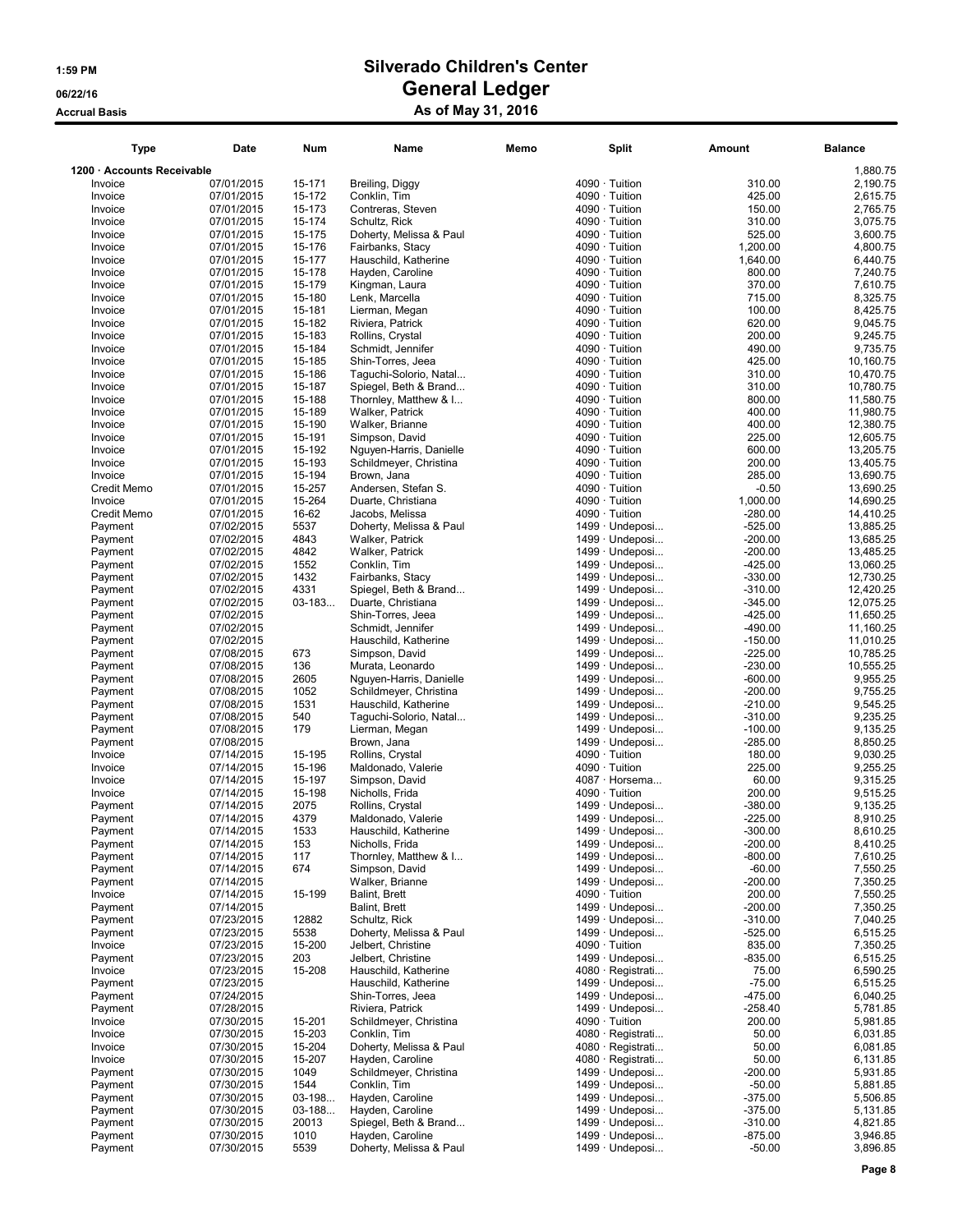# Silverado Children's Center

## General Ledger

### As of May 31, 2016

1:59 PM
06/22/16
Accrual Basis

| Type | Date | Num | Name | Memo | Split | Amount | Balance |
|---|---|---|---|---|---|---|---|
| **1200 · Accounts Receivable** | | | | | | | 1,880.75 |
| Invoice | 07/01/2015 | 15-171 | Breiling, Diggy | | 4090 · Tuition | 310.00 | 2,190.75 |
| Invoice | 07/01/2015 | 15-172 | Conklin, Tim | | 4090 · Tuition | 425.00 | 2,615.75 |
| Invoice | 07/01/2015 | 15-173 | Contreras, Steven | | 4090 · Tuition | 150.00 | 2,765.75 |
| Invoice | 07/01/2015 | 15-174 | Schultz, Rick | | 4090 · Tuition | 310.00 | 3,075.75 |
| Invoice | 07/01/2015 | 15-175 | Doherty, Melissa & Paul | | 4090 · Tuition | 525.00 | 3,600.75 |
| Invoice | 07/01/2015 | 15-176 | Fairbanks, Stacy | | 4090 · Tuition | 1,200.00 | 4,800.75 |
| Invoice | 07/01/2015 | 15-177 | Hauschild, Katherine | | 4090 · Tuition | 1,640.00 | 6,440.75 |
| Invoice | 07/01/2015 | 15-178 | Hayden, Caroline | | 4090 · Tuition | 800.00 | 7,240.75 |
| Invoice | 07/01/2015 | 15-179 | Kingman, Laura | | 4090 · Tuition | 370.00 | 7,610.75 |
| Invoice | 07/01/2015 | 15-180 | Lenk, Marcella | | 4090 · Tuition | 715.00 | 8,325.75 |
| Invoice | 07/01/2015 | 15-181 | Lierman, Megan | | 4090 · Tuition | 100.00 | 8,425.75 |
| Invoice | 07/01/2015 | 15-182 | Riviera, Patrick | | 4090 · Tuition | 620.00 | 9,045.75 |
| Invoice | 07/01/2015 | 15-183 | Rollins, Crystal | | 4090 · Tuition | 200.00 | 9,245.75 |
| Invoice | 07/01/2015 | 15-184 | Schmidt, Jennifer | | 4090 · Tuition | 490.00 | 9,735.75 |
| Invoice | 07/01/2015 | 15-185 | Shin-Torres, Jeea | | 4090 · Tuition | 425.00 | 10,160.75 |
| Invoice | 07/01/2015 | 15-186 | Taguchi-Solorio, Natal... | | 4090 · Tuition | 310.00 | 10,470.75 |
| Invoice | 07/01/2015 | 15-187 | Spiegel, Beth & Brand... | | 4090 · Tuition | 310.00 | 10,780.75 |
| Invoice | 07/01/2015 | 15-188 | Thornley, Matthew & I... | | 4090 · Tuition | 800.00 | 11,580.75 |
| Invoice | 07/01/2015 | 15-189 | Walker, Patrick | | 4090 · Tuition | 400.00 | 11,980.75 |
| Invoice | 07/01/2015 | 15-190 | Walker, Brianne | | 4090 · Tuition | 400.00 | 12,380.75 |
| Invoice | 07/01/2015 | 15-191 | Simpson, David | | 4090 · Tuition | 225.00 | 12,605.75 |
| Invoice | 07/01/2015 | 15-192 | Nguyen-Harris, Danielle | | 4090 · Tuition | 600.00 | 13,205.75 |
| Invoice | 07/01/2015 | 15-193 | Schildmeyer, Christina | | 4090 · Tuition | 200.00 | 13,405.75 |
| Invoice | 07/01/2015 | 15-194 | Brown, Jana | | 4090 · Tuition | 285.00 | 13,690.75 |
| Credit Memo | 07/01/2015 | 15-257 | Andersen, Stefan S. | | 4090 · Tuition | -0.50 | 13,690.25 |
| Invoice | 07/01/2015 | 15-264 | Duarte, Christiana | | 4090 · Tuition | 1,000.00 | 14,690.25 |
| Credit Memo | 07/01/2015 | 16-62 | Jacobs, Melissa | | 4090 · Tuition | -280.00 | 14,410.25 |
| Payment | 07/02/2015 | 5537 | Doherty, Melissa & Paul | | 1499 · Undeposi... | -525.00 | 13,885.25 |
| Payment | 07/02/2015 | 4843 | Walker, Patrick | | 1499 · Undeposi... | -200.00 | 13,685.25 |
| Payment | 07/02/2015 | 4842 | Walker, Patrick | | 1499 · Undeposi... | -200.00 | 13,485.25 |
| Payment | 07/02/2015 | 1552 | Conklin, Tim | | 1499 · Undeposi... | -425.00 | 13,060.25 |
| Payment | 07/02/2015 | 1432 | Fairbanks, Stacy | | 1499 · Undeposi... | -330.00 | 12,730.25 |
| Payment | 07/02/2015 | 4331 | Spiegel, Beth & Brand... | | 1499 · Undeposi... | -310.00 | 12,420.25 |
| Payment | 07/02/2015 | 03-183... | Duarte, Christiana | | 1499 · Undeposi... | -345.00 | 12,075.25 |
| Payment | 07/02/2015 | | Shin-Torres, Jeea | | 1499 · Undeposi... | -425.00 | 11,650.25 |
| Payment | 07/02/2015 | | Schmidt, Jennifer | | 1499 · Undeposi... | -490.00 | 11,160.25 |
| Payment | 07/02/2015 | | Hauschild, Katherine | | 1499 · Undeposi... | -150.00 | 11,010.25 |
| Payment | 07/08/2015 | 673 | Simpson, David | | 1499 · Undeposi... | -225.00 | 10,785.25 |
| Payment | 07/08/2015 | 136 | Murata, Leonardo | | 1499 · Undeposi... | -230.00 | 10,555.25 |
| Payment | 07/08/2015 | 2605 | Nguyen-Harris, Danielle | | 1499 · Undeposi... | -600.00 | 9,955.25 |
| Payment | 07/08/2015 | 1052 | Schildmeyer, Christina | | 1499 · Undeposi... | -200.00 | 9,755.25 |
| Payment | 07/08/2015 | 1531 | Hauschild, Katherine | | 1499 · Undeposi... | -210.00 | 9,545.25 |
| Payment | 07/08/2015 | 540 | Taguchi-Solorio, Natal... | | 1499 · Undeposi... | -310.00 | 9,235.25 |
| Payment | 07/08/2015 | 179 | Lierman, Megan | | 1499 · Undeposi... | -100.00 | 9,135.25 |
| Payment | 07/08/2015 | | Brown, Jana | | 1499 · Undeposi... | -285.00 | 8,850.25 |
| Invoice | 07/14/2015 | 15-195 | Rollins, Crystal | | 4090 · Tuition | 180.00 | 9,030.25 |
| Invoice | 07/14/2015 | 15-196 | Maldonado, Valerie | | 4090 · Tuition | 225.00 | 9,255.25 |
| Invoice | 07/14/2015 | 15-197 | Simpson, David | | 4087 · Horsema... | 60.00 | 9,315.25 |
| Invoice | 07/14/2015 | 15-198 | Nicholls, Frida | | 4090 · Tuition | 200.00 | 9,515.25 |
| Payment | 07/14/2015 | 2075 | Rollins, Crystal | | 1499 · Undeposi... | -380.00 | 9,135.25 |
| Payment | 07/14/2015 | 4379 | Maldonado, Valerie | | 1499 · Undeposi... | -225.00 | 8,910.25 |
| Payment | 07/14/2015 | 1533 | Hauschild, Katherine | | 1499 · Undeposi... | -300.00 | 8,610.25 |
| Payment | 07/14/2015 | 153 | Nicholls, Frida | | 1499 · Undeposi... | -200.00 | 8,410.25 |
| Payment | 07/14/2015 | 117 | Thornley, Matthew & I... | | 1499 · Undeposi... | -800.00 | 7,610.25 |
| Payment | 07/14/2015 | 674 | Simpson, David | | 1499 · Undeposi... | -60.00 | 7,550.25 |
| Payment | 07/14/2015 | | Walker, Brianne | | 1499 · Undeposi... | -200.00 | 7,350.25 |
| Invoice | 07/14/2015 | 15-199 | Balint, Brett | | 4090 · Tuition | 200.00 | 7,550.25 |
| Payment | 07/14/2015 | | Balint, Brett | | 1499 · Undeposi... | -200.00 | 7,350.25 |
| Payment | 07/23/2015 | 12882 | Schultz, Rick | | 1499 · Undeposi... | -310.00 | 7,040.25 |
| Payment | 07/23/2015 | 5538 | Doherty, Melissa & Paul | | 1499 · Undeposi... | -525.00 | 6,515.25 |
| Invoice | 07/23/2015 | 15-200 | Jelbert, Christine | | 4090 · Tuition | 835.00 | 7,350.25 |
| Payment | 07/23/2015 | 203 | Jelbert, Christine | | 1499 · Undeposi... | -835.00 | 6,515.25 |
| Invoice | 07/23/2015 | 15-208 | Hauschild, Katherine | | 4080 · Registrati... | 75.00 | 6,590.25 |
| Payment | 07/23/2015 | | Hauschild, Katherine | | 1499 · Undeposi... | -75.00 | 6,515.25 |
| Payment | 07/24/2015 | | Shin-Torres, Jeea | | 1499 · Undeposi... | -475.00 | 6,040.25 |
| Payment | 07/28/2015 | | Riviera, Patrick | | 1499 · Undeposi... | -258.40 | 5,781.85 |
| Invoice | 07/30/2015 | 15-201 | Schildmeyer, Christina | | 4090 · Tuition | 200.00 | 5,981.85 |
| Invoice | 07/30/2015 | 15-203 | Conklin, Tim | | 4080 · Registrati... | 50.00 | 6,031.85 |
| Invoice | 07/30/2015 | 15-204 | Doherty, Melissa & Paul | | 4080 · Registrati... | 50.00 | 6,081.85 |
| Invoice | 07/30/2015 | 15-207 | Hayden, Caroline | | 4080 · Registrati... | 50.00 | 6,131.85 |
| Payment | 07/30/2015 | 1049 | Schildmeyer, Christina | | 1499 · Undeposi... | -200.00 | 5,931.85 |
| Payment | 07/30/2015 | 1544 | Conklin, Tim | | 1499 · Undeposi... | -50.00 | 5,881.85 |
| Payment | 07/30/2015 | 03-198... | Hayden, Caroline | | 1499 · Undeposi... | -375.00 | 5,506.85 |
| Payment | 07/30/2015 | 03-188... | Hayden, Caroline | | 1499 · Undeposi... | -375.00 | 5,131.85 |
| Payment | 07/30/2015 | 20013 | Spiegel, Beth & Brand... | | 1499 · Undeposi... | -310.00 | 4,821.85 |
| Payment | 07/30/2015 | 1010 | Hayden, Caroline | | 1499 · Undeposi... | -875.00 | 3,946.85 |
| Payment | 07/30/2015 | 5539 | Doherty, Melissa & Paul | | 1499 · Undeposi... | -50.00 | 3,896.85 |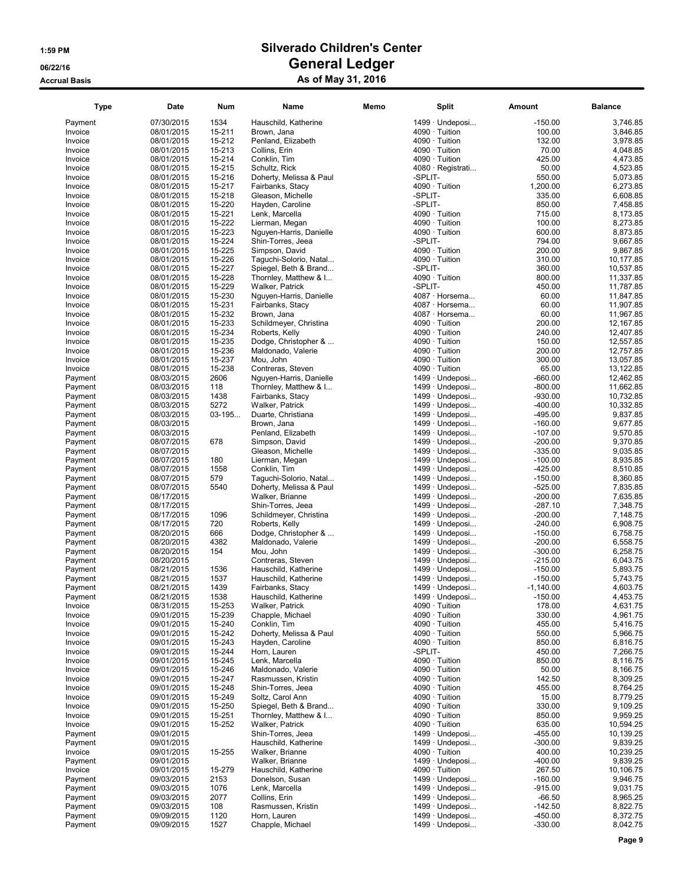# Silverado Children's Center
## General Ledger
### As of May 31, 2016

1:59 PM
06/22/16
Accrual Basis

| Type | Date | Num | Name | Memo | Split | Amount | Balance |
|---|---|---|---|---|---|---|---|
| Payment | 07/30/2015 | 1534 | Hauschild, Katherine | | 1499 · Undeposi... | -150.00 | 3,746.85 |
| Invoice | 08/01/2015 | 15-211 | Brown, Jana | | 4090 · Tuition | 100.00 | 3,846.85 |
| Invoice | 08/01/2015 | 15-212 | Penland, Elizabeth | | 4090 · Tuition | 132.00 | 3,978.85 |
| Invoice | 08/01/2015 | 15-213 | Collins, Erin | | 4090 · Tuition | 70.00 | 4,048.85 |
| Invoice | 08/01/2015 | 15-214 | Conklin, Tim | | 4090 · Tuition | 425.00 | 4,473.85 |
| Invoice | 08/01/2015 | 15-215 | Schultz, Rick | | 4080 · Registrati... | 50.00 | 4,523.85 |
| Invoice | 08/01/2015 | 15-216 | Doherty, Melissa & Paul | | -SPLIT- | 550.00 | 5,073.85 |
| Invoice | 08/01/2015 | 15-217 | Fairbanks, Stacy | | 4090 · Tuition | 1,200.00 | 6,273.85 |
| Invoice | 08/01/2015 | 15-218 | Gleason, Michelle | | -SPLIT- | 335.00 | 6,608.85 |
| Invoice | 08/01/2015 | 15-220 | Hayden, Caroline | | -SPLIT- | 850.00 | 7,458.85 |
| Invoice | 08/01/2015 | 15-221 | Lenk, Marcella | | 4090 · Tuition | 715.00 | 8,173.85 |
| Invoice | 08/01/2015 | 15-222 | Lierman, Megan | | 4090 · Tuition | 100.00 | 8,273.85 |
| Invoice | 08/01/2015 | 15-223 | Nguyen-Harris, Danielle | | 4090 · Tuition | 600.00 | 8,873.85 |
| Invoice | 08/01/2015 | 15-224 | Shin-Torres, Jeea | | -SPLIT- | 794.00 | 9,667.85 |
| Invoice | 08/01/2015 | 15-225 | Simpson, David | | 4090 · Tuition | 200.00 | 9,867.85 |
| Invoice | 08/01/2015 | 15-226 | Taguchi-Solorio, Natal... | | 4090 · Tuition | 310.00 | 10,177.85 |
| Invoice | 08/01/2015 | 15-227 | Spiegel, Beth & Brand... | | -SPLIT- | 360.00 | 10,537.85 |
| Invoice | 08/01/2015 | 15-228 | Thornley, Matthew & I... | | 4090 · Tuition | 800.00 | 11,337.85 |
| Invoice | 08/01/2015 | 15-229 | Walker, Patrick | | -SPLIT- | 450.00 | 11,787.85 |
| Invoice | 08/01/2015 | 15-230 | Nguyen-Harris, Danielle | | 4087 · Horsema... | 60.00 | 11,847.85 |
| Invoice | 08/01/2015 | 15-231 | Fairbanks, Stacy | | 4087 · Horsema... | 60.00 | 11,907.85 |
| Invoice | 08/01/2015 | 15-232 | Brown, Jana | | 4087 · Horsema... | 60.00 | 11,967.85 |
| Invoice | 08/01/2015 | 15-233 | Schildmeyer, Christina | | 4090 · Tuition | 200.00 | 12,167.85 |
| Invoice | 08/01/2015 | 15-234 | Roberts, Kelly | | 4090 · Tuition | 240.00 | 12,407.85 |
| Invoice | 08/01/2015 | 15-235 | Dodge, Christopher & ... | | 4090 · Tuition | 150.00 | 12,557.85 |
| Invoice | 08/01/2015 | 15-236 | Maldonado, Valerie | | 4090 · Tuition | 200.00 | 12,757.85 |
| Invoice | 08/01/2015 | 15-237 | Mou, John | | 4090 · Tuition | 300.00 | 13,057.85 |
| Invoice | 08/01/2015 | 15-238 | Contreras, Steven | | 4090 · Tuition | 65.00 | 13,122.85 |
| Payment | 08/03/2015 | 2606 | Nguyen-Harris, Danielle | | 1499 · Undeposi... | -660.00 | 12,462.85 |
| Payment | 08/03/2015 | 118 | Thornley, Matthew & I... | | 1499 · Undeposi... | -800.00 | 11,662.85 |
| Payment | 08/03/2015 | 1438 | Fairbanks, Stacy | | 1499 · Undeposi... | -930.00 | 10,732.85 |
| Payment | 08/03/2015 | 5272 | Walker, Patrick | | 1499 · Undeposi... | -400.00 | 10,332.85 |
| Payment | 08/03/2015 | 03-195... | Duarte, Christiana | | 1499 · Undeposi... | -495.00 | 9,837.85 |
| Payment | 08/03/2015 | | Brown, Jana | | 1499 · Undeposi... | -160.00 | 9,677.85 |
| Payment | 08/03/2015 | | Penland, Elizabeth | | 1499 · Undeposi... | -107.00 | 9,570.85 |
| Payment | 08/07/2015 | 678 | Simpson, David | | 1499 · Undeposi... | -200.00 | 9,370.85 |
| Payment | 08/07/2015 | | Gleason, Michelle | | 1499 · Undeposi... | -335.00 | 9,035.85 |
| Payment | 08/07/2015 | 180 | Lierman, Megan | | 1499 · Undeposi... | -100.00 | 8,935.85 |
| Payment | 08/07/2015 | 1558 | Conklin, Tim | | 1499 · Undeposi... | -425.00 | 8,510.85 |
| Payment | 08/07/2015 | 579 | Taguchi-Solorio, Natal... | | 1499 · Undeposi... | -150.00 | 8,360.85 |
| Payment | 08/07/2015 | 5540 | Doherty, Melissa & Paul | | 1499 · Undeposi... | -525.00 | 7,835.85 |
| Payment | 08/17/2015 | | Walker, Brianne | | 1499 · Undeposi... | -200.00 | 7,635.85 |
| Payment | 08/17/2015 | | Shin-Torres, Jeea | | 1499 · Undeposi... | -287.10 | 7,348.75 |
| Payment | 08/17/2015 | 1096 | Schildmeyer, Christina | | 1499 · Undeposi... | -200.00 | 7,148.75 |
| Payment | 08/17/2015 | 720 | Roberts, Kelly | | 1499 · Undeposi... | -240.00 | 6,908.75 |
| Payment | 08/20/2015 | 666 | Dodge, Christopher & ... | | 1499 · Undeposi... | -150.00 | 6,758.75 |
| Payment | 08/20/2015 | 4382 | Maldonado, Valerie | | 1499 · Undeposi... | -200.00 | 6,558.75 |
| Payment | 08/20/2015 | 154 | Mou, John | | 1499 · Undeposi... | -300.00 | 6,258.75 |
| Payment | 08/20/2015 | | Contreras, Steven | | 1499 · Undeposi... | -215.00 | 6,043.75 |
| Payment | 08/21/2015 | 1536 | Hauschild, Katherine | | 1499 · Undeposi... | -150.00 | 5,893.75 |
| Payment | 08/21/2015 | 1537 | Hauschild, Katherine | | 1499 · Undeposi... | -150.00 | 5,743.75 |
| Payment | 08/21/2015 | 1439 | Fairbanks, Stacy | | 1499 · Undeposi... | -1,140.00 | 4,603.75 |
| Payment | 08/21/2015 | 1538 | Hauschild, Katherine | | 1499 · Undeposi... | -150.00 | 4,453.75 |
| Invoice | 08/31/2015 | 15-253 | Walker, Patrick | | 4090 · Tuition | 178.00 | 4,631.75 |
| Invoice | 09/01/2015 | 15-239 | Chapple, Michael | | 4090 · Tuition | 330.00 | 4,961.75 |
| Invoice | 09/01/2015 | 15-240 | Conklin, Tim | | 4090 · Tuition | 455.00 | 5,416.75 |
| Invoice | 09/01/2015 | 15-242 | Doherty, Melissa & Paul | | 4090 · Tuition | 550.00 | 5,966.75 |
| Invoice | 09/01/2015 | 15-243 | Hayden, Caroline | | 4090 · Tuition | 850.00 | 6,816.75 |
| Invoice | 09/01/2015 | 15-244 | Horn, Lauren | | -SPLIT- | 450.00 | 7,266.75 |
| Invoice | 09/01/2015 | 15-245 | Lenk, Marcella | | 4090 · Tuition | 850.00 | 8,116.75 |
| Invoice | 09/01/2015 | 15-246 | Maldonado, Valerie | | 4090 · Tuition | 50.00 | 8,166.75 |
| Invoice | 09/01/2015 | 15-247 | Rasmussen, Kristin | | 4090 · Tuition | 142.50 | 8,309.25 |
| Invoice | 09/01/2015 | 15-248 | Shin-Torres, Jeea | | 4090 · Tuition | 455.00 | 8,764.25 |
| Invoice | 09/01/2015 | 15-249 | Soltz, Carol Ann | | 4090 · Tuition | 15.00 | 8,779.25 |
| Invoice | 09/01/2015 | 15-250 | Spiegel, Beth & Brand... | | 4090 · Tuition | 330.00 | 9,109.25 |
| Invoice | 09/01/2015 | 15-251 | Thornley, Matthew & I... | | 4090 · Tuition | 850.00 | 9,959.25 |
| Invoice | 09/01/2015 | 15-252 | Walker, Patrick | | 4090 · Tuition | 635.00 | 10,594.25 |
| Payment | 09/01/2015 | | Shin-Torres, Jeea | | 1499 · Undeposi... | -455.00 | 10,139.25 |
| Payment | 09/01/2015 | | Hauschild, Katherine | | 1499 · Undeposi... | -300.00 | 9,839.25 |
| Invoice | 09/01/2015 | 15-255 | Walker, Brianne | | 4090 · Tuition | 400.00 | 10,239.25 |
| Payment | 09/01/2015 | | Walker, Brianne | | 1499 · Undeposi... | -400.00 | 9,839.25 |
| Invoice | 09/01/2015 | 15-279 | Hauschild, Katherine | | 4090 · Tuition | 267.50 | 10,106.75 |
| Payment | 09/03/2015 | 2153 | Donelson, Susan | | 1499 · Undeposi... | -160.00 | 9,946.75 |
| Payment | 09/03/2015 | 1076 | Lenk, Marcella | | 1499 · Undeposi... | -915.00 | 9,031.75 |
| Payment | 09/03/2015 | 2077 | Collins, Erin | | 1499 · Undeposi... | -66.50 | 8,965.25 |
| Payment | 09/03/2015 | 108 | Rasmussen, Kristin | | 1499 · Undeposi... | -142.50 | 8,822.75 |
| Payment | 09/09/2015 | 1120 | Horn, Lauren | | 1499 · Undeposi... | -450.00 | 8,372.75 |
| Payment | 09/09/2015 | 1527 | Chapple, Michael | | 1499 · Undeposi... | -330.00 | 8,042.75 |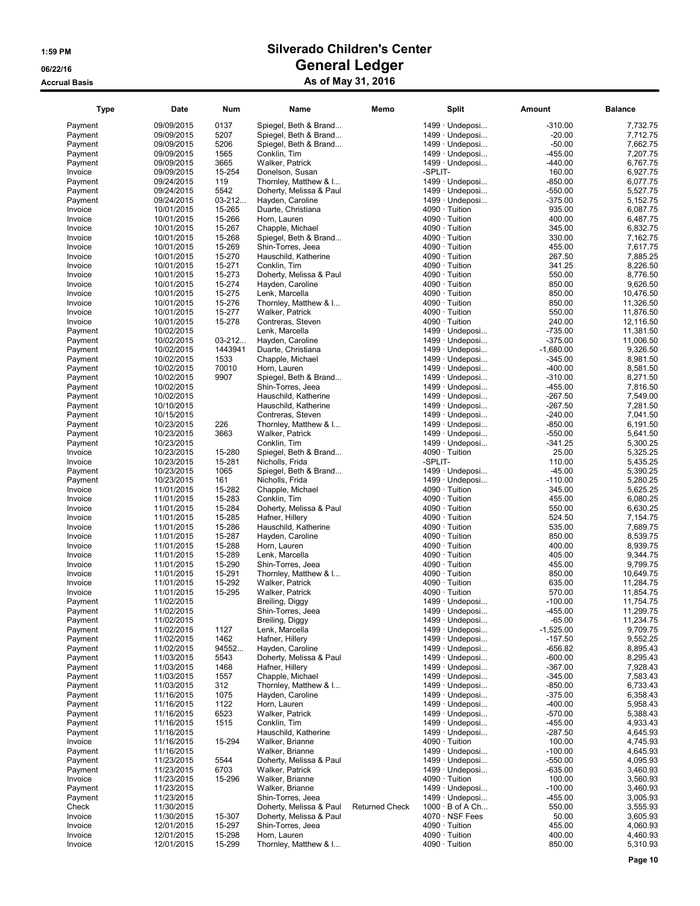# Silverado Children's Center

## General Ledger

### As of May 31, 2016

1:59 PM
06/22/16
Accrual Basis

| Type | Date | Num | Name | Memo | Split | Amount | Balance |
|---|---|---|---|---|---|---|---|
| Payment | 09/09/2015 | 0137 | Spiegel, Beth & Brand... | | 1499 · Undeposi... | -310.00 | 7,732.75 |
| Payment | 09/09/2015 | 5207 | Spiegel, Beth & Brand... | | 1499 · Undeposi... | -20.00 | 7,712.75 |
| Payment | 09/09/2015 | 5206 | Spiegel, Beth & Brand... | | 1499 · Undeposi... | -50.00 | 7,662.75 |
| Payment | 09/09/2015 | 1565 | Conklin, Tim | | 1499 · Undeposi... | -455.00 | 7,207.75 |
| Payment | 09/09/2015 | 3665 | Walker, Patrick | | 1499 · Undeposi... | -440.00 | 6,767.75 |
| Invoice | 09/09/2015 | 15-254 | Donelson, Susan | | -SPLIT- | 160.00 | 6,927.75 |
| Payment | 09/24/2015 | 119 | Thornley, Matthew & I... | | 1499 · Undeposi... | -850.00 | 6,077.75 |
| Payment | 09/24/2015 | 5542 | Doherty, Melissa & Paul | | 1499 · Undeposi... | -550.00 | 5,527.75 |
| Payment | 09/24/2015 | 03-212... | Hayden, Caroline | | 1499 · Undeposi... | -375.00 | 5,152.75 |
| Invoice | 10/01/2015 | 15-265 | Duarte, Christiana | | 4090 · Tuition | 935.00 | 6,087.75 |
| Invoice | 10/01/2015 | 15-266 | Horn, Lauren | | 4090 · Tuition | 400.00 | 6,487.75 |
| Invoice | 10/01/2015 | 15-267 | Chapple, Michael | | 4090 · Tuition | 345.00 | 6,832.75 |
| Invoice | 10/01/2015 | 15-268 | Spiegel, Beth & Brand... | | 4090 · Tuition | 330.00 | 7,162.75 |
| Invoice | 10/01/2015 | 15-269 | Shin-Torres, Jeea | | 4090 · Tuition | 455.00 | 7,617.75 |
| Invoice | 10/01/2015 | 15-270 | Hauschild, Katherine | | 4090 · Tuition | 267.50 | 7,885.25 |
| Invoice | 10/01/2015 | 15-271 | Conklin, Tim | | 4090 · Tuition | 341.25 | 8,226.50 |
| Invoice | 10/01/2015 | 15-273 | Doherty, Melissa & Paul | | 4090 · Tuition | 550.00 | 8,776.50 |
| Invoice | 10/01/2015 | 15-274 | Hayden, Caroline | | 4090 · Tuition | 850.00 | 9,626.50 |
| Invoice | 10/01/2015 | 15-275 | Lenk, Marcella | | 4090 · Tuition | 850.00 | 10,476.50 |
| Invoice | 10/01/2015 | 15-276 | Thornley, Matthew & I... | | 4090 · Tuition | 850.00 | 11,326.50 |
| Invoice | 10/01/2015 | 15-277 | Walker, Patrick | | 4090 · Tuition | 550.00 | 11,876.50 |
| Invoice | 10/01/2015 | 15-278 | Contreras, Steven | | 4090 · Tuition | 240.00 | 12,116.50 |
| Payment | 10/02/2015 | | Lenk, Marcella | | 1499 · Undeposi... | -735.00 | 11,381.50 |
| Payment | 10/02/2015 | 03-212... | Hayden, Caroline | | 1499 · Undeposi... | -375.00 | 11,006.50 |
| Payment | 10/02/2015 | 1443941 | Duarte, Christiana | | 1499 · Undeposi... | -1,680.00 | 9,326.50 |
| Payment | 10/02/2015 | 1533 | Chapple, Michael | | 1499 · Undeposi... | -345.00 | 8,981.50 |
| Payment | 10/02/2015 | 70010 | Horn, Lauren | | 1499 · Undeposi... | -400.00 | 8,581.50 |
| Payment | 10/02/2015 | 9907 | Spiegel, Beth & Brand... | | 1499 · Undeposi... | -310.00 | 8,271.50 |
| Payment | 10/02/2015 | | Shin-Torres, Jeea | | 1499 · Undeposi... | -455.00 | 7,816.50 |
| Payment | 10/02/2015 | | Hauschild, Katherine | | 1499 · Undeposi... | -267.50 | 7,549.00 |
| Payment | 10/10/2015 | | Hauschild, Katherine | | 1499 · Undeposi... | -267.50 | 7,281.50 |
| Payment | 10/15/2015 | | Contreras, Steven | | 1499 · Undeposi... | -240.00 | 7,041.50 |
| Payment | 10/23/2015 | 226 | Thornley, Matthew & I... | | 1499 · Undeposi... | -850.00 | 6,191.50 |
| Payment | 10/23/2015 | 3663 | Walker, Patrick | | 1499 · Undeposi... | -550.00 | 5,641.50 |
| Payment | 10/23/2015 | | Conklin, Tim | | 1499 · Undeposi... | -341.25 | 5,300.25 |
| Invoice | 10/23/2015 | 15-280 | Spiegel, Beth & Brand... | | 4090 · Tuition | 25.00 | 5,325.25 |
| Invoice | 10/23/2015 | 15-281 | Nicholls, Frida | | -SPLIT- | 110.00 | 5,435.25 |
| Payment | 10/23/2015 | 1065 | Spiegel, Beth & Brand... | | 1499 · Undeposi... | -45.00 | 5,390.25 |
| Payment | 10/23/2015 | 161 | Nicholls, Frida | | 1499 · Undeposi... | -110.00 | 5,280.25 |
| Invoice | 11/01/2015 | 15-282 | Chapple, Michael | | 4090 · Tuition | 345.00 | 5,625.25 |
| Invoice | 11/01/2015 | 15-283 | Conklin, Tim | | 4090 · Tuition | 455.00 | 6,080.25 |
| Invoice | 11/01/2015 | 15-284 | Doherty, Melissa & Paul | | 4090 · Tuition | 550.00 | 6,630.25 |
| Invoice | 11/01/2015 | 15-285 | Hafner, Hillery | | 4090 · Tuition | 524.50 | 7,154.75 |
| Invoice | 11/01/2015 | 15-286 | Hauschild, Katherine | | 4090 · Tuition | 535.00 | 7,689.75 |
| Invoice | 11/01/2015 | 15-287 | Hayden, Caroline | | 4090 · Tuition | 850.00 | 8,539.75 |
| Invoice | 11/01/2015 | 15-288 | Horn, Lauren | | 4090 · Tuition | 400.00 | 8,939.75 |
| Invoice | 11/01/2015 | 15-289 | Lenk, Marcella | | 4090 · Tuition | 405.00 | 9,344.75 |
| Invoice | 11/01/2015 | 15-290 | Shin-Torres, Jeea | | 4090 · Tuition | 455.00 | 9,799.75 |
| Invoice | 11/01/2015 | 15-291 | Thornley, Matthew & I... | | 4090 · Tuition | 850.00 | 10,649.75 |
| Invoice | 11/01/2015 | 15-292 | Walker, Patrick | | 4090 · Tuition | 635.00 | 11,284.75 |
| Invoice | 11/01/2015 | 15-295 | Walker, Patrick | | 4090 · Tuition | 570.00 | 11,854.75 |
| Payment | 11/02/2015 | | Breiling, Diggy | | 1499 · Undeposi... | -100.00 | 11,754.75 |
| Payment | 11/02/2015 | | Shin-Torres, Jeea | | 1499 · Undeposi... | -455.00 | 11,299.75 |
| Payment | 11/02/2015 | | Breiling, Diggy | | 1499 · Undeposi... | -65.00 | 11,234.75 |
| Payment | 11/02/2015 | 1127 | Lenk, Marcella | | 1499 · Undeposi... | -1,525.00 | 9,709.75 |
| Payment | 11/02/2015 | 1462 | Hafner, Hillery | | 1499 · Undeposi... | -157.50 | 9,552.25 |
| Payment | 11/02/2015 | 94552... | Hayden, Caroline | | 1499 · Undeposi... | -656.82 | 8,895.43 |
| Payment | 11/03/2015 | 5543 | Doherty, Melissa & Paul | | 1499 · Undeposi... | -600.00 | 8,295.43 |
| Payment | 11/03/2015 | 1468 | Hafner, Hillery | | 1499 · Undeposi... | -367.00 | 7,928.43 |
| Payment | 11/03/2015 | 1557 | Chapple, Michael | | 1499 · Undeposi... | -345.00 | 7,583.43 |
| Payment | 11/03/2015 | 312 | Thornley, Matthew & I... | | 1499 · Undeposi... | -850.00 | 6,733.43 |
| Payment | 11/16/2015 | 1075 | Hayden, Caroline | | 1499 · Undeposi... | -375.00 | 6,358.43 |
| Payment | 11/16/2015 | 1122 | Horn, Lauren | | 1499 · Undeposi... | -400.00 | 5,958.43 |
| Payment | 11/16/2015 | 6523 | Walker, Patrick | | 1499 · Undeposi... | -570.00 | 5,388.43 |
| Payment | 11/16/2015 | 1515 | Conklin, Tim | | 1499 · Undeposi... | -455.00 | 4,933.43 |
| Payment | 11/16/2015 | | Hauschild, Katherine | | 1499 · Undeposi... | -287.50 | 4,645.93 |
| Invoice | 11/16/2015 | 15-294 | Walker, Brianne | | 4090 · Tuition | 100.00 | 4,745.93 |
| Payment | 11/16/2015 | | Walker, Brianne | | 1499 · Undeposi... | -100.00 | 4,645.93 |
| Payment | 11/23/2015 | 5544 | Doherty, Melissa & Paul | | 1499 · Undeposi... | -550.00 | 4,095.93 |
| Payment | 11/23/2015 | 6703 | Walker, Patrick | | 1499 · Undeposi... | -635.00 | 3,460.93 |
| Invoice | 11/23/2015 | 15-296 | Walker, Brianne | | 4090 · Tuition | 100.00 | 3,560.93 |
| Payment | 11/23/2015 | | Walker, Brianne | | 1499 · Undeposi... | -100.00 | 3,460.93 |
| Payment | 11/23/2015 | | Shin-Torres, Jeea | | 1499 · Undeposi... | -455.00 | 3,005.93 |
| Check | 11/30/2015 | | Doherty, Melissa & Paul | Returned Check | 1000 · B of A Ch... | 550.00 | 3,555.93 |
| Invoice | 11/30/2015 | 15-307 | Doherty, Melissa & Paul | | 4070 · NSF Fees | 50.00 | 3,605.93 |
| Invoice | 12/01/2015 | 15-297 | Shin-Torres, Jeea | | 4090 · Tuition | 455.00 | 4,060.93 |
| Invoice | 12/01/2015 | 15-298 | Horn, Lauren | | 4090 · Tuition | 400.00 | 4,460.93 |
| Invoice | 12/01/2015 | 15-299 | Thornley, Matthew & I... | | 4090 · Tuition | 850.00 | 5,310.93 |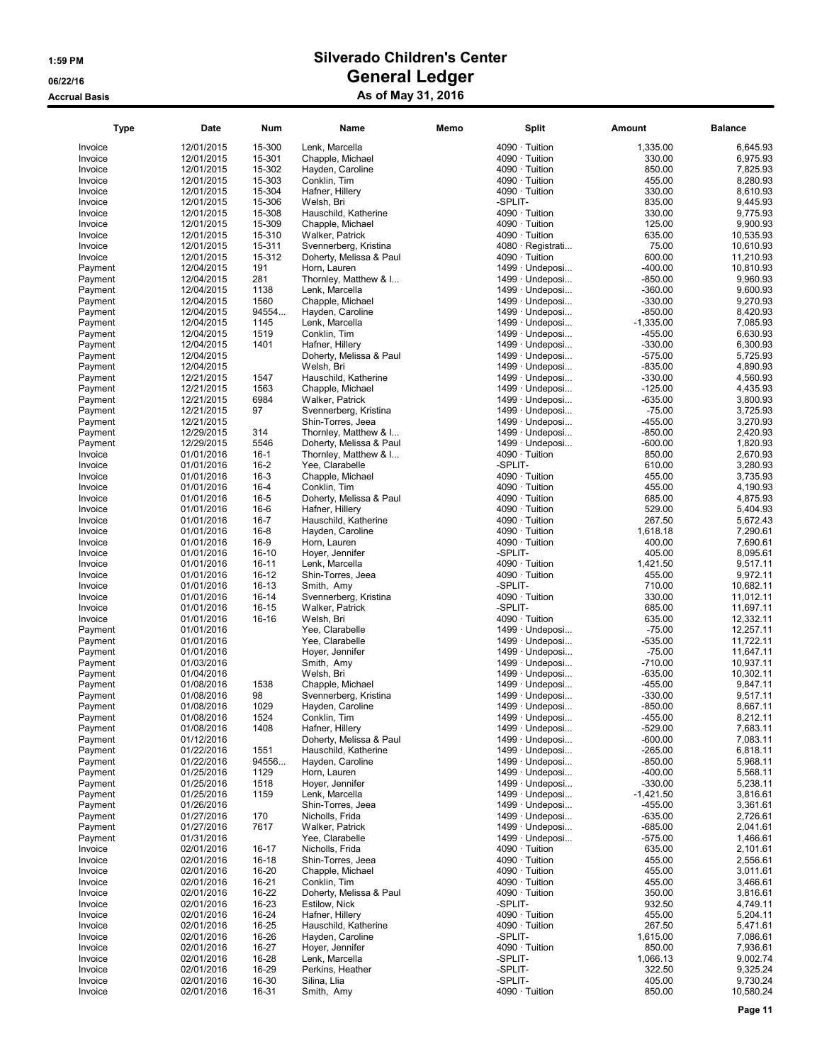# Silverado Children's Center

## General Ledger

### As of May 31, 2016

1:59 PM
06/22/16
Accrual Basis

| Type | Date | Num | Name | Memo | Split | Amount | Balance |
|---|---|---|---|---|---|---|---|
| Invoice | 12/01/2015 | 15-300 | Lenk, Marcella | | 4090 · Tuition | 1,335.00 | 6,645.93 |
| Invoice | 12/01/2015 | 15-301 | Chapple, Michael | | 4090 · Tuition | 330.00 | 6,975.93 |
| Invoice | 12/01/2015 | 15-302 | Hayden, Caroline | | 4090 · Tuition | 850.00 | 7,825.93 |
| Invoice | 12/01/2015 | 15-303 | Conklin, Tim | | 4090 · Tuition | 455.00 | 8,280.93 |
| Invoice | 12/01/2015 | 15-304 | Hafner, Hillery | | 4090 · Tuition | 330.00 | 8,610.93 |
| Invoice | 12/01/2015 | 15-306 | Welsh, Bri | | -SPLIT- | 835.00 | 9,445.93 |
| Invoice | 12/01/2015 | 15-308 | Hauschild, Katherine | | 4090 · Tuition | 330.00 | 9,775.93 |
| Invoice | 12/01/2015 | 15-309 | Chapple, Michael | | 4090 · Tuition | 125.00 | 9,900.93 |
| Invoice | 12/01/2015 | 15-310 | Walker, Patrick | | 4090 · Tuition | 635.00 | 10,535.93 |
| Invoice | 12/01/2015 | 15-311 | Svennerberg, Kristina | | 4080 · Registrati... | 75.00 | 10,610.93 |
| Invoice | 12/01/2015 | 15-312 | Doherty, Melissa & Paul | | 4090 · Tuition | 600.00 | 11,210.93 |
| Payment | 12/04/2015 | 191 | Horn, Lauren | | 1499 · Undeposi... | -400.00 | 10,810.93 |
| Payment | 12/04/2015 | 281 | Thornley, Matthew & I... | | 1499 · Undeposi... | -850.00 | 9,960.93 |
| Payment | 12/04/2015 | 1138 | Lenk, Marcella | | 1499 · Undeposi... | -360.00 | 9,600.93 |
| Payment | 12/04/2015 | 1560 | Chapple, Michael | | 1499 · Undeposi... | -330.00 | 9,270.93 |
| Payment | 12/04/2015 | 94554... | Hayden, Caroline | | 1499 · Undeposi... | -850.00 | 8,420.93 |
| Payment | 12/04/2015 | 1145 | Lenk, Marcella | | 1499 · Undeposi... | -1,335.00 | 7,085.93 |
| Payment | 12/04/2015 | 1519 | Conklin, Tim | | 1499 · Undeposi... | -455.00 | 6,630.93 |
| Payment | 12/04/2015 | 1401 | Hafner, Hillery | | 1499 · Undeposi... | -330.00 | 6,300.93 |
| Payment | 12/04/2015 | | Doherty, Melissa & Paul | | 1499 · Undeposi... | -575.00 | 5,725.93 |
| Payment | 12/04/2015 | | Welsh, Bri | | 1499 · Undeposi... | -835.00 | 4,890.93 |
| Payment | 12/21/2015 | 1547 | Hauschild, Katherine | | 1499 · Undeposi... | -330.00 | 4,560.93 |
| Payment | 12/21/2015 | 1563 | Chapple, Michael | | 1499 · Undeposi... | -125.00 | 4,435.93 |
| Payment | 12/21/2015 | 6984 | Walker, Patrick | | 1499 · Undeposi... | -635.00 | 3,800.93 |
| Payment | 12/21/2015 | 97 | Svennerberg, Kristina | | 1499 · Undeposi... | -75.00 | 3,725.93 |
| Payment | 12/21/2015 | | Shin-Torres, Jeea | | 1499 · Undeposi... | -455.00 | 3,270.93 |
| Payment | 12/29/2015 | 314 | Thornley, Matthew & I... | | 1499 · Undeposi... | -850.00 | 2,420.93 |
| Payment | 12/29/2015 | 5546 | Doherty, Melissa & Paul | | 1499 · Undeposi... | -600.00 | 1,820.93 |
| Invoice | 01/01/2016 | 16-1 | Thornley, Matthew & I... | | 4090 · Tuition | 850.00 | 2,670.93 |
| Invoice | 01/01/2016 | 16-2 | Yee, Clarabelle | | -SPLIT- | 610.00 | 3,280.93 |
| Invoice | 01/01/2016 | 16-3 | Chapple, Michael | | 4090 · Tuition | 455.00 | 3,735.93 |
| Invoice | 01/01/2016 | 16-4 | Conklin, Tim | | 4090 · Tuition | 455.00 | 4,190.93 |
| Invoice | 01/01/2016 | 16-5 | Doherty, Melissa & Paul | | 4090 · Tuition | 685.00 | 4,875.93 |
| Invoice | 01/01/2016 | 16-6 | Hafner, Hillery | | 4090 · Tuition | 529.00 | 5,404.93 |
| Invoice | 01/01/2016 | 16-7 | Hauschild, Katherine | | 4090 · Tuition | 267.50 | 5,672.43 |
| Invoice | 01/01/2016 | 16-8 | Hayden, Caroline | | 4090 · Tuition | 1,618.18 | 7,290.61 |
| Invoice | 01/01/2016 | 16-9 | Horn, Lauren | | 4090 · Tuition | 400.00 | 7,690.61 |
| Invoice | 01/01/2016 | 16-10 | Hoyer, Jennifer | | -SPLIT- | 405.00 | 8,095.61 |
| Invoice | 01/01/2016 | 16-11 | Lenk, Marcella | | 4090 · Tuition | 1,421.50 | 9,517.11 |
| Invoice | 01/01/2016 | 16-12 | Shin-Torres, Jeea | | 4090 · Tuition | 455.00 | 9,972.11 |
| Invoice | 01/01/2016 | 16-13 | Smith, Amy | | -SPLIT- | 710.00 | 10,682.11 |
| Invoice | 01/01/2016 | 16-14 | Svennerberg, Kristina | | 4090 · Tuition | 330.00 | 11,012.11 |
| Invoice | 01/01/2016 | 16-15 | Walker, Patrick | | -SPLIT- | 685.00 | 11,697.11 |
| Invoice | 01/01/2016 | 16-16 | Welsh, Bri | | 4090 · Tuition | 635.00 | 12,332.11 |
| Payment | 01/01/2016 | | Yee, Clarabelle | | 1499 · Undeposi... | -75.00 | 12,257.11 |
| Payment | 01/01/2016 | | Yee, Clarabelle | | 1499 · Undeposi... | -535.00 | 11,722.11 |
| Payment | 01/01/2016 | | Hoyer, Jennifer | | 1499 · Undeposi... | -75.00 | 11,647.11 |
| Payment | 01/03/2016 | | Smith, Amy | | 1499 · Undeposi... | -710.00 | 10,937.11 |
| Payment | 01/04/2016 | | Welsh, Bri | | 1499 · Undeposi... | -635.00 | 10,302.11 |
| Payment | 01/08/2016 | 1538 | Chapple, Michael | | 1499 · Undeposi... | -455.00 | 9,847.11 |
| Payment | 01/08/2016 | 98 | Svennerberg, Kristina | | 1499 · Undeposi... | -330.00 | 9,517.11 |
| Payment | 01/08/2016 | 1029 | Hayden, Caroline | | 1499 · Undeposi... | -850.00 | 8,667.11 |
| Payment | 01/08/2016 | 1524 | Conklin, Tim | | 1499 · Undeposi... | -455.00 | 8,212.11 |
| Payment | 01/08/2016 | 1408 | Hafner, Hillery | | 1499 · Undeposi... | -529.00 | 7,683.11 |
| Payment | 01/12/2016 | | Doherty, Melissa & Paul | | 1499 · Undeposi... | -600.00 | 7,083.11 |
| Payment | 01/22/2016 | 1551 | Hauschild, Katherine | | 1499 · Undeposi... | -265.00 | 6,818.11 |
| Payment | 01/22/2016 | 94556... | Hayden, Caroline | | 1499 · Undeposi... | -850.00 | 5,968.11 |
| Payment | 01/25/2016 | 1129 | Horn, Lauren | | 1499 · Undeposi... | -400.00 | 5,568.11 |
| Payment | 01/25/2016 | 1518 | Hoyer, Jennifer | | 1499 · Undeposi... | -330.00 | 5,238.11 |
| Payment | 01/25/2016 | 1159 | Lenk, Marcella | | 1499 · Undeposi... | -1,421.50 | 3,816.61 |
| Payment | 01/26/2016 | | Shin-Torres, Jeea | | 1499 · Undeposi... | -455.00 | 3,361.61 |
| Payment | 01/27/2016 | 170 | Nicholls, Frida | | 1499 · Undeposi... | -635.00 | 2,726.61 |
| Payment | 01/27/2016 | 7617 | Walker, Patrick | | 1499 · Undeposi... | -685.00 | 2,041.61 |
| Payment | 01/31/2016 | | Yee, Clarabelle | | 1499 · Undeposi... | -575.00 | 1,466.61 |
| Invoice | 02/01/2016 | 16-17 | Nicholls, Frida | | 4090 · Tuition | 635.00 | 2,101.61 |
| Invoice | 02/01/2016 | 16-18 | Shin-Torres, Jeea | | 4090 · Tuition | 455.00 | 2,556.61 |
| Invoice | 02/01/2016 | 16-20 | Chapple, Michael | | 4090 · Tuition | 455.00 | 3,011.61 |
| Invoice | 02/01/2016 | 16-21 | Conklin, Tim | | 4090 · Tuition | 455.00 | 3,466.61 |
| Invoice | 02/01/2016 | 16-22 | Doherty, Melissa & Paul | | 4090 · Tuition | 350.00 | 3,816.61 |
| Invoice | 02/01/2016 | 16-23 | Estilow, Nick | | -SPLIT- | 932.50 | 4,749.11 |
| Invoice | 02/01/2016 | 16-24 | Hafner, Hillery | | 4090 · Tuition | 455.00 | 5,204.11 |
| Invoice | 02/01/2016 | 16-25 | Hauschild, Katherine | | 4090 · Tuition | 267.50 | 5,471.61 |
| Invoice | 02/01/2016 | 16-26 | Hayden, Caroline | | -SPLIT- | 1,615.00 | 7,086.61 |
| Invoice | 02/01/2016 | 16-27 | Hoyer, Jennifer | | 4090 · Tuition | 850.00 | 7,936.61 |
| Invoice | 02/01/2016 | 16-28 | Lenk, Marcella | | -SPLIT- | 1,066.13 | 9,002.74 |
| Invoice | 02/01/2016 | 16-29 | Perkins, Heather | | -SPLIT- | 322.50 | 9,325.24 |
| Invoice | 02/01/2016 | 16-30 | Silina, Llia | | -SPLIT- | 405.00 | 9,730.24 |
| Invoice | 02/01/2016 | 16-31 | Smith, Amy | | 4090 · Tuition | 850.00 | 10,580.24 |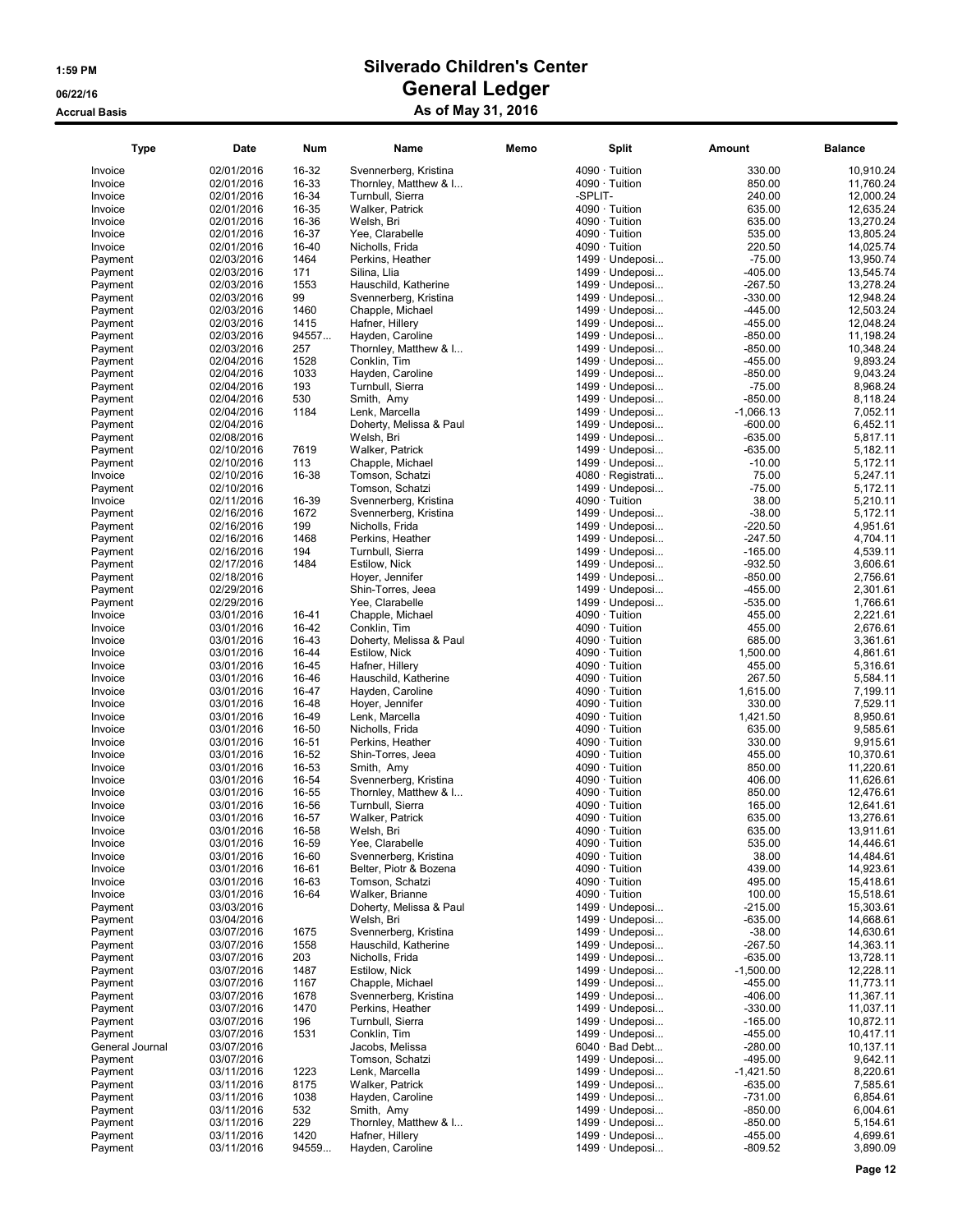# Silverado Children's Center

## General Ledger

### As of May 31, 2016

Accrual Basis

| Type | Date | Num | Name | Memo | Split | Amount | Balance |
|---|---|---|---|---|---|---|---|
| Invoice | 02/01/2016 | 16-32 | Svennerberg, Kristina | | 4090 · Tuition | 330.00 | 10,910.24 |
| Invoice | 02/01/2016 | 16-33 | Thornley, Matthew & I... | | 4090 · Tuition | 850.00 | 11,760.24 |
| Invoice | 02/01/2016 | 16-34 | Turnbull, Sierra | | -SPLIT- | 240.00 | 12,000.24 |
| Invoice | 02/01/2016 | 16-35 | Walker, Patrick | | 4090 · Tuition | 635.00 | 12,635.24 |
| Invoice | 02/01/2016 | 16-36 | Welsh, Bri | | 4090 · Tuition | 635.00 | 13,270.24 |
| Invoice | 02/01/2016 | 16-37 | Yee, Clarabelle | | 4090 · Tuition | 535.00 | 13,805.24 |
| Invoice | 02/01/2016 | 16-40 | Nicholls, Frida | | 4090 · Tuition | 220.50 | 14,025.74 |
| Payment | 02/03/2016 | 1464 | Perkins, Heather | | 1499 · Undeposi... | -75.00 | 13,950.74 |
| Payment | 02/03/2016 | 171 | Silina, Llia | | 1499 · Undeposi... | -405.00 | 13,545.74 |
| Payment | 02/03/2016 | 1553 | Hauschild, Katherine | | 1499 · Undeposi... | -267.50 | 13,278.24 |
| Payment | 02/03/2016 | 99 | Svennerberg, Kristina | | 1499 · Undeposi... | -330.00 | 12,948.24 |
| Payment | 02/03/2016 | 1460 | Chapple, Michael | | 1499 · Undeposi... | -445.00 | 12,503.24 |
| Payment | 02/03/2016 | 1415 | Hafner, Hillery | | 1499 · Undeposi... | -455.00 | 12,048.24 |
| Payment | 02/03/2016 | 94557... | Hayden, Caroline | | 1499 · Undeposi... | -850.00 | 11,198.24 |
| Payment | 02/03/2016 | 257 | Thornley, Matthew & I... | | 1499 · Undeposi... | -850.00 | 10,348.24 |
| Payment | 02/04/2016 | 1528 | Conklin, Tim | | 1499 · Undeposi... | -455.00 | 9,893.24 |
| Payment | 02/04/2016 | 1033 | Hayden, Caroline | | 1499 · Undeposi... | -850.00 | 9,043.24 |
| Payment | 02/04/2016 | 193 | Turnbull, Sierra | | 1499 · Undeposi... | -75.00 | 8,968.24 |
| Payment | 02/04/2016 | 530 | Smith, Amy | | 1499 · Undeposi... | -850.00 | 8,118.24 |
| Payment | 02/04/2016 | 1184 | Lenk, Marcella | | 1499 · Undeposi... | -1,066.13 | 7,052.11 |
| Payment | 02/04/2016 | | Doherty, Melissa & Paul | | 1499 · Undeposi... | -600.00 | 6,452.11 |
| Payment | 02/08/2016 | | Welsh, Bri | | 1499 · Undeposi... | -635.00 | 5,817.11 |
| Payment | 02/10/2016 | 7619 | Walker, Patrick | | 1499 · Undeposi... | -635.00 | 5,182.11 |
| Payment | 02/10/2016 | 113 | Chapple, Michael | | 1499 · Undeposi... | -10.00 | 5,172.11 |
| Invoice | 02/10/2016 | 16-38 | Tomson, Schatzi | | 4080 · Registrati... | 75.00 | 5,247.11 |
| Payment | 02/10/2016 | | Tomson, Schatzi | | 1499 · Undeposi... | -75.00 | 5,172.11 |
| Invoice | 02/11/2016 | 16-39 | Svennerberg, Kristina | | 4090 · Tuition | 38.00 | 5,210.11 |
| Payment | 02/16/2016 | 1672 | Svennerberg, Kristina | | 1499 · Undeposi... | -38.00 | 5,172.11 |
| Payment | 02/16/2016 | 199 | Nicholls, Frida | | 1499 · Undeposi... | -220.50 | 4,951.61 |
| Payment | 02/16/2016 | 1468 | Perkins, Heather | | 1499 · Undeposi... | -247.50 | 4,704.11 |
| Payment | 02/16/2016 | 194 | Turnbull, Sierra | | 1499 · Undeposi... | -165.00 | 4,539.11 |
| Payment | 02/17/2016 | 1484 | Estilow, Nick | | 1499 · Undeposi... | -932.50 | 3,606.61 |
| Payment | 02/18/2016 | | Hoyer, Jennifer | | 1499 · Undeposi... | -850.00 | 2,756.61 |
| Payment | 02/29/2016 | | Shin-Torres, Jeea | | 1499 · Undeposi... | -455.00 | 2,301.61 |
| Payment | 02/29/2016 | | Yee, Clarabelle | | 1499 · Undeposi... | -535.00 | 1,766.61 |
| Invoice | 03/01/2016 | 16-41 | Chapple, Michael | | 4090 · Tuition | 455.00 | 2,221.61 |
| Invoice | 03/01/2016 | 16-42 | Conklin, Tim | | 4090 · Tuition | 455.00 | 2,676.61 |
| Invoice | 03/01/2016 | 16-43 | Doherty, Melissa & Paul | | 4090 · Tuition | 685.00 | 3,361.61 |
| Invoice | 03/01/2016 | 16-44 | Estilow, Nick | | 4090 · Tuition | 1,500.00 | 4,861.61 |
| Invoice | 03/01/2016 | 16-45 | Hafner, Hillery | | 4090 · Tuition | 455.00 | 5,316.61 |
| Invoice | 03/01/2016 | 16-46 | Hauschild, Katherine | | 4090 · Tuition | 267.50 | 5,584.11 |
| Invoice | 03/01/2016 | 16-47 | Hayden, Caroline | | 4090 · Tuition | 1,615.00 | 7,199.11 |
| Invoice | 03/01/2016 | 16-48 | Hoyer, Jennifer | | 4090 · Tuition | 330.00 | 7,529.11 |
| Invoice | 03/01/2016 | 16-49 | Lenk, Marcella | | 4090 · Tuition | 1,421.50 | 8,950.61 |
| Invoice | 03/01/2016 | 16-50 | Nicholls, Frida | | 4090 · Tuition | 635.00 | 9,585.61 |
| Invoice | 03/01/2016 | 16-51 | Perkins, Heather | | 4090 · Tuition | 330.00 | 9,915.61 |
| Invoice | 03/01/2016 | 16-52 | Shin-Torres, Jeea | | 4090 · Tuition | 455.00 | 10,370.61 |
| Invoice | 03/01/2016 | 16-53 | Smith, Amy | | 4090 · Tuition | 850.00 | 11,220.61 |
| Invoice | 03/01/2016 | 16-54 | Svennerberg, Kristina | | 4090 · Tuition | 406.00 | 11,626.61 |
| Invoice | 03/01/2016 | 16-55 | Thornley, Matthew & I... | | 4090 · Tuition | 850.00 | 12,476.61 |
| Invoice | 03/01/2016 | 16-56 | Turnbull, Sierra | | 4090 · Tuition | 165.00 | 12,641.61 |
| Invoice | 03/01/2016 | 16-57 | Walker, Patrick | | 4090 · Tuition | 635.00 | 13,276.61 |
| Invoice | 03/01/2016 | 16-58 | Welsh, Bri | | 4090 · Tuition | 635.00 | 13,911.61 |
| Invoice | 03/01/2016 | 16-59 | Yee, Clarabelle | | 4090 · Tuition | 535.00 | 14,446.61 |
| Invoice | 03/01/2016 | 16-60 | Svennerberg, Kristina | | 4090 · Tuition | 38.00 | 14,484.61 |
| Invoice | 03/01/2016 | 16-61 | Belter, Piotr & Bozena | | 4090 · Tuition | 439.00 | 14,923.61 |
| Invoice | 03/01/2016 | 16-63 | Tomson, Schatzi | | 4090 · Tuition | 495.00 | 15,418.61 |
| Invoice | 03/01/2016 | 16-64 | Walker, Brianne | | 4090 · Tuition | 100.00 | 15,518.61 |
| Payment | 03/03/2016 | | Doherty, Melissa & Paul | | 1499 · Undeposi... | -215.00 | 15,303.61 |
| Payment | 03/04/2016 | | Welsh, Bri | | 1499 · Undeposi... | -635.00 | 14,668.61 |
| Payment | 03/07/2016 | 1675 | Svennerberg, Kristina | | 1499 · Undeposi... | -38.00 | 14,630.61 |
| Payment | 03/07/2016 | 1558 | Hauschild, Katherine | | 1499 · Undeposi... | -267.50 | 14,363.11 |
| Payment | 03/07/2016 | 203 | Nicholls, Frida | | 1499 · Undeposi... | -635.00 | 13,728.11 |
| Payment | 03/07/2016 | 1487 | Estilow, Nick | | 1499 · Undeposi... | -1,500.00 | 12,228.11 |
| Payment | 03/07/2016 | 1167 | Chapple, Michael | | 1499 · Undeposi... | -455.00 | 11,773.11 |
| Payment | 03/07/2016 | 1678 | Svennerberg, Kristina | | 1499 · Undeposi... | -406.00 | 11,367.11 |
| Payment | 03/07/2016 | 1470 | Perkins, Heather | | 1499 · Undeposi... | -330.00 | 11,037.11 |
| Payment | 03/07/2016 | 196 | Turnbull, Sierra | | 1499 · Undeposi... | -165.00 | 10,872.11 |
| Payment | 03/07/2016 | 1531 | Conklin, Tim | | 1499 · Undeposi... | -455.00 | 10,417.11 |
| General Journal | 03/07/2016 | | Jacobs, Melissa | | 6040 · Bad Debt... | -280.00 | 10,137.11 |
| Payment | 03/07/2016 | | Tomson, Schatzi | | 1499 · Undeposi... | -495.00 | 9,642.11 |
| Payment | 03/11/2016 | 1223 | Lenk, Marcella | | 1499 · Undeposi... | -1,421.50 | 8,220.61 |
| Payment | 03/11/2016 | 8175 | Walker, Patrick | | 1499 · Undeposi... | -635.00 | 7,585.61 |
| Payment | 03/11/2016 | 1038 | Hayden, Caroline | | 1499 · Undeposi... | -731.00 | 6,854.61 |
| Payment | 03/11/2016 | 532 | Smith, Amy | | 1499 · Undeposi... | -850.00 | 6,004.61 |
| Payment | 03/11/2016 | 229 | Thornley, Matthew & I... | | 1499 · Undeposi... | -850.00 | 5,154.61 |
| Payment | 03/11/2016 | 1420 | Hafner, Hillery | | 1499 · Undeposi... | -455.00 | 4,699.61 |
| Payment | 03/11/2016 | 94559... | Hayden, Caroline | | 1499 · Undeposi... | -809.52 | 3,890.09 |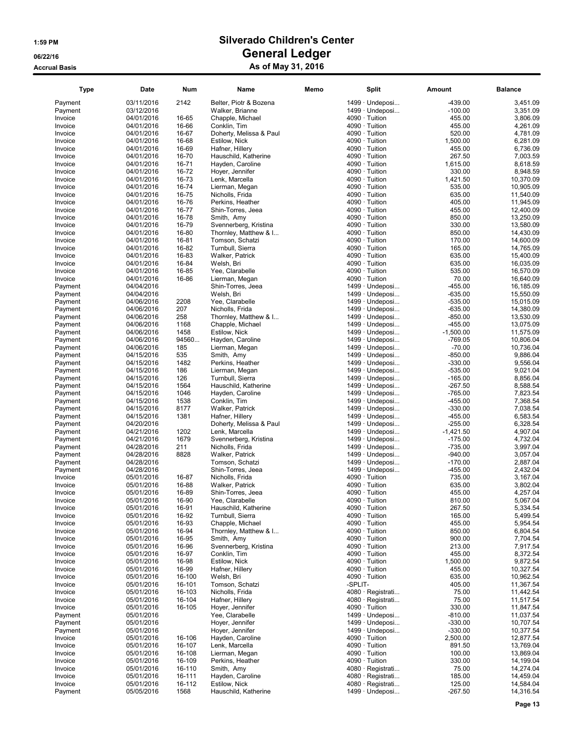# Silverado Children's Center
## General Ledger
### As of May 31, 2016

1:59 PM
06/22/16
Accrual Basis

| Type | Date | Num | Name | Memo | Split | Amount | Balance |
|---|---|---|---|---|---|---|---|
| Payment | 03/11/2016 | 2142 | Belter, Piotr & Bozena | | 1499 · Undeposi... | -439.00 | 3,451.09 |
| Payment | 03/12/2016 | | Walker, Brianne | | 1499 · Undeposi... | -100.00 | 3,351.09 |
| Invoice | 04/01/2016 | 16-65 | Chapple, Michael | | 4090 · Tuition | 455.00 | 3,806.09 |
| Invoice | 04/01/2016 | 16-66 | Conklin, Tim | | 4090 · Tuition | 455.00 | 4,261.09 |
| Invoice | 04/01/2016 | 16-67 | Doherty, Melissa & Paul | | 4090 · Tuition | 520.00 | 4,781.09 |
| Invoice | 04/01/2016 | 16-68 | Estilow, Nick | | 4090 · Tuition | 1,500.00 | 6,281.09 |
| Invoice | 04/01/2016 | 16-69 | Hafner, Hillery | | 4090 · Tuition | 455.00 | 6,736.09 |
| Invoice | 04/01/2016 | 16-70 | Hauschild, Katherine | | 4090 · Tuition | 267.50 | 7,003.59 |
| Invoice | 04/01/2016 | 16-71 | Hayden, Caroline | | 4090 · Tuition | 1,615.00 | 8,618.59 |
| Invoice | 04/01/2016 | 16-72 | Hoyer, Jennifer | | 4090 · Tuition | 330.00 | 8,948.59 |
| Invoice | 04/01/2016 | 16-73 | Lenk, Marcella | | 4090 · Tuition | 1,421.50 | 10,370.09 |
| Invoice | 04/01/2016 | 16-74 | Lierman, Megan | | 4090 · Tuition | 535.00 | 10,905.09 |
| Invoice | 04/01/2016 | 16-75 | Nicholls, Frida | | 4090 · Tuition | 635.00 | 11,540.09 |
| Invoice | 04/01/2016 | 16-76 | Perkins, Heather | | 4090 · Tuition | 405.00 | 11,945.09 |
| Invoice | 04/01/2016 | 16-77 | Shin-Torres, Jeea | | 4090 · Tuition | 455.00 | 12,400.09 |
| Invoice | 04/01/2016 | 16-78 | Smith, Amy | | 4090 · Tuition | 850.00 | 13,250.09 |
| Invoice | 04/01/2016 | 16-79 | Svennerberg, Kristina | | 4090 · Tuition | 330.00 | 13,580.09 |
| Invoice | 04/01/2016 | 16-80 | Thornley, Matthew & I... | | 4090 · Tuition | 850.00 | 14,430.09 |
| Invoice | 04/01/2016 | 16-81 | Tomson, Schatzi | | 4090 · Tuition | 170.00 | 14,600.09 |
| Invoice | 04/01/2016 | 16-82 | Turnbull, Sierra | | 4090 · Tuition | 165.00 | 14,765.09 |
| Invoice | 04/01/2016 | 16-83 | Walker, Patrick | | 4090 · Tuition | 635.00 | 15,400.09 |
| Invoice | 04/01/2016 | 16-84 | Welsh, Bri | | 4090 · Tuition | 635.00 | 16,035.09 |
| Invoice | 04/01/2016 | 16-85 | Yee, Clarabelle | | 4090 · Tuition | 535.00 | 16,570.09 |
| Invoice | 04/01/2016 | 16-86 | Lierman, Megan | | 4090 · Tuition | 70.00 | 16,640.09 |
| Payment | 04/04/2016 | | Shin-Torres, Jeea | | 1499 · Undeposi... | -455.00 | 16,185.09 |
| Payment | 04/04/2016 | | Welsh, Bri | | 1499 · Undeposi... | -635.00 | 15,550.09 |
| Payment | 04/06/2016 | 2208 | Yee, Clarabelle | | 1499 · Undeposi... | -535.00 | 15,015.09 |
| Payment | 04/06/2016 | 207 | Nicholls, Frida | | 1499 · Undeposi... | -635.00 | 14,380.09 |
| Payment | 04/06/2016 | 258 | Thornley, Matthew & I... | | 1499 · Undeposi... | -850.00 | 13,530.09 |
| Payment | 04/06/2016 | 1168 | Chapple, Michael | | 1499 · Undeposi... | -455.00 | 13,075.09 |
| Payment | 04/06/2016 | 1458 | Estilow, Nick | | 1499 · Undeposi... | -1,500.00 | 11,575.09 |
| Payment | 04/06/2016 | 94560... | Hayden, Caroline | | 1499 · Undeposi... | -769.05 | 10,806.04 |
| Payment | 04/06/2016 | 185 | Lierman, Megan | | 1499 · Undeposi... | -70.00 | 10,736.04 |
| Payment | 04/15/2016 | 535 | Smith, Amy | | 1499 · Undeposi... | -850.00 | 9,886.04 |
| Payment | 04/15/2016 | 1482 | Perkins, Heather | | 1499 · Undeposi... | -330.00 | 9,556.04 |
| Payment | 04/15/2016 | 186 | Lierman, Megan | | 1499 · Undeposi... | -535.00 | 9,021.04 |
| Payment | 04/15/2016 | 126 | Turnbull, Sierra | | 1499 · Undeposi... | -165.00 | 8,856.04 |
| Payment | 04/15/2016 | 1564 | Hauschild, Katherine | | 1499 · Undeposi... | -267.50 | 8,588.54 |
| Payment | 04/15/2016 | 1046 | Hayden, Caroline | | 1499 · Undeposi... | -765.00 | 7,823.54 |
| Payment | 04/15/2016 | 1538 | Conklin, Tim | | 1499 · Undeposi... | -455.00 | 7,368.54 |
| Payment | 04/15/2016 | 8177 | Walker, Patrick | | 1499 · Undeposi... | -330.00 | 7,038.54 |
| Payment | 04/15/2016 | 1381 | Hafner, Hillery | | 1499 · Undeposi... | -455.00 | 6,583.54 |
| Payment | 04/20/2016 | | Doherty, Melissa & Paul | | 1499 · Undeposi... | -255.00 | 6,328.54 |
| Payment | 04/21/2016 | 1202 | Lenk, Marcella | | 1499 · Undeposi... | -1,421.50 | 4,907.04 |
| Payment | 04/21/2016 | 1679 | Svennerberg, Kristina | | 1499 · Undeposi... | -175.00 | 4,732.04 |
| Payment | 04/28/2016 | 211 | Nicholls, Frida | | 1499 · Undeposi... | -735.00 | 3,997.04 |
| Payment | 04/28/2016 | 8828 | Walker, Patrick | | 1499 · Undeposi... | -940.00 | 3,057.04 |
| Payment | 04/28/2016 | | Tomson, Schatzi | | 1499 · Undeposi... | -170.00 | 2,887.04 |
| Payment | 04/28/2016 | | Shin-Torres, Jeea | | 1499 · Undeposi... | -455.00 | 2,432.04 |
| Invoice | 05/01/2016 | 16-87 | Nicholls, Frida | | 4090 · Tuition | 735.00 | 3,167.04 |
| Invoice | 05/01/2016 | 16-88 | Walker, Patrick | | 4090 · Tuition | 635.00 | 3,802.04 |
| Invoice | 05/01/2016 | 16-89 | Shin-Torres, Jeea | | 4090 · Tuition | 455.00 | 4,257.04 |
| Invoice | 05/01/2016 | 16-90 | Yee, Clarabelle | | 4090 · Tuition | 810.00 | 5,067.04 |
| Invoice | 05/01/2016 | 16-91 | Hauschild, Katherine | | 4090 · Tuition | 267.50 | 5,334.54 |
| Invoice | 05/01/2016 | 16-92 | Turnbull, Sierra | | 4090 · Tuition | 165.00 | 5,499.54 |
| Invoice | 05/01/2016 | 16-93 | Chapple, Michael | | 4090 · Tuition | 455.00 | 5,954.54 |
| Invoice | 05/01/2016 | 16-94 | Thornley, Matthew & I... | | 4090 · Tuition | 850.00 | 6,804.54 |
| Invoice | 05/01/2016 | 16-95 | Smith, Amy | | 4090 · Tuition | 900.00 | 7,704.54 |
| Invoice | 05/01/2016 | 16-96 | Svennerberg, Kristina | | 4090 · Tuition | 213.00 | 7,917.54 |
| Invoice | 05/01/2016 | 16-97 | Conklin, Tim | | 4090 · Tuition | 455.00 | 8,372.54 |
| Invoice | 05/01/2016 | 16-98 | Estilow, Nick | | 4090 · Tuition | 1,500.00 | 9,872.54 |
| Invoice | 05/01/2016 | 16-99 | Hafner, Hillery | | 4090 · Tuition | 455.00 | 10,327.54 |
| Invoice | 05/01/2016 | 16-100 | Welsh, Bri | | 4090 · Tuition | 635.00 | 10,962.54 |
| Invoice | 05/01/2016 | 16-101 | Tomson, Schatzi | | -SPLIT- | 405.00 | 11,367.54 |
| Invoice | 05/01/2016 | 16-103 | Nicholls, Frida | | 4080 · Registrati... | 75.00 | 11,442.54 |
| Invoice | 05/01/2016 | 16-104 | Hafner, Hillery | | 4080 · Registrati... | 75.00 | 11,517.54 |
| Invoice | 05/01/2016 | 16-105 | Hoyer, Jennifer | | 4090 · Tuition | 330.00 | 11,847.54 |
| Payment | 05/01/2016 | | Yee, Clarabelle | | 1499 · Undeposi... | -810.00 | 11,037.54 |
| Payment | 05/01/2016 | | Hoyer, Jennifer | | 1499 · Undeposi... | -330.00 | 10,707.54 |
| Payment | 05/01/2016 | | Hoyer, Jennifer | | 1499 · Undeposi... | -330.00 | 10,377.54 |
| Invoice | 05/01/2016 | 16-106 | Hayden, Caroline | | 4090 · Tuition | 2,500.00 | 12,877.54 |
| Invoice | 05/01/2016 | 16-107 | Lenk, Marcella | | 4090 · Tuition | 891.50 | 13,769.04 |
| Invoice | 05/01/2016 | 16-108 | Lierman, Megan | | 4090 · Tuition | 100.00 | 13,869.04 |
| Invoice | 05/01/2016 | 16-109 | Perkins, Heather | | 4090 · Tuition | 330.00 | 14,199.04 |
| Invoice | 05/01/2016 | 16-110 | Smith, Amy | | 4080 · Registrati... | 75.00 | 14,274.04 |
| Invoice | 05/01/2016 | 16-111 | Hayden, Caroline | | 4080 · Registrati... | 185.00 | 14,459.04 |
| Invoice | 05/01/2016 | 16-112 | Estilow, Nick | | 4080 · Registrati... | 125.00 | 14,584.04 |
| Payment | 05/05/2016 | 1568 | Hauschild, Katherine | | 1499 · Undeposi... | -267.50 | 14,316.54 |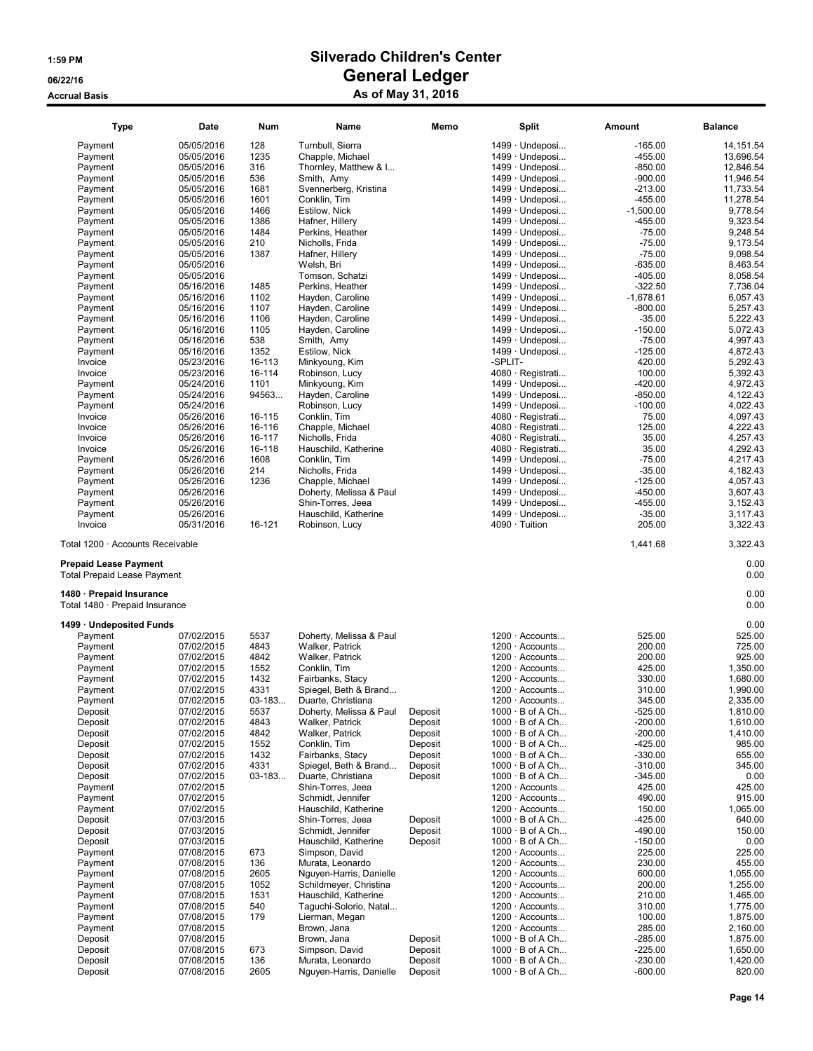# Silverado Children's Center
## General Ledger
### As of May 31, 2016

1:59 PM
06/22/16
Accrual Basis

| Type | Date | Num | Name | Memo | Split | Amount | Balance |
|---|---|---|---|---|---|---|---|
| Payment | 05/05/2016 | 128 | Turnbull, Sierra | | 1499 · Undeposi... | -165.00 | 14,151.54 |
| Payment | 05/05/2016 | 1235 | Chapple, Michael | | 1499 · Undeposi... | -455.00 | 13,696.54 |
| Payment | 05/05/2016 | 316 | Thornley, Matthew & I... | | 1499 · Undeposi... | -850.00 | 12,846.54 |
| Payment | 05/05/2016 | 536 | Smith, Amy | | 1499 · Undeposi... | -900.00 | 11,946.54 |
| Payment | 05/05/2016 | 1681 | Svennerberg, Kristina | | 1499 · Undeposi... | -213.00 | 11,733.54 |
| Payment | 05/05/2016 | 1601 | Conklin, Tim | | 1499 · Undeposi... | -455.00 | 11,278.54 |
| Payment | 05/05/2016 | 1466 | Estilow, Nick | | 1499 · Undeposi... | -1,500.00 | 9,778.54 |
| Payment | 05/05/2016 | 1386 | Hafner, Hillery | | 1499 · Undeposi... | -455.00 | 9,323.54 |
| Payment | 05/05/2016 | 1484 | Perkins, Heather | | 1499 · Undeposi... | -75.00 | 9,248.54 |
| Payment | 05/05/2016 | 210 | Nicholls, Frida | | 1499 · Undeposi... | -75.00 | 9,173.54 |
| Payment | 05/05/2016 | 1387 | Hafner, Hillery | | 1499 · Undeposi... | -75.00 | 9,098.54 |
| Payment | 05/05/2016 | | Welsh, Bri | | 1499 · Undeposi... | -635.00 | 8,463.54 |
| Payment | 05/05/2016 | | Tomson, Schatzi | | 1499 · Undeposi... | -405.00 | 8,058.54 |
| Payment | 05/16/2016 | 1485 | Perkins, Heather | | 1499 · Undeposi... | -322.50 | 7,736.04 |
| Payment | 05/16/2016 | 1102 | Hayden, Caroline | | 1499 · Undeposi... | -1,678.61 | 6,057.43 |
| Payment | 05/16/2016 | 1107 | Hayden, Caroline | | 1499 · Undeposi... | -800.00 | 5,257.43 |
| Payment | 05/16/2016 | 1106 | Hayden, Caroline | | 1499 · Undeposi... | -35.00 | 5,222.43 |
| Payment | 05/16/2016 | 1105 | Hayden, Caroline | | 1499 · Undeposi... | -150.00 | 5,072.43 |
| Payment | 05/16/2016 | 538 | Smith, Amy | | 1499 · Undeposi... | -75.00 | 4,997.43 |
| Payment | 05/16/2016 | 1352 | Estilow, Nick | | 1499 · Undeposi... | -125.00 | 4,872.43 |
| Invoice | 05/23/2016 | 16-113 | Minkyoung, Kim | | -SPLIT- | 420.00 | 5,292.43 |
| Invoice | 05/23/2016 | 16-114 | Robinson, Lucy | | 4080 · Registrati... | 100.00 | 5,392.43 |
| Payment | 05/24/2016 | 1101 | Minkyoung, Kim | | 1499 · Undeposi... | -420.00 | 4,972.43 |
| Payment | 05/24/2016 | 94563... | Hayden, Caroline | | 1499 · Undeposi... | -850.00 | 4,122.43 |
| Payment | 05/24/2016 | | Robinson, Lucy | | 1499 · Undeposi... | -100.00 | 4,022.43 |
| Invoice | 05/26/2016 | 16-115 | Conklin, Tim | | 4080 · Registrati... | 75.00 | 4,097.43 |
| Invoice | 05/26/2016 | 16-116 | Chapple, Michael | | 4080 · Registrati... | 125.00 | 4,222.43 |
| Invoice | 05/26/2016 | 16-117 | Nicholls, Frida | | 4080 · Registrati... | 35.00 | 4,257.43 |
| Invoice | 05/26/2016 | 16-118 | Hauschild, Katherine | | 4080 · Registrati... | 35.00 | 4,292.43 |
| Payment | 05/26/2016 | 1608 | Conklin, Tim | | 1499 · Undeposi... | -75.00 | 4,217.43 |
| Payment | 05/26/2016 | 214 | Nicholls, Frida | | 1499 · Undeposi... | -35.00 | 4,182.43 |
| Payment | 05/26/2016 | 1236 | Chapple, Michael | | 1499 · Undeposi... | -125.00 | 4,057.43 |
| Payment | 05/26/2016 | | Doherty, Melissa & Paul | | 1499 · Undeposi... | -450.00 | 3,607.43 |
| Payment | 05/26/2016 | | Shin-Torres, Jeea | | 1499 · Undeposi... | -455.00 | 3,152.43 |
| Payment | 05/26/2016 | | Hauschild, Katherine | | 1499 · Undeposi... | -35.00 | 3,117.43 |
| Invoice | 05/31/2016 | 16-121 | Robinson, Lucy | | 4090 · Tuition | 205.00 | 3,322.43 |
| Total 1200 · Accounts Receivable | | | | | | 1,441.68 | 3,322.43 |
| **Prepaid Lease Payment** | | | | | | | 0.00 |
| Total Prepaid Lease Payment | | | | | | | 0.00 |
| **1480 · Prepaid Insurance** | | | | | | | 0.00 |
| Total 1480 · Prepaid Insurance | | | | | | | 0.00 |
| **1499 · Undeposited Funds** | | | | | | | 0.00 |
| Payment | 07/02/2015 | 5537 | Doherty, Melissa & Paul | | 1200 · Accounts... | 525.00 | 525.00 |
| Payment | 07/02/2015 | 4843 | Walker, Patrick | | 1200 · Accounts... | 200.00 | 725.00 |
| Payment | 07/02/2015 | 4842 | Walker, Patrick | | 1200 · Accounts... | 200.00 | 925.00 |
| Payment | 07/02/2015 | 1552 | Conklin, Tim | | 1200 · Accounts... | 425.00 | 1,350.00 |
| Payment | 07/02/2015 | 1432 | Fairbanks, Stacy | | 1200 · Accounts... | 330.00 | 1,680.00 |
| Payment | 07/02/2015 | 4331 | Spiegel, Beth & Brand... | | 1200 · Accounts... | 310.00 | 1,990.00 |
| Payment | 07/02/2015 | 03-183... | Duarte, Christiana | | 1200 · Accounts... | 345.00 | 2,335.00 |
| Deposit | 07/02/2015 | 5537 | Doherty, Melissa & Paul | Deposit | 1000 · B of A Ch... | -525.00 | 1,810.00 |
| Deposit | 07/02/2015 | 4843 | Walker, Patrick | Deposit | 1000 · B of A Ch... | -200.00 | 1,610.00 |
| Deposit | 07/02/2015 | 4842 | Walker, Patrick | Deposit | 1000 · B of A Ch... | -200.00 | 1,410.00 |
| Deposit | 07/02/2015 | 1552 | Conklin, Tim | Deposit | 1000 · B of A Ch... | -425.00 | 985.00 |
| Deposit | 07/02/2015 | 1432 | Fairbanks, Stacy | Deposit | 1000 · B of A Ch... | -330.00 | 655.00 |
| Deposit | 07/02/2015 | 4331 | Spiegel, Beth & Brand... | Deposit | 1000 · B of A Ch... | -310.00 | 345.00 |
| Deposit | 07/02/2015 | 03-183... | Duarte, Christiana | Deposit | 1000 · B of A Ch... | -345.00 | 0.00 |
| Payment | 07/02/2015 | | Shin-Torres, Jeea | | 1200 · Accounts... | 425.00 | 425.00 |
| Payment | 07/02/2015 | | Schmidt, Jennifer | | 1200 · Accounts... | 490.00 | 915.00 |
| Payment | 07/02/2015 | | Hauschild, Katherine | | 1200 · Accounts... | 150.00 | 1,065.00 |
| Deposit | 07/03/2015 | | Shin-Torres, Jeea | Deposit | 1000 · B of A Ch... | -425.00 | 640.00 |
| Deposit | 07/03/2015 | | Schmidt, Jennifer | Deposit | 1000 · B of A Ch... | -490.00 | 150.00 |
| Deposit | 07/03/2015 | | Hauschild, Katherine | Deposit | 1000 · B of A Ch... | -150.00 | 0.00 |
| Payment | 07/08/2015 | 673 | Simpson, David | | 1200 · Accounts... | 225.00 | 225.00 |
| Payment | 07/08/2015 | 136 | Murata, Leonardo | | 1200 · Accounts... | 230.00 | 455.00 |
| Payment | 07/08/2015 | 2605 | Nguyen-Harris, Danielle | | 1200 · Accounts... | 600.00 | 1,055.00 |
| Payment | 07/08/2015 | 1052 | Schildmeyer, Christina | | 1200 · Accounts... | 200.00 | 1,255.00 |
| Payment | 07/08/2015 | 1531 | Hauschild, Katherine | | 1200 · Accounts... | 210.00 | 1,465.00 |
| Payment | 07/08/2015 | 540 | Taguchi-Solorio, Natal... | | 1200 · Accounts... | 310.00 | 1,775.00 |
| Payment | 07/08/2015 | 179 | Lierman, Megan | | 1200 · Accounts... | 100.00 | 1,875.00 |
| Payment | 07/08/2015 | | Brown, Jana | | 1200 · Accounts... | 285.00 | 2,160.00 |
| Deposit | 07/08/2015 | | Brown, Jana | Deposit | 1000 · B of A Ch... | -285.00 | 1,875.00 |
| Deposit | 07/08/2015 | 673 | Simpson, David | Deposit | 1000 · B of A Ch... | -225.00 | 1,650.00 |
| Deposit | 07/08/2015 | 136 | Murata, Leonardo | Deposit | 1000 · B of A Ch... | -230.00 | 1,420.00 |
| Deposit | 07/08/2015 | 2605 | Nguyen-Harris, Danielle | Deposit | 1000 · B of A Ch... | -600.00 | 820.00 |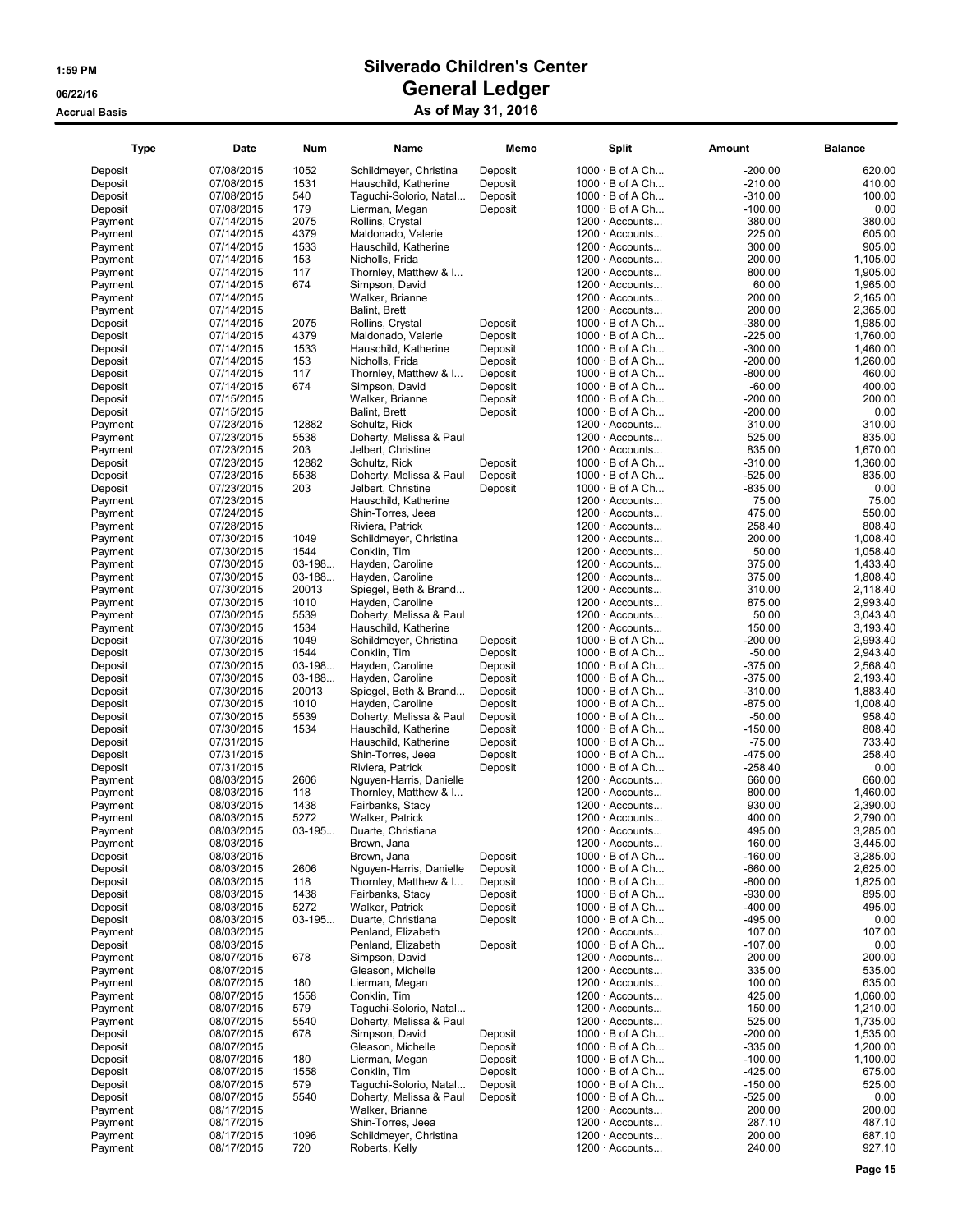# Silverado Children's Center

## General Ledger

### As of May 31, 2016

1:59 PM
06/22/16
Accrual Basis

| Type | Date | Num | Name | Memo | Split | Amount | Balance |
|---|---|---|---|---|---|---|---|
| Deposit | 07/08/2015 | 1052 | Schildmeyer, Christina | Deposit | 1000 · B of A Ch... | -200.00 | 620.00 |
| Deposit | 07/08/2015 | 1531 | Hauschild, Katherine | Deposit | 1000 · B of A Ch... | -210.00 | 410.00 |
| Deposit | 07/08/2015 | 540 | Taguchi-Solorio, Natal... | Deposit | 1000 · B of A Ch... | -310.00 | 100.00 |
| Deposit | 07/08/2015 | 179 | Lierman, Megan | Deposit | 1000 · B of A Ch... | -100.00 | 0.00 |
| Payment | 07/14/2015 | 2075 | Rollins, Crystal | | 1200 · Accounts... | 380.00 | 380.00 |
| Payment | 07/14/2015 | 4379 | Maldonado, Valerie | | 1200 · Accounts... | 225.00 | 605.00 |
| Payment | 07/14/2015 | 1533 | Hauschild, Katherine | | 1200 · Accounts... | 300.00 | 905.00 |
| Payment | 07/14/2015 | 153 | Nicholls, Frida | | 1200 · Accounts... | 200.00 | 1,105.00 |
| Payment | 07/14/2015 | 117 | Thornley, Matthew & I... | | 1200 · Accounts... | 800.00 | 1,905.00 |
| Payment | 07/14/2015 | 674 | Simpson, David | | 1200 · Accounts... | 60.00 | 1,965.00 |
| Payment | 07/14/2015 | | Walker, Brianne | | 1200 · Accounts... | 200.00 | 2,165.00 |
| Payment | 07/14/2015 | | Balint, Brett | | 1200 · Accounts... | 200.00 | 2,365.00 |
| Deposit | 07/14/2015 | 2075 | Rollins, Crystal | Deposit | 1000 · B of A Ch... | -380.00 | 1,985.00 |
| Deposit | 07/14/2015 | 4379 | Maldonado, Valerie | Deposit | 1000 · B of A Ch... | -225.00 | 1,760.00 |
| Deposit | 07/14/2015 | 1533 | Hauschild, Katherine | Deposit | 1000 · B of A Ch... | -300.00 | 1,460.00 |
| Deposit | 07/14/2015 | 153 | Nicholls, Frida | Deposit | 1000 · B of A Ch... | -200.00 | 1,260.00 |
| Deposit | 07/14/2015 | 117 | Thornley, Matthew & I... | Deposit | 1000 · B of A Ch... | -800.00 | 460.00 |
| Deposit | 07/14/2015 | 674 | Simpson, David | Deposit | 1000 · B of A Ch... | -60.00 | 400.00 |
| Deposit | 07/15/2015 | | Walker, Brianne | Deposit | 1000 · B of A Ch... | -200.00 | 200.00 |
| Deposit | 07/15/2015 | | Balint, Brett | Deposit | 1000 · B of A Ch... | -200.00 | 0.00 |
| Payment | 07/23/2015 | 12882 | Schultz, Rick | | 1200 · Accounts... | 310.00 | 310.00 |
| Payment | 07/23/2015 | 5538 | Doherty, Melissa & Paul | | 1200 · Accounts... | 525.00 | 835.00 |
| Payment | 07/23/2015 | 203 | Jelbert, Christine | | 1200 · Accounts... | 835.00 | 1,670.00 |
| Deposit | 07/23/2015 | 12882 | Schultz, Rick | Deposit | 1000 · B of A Ch... | -310.00 | 1,360.00 |
| Deposit | 07/23/2015 | 5538 | Doherty, Melissa & Paul | Deposit | 1000 · B of A Ch... | -525.00 | 835.00 |
| Deposit | 07/23/2015 | 203 | Jelbert, Christine | Deposit | 1000 · B of A Ch... | -835.00 | 0.00 |
| Payment | 07/23/2015 | | Hauschild, Katherine | | 1200 · Accounts... | 75.00 | 75.00 |
| Payment | 07/24/2015 | | Shin-Torres, Jeea | | 1200 · Accounts... | 475.00 | 550.00 |
| Payment | 07/28/2015 | | Riviera, Patrick | | 1200 · Accounts... | 258.40 | 808.40 |
| Payment | 07/30/2015 | 1049 | Schildmeyer, Christina | | 1200 · Accounts... | 200.00 | 1,008.40 |
| Payment | 07/30/2015 | 1544 | Conklin, Tim | | 1200 · Accounts... | 50.00 | 1,058.40 |
| Payment | 07/30/2015 | 03-198... | Hayden, Caroline | | 1200 · Accounts... | 375.00 | 1,433.40 |
| Payment | 07/30/2015 | 03-188... | Hayden, Caroline | | 1200 · Accounts... | 375.00 | 1,808.40 |
| Payment | 07/30/2015 | 20013 | Spiegel, Beth & Brand... | | 1200 · Accounts... | 310.00 | 2,118.40 |
| Payment | 07/30/2015 | 1010 | Hayden, Caroline | | 1200 · Accounts... | 875.00 | 2,993.40 |
| Payment | 07/30/2015 | 5539 | Doherty, Melissa & Paul | | 1200 · Accounts... | 50.00 | 3,043.40 |
| Payment | 07/30/2015 | 1534 | Hauschild, Katherine | | 1200 · Accounts... | 150.00 | 3,193.40 |
| Deposit | 07/30/2015 | 1049 | Schildmeyer, Christina | Deposit | 1000 · B of A Ch... | -200.00 | 2,993.40 |
| Deposit | 07/30/2015 | 1544 | Conklin, Tim | Deposit | 1000 · B of A Ch... | -50.00 | 2,943.40 |
| Deposit | 07/30/2015 | 03-198... | Hayden, Caroline | Deposit | 1000 · B of A Ch... | -375.00 | 2,568.40 |
| Deposit | 07/30/2015 | 03-188... | Hayden, Caroline | Deposit | 1000 · B of A Ch... | -375.00 | 2,193.40 |
| Deposit | 07/30/2015 | 20013 | Spiegel, Beth & Brand... | Deposit | 1000 · B of A Ch... | -310.00 | 1,883.40 |
| Deposit | 07/30/2015 | 1010 | Hayden, Caroline | Deposit | 1000 · B of A Ch... | -875.00 | 1,008.40 |
| Deposit | 07/30/2015 | 5539 | Doherty, Melissa & Paul | Deposit | 1000 · B of A Ch... | -50.00 | 958.40 |
| Deposit | 07/30/2015 | 1534 | Hauschild, Katherine | Deposit | 1000 · B of A Ch... | -150.00 | 808.40 |
| Deposit | 07/31/2015 | | Hauschild, Katherine | Deposit | 1000 · B of A Ch... | -75.00 | 733.40 |
| Deposit | 07/31/2015 | | Shin-Torres, Jeea | Deposit | 1000 · B of A Ch... | -475.00 | 258.40 |
| Deposit | 07/31/2015 | | Riviera, Patrick | Deposit | 1000 · B of A Ch... | -258.40 | 0.00 |
| Payment | 08/03/2015 | 2606 | Nguyen-Harris, Danielle | | 1200 · Accounts... | 660.00 | 660.00 |
| Payment | 08/03/2015 | 118 | Thornley, Matthew & I... | | 1200 · Accounts... | 800.00 | 1,460.00 |
| Payment | 08/03/2015 | 1438 | Fairbanks, Stacy | | 1200 · Accounts... | 930.00 | 2,390.00 |
| Payment | 08/03/2015 | 5272 | Walker, Patrick | | 1200 · Accounts... | 400.00 | 2,790.00 |
| Payment | 08/03/2015 | 03-195... | Duarte, Christiana | | 1200 · Accounts... | 495.00 | 3,285.00 |
| Payment | 08/03/2015 | | Brown, Jana | | 1200 · Accounts... | 160.00 | 3,445.00 |
| Deposit | 08/03/2015 | | Brown, Jana | Deposit | 1000 · B of A Ch... | -160.00 | 3,285.00 |
| Deposit | 08/03/2015 | 2606 | Nguyen-Harris, Danielle | Deposit | 1000 · B of A Ch... | -660.00 | 2,625.00 |
| Deposit | 08/03/2015 | 118 | Thornley, Matthew & I... | Deposit | 1000 · B of A Ch... | -800.00 | 1,825.00 |
| Deposit | 08/03/2015 | 1438 | Fairbanks, Stacy | Deposit | 1000 · B of A Ch... | -930.00 | 895.00 |
| Deposit | 08/03/2015 | 5272 | Walker, Patrick | Deposit | 1000 · B of A Ch... | -400.00 | 495.00 |
| Deposit | 08/03/2015 | 03-195... | Duarte, Christiana | Deposit | 1000 · B of A Ch... | -495.00 | 0.00 |
| Payment | 08/03/2015 | | Penland, Elizabeth | | 1200 · Accounts... | 107.00 | 107.00 |
| Deposit | 08/03/2015 | | Penland, Elizabeth | Deposit | 1000 · B of A Ch... | -107.00 | 0.00 |
| Payment | 08/07/2015 | 678 | Simpson, David | | 1200 · Accounts... | 200.00 | 200.00 |
| Payment | 08/07/2015 | | Gleason, Michelle | | 1200 · Accounts... | 335.00 | 535.00 |
| Payment | 08/07/2015 | 180 | Lierman, Megan | | 1200 · Accounts... | 100.00 | 635.00 |
| Payment | 08/07/2015 | 1558 | Conklin, Tim | | 1200 · Accounts... | 425.00 | 1,060.00 |
| Payment | 08/07/2015 | 579 | Taguchi-Solorio, Natal... | | 1200 · Accounts... | 150.00 | 1,210.00 |
| Payment | 08/07/2015 | 5540 | Doherty, Melissa & Paul | | 1200 · Accounts... | 525.00 | 1,735.00 |
| Deposit | 08/07/2015 | 678 | Simpson, David | Deposit | 1000 · B of A Ch... | -200.00 | 1,535.00 |
| Deposit | 08/07/2015 | | Gleason, Michelle | Deposit | 1000 · B of A Ch... | -335.00 | 1,200.00 |
| Deposit | 08/07/2015 | 180 | Lierman, Megan | Deposit | 1000 · B of A Ch... | -100.00 | 1,100.00 |
| Deposit | 08/07/2015 | 1558 | Conklin, Tim | Deposit | 1000 · B of A Ch... | -425.00 | 675.00 |
| Deposit | 08/07/2015 | 579 | Taguchi-Solorio, Natal... | Deposit | 1000 · B of A Ch... | -150.00 | 525.00 |
| Deposit | 08/07/2015 | 5540 | Doherty, Melissa & Paul | Deposit | 1000 · B of A Ch... | -525.00 | 0.00 |
| Payment | 08/17/2015 | | Walker, Brianne | | 1200 · Accounts... | 200.00 | 200.00 |
| Payment | 08/17/2015 | | Shin-Torres, Jeea | | 1200 · Accounts... | 287.10 | 487.10 |
| Payment | 08/17/2015 | 1096 | Schildmeyer, Christina | | 1200 · Accounts... | 200.00 | 687.10 |
| Payment | 08/17/2015 | 720 | Roberts, Kelly | | 1200 · Accounts... | 240.00 | 927.10 |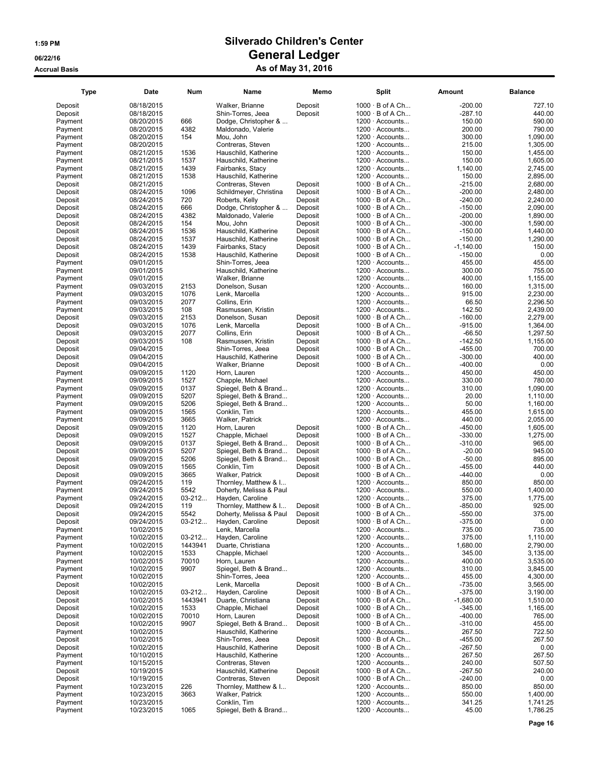# Silverado Children's Center

## General Ledger

### As of May 31, 2016

Accrual Basis

| Type | Date | Num | Name | Memo | Split | Amount | Balance |
|---|---|---|---|---|---|---|---|
| Deposit | 08/18/2015 | | Walker, Brianne | Deposit | 1000 · B of A Ch... | -200.00 | 727.10 |
| Deposit | 08/18/2015 | | Shin-Torres, Jeea | Deposit | 1000 · B of A Ch... | -287.10 | 440.00 |
| Payment | 08/20/2015 | 666 | Dodge, Christopher & ... | | 1200 · Accounts... | 150.00 | 590.00 |
| Payment | 08/20/2015 | 4382 | Maldonado, Valerie | | 1200 · Accounts... | 200.00 | 790.00 |
| Payment | 08/20/2015 | 154 | Mou, John | | 1200 · Accounts... | 300.00 | 1,090.00 |
| Payment | 08/20/2015 | | Contreras, Steven | | 1200 · Accounts... | 215.00 | 1,305.00 |
| Payment | 08/21/2015 | 1536 | Hauschild, Katherine | | 1200 · Accounts... | 150.00 | 1,455.00 |
| Payment | 08/21/2015 | 1537 | Hauschild, Katherine | | 1200 · Accounts... | 150.00 | 1,605.00 |
| Payment | 08/21/2015 | 1439 | Fairbanks, Stacy | | 1200 · Accounts... | 1,140.00 | 2,745.00 |
| Payment | 08/21/2015 | 1538 | Hauschild, Katherine | | 1200 · Accounts... | 150.00 | 2,895.00 |
| Deposit | 08/21/2015 | | Contreras, Steven | Deposit | 1000 · B of A Ch... | -215.00 | 2,680.00 |
| Deposit | 08/24/2015 | 1096 | Schildmeyer, Christina | Deposit | 1000 · B of A Ch... | -200.00 | 2,480.00 |
| Deposit | 08/24/2015 | 720 | Roberts, Kelly | Deposit | 1000 · B of A Ch... | -240.00 | 2,240.00 |
| Deposit | 08/24/2015 | 666 | Dodge, Christopher & ... | Deposit | 1000 · B of A Ch... | -150.00 | 2,090.00 |
| Deposit | 08/24/2015 | 4382 | Maldonado, Valerie | Deposit | 1000 · B of A Ch... | -200.00 | 1,890.00 |
| Deposit | 08/24/2015 | 154 | Mou, John | Deposit | 1000 · B of A Ch... | -300.00 | 1,590.00 |
| Deposit | 08/24/2015 | 1536 | Hauschild, Katherine | Deposit | 1000 · B of A Ch... | -150.00 | 1,440.00 |
| Deposit | 08/24/2015 | 1537 | Hauschild, Katherine | Deposit | 1000 · B of A Ch... | -150.00 | 1,290.00 |
| Deposit | 08/24/2015 | 1439 | Fairbanks, Stacy | Deposit | 1000 · B of A Ch... | -1,140.00 | 150.00 |
| Deposit | 08/24/2015 | 1538 | Hauschild, Katherine | Deposit | 1000 · B of A Ch... | -150.00 | 0.00 |
| Payment | 09/01/2015 | | Shin-Torres, Jeea | | 1200 · Accounts... | 455.00 | 455.00 |
| Payment | 09/01/2015 | | Hauschild, Katherine | | 1200 · Accounts... | 300.00 | 755.00 |
| Payment | 09/01/2015 | | Walker, Brianne | | 1200 · Accounts... | 400.00 | 1,155.00 |
| Payment | 09/03/2015 | 2153 | Donelson, Susan | | 1200 · Accounts... | 160.00 | 1,315.00 |
| Payment | 09/03/2015 | 1076 | Lenk, Marcella | | 1200 · Accounts... | 915.00 | 2,230.00 |
| Payment | 09/03/2015 | 2077 | Collins, Erin | | 1200 · Accounts... | 66.50 | 2,296.50 |
| Payment | 09/03/2015 | 108 | Rasmussen, Kristin | | 1200 · Accounts... | 142.50 | 2,439.00 |
| Deposit | 09/03/2015 | 2153 | Donelson, Susan | Deposit | 1000 · B of A Ch... | -160.00 | 2,279.00 |
| Deposit | 09/03/2015 | 1076 | Lenk, Marcella | Deposit | 1000 · B of A Ch... | -915.00 | 1,364.00 |
| Deposit | 09/03/2015 | 2077 | Collins, Erin | Deposit | 1000 · B of A Ch... | -66.50 | 1,297.50 |
| Deposit | 09/03/2015 | 108 | Rasmussen, Kristin | Deposit | 1000 · B of A Ch... | -142.50 | 1,155.00 |
| Deposit | 09/04/2015 | | Shin-Torres, Jeea | Deposit | 1000 · B of A Ch... | -455.00 | 700.00 |
| Deposit | 09/04/2015 | | Hauschild, Katherine | Deposit | 1000 · B of A Ch... | -300.00 | 400.00 |
| Deposit | 09/04/2015 | | Walker, Brianne | Deposit | 1000 · B of A Ch... | -400.00 | 0.00 |
| Payment | 09/09/2015 | 1120 | Horn, Lauren | | 1200 · Accounts... | 450.00 | 450.00 |
| Payment | 09/09/2015 | 1527 | Chapple, Michael | | 1200 · Accounts... | 330.00 | 780.00 |
| Payment | 09/09/2015 | 0137 | Spiegel, Beth & Brand... | | 1200 · Accounts... | 310.00 | 1,090.00 |
| Payment | 09/09/2015 | 5207 | Spiegel, Beth & Brand... | | 1200 · Accounts... | 20.00 | 1,110.00 |
| Payment | 09/09/2015 | 5206 | Spiegel, Beth & Brand... | | 1200 · Accounts... | 50.00 | 1,160.00 |
| Payment | 09/09/2015 | 1565 | Conklin, Tim | | 1200 · Accounts... | 455.00 | 1,615.00 |
| Payment | 09/09/2015 | 3665 | Walker, Patrick | | 1200 · Accounts... | 440.00 | 2,055.00 |
| Deposit | 09/09/2015 | 1120 | Horn, Lauren | Deposit | 1000 · B of A Ch... | -450.00 | 1,605.00 |
| Deposit | 09/09/2015 | 1527 | Chapple, Michael | Deposit | 1000 · B of A Ch... | -330.00 | 1,275.00 |
| Deposit | 09/09/2015 | 0137 | Spiegel, Beth & Brand... | Deposit | 1000 · B of A Ch... | -310.00 | 965.00 |
| Deposit | 09/09/2015 | 5207 | Spiegel, Beth & Brand... | Deposit | 1000 · B of A Ch... | -20.00 | 945.00 |
| Deposit | 09/09/2015 | 5206 | Spiegel, Beth & Brand... | Deposit | 1000 · B of A Ch... | -50.00 | 895.00 |
| Deposit | 09/09/2015 | 1565 | Conklin, Tim | Deposit | 1000 · B of A Ch... | -455.00 | 440.00 |
| Deposit | 09/09/2015 | 3665 | Walker, Patrick | Deposit | 1000 · B of A Ch... | -440.00 | 0.00 |
| Payment | 09/24/2015 | 119 | Thornley, Matthew & I... | | 1200 · Accounts... | 850.00 | 850.00 |
| Payment | 09/24/2015 | 5542 | Doherty, Melissa & Paul | | 1200 · Accounts... | 550.00 | 1,400.00 |
| Payment | 09/24/2015 | 03-212... | Hayden, Caroline | | 1200 · Accounts... | 375.00 | 1,775.00 |
| Deposit | 09/24/2015 | 119 | Thornley, Matthew & I... | Deposit | 1000 · B of A Ch... | -850.00 | 925.00 |
| Deposit | 09/24/2015 | 5542 | Doherty, Melissa & Paul | Deposit | 1000 · B of A Ch... | -550.00 | 375.00 |
| Deposit | 09/24/2015 | 03-212... | Hayden, Caroline | Deposit | 1000 · B of A Ch... | -375.00 | 0.00 |
| Payment | 10/02/2015 | | Lenk, Marcella | | 1200 · Accounts... | 735.00 | 735.00 |
| Payment | 10/02/2015 | 03-212... | Hayden, Caroline | | 1200 · Accounts... | 375.00 | 1,110.00 |
| Payment | 10/02/2015 | 1443941 | Duarte, Christiana | | 1200 · Accounts... | 1,680.00 | 2,790.00 |
| Payment | 10/02/2015 | 1533 | Chapple, Michael | | 1200 · Accounts... | 345.00 | 3,135.00 |
| Payment | 10/02/2015 | 70010 | Horn, Lauren | | 1200 · Accounts... | 400.00 | 3,535.00 |
| Payment | 10/02/2015 | 9907 | Spiegel, Beth & Brand... | | 1200 · Accounts... | 310.00 | 3,845.00 |
| Payment | 10/02/2015 | | Shin-Torres, Jeea | | 1200 · Accounts... | 455.00 | 4,300.00 |
| Deposit | 10/02/2015 | | Lenk, Marcella | Deposit | 1000 · B of A Ch... | -735.00 | 3,565.00 |
| Deposit | 10/02/2015 | 03-212... | Hayden, Caroline | Deposit | 1000 · B of A Ch... | -375.00 | 3,190.00 |
| Deposit | 10/02/2015 | 1443941 | Duarte, Christiana | Deposit | 1000 · B of A Ch... | -1,680.00 | 1,510.00 |
| Deposit | 10/02/2015 | 1533 | Chapple, Michael | Deposit | 1000 · B of A Ch... | -345.00 | 1,165.00 |
| Deposit | 10/02/2015 | 70010 | Horn, Lauren | Deposit | 1000 · B of A Ch... | -400.00 | 765.00 |
| Deposit | 10/02/2015 | 9907 | Spiegel, Beth & Brand... | Deposit | 1000 · B of A Ch... | -310.00 | 455.00 |
| Payment | 10/02/2015 | | Hauschild, Katherine | | 1200 · Accounts... | 267.50 | 722.50 |
| Deposit | 10/02/2015 | | Shin-Torres, Jeea | Deposit | 1000 · B of A Ch... | -455.00 | 267.50 |
| Deposit | 10/02/2015 | | Hauschild, Katherine | Deposit | 1000 · B of A Ch... | -267.50 | 0.00 |
| Payment | 10/10/2015 | | Hauschild, Katherine | | 1200 · Accounts... | 267.50 | 267.50 |
| Payment | 10/15/2015 | | Contreras, Steven | | 1200 · Accounts... | 240.00 | 507.50 |
| Deposit | 10/19/2015 | | Hauschild, Katherine | Deposit | 1000 · B of A Ch... | -267.50 | 240.00 |
| Deposit | 10/19/2015 | | Contreras, Steven | Deposit | 1000 · B of A Ch... | -240.00 | 0.00 |
| Payment | 10/23/2015 | 226 | Thornley, Matthew & I... | | 1200 · Accounts... | 850.00 | 850.00 |
| Payment | 10/23/2015 | 3663 | Walker, Patrick | | 1200 · Accounts... | 550.00 | 1,400.00 |
| Payment | 10/23/2015 | | Conklin, Tim | | 1200 · Accounts... | 341.25 | 1,741.25 |
| Payment | 10/23/2015 | 1065 | Spiegel, Beth & Brand... | | 1200 · Accounts... | 45.00 | 1,786.25 |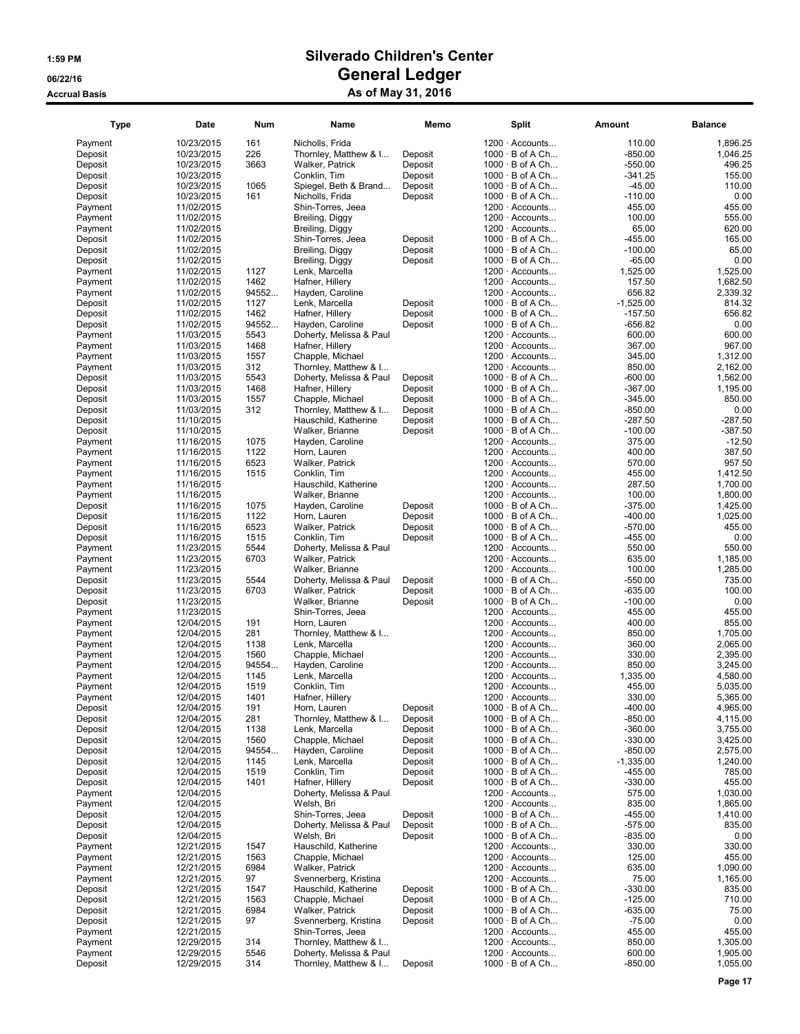# Silverado Children's Center

## General Ledger

### As of May 31, 2016

1:59 PM
06/22/16
Accrual Basis

| Type | Date | Num | Name | Memo | Split | Amount | Balance |
|---|---|---|---|---|---|---|---|
| Payment | 10/23/2015 | 161 | Nicholls, Frida | | 1200 · Accounts... | 110.00 | 1,896.25 |
| Deposit | 10/23/2015 | 226 | Thornley, Matthew & I... | Deposit | 1000 · B of A Ch... | -850.00 | 1,046.25 |
| Deposit | 10/23/2015 | 3663 | Walker, Patrick | Deposit | 1000 · B of A Ch... | -550.00 | 496.25 |
| Deposit | 10/23/2015 | | Conklin, Tim | Deposit | 1000 · B of A Ch... | -341.25 | 155.00 |
| Deposit | 10/23/2015 | 1065 | Spiegel, Beth & Brand... | Deposit | 1000 · B of A Ch... | -45.00 | 110.00 |
| Deposit | 10/23/2015 | 161 | Nicholls, Frida | Deposit | 1000 · B of A Ch... | -110.00 | 0.00 |
| Payment | 11/02/2015 | | Shin-Torres, Jeea | | 1200 · Accounts... | 455.00 | 455.00 |
| Payment | 11/02/2015 | | Breiling, Diggy | | 1200 · Accounts... | 100.00 | 555.00 |
| Payment | 11/02/2015 | | Breiling, Diggy | | 1200 · Accounts... | 65.00 | 620.00 |
| Deposit | 11/02/2015 | | Shin-Torres, Jeea | Deposit | 1000 · B of A Ch... | -455.00 | 165.00 |
| Deposit | 11/02/2015 | | Breiling, Diggy | Deposit | 1000 · B of A Ch... | -100.00 | 65.00 |
| Deposit | 11/02/2015 | | Breiling, Diggy | Deposit | 1000 · B of A Ch... | -65.00 | 0.00 |
| Payment | 11/02/2015 | 1127 | Lenk, Marcella | | 1200 · Accounts... | 1,525.00 | 1,525.00 |
| Payment | 11/02/2015 | 1462 | Hafner, Hillery | | 1200 · Accounts... | 157.50 | 1,682.50 |
| Payment | 11/02/2015 | 94552... | Hayden, Caroline | | 1200 · Accounts... | 656.82 | 2,339.32 |
| Deposit | 11/02/2015 | 1127 | Lenk, Marcella | Deposit | 1000 · B of A Ch... | -1,525.00 | 814.32 |
| Deposit | 11/02/2015 | 1462 | Hafner, Hillery | Deposit | 1000 · B of A Ch... | -157.50 | 656.82 |
| Deposit | 11/02/2015 | 94552... | Hayden, Caroline | Deposit | 1000 · B of A Ch... | -656.82 | 0.00 |
| Payment | 11/03/2015 | 5543 | Doherty, Melissa & Paul | | 1200 · Accounts... | 600.00 | 600.00 |
| Payment | 11/03/2015 | 1468 | Hafner, Hillery | | 1200 · Accounts... | 367.00 | 967.00 |
| Payment | 11/03/2015 | 1557 | Chapple, Michael | | 1200 · Accounts... | 345.00 | 1,312.00 |
| Payment | 11/03/2015 | 312 | Thornley, Matthew & I... | | 1200 · Accounts... | 850.00 | 2,162.00 |
| Deposit | 11/03/2015 | 5543 | Doherty, Melissa & Paul | Deposit | 1000 · B of A Ch... | -600.00 | 1,562.00 |
| Deposit | 11/03/2015 | 1468 | Hafner, Hillery | Deposit | 1000 · B of A Ch... | -367.00 | 1,195.00 |
| Deposit | 11/03/2015 | 1557 | Chapple, Michael | Deposit | 1000 · B of A Ch... | -345.00 | 850.00 |
| Deposit | 11/03/2015 | 312 | Thornley, Matthew & I... | Deposit | 1000 · B of A Ch... | -850.00 | 0.00 |
| Deposit | 11/10/2015 | | Hauschild, Katherine | Deposit | 1000 · B of A Ch... | -287.50 | -287.50 |
| Deposit | 11/10/2015 | | Walker, Brianne | Deposit | 1000 · B of A Ch... | -100.00 | -387.50 |
| Payment | 11/16/2015 | 1075 | Hayden, Caroline | | 1200 · Accounts... | 375.00 | -12.50 |
| Payment | 11/16/2015 | 1122 | Horn, Lauren | | 1200 · Accounts... | 400.00 | 387.50 |
| Payment | 11/16/2015 | 6523 | Walker, Patrick | | 1200 · Accounts... | 570.00 | 957.50 |
| Payment | 11/16/2015 | 1515 | Conklin, Tim | | 1200 · Accounts... | 455.00 | 1,412.50 |
| Payment | 11/16/2015 | | Hauschild, Katherine | | 1200 · Accounts... | 287.50 | 1,700.00 |
| Payment | 11/16/2015 | | Walker, Brianne | | 1200 · Accounts... | 100.00 | 1,800.00 |
| Deposit | 11/16/2015 | 1075 | Hayden, Caroline | Deposit | 1000 · B of A Ch... | -375.00 | 1,425.00 |
| Deposit | 11/16/2015 | 1122 | Horn, Lauren | Deposit | 1000 · B of A Ch... | -400.00 | 1,025.00 |
| Deposit | 11/16/2015 | 6523 | Walker, Patrick | Deposit | 1000 · B of A Ch... | -570.00 | 455.00 |
| Deposit | 11/16/2015 | 1515 | Conklin, Tim | Deposit | 1000 · B of A Ch... | -455.00 | 0.00 |
| Payment | 11/23/2015 | 5544 | Doherty, Melissa & Paul | | 1200 · Accounts... | 550.00 | 550.00 |
| Payment | 11/23/2015 | 6703 | Walker, Patrick | | 1200 · Accounts... | 635.00 | 1,185.00 |
| Payment | 11/23/2015 | | Walker, Brianne | | 1200 · Accounts... | 100.00 | 1,285.00 |
| Deposit | 11/23/2015 | 5544 | Doherty, Melissa & Paul | Deposit | 1000 · B of A Ch... | -550.00 | 735.00 |
| Deposit | 11/23/2015 | 6703 | Walker, Patrick | Deposit | 1000 · B of A Ch... | -635.00 | 100.00 |
| Deposit | 11/23/2015 | | Walker, Brianne | Deposit | 1000 · B of A Ch... | -100.00 | 0.00 |
| Payment | 11/23/2015 | | Shin-Torres, Jeea | | 1200 · Accounts... | 455.00 | 455.00 |
| Payment | 12/04/2015 | 191 | Horn, Lauren | | 1200 · Accounts... | 400.00 | 855.00 |
| Payment | 12/04/2015 | 281 | Thornley, Matthew & I... | | 1200 · Accounts... | 850.00 | 1,705.00 |
| Payment | 12/04/2015 | 1138 | Lenk, Marcella | | 1200 · Accounts... | 360.00 | 2,065.00 |
| Payment | 12/04/2015 | 1560 | Chapple, Michael | | 1200 · Accounts... | 330.00 | 2,395.00 |
| Payment | 12/04/2015 | 94554... | Hayden, Caroline | | 1200 · Accounts... | 850.00 | 3,245.00 |
| Payment | 12/04/2015 | 1145 | Lenk, Marcella | | 1200 · Accounts... | 1,335.00 | 4,580.00 |
| Payment | 12/04/2015 | 1519 | Conklin, Tim | | 1200 · Accounts... | 455.00 | 5,035.00 |
| Payment | 12/04/2015 | 1401 | Hafner, Hillery | | 1200 · Accounts... | 330.00 | 5,365.00 |
| Deposit | 12/04/2015 | 191 | Horn, Lauren | Deposit | 1000 · B of A Ch... | -400.00 | 4,965.00 |
| Deposit | 12/04/2015 | 281 | Thornley, Matthew & I... | Deposit | 1000 · B of A Ch... | -850.00 | 4,115.00 |
| Deposit | 12/04/2015 | 1138 | Lenk, Marcella | Deposit | 1000 · B of A Ch... | -360.00 | 3,755.00 |
| Deposit | 12/04/2015 | 1560 | Chapple, Michael | Deposit | 1000 · B of A Ch... | -330.00 | 3,425.00 |
| Deposit | 12/04/2015 | 94554... | Hayden, Caroline | Deposit | 1000 · B of A Ch... | -850.00 | 2,575.00 |
| Deposit | 12/04/2015 | 1145 | Lenk, Marcella | Deposit | 1000 · B of A Ch... | -1,335.00 | 1,240.00 |
| Deposit | 12/04/2015 | 1519 | Conklin, Tim | Deposit | 1000 · B of A Ch... | -455.00 | 785.00 |
| Deposit | 12/04/2015 | 1401 | Hafner, Hillery | Deposit | 1000 · B of A Ch... | -330.00 | 455.00 |
| Payment | 12/04/2015 | | Doherty, Melissa & Paul | | 1200 · Accounts... | 575.00 | 1,030.00 |
| Payment | 12/04/2015 | | Welsh, Bri | | 1200 · Accounts... | 835.00 | 1,865.00 |
| Deposit | 12/04/2015 | | Shin-Torres, Jeea | Deposit | 1000 · B of A Ch... | -455.00 | 1,410.00 |
| Deposit | 12/04/2015 | | Doherty, Melissa & Paul | Deposit | 1000 · B of A Ch... | -575.00 | 835.00 |
| Deposit | 12/04/2015 | | Welsh, Bri | Deposit | 1000 · B of A Ch... | -835.00 | 0.00 |
| Payment | 12/21/2015 | 1547 | Hauschild, Katherine | | 1200 · Accounts... | 330.00 | 330.00 |
| Payment | 12/21/2015 | 1563 | Chapple, Michael | | 1200 · Accounts... | 125.00 | 455.00 |
| Payment | 12/21/2015 | 6984 | Walker, Patrick | | 1200 · Accounts... | 635.00 | 1,090.00 |
| Payment | 12/21/2015 | 97 | Svennerberg, Kristina | | 1200 · Accounts... | 75.00 | 1,165.00 |
| Deposit | 12/21/2015 | 1547 | Hauschild, Katherine | Deposit | 1000 · B of A Ch... | -330.00 | 835.00 |
| Deposit | 12/21/2015 | 1563 | Chapple, Michael | Deposit | 1000 · B of A Ch... | -125.00 | 710.00 |
| Deposit | 12/21/2015 | 6984 | Walker, Patrick | Deposit | 1000 · B of A Ch... | -635.00 | 75.00 |
| Deposit | 12/21/2015 | 97 | Svennerberg, Kristina | Deposit | 1000 · B of A Ch... | -75.00 | 0.00 |
| Payment | 12/21/2015 | | Shin-Torres, Jeea | | 1200 · Accounts... | 455.00 | 455.00 |
| Payment | 12/29/2015 | 314 | Thornley, Matthew & I... | | 1200 · Accounts... | 850.00 | 1,305.00 |
| Payment | 12/29/2015 | 5546 | Doherty, Melissa & Paul | | 1200 · Accounts... | 600.00 | 1,905.00 |
| Deposit | 12/29/2015 | 314 | Thornley, Matthew & I... | Deposit | 1000 · B of A Ch... | -850.00 | 1,055.00 |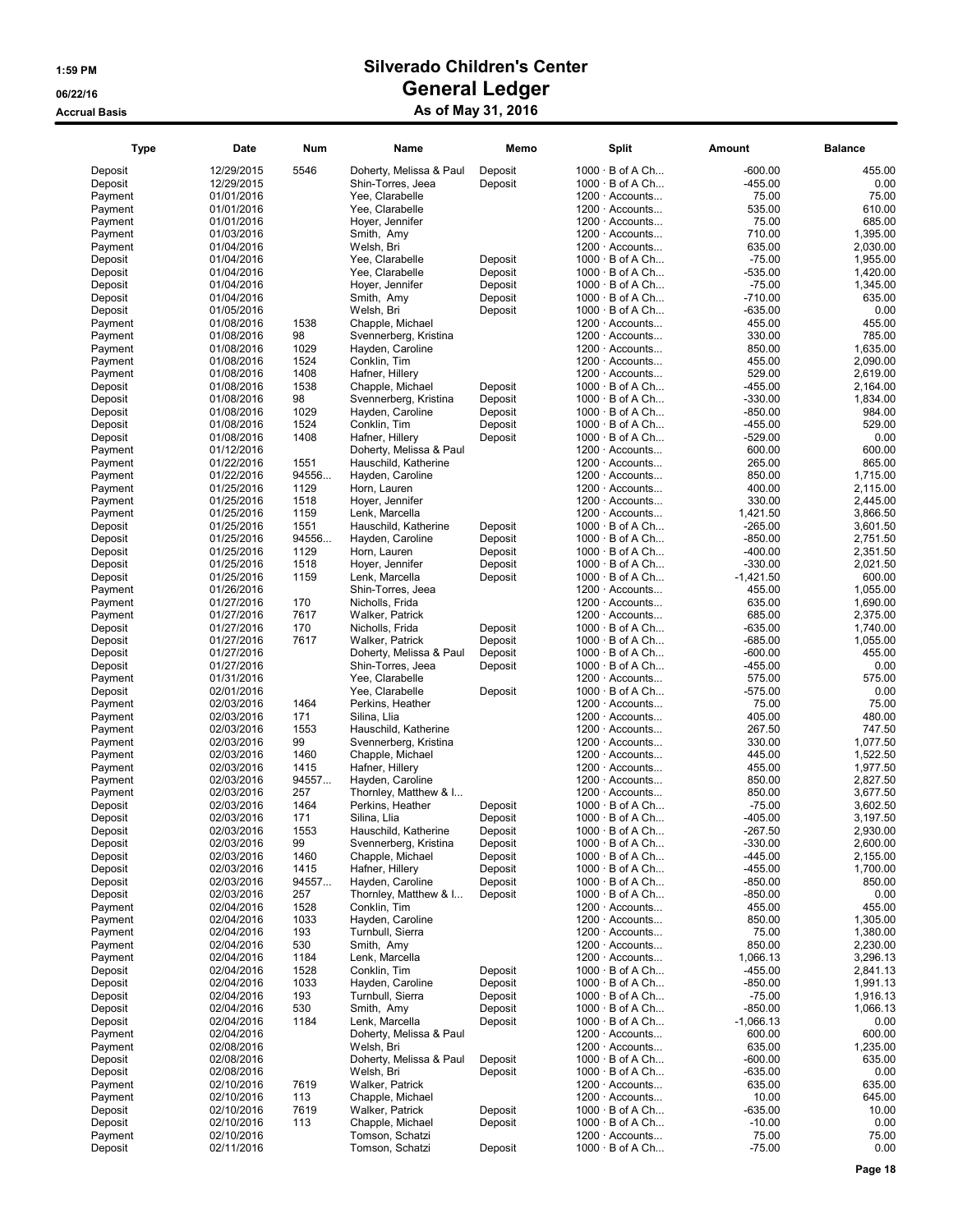# Silverado Children's Center
## General Ledger
### As of May 31, 2016

1:59 PM
06/22/16
Accrual Basis

| Type | Date | Num | Name | Memo | Split | Amount | Balance |
|---|---|---|---|---|---|---|---|
| Deposit | 12/29/2015 | 5546 | Doherty, Melissa & Paul | Deposit | 1000 · B of A Ch... | -600.00 | 455.00 |
| Deposit | 12/29/2015 | | Shin-Torres, Jeea | Deposit | 1000 · B of A Ch... | -455.00 | 0.00 |
| Payment | 01/01/2016 | | Yee, Clarabelle | | 1200 · Accounts... | 75.00 | 75.00 |
| Payment | 01/01/2016 | | Yee, Clarabelle | | 1200 · Accounts... | 535.00 | 610.00 |
| Payment | 01/01/2016 | | Hoyer, Jennifer | | 1200 · Accounts... | 75.00 | 685.00 |
| Payment | 01/03/2016 | | Smith, Amy | | 1200 · Accounts... | 710.00 | 1,395.00 |
| Payment | 01/04/2016 | | Welsh, Bri | | 1200 · Accounts... | 635.00 | 2,030.00 |
| Deposit | 01/04/2016 | | Yee, Clarabelle | Deposit | 1000 · B of A Ch... | -75.00 | 1,955.00 |
| Deposit | 01/04/2016 | | Yee, Clarabelle | Deposit | 1000 · B of A Ch... | -535.00 | 1,420.00 |
| Deposit | 01/04/2016 | | Hoyer, Jennifer | Deposit | 1000 · B of A Ch... | -75.00 | 1,345.00 |
| Deposit | 01/04/2016 | | Smith, Amy | Deposit | 1000 · B of A Ch... | -710.00 | 635.00 |
| Deposit | 01/05/2016 | | Welsh, Bri | Deposit | 1000 · B of A Ch... | -635.00 | 0.00 |
| Payment | 01/08/2016 | 1538 | Chapple, Michael | | 1200 · Accounts... | 455.00 | 455.00 |
| Payment | 01/08/2016 | 98 | Svennerberg, Kristina | | 1200 · Accounts... | 330.00 | 785.00 |
| Payment | 01/08/2016 | 1029 | Hayden, Caroline | | 1200 · Accounts... | 850.00 | 1,635.00 |
| Payment | 01/08/2016 | 1524 | Conklin, Tim | | 1200 · Accounts... | 455.00 | 2,090.00 |
| Payment | 01/08/2016 | 1408 | Hafner, Hillery | | 1200 · Accounts... | 529.00 | 2,619.00 |
| Deposit | 01/08/2016 | 1538 | Chapple, Michael | Deposit | 1000 · B of A Ch... | -455.00 | 2,164.00 |
| Deposit | 01/08/2016 | 98 | Svennerberg, Kristina | Deposit | 1000 · B of A Ch... | -330.00 | 1,834.00 |
| Deposit | 01/08/2016 | 1029 | Hayden, Caroline | Deposit | 1000 · B of A Ch... | -850.00 | 984.00 |
| Deposit | 01/08/2016 | 1524 | Conklin, Tim | Deposit | 1000 · B of A Ch... | -455.00 | 529.00 |
| Deposit | 01/08/2016 | 1408 | Hafner, Hillery | Deposit | 1000 · B of A Ch... | -529.00 | 0.00 |
| Payment | 01/12/2016 | | Doherty, Melissa & Paul | | 1200 · Accounts... | 600.00 | 600.00 |
| Payment | 01/22/2016 | 1551 | Hauschild, Katherine | | 1200 · Accounts... | 265.00 | 865.00 |
| Payment | 01/22/2016 | 94556... | Hayden, Caroline | | 1200 · Accounts... | 850.00 | 1,715.00 |
| Payment | 01/25/2016 | 1129 | Horn, Lauren | | 1200 · Accounts... | 400.00 | 2,115.00 |
| Payment | 01/25/2016 | 1518 | Hoyer, Jennifer | | 1200 · Accounts... | 330.00 | 2,445.00 |
| Payment | 01/25/2016 | 1159 | Lenk, Marcella | | 1200 · Accounts... | 1,421.50 | 3,866.50 |
| Deposit | 01/25/2016 | 1551 | Hauschild, Katherine | Deposit | 1000 · B of A Ch... | -265.00 | 3,601.50 |
| Deposit | 01/25/2016 | 94556... | Hayden, Caroline | Deposit | 1000 · B of A Ch... | -850.00 | 2,751.50 |
| Deposit | 01/25/2016 | 1129 | Horn, Lauren | Deposit | 1000 · B of A Ch... | -400.00 | 2,351.50 |
| Deposit | 01/25/2016 | 1518 | Hoyer, Jennifer | Deposit | 1000 · B of A Ch... | -330.00 | 2,021.50 |
| Deposit | 01/25/2016 | 1159 | Lenk, Marcella | Deposit | 1000 · B of A Ch... | -1,421.50 | 600.00 |
| Payment | 01/26/2016 | | Shin-Torres, Jeea | | 1200 · Accounts... | 455.00 | 1,055.00 |
| Payment | 01/27/2016 | 170 | Nicholls, Frida | | 1200 · Accounts... | 635.00 | 1,690.00 |
| Payment | 01/27/2016 | 7617 | Walker, Patrick | | 1200 · Accounts... | 685.00 | 2,375.00 |
| Deposit | 01/27/2016 | 170 | Nicholls, Frida | Deposit | 1000 · B of A Ch... | -635.00 | 1,740.00 |
| Deposit | 01/27/2016 | 7617 | Walker, Patrick | Deposit | 1000 · B of A Ch... | -685.00 | 1,055.00 |
| Deposit | 01/27/2016 | | Doherty, Melissa & Paul | Deposit | 1000 · B of A Ch... | -600.00 | 455.00 |
| Deposit | 01/27/2016 | | Shin-Torres, Jeea | Deposit | 1000 · B of A Ch... | -455.00 | 0.00 |
| Payment | 01/31/2016 | | Yee, Clarabelle | | 1200 · Accounts... | 575.00 | 575.00 |
| Deposit | 02/01/2016 | | Yee, Clarabelle | Deposit | 1000 · B of A Ch... | -575.00 | 0.00 |
| Payment | 02/03/2016 | 1464 | Perkins, Heather | | 1200 · Accounts... | 75.00 | 75.00 |
| Payment | 02/03/2016 | 171 | Silina, Llia | | 1200 · Accounts... | 405.00 | 480.00 |
| Payment | 02/03/2016 | 1553 | Hauschild, Katherine | | 1200 · Accounts... | 267.50 | 747.50 |
| Payment | 02/03/2016 | 99 | Svennerberg, Kristina | | 1200 · Accounts... | 330.00 | 1,077.50 |
| Payment | 02/03/2016 | 1460 | Chapple, Michael | | 1200 · Accounts... | 445.00 | 1,522.50 |
| Payment | 02/03/2016 | 1415 | Hafner, Hillery | | 1200 · Accounts... | 455.00 | 1,977.50 |
| Payment | 02/03/2016 | 94557... | Hayden, Caroline | | 1200 · Accounts... | 850.00 | 2,827.50 |
| Payment | 02/03/2016 | 257 | Thornley, Matthew & I... | | 1200 · Accounts... | 850.00 | 3,677.50 |
| Deposit | 02/03/2016 | 1464 | Perkins, Heather | Deposit | 1000 · B of A Ch... | -75.00 | 3,602.50 |
| Deposit | 02/03/2016 | 171 | Silina, Llia | Deposit | 1000 · B of A Ch... | -405.00 | 3,197.50 |
| Deposit | 02/03/2016 | 1553 | Hauschild, Katherine | Deposit | 1000 · B of A Ch... | -267.50 | 2,930.00 |
| Deposit | 02/03/2016 | 99 | Svennerberg, Kristina | Deposit | 1000 · B of A Ch... | -330.00 | 2,600.00 |
| Deposit | 02/03/2016 | 1460 | Chapple, Michael | Deposit | 1000 · B of A Ch... | -445.00 | 2,155.00 |
| Deposit | 02/03/2016 | 1415 | Hafner, Hillery | Deposit | 1000 · B of A Ch... | -455.00 | 1,700.00 |
| Deposit | 02/03/2016 | 94557... | Hayden, Caroline | Deposit | 1000 · B of A Ch... | -850.00 | 850.00 |
| Deposit | 02/03/2016 | 257 | Thornley, Matthew & I... | Deposit | 1000 · B of A Ch... | -850.00 | 0.00 |
| Payment | 02/04/2016 | 1528 | Conklin, Tim | | 1200 · Accounts... | 455.00 | 455.00 |
| Payment | 02/04/2016 | 1033 | Hayden, Caroline | | 1200 · Accounts... | 850.00 | 1,305.00 |
| Payment | 02/04/2016 | 193 | Turnbull, Sierra | | 1200 · Accounts... | 75.00 | 1,380.00 |
| Payment | 02/04/2016 | 530 | Smith, Amy | | 1200 · Accounts... | 850.00 | 2,230.00 |
| Payment | 02/04/2016 | 1184 | Lenk, Marcella | | 1200 · Accounts... | 1,066.13 | 3,296.13 |
| Deposit | 02/04/2016 | 1528 | Conklin, Tim | Deposit | 1000 · B of A Ch... | -455.00 | 2,841.13 |
| Deposit | 02/04/2016 | 1033 | Hayden, Caroline | Deposit | 1000 · B of A Ch... | -850.00 | 1,991.13 |
| Deposit | 02/04/2016 | 193 | Turnbull, Sierra | Deposit | 1000 · B of A Ch... | -75.00 | 1,916.13 |
| Deposit | 02/04/2016 | 530 | Smith, Amy | Deposit | 1000 · B of A Ch... | -850.00 | 1,066.13 |
| Deposit | 02/04/2016 | 1184 | Lenk, Marcella | Deposit | 1000 · B of A Ch... | -1,066.13 | 0.00 |
| Payment | 02/04/2016 | | Doherty, Melissa & Paul | | 1200 · Accounts... | 600.00 | 600.00 |
| Payment | 02/08/2016 | | Welsh, Bri | | 1200 · Accounts... | 635.00 | 1,235.00 |
| Deposit | 02/08/2016 | | Doherty, Melissa & Paul | Deposit | 1000 · B of A Ch... | -600.00 | 635.00 |
| Deposit | 02/08/2016 | | Welsh, Bri | Deposit | 1000 · B of A Ch... | -635.00 | 0.00 |
| Payment | 02/10/2016 | 7619 | Walker, Patrick | | 1200 · Accounts... | 635.00 | 635.00 |
| Payment | 02/10/2016 | 113 | Chapple, Michael | | 1200 · Accounts... | 10.00 | 645.00 |
| Deposit | 02/10/2016 | 7619 | Walker, Patrick | Deposit | 1000 · B of A Ch... | -635.00 | 10.00 |
| Deposit | 02/10/2016 | 113 | Chapple, Michael | Deposit | 1000 · B of A Ch... | -10.00 | 0.00 |
| Payment | 02/10/2016 | | Tomson, Schatzi | | 1200 · Accounts... | 75.00 | 75.00 |
| Deposit | 02/11/2016 | | Tomson, Schatzi | Deposit | 1000 · B of A Ch... | -75.00 | 0.00 |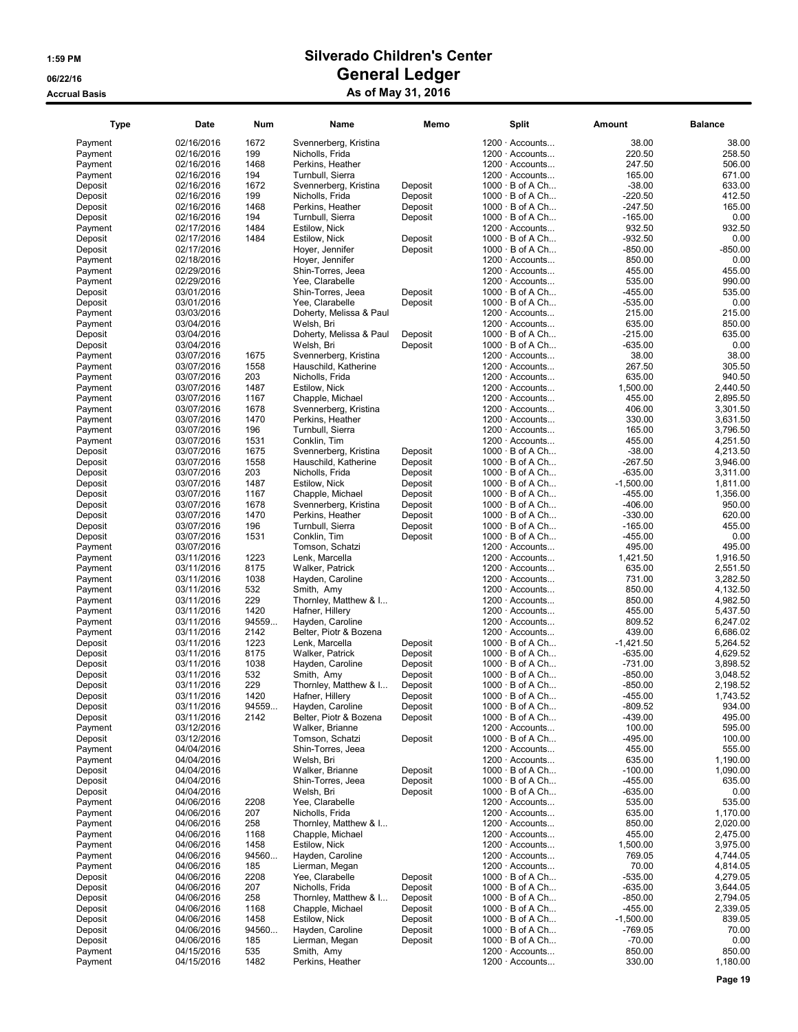# Silverado Children's Center

## General Ledger

### As of May 31, 2016

1:59 PM
06/22/16
Accrual Basis

| Type | Date | Num | Name | Memo | Split | Amount | Balance |
|---|---|---|---|---|---|---|---|
| Payment | 02/16/2016 | 1672 | Svennerberg, Kristina | | 1200 · Accounts... | 38.00 | 38.00 |
| Payment | 02/16/2016 | 199 | Nicholls, Frida | | 1200 · Accounts... | 220.50 | 258.50 |
| Payment | 02/16/2016 | 1468 | Perkins, Heather | | 1200 · Accounts... | 247.50 | 506.00 |
| Payment | 02/16/2016 | 194 | Turnbull, Sierra | | 1200 · Accounts... | 165.00 | 671.00 |
| Deposit | 02/16/2016 | 1672 | Svennerberg, Kristina | Deposit | 1000 · B of A Ch... | -38.00 | 633.00 |
| Deposit | 02/16/2016 | 199 | Nicholls, Frida | Deposit | 1000 · B of A Ch... | -220.50 | 412.50 |
| Deposit | 02/16/2016 | 1468 | Perkins, Heather | Deposit | 1000 · B of A Ch... | -247.50 | 165.00 |
| Deposit | 02/16/2016 | 194 | Turnbull, Sierra | Deposit | 1000 · B of A Ch... | -165.00 | 0.00 |
| Payment | 02/17/2016 | 1484 | Estilow, Nick | | 1200 · Accounts... | 932.50 | 932.50 |
| Deposit | 02/17/2016 | 1484 | Estilow, Nick | Deposit | 1000 · B of A Ch... | -932.50 | 0.00 |
| Deposit | 02/17/2016 | | Hoyer, Jennifer | Deposit | 1000 · B of A Ch... | -850.00 | -850.00 |
| Payment | 02/18/2016 | | Hoyer, Jennifer | | 1200 · Accounts... | 850.00 | 0.00 |
| Payment | 02/29/2016 | | Shin-Torres, Jeea | | 1200 · Accounts... | 455.00 | 455.00 |
| Payment | 02/29/2016 | | Yee, Clarabelle | | 1200 · Accounts... | 535.00 | 990.00 |
| Deposit | 03/01/2016 | | Shin-Torres, Jeea | Deposit | 1000 · B of A Ch... | -455.00 | 535.00 |
| Deposit | 03/01/2016 | | Yee, Clarabelle | Deposit | 1000 · B of A Ch... | -535.00 | 0.00 |
| Payment | 03/03/2016 | | Doherty, Melissa & Paul | | 1200 · Accounts... | 215.00 | 215.00 |
| Payment | 03/04/2016 | | Welsh, Bri | | 1200 · Accounts... | 635.00 | 850.00 |
| Deposit | 03/04/2016 | | Doherty, Melissa & Paul | Deposit | 1000 · B of A Ch... | -215.00 | 635.00 |
| Deposit | 03/04/2016 | | Welsh, Bri | Deposit | 1000 · B of A Ch... | -635.00 | 0.00 |
| Payment | 03/07/2016 | 1675 | Svennerberg, Kristina | | 1200 · Accounts... | 38.00 | 38.00 |
| Payment | 03/07/2016 | 1558 | Hauschild, Katherine | | 1200 · Accounts... | 267.50 | 305.50 |
| Payment | 03/07/2016 | 203 | Nicholls, Frida | | 1200 · Accounts... | 635.00 | 940.50 |
| Payment | 03/07/2016 | 1487 | Estilow, Nick | | 1200 · Accounts... | 1,500.00 | 2,440.50 |
| Payment | 03/07/2016 | 1167 | Chapple, Michael | | 1200 · Accounts... | 455.00 | 2,895.50 |
| Payment | 03/07/2016 | 1678 | Svennerberg, Kristina | | 1200 · Accounts... | 406.00 | 3,301.50 |
| Payment | 03/07/2016 | 1470 | Perkins, Heather | | 1200 · Accounts... | 330.00 | 3,631.50 |
| Payment | 03/07/2016 | 196 | Turnbull, Sierra | | 1200 · Accounts... | 165.00 | 3,796.50 |
| Payment | 03/07/2016 | 1531 | Conklin, Tim | | 1200 · Accounts... | 455.00 | 4,251.50 |
| Deposit | 03/07/2016 | 1675 | Svennerberg, Kristina | Deposit | 1000 · B of A Ch... | -38.00 | 4,213.50 |
| Deposit | 03/07/2016 | 1558 | Hauschild, Katherine | Deposit | 1000 · B of A Ch... | -267.50 | 3,946.00 |
| Deposit | 03/07/2016 | 203 | Nicholls, Frida | Deposit | 1000 · B of A Ch... | -635.00 | 3,311.00 |
| Deposit | 03/07/2016 | 1487 | Estilow, Nick | Deposit | 1000 · B of A Ch... | -1,500.00 | 1,811.00 |
| Deposit | 03/07/2016 | 1167 | Chapple, Michael | Deposit | 1000 · B of A Ch... | -455.00 | 1,356.00 |
| Deposit | 03/07/2016 | 1678 | Svennerberg, Kristina | Deposit | 1000 · B of A Ch... | -406.00 | 950.00 |
| Deposit | 03/07/2016 | 1470 | Perkins, Heather | Deposit | 1000 · B of A Ch... | -330.00 | 620.00 |
| Deposit | 03/07/2016 | 196 | Turnbull, Sierra | Deposit | 1000 · B of A Ch... | -165.00 | 455.00 |
| Deposit | 03/07/2016 | 1531 | Conklin, Tim | Deposit | 1000 · B of A Ch... | -455.00 | 0.00 |
| Payment | 03/07/2016 | | Tomson, Schatzi | | 1200 · Accounts... | 495.00 | 495.00 |
| Payment | 03/11/2016 | 1223 | Lenk, Marcella | | 1200 · Accounts... | 1,421.50 | 1,916.50 |
| Payment | 03/11/2016 | 8175 | Walker, Patrick | | 1200 · Accounts... | 635.00 | 2,551.50 |
| Payment | 03/11/2016 | 1038 | Hayden, Caroline | | 1200 · Accounts... | 731.00 | 3,282.50 |
| Payment | 03/11/2016 | 532 | Smith, Amy | | 1200 · Accounts... | 850.00 | 4,132.50 |
| Payment | 03/11/2016 | 229 | Thornley, Matthew & I... | | 1200 · Accounts... | 850.00 | 4,982.50 |
| Payment | 03/11/2016 | 1420 | Hafner, Hillery | | 1200 · Accounts... | 455.00 | 5,437.50 |
| Payment | 03/11/2016 | 94559... | Hayden, Caroline | | 1200 · Accounts... | 809.52 | 6,247.02 |
| Payment | 03/11/2016 | 2142 | Belter, Piotr & Bozena | | 1200 · Accounts... | 439.00 | 6,686.02 |
| Deposit | 03/11/2016 | 1223 | Lenk, Marcella | Deposit | 1000 · B of A Ch... | -1,421.50 | 5,264.52 |
| Deposit | 03/11/2016 | 8175 | Walker, Patrick | Deposit | 1000 · B of A Ch... | -635.00 | 4,629.52 |
| Deposit | 03/11/2016 | 1038 | Hayden, Caroline | Deposit | 1000 · B of A Ch... | -731.00 | 3,898.52 |
| Deposit | 03/11/2016 | 532 | Smith, Amy | Deposit | 1000 · B of A Ch... | -850.00 | 3,048.52 |
| Deposit | 03/11/2016 | 229 | Thornley, Matthew & I... | Deposit | 1000 · B of A Ch... | -850.00 | 2,198.52 |
| Deposit | 03/11/2016 | 1420 | Hafner, Hillery | Deposit | 1000 · B of A Ch... | -455.00 | 1,743.52 |
| Deposit | 03/11/2016 | 94559... | Hayden, Caroline | Deposit | 1000 · B of A Ch... | -809.52 | 934.00 |
| Deposit | 03/11/2016 | 2142 | Belter, Piotr & Bozena | Deposit | 1000 · B of A Ch... | -439.00 | 495.00 |
| Payment | 03/12/2016 | | Walker, Brianne | | 1200 · Accounts... | 100.00 | 595.00 |
| Deposit | 03/12/2016 | | Tomson, Schatzi | Deposit | 1000 · B of A Ch... | -495.00 | 100.00 |
| Payment | 04/04/2016 | | Shin-Torres, Jeea | | 1200 · Accounts... | 455.00 | 555.00 |
| Payment | 04/04/2016 | | Welsh, Bri | | 1200 · Accounts... | 635.00 | 1,190.00 |
| Deposit | 04/04/2016 | | Walker, Brianne | Deposit | 1000 · B of A Ch... | -100.00 | 1,090.00 |
| Deposit | 04/04/2016 | | Shin-Torres, Jeea | Deposit | 1000 · B of A Ch... | -455.00 | 635.00 |
| Deposit | 04/04/2016 | | Welsh, Bri | Deposit | 1000 · B of A Ch... | -635.00 | 0.00 |
| Payment | 04/06/2016 | 2208 | Yee, Clarabelle | | 1200 · Accounts... | 535.00 | 535.00 |
| Payment | 04/06/2016 | 207 | Nicholls, Frida | | 1200 · Accounts... | 635.00 | 1,170.00 |
| Payment | 04/06/2016 | 258 | Thornley, Matthew & I... | | 1200 · Accounts... | 850.00 | 2,020.00 |
| Payment | 04/06/2016 | 1168 | Chapple, Michael | | 1200 · Accounts... | 455.00 | 2,475.00 |
| Payment | 04/06/2016 | 1458 | Estilow, Nick | | 1200 · Accounts... | 1,500.00 | 3,975.00 |
| Payment | 04/06/2016 | 94560... | Hayden, Caroline | | 1200 · Accounts... | 769.05 | 4,744.05 |
| Payment | 04/06/2016 | 185 | Lierman, Megan | | 1200 · Accounts... | 70.00 | 4,814.05 |
| Deposit | 04/06/2016 | 2208 | Yee, Clarabelle | Deposit | 1000 · B of A Ch... | -535.00 | 4,279.05 |
| Deposit | 04/06/2016 | 207 | Nicholls, Frida | Deposit | 1000 · B of A Ch... | -635.00 | 3,644.05 |
| Deposit | 04/06/2016 | 258 | Thornley, Matthew & I... | Deposit | 1000 · B of A Ch... | -850.00 | 2,794.05 |
| Deposit | 04/06/2016 | 1168 | Chapple, Michael | Deposit | 1000 · B of A Ch... | -455.00 | 2,339.05 |
| Deposit | 04/06/2016 | 1458 | Estilow, Nick | Deposit | 1000 · B of A Ch... | -1,500.00 | 839.05 |
| Deposit | 04/06/2016 | 94560... | Hayden, Caroline | Deposit | 1000 · B of A Ch... | -769.05 | 70.00 |
| Deposit | 04/06/2016 | 185 | Lierman, Megan | Deposit | 1000 · B of A Ch... | -70.00 | 0.00 |
| Payment | 04/15/2016 | 535 | Smith, Amy | | 1200 · Accounts... | 850.00 | 850.00 |
| Payment | 04/15/2016 | 1482 | Perkins, Heather | | 1200 · Accounts... | 330.00 | 1,180.00 |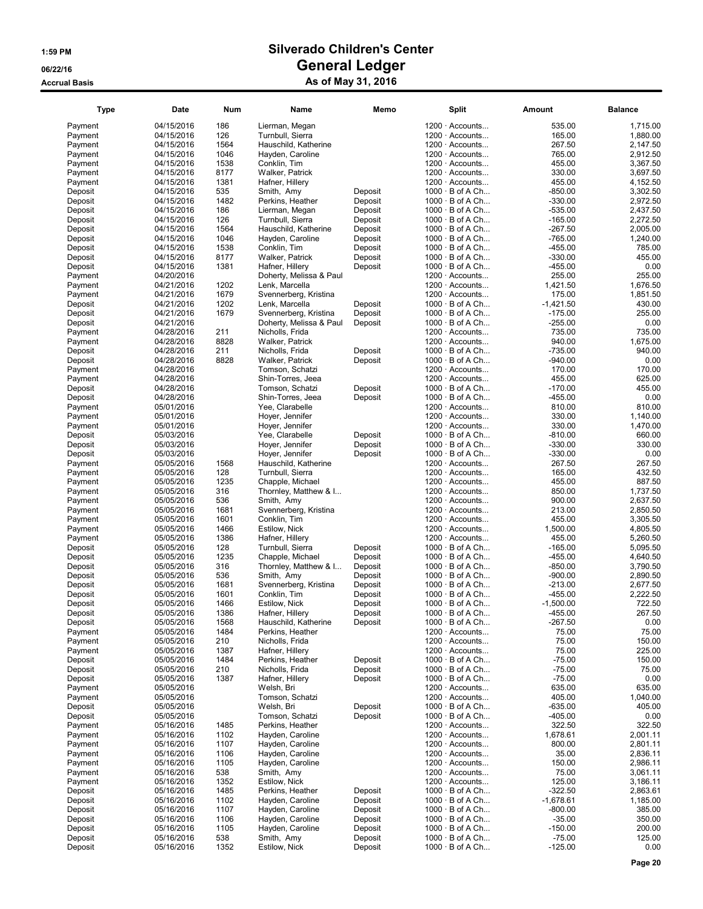# Silverado Children's Center

## General Ledger

### As of May 31, 2016

1:59 PM
06/22/16
Accrual Basis

| Type | Date | Num | Name | Memo | Split | Amount | Balance |
|---|---|---|---|---|---|---|---|
| Payment | 04/15/2016 | 186 | Lierman, Megan | | 1200 · Accounts... | 535.00 | 1,715.00 |
| Payment | 04/15/2016 | 126 | Turnbull, Sierra | | 1200 · Accounts... | 165.00 | 1,880.00 |
| Payment | 04/15/2016 | 1564 | Hauschild, Katherine | | 1200 · Accounts... | 267.50 | 2,147.50 |
| Payment | 04/15/2016 | 1046 | Hayden, Caroline | | 1200 · Accounts... | 765.00 | 2,912.50 |
| Payment | 04/15/2016 | 1538 | Conklin, Tim | | 1200 · Accounts... | 455.00 | 3,367.50 |
| Payment | 04/15/2016 | 8177 | Walker, Patrick | | 1200 · Accounts... | 330.00 | 3,697.50 |
| Payment | 04/15/2016 | 1381 | Hafner, Hillery | | 1200 · Accounts... | 455.00 | 4,152.50 |
| Deposit | 04/15/2016 | 535 | Smith, Amy | Deposit | 1000 · B of A Ch... | -850.00 | 3,302.50 |
| Deposit | 04/15/2016 | 1482 | Perkins, Heather | Deposit | 1000 · B of A Ch... | -330.00 | 2,972.50 |
| Deposit | 04/15/2016 | 186 | Lierman, Megan | Deposit | 1000 · B of A Ch... | -535.00 | 2,437.50 |
| Deposit | 04/15/2016 | 126 | Turnbull, Sierra | Deposit | 1000 · B of A Ch... | -165.00 | 2,272.50 |
| Deposit | 04/15/2016 | 1564 | Hauschild, Katherine | Deposit | 1000 · B of A Ch... | -267.50 | 2,005.00 |
| Deposit | 04/15/2016 | 1046 | Hayden, Caroline | Deposit | 1000 · B of A Ch... | -765.00 | 1,240.00 |
| Deposit | 04/15/2016 | 1538 | Conklin, Tim | Deposit | 1000 · B of A Ch... | -455.00 | 785.00 |
| Deposit | 04/15/2016 | 8177 | Walker, Patrick | Deposit | 1000 · B of A Ch... | -330.00 | 455.00 |
| Deposit | 04/15/2016 | 1381 | Hafner, Hillery | Deposit | 1000 · B of A Ch... | -455.00 | 0.00 |
| Payment | 04/20/2016 | | Doherty, Melissa & Paul | | 1200 · Accounts... | 255.00 | 255.00 |
| Payment | 04/21/2016 | 1202 | Lenk, Marcella | | 1200 · Accounts... | 1,421.50 | 1,676.50 |
| Payment | 04/21/2016 | 1679 | Svennerberg, Kristina | | 1200 · Accounts... | 175.00 | 1,851.50 |
| Deposit | 04/21/2016 | 1202 | Lenk, Marcella | Deposit | 1000 · B of A Ch... | -1,421.50 | 430.00 |
| Deposit | 04/21/2016 | 1679 | Svennerberg, Kristina | Deposit | 1000 · B of A Ch... | -175.00 | 255.00 |
| Deposit | 04/21/2016 | | Doherty, Melissa & Paul | Deposit | 1000 · B of A Ch... | -255.00 | 0.00 |
| Payment | 04/28/2016 | 211 | Nicholls, Frida | | 1200 · Accounts... | 735.00 | 735.00 |
| Payment | 04/28/2016 | 8828 | Walker, Patrick | | 1200 · Accounts... | 940.00 | 1,675.00 |
| Deposit | 04/28/2016 | 211 | Nicholls, Frida | Deposit | 1000 · B of A Ch... | -735.00 | 940.00 |
| Deposit | 04/28/2016 | 8828 | Walker, Patrick | Deposit | 1000 · B of A Ch... | -940.00 | 0.00 |
| Payment | 04/28/2016 | | Tomson, Schatzi | | 1200 · Accounts... | 170.00 | 170.00 |
| Payment | 04/28/2016 | | Shin-Torres, Jeea | | 1200 · Accounts... | 455.00 | 625.00 |
| Deposit | 04/28/2016 | | Tomson, Schatzi | Deposit | 1000 · B of A Ch... | -170.00 | 455.00 |
| Deposit | 04/28/2016 | | Shin-Torres, Jeea | Deposit | 1000 · B of A Ch... | -455.00 | 0.00 |
| Payment | 05/01/2016 | | Yee, Clarabelle | | 1200 · Accounts... | 810.00 | 810.00 |
| Payment | 05/01/2016 | | Hoyer, Jennifer | | 1200 · Accounts... | 330.00 | 1,140.00 |
| Payment | 05/01/2016 | | Hoyer, Jennifer | | 1200 · Accounts... | 330.00 | 1,470.00 |
| Deposit | 05/03/2016 | | Yee, Clarabelle | Deposit | 1000 · B of A Ch... | -810.00 | 660.00 |
| Deposit | 05/03/2016 | | Hoyer, Jennifer | Deposit | 1000 · B of A Ch... | -330.00 | 330.00 |
| Deposit | 05/03/2016 | | Hoyer, Jennifer | Deposit | 1000 · B of A Ch... | -330.00 | 0.00 |
| Payment | 05/05/2016 | 1568 | Hauschild, Katherine | | 1200 · Accounts... | 267.50 | 267.50 |
| Payment | 05/05/2016 | 128 | Turnbull, Sierra | | 1200 · Accounts... | 165.00 | 432.50 |
| Payment | 05/05/2016 | 1235 | Chapple, Michael | | 1200 · Accounts... | 455.00 | 887.50 |
| Payment | 05/05/2016 | 316 | Thornley, Matthew & I... | | 1200 · Accounts... | 850.00 | 1,737.50 |
| Payment | 05/05/2016 | 536 | Smith, Amy | | 1200 · Accounts... | 900.00 | 2,637.50 |
| Payment | 05/05/2016 | 1681 | Svennerberg, Kristina | | 1200 · Accounts... | 213.00 | 2,850.50 |
| Payment | 05/05/2016 | 1601 | Conklin, Tim | | 1200 · Accounts... | 455.00 | 3,305.50 |
| Payment | 05/05/2016 | 1466 | Estilow, Nick | | 1200 · Accounts... | 1,500.00 | 4,805.50 |
| Payment | 05/05/2016 | 1386 | Hafner, Hillery | | 1200 · Accounts... | 455.00 | 5,260.50 |
| Deposit | 05/05/2016 | 128 | Turnbull, Sierra | Deposit | 1000 · B of A Ch... | -165.00 | 5,095.50 |
| Deposit | 05/05/2016 | 1235 | Chapple, Michael | Deposit | 1000 · B of A Ch... | -455.00 | 4,640.50 |
| Deposit | 05/05/2016 | 316 | Thornley, Matthew & I... | Deposit | 1000 · B of A Ch... | -850.00 | 3,790.50 |
| Deposit | 05/05/2016 | 536 | Smith, Amy | Deposit | 1000 · B of A Ch... | -900.00 | 2,890.50 |
| Deposit | 05/05/2016 | 1681 | Svennerberg, Kristina | Deposit | 1000 · B of A Ch... | -213.00 | 2,677.50 |
| Deposit | 05/05/2016 | 1601 | Conklin, Tim | Deposit | 1000 · B of A Ch... | -455.00 | 2,222.50 |
| Deposit | 05/05/2016 | 1466 | Estilow, Nick | Deposit | 1000 · B of A Ch... | -1,500.00 | 722.50 |
| Deposit | 05/05/2016 | 1386 | Hafner, Hillery | Deposit | 1000 · B of A Ch... | -455.00 | 267.50 |
| Deposit | 05/05/2016 | 1568 | Hauschild, Katherine | Deposit | 1000 · B of A Ch... | -267.50 | 0.00 |
| Payment | 05/05/2016 | 1484 | Perkins, Heather | | 1200 · Accounts... | 75.00 | 75.00 |
| Payment | 05/05/2016 | 210 | Nicholls, Frida | | 1200 · Accounts... | 75.00 | 150.00 |
| Payment | 05/05/2016 | 1387 | Hafner, Hillery | | 1200 · Accounts... | 75.00 | 225.00 |
| Deposit | 05/05/2016 | 1484 | Perkins, Heather | Deposit | 1000 · B of A Ch... | -75.00 | 150.00 |
| Deposit | 05/05/2016 | 210 | Nicholls, Frida | Deposit | 1000 · B of A Ch... | -75.00 | 75.00 |
| Deposit | 05/05/2016 | 1387 | Hafner, Hillery | Deposit | 1000 · B of A Ch... | -75.00 | 0.00 |
| Payment | 05/05/2016 | | Welsh, Bri | | 1200 · Accounts... | 635.00 | 635.00 |
| Payment | 05/05/2016 | | Tomson, Schatzi | | 1200 · Accounts... | 405.00 | 1,040.00 |
| Deposit | 05/05/2016 | | Welsh, Bri | Deposit | 1000 · B of A Ch... | -635.00 | 405.00 |
| Deposit | 05/05/2016 | | Tomson, Schatzi | Deposit | 1000 · B of A Ch... | -405.00 | 0.00 |
| Payment | 05/16/2016 | 1485 | Perkins, Heather | | 1200 · Accounts... | 322.50 | 322.50 |
| Payment | 05/16/2016 | 1102 | Hayden, Caroline | | 1200 · Accounts... | 1,678.61 | 2,001.11 |
| Payment | 05/16/2016 | 1107 | Hayden, Caroline | | 1200 · Accounts... | 800.00 | 2,801.11 |
| Payment | 05/16/2016 | 1106 | Hayden, Caroline | | 1200 · Accounts... | 35.00 | 2,836.11 |
| Payment | 05/16/2016 | 1105 | Hayden, Caroline | | 1200 · Accounts... | 150.00 | 2,986.11 |
| Payment | 05/16/2016 | 538 | Smith, Amy | | 1200 · Accounts... | 75.00 | 3,061.11 |
| Payment | 05/16/2016 | 1352 | Estilow, Nick | | 1200 · Accounts... | 125.00 | 3,186.11 |
| Deposit | 05/16/2016 | 1485 | Perkins, Heather | Deposit | 1000 · B of A Ch... | -322.50 | 2,863.61 |
| Deposit | 05/16/2016 | 1102 | Hayden, Caroline | Deposit | 1000 · B of A Ch... | -1,678.61 | 1,185.00 |
| Deposit | 05/16/2016 | 1107 | Hayden, Caroline | Deposit | 1000 · B of A Ch... | -800.00 | 385.00 |
| Deposit | 05/16/2016 | 1106 | Hayden, Caroline | Deposit | 1000 · B of A Ch... | -35.00 | 350.00 |
| Deposit | 05/16/2016 | 1105 | Hayden, Caroline | Deposit | 1000 · B of A Ch... | -150.00 | 200.00 |
| Deposit | 05/16/2016 | 538 | Smith, Amy | Deposit | 1000 · B of A Ch... | -75.00 | 125.00 |
| Deposit | 05/16/2016 | 1352 | Estilow, Nick | Deposit | 1000 · B of A Ch... | -125.00 | 0.00 |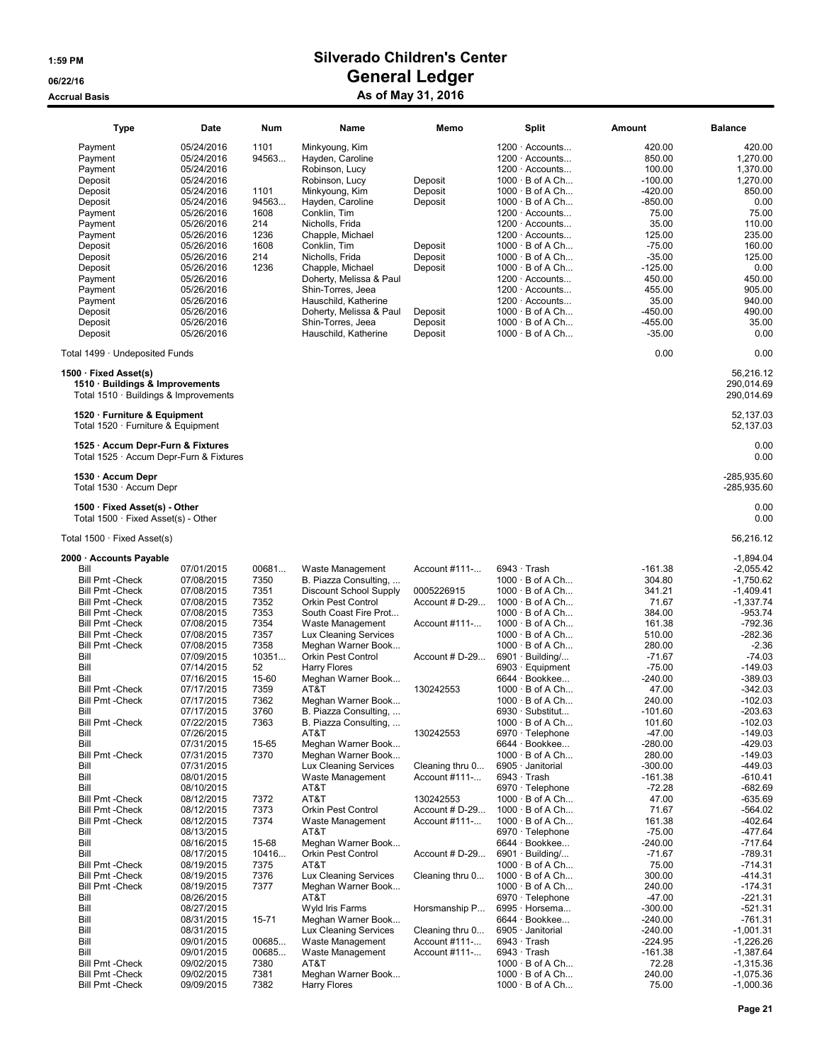# Silverado Children's Center

## General Ledger

### As of May 31, 2016

1:59 PM
06/22/16
Accrual Basis

| Type | Date | Num | Name | Memo | Split | Amount | Balance |
|---|---|---|---|---|---|---|---|
| Payment | 05/24/2016 | 1101 | Minkyoung, Kim | | 1200 · Accounts... | 420.00 | 420.00 |
| Payment | 05/24/2016 | 94563... | Hayden, Caroline | | 1200 · Accounts... | 850.00 | 1,270.00 |
| Payment | 05/24/2016 | | Robinson, Lucy | | 1200 · Accounts... | 100.00 | 1,370.00 |
| Deposit | 05/24/2016 | | Robinson, Lucy | Deposit | 1000 · B of A Ch... | -100.00 | 1,270.00 |
| Deposit | 05/24/2016 | 1101 | Minkyoung, Kim | Deposit | 1000 · B of A Ch... | -420.00 | 850.00 |
| Deposit | 05/24/2016 | 94563... | Hayden, Caroline | Deposit | 1000 · B of A Ch... | -850.00 | 0.00 |
| Payment | 05/26/2016 | 1608 | Conklin, Tim | | 1200 · Accounts... | 75.00 | 75.00 |
| Payment | 05/26/2016 | 214 | Nicholls, Frida | | 1200 · Accounts... | 35.00 | 110.00 |
| Payment | 05/26/2016 | 1236 | Chapple, Michael | | 1200 · Accounts... | 125.00 | 235.00 |
| Deposit | 05/26/2016 | 1608 | Conklin, Tim | Deposit | 1000 · B of A Ch... | -75.00 | 160.00 |
| Deposit | 05/26/2016 | 214 | Nicholls, Frida | Deposit | 1000 · B of A Ch... | -35.00 | 125.00 |
| Deposit | 05/26/2016 | 1236 | Chapple, Michael | Deposit | 1000 · B of A Ch... | -125.00 | 0.00 |
| Payment | 05/26/2016 | | Doherty, Melissa & Paul | | 1200 · Accounts... | 450.00 | 450.00 |
| Payment | 05/26/2016 | | Shin-Torres, Jeea | | 1200 · Accounts... | 455.00 | 905.00 |
| Payment | 05/26/2016 | | Hauschild, Katherine | | 1200 · Accounts... | 35.00 | 940.00 |
| Deposit | 05/26/2016 | | Doherty, Melissa & Paul | Deposit | 1000 · B of A Ch... | -450.00 | 490.00 |
| Deposit | 05/26/2016 | | Shin-Torres, Jeea | Deposit | 1000 · B of A Ch... | -455.00 | 35.00 |
| Deposit | 05/26/2016 | | Hauschild, Katherine | Deposit | 1000 · B of A Ch... | -35.00 | 0.00 |
| Total 1499 · Undeposited Funds | | | | | | 0.00 | 0.00 |
| **1500 · Fixed Asset(s)** | | | | | | | 56,216.12 |
| **1510 · Buildings & Improvements** | | | | | | | 290,014.69 |
| Total 1510 · Buildings & Improvements | | | | | | | 290,014.69 |
| **1520 · Furniture & Equipment** | | | | | | | 52,137.03 |
| Total 1520 · Furniture & Equipment | | | | | | | 52,137.03 |
| **1525 · Accum Depr-Furn & Fixtures** | | | | | | | 0.00 |
| Total 1525 · Accum Depr-Furn & Fixtures | | | | | | | 0.00 |
| **1530 · Accum Depr** | | | | | | | -285,935.60 |
| Total 1530 · Accum Depr | | | | | | | -285,935.60 |
| **1500 · Fixed Asset(s) - Other** | | | | | | | 0.00 |
| Total 1500 · Fixed Asset(s) - Other | | | | | | | 0.00 |
| Total 1500 · Fixed Asset(s) | | | | | | | 56,216.12 |
| **2000 · Accounts Payable** | | | | | | | -1,894.04 |
| Bill | 07/01/2015 | 00681... | Waste Management | Account #111-... | 6943 · Trash | -161.38 | -2,055.42 |
| Bill Pmt -Check | 07/08/2015 | 7350 | B. Piazza Consulting, ... | | 1000 · B of A Ch... | 304.80 | -1,750.62 |
| Bill Pmt -Check | 07/08/2015 | 7351 | Discount School Supply | 0005226915 | 1000 · B of A Ch... | 341.21 | -1,409.41 |
| Bill Pmt -Check | 07/08/2015 | 7352 | Orkin Pest Control | Account # D-29... | 1000 · B of A Ch... | 71.67 | -1,337.74 |
| Bill Pmt -Check | 07/08/2015 | 7353 | South Coast Fire Prot... | | 1000 · B of A Ch... | 384.00 | -953.74 |
| Bill Pmt -Check | 07/08/2015 | 7354 | Waste Management | Account #111-... | 1000 · B of A Ch... | 161.38 | -792.36 |
| Bill Pmt -Check | 07/08/2015 | 7357 | Lux Cleaning Services | | 1000 · B of A Ch... | 510.00 | -282.36 |
| Bill Pmt -Check | 07/08/2015 | 7358 | Meghan Warner Book... | | 1000 · B of A Ch... | 280.00 | -2.36 |
| Bill | 07/09/2015 | 10351... | Orkin Pest Control | Account # D-29... | 6901 · Building/... | -71.67 | -74.03 |
| Bill | 07/14/2015 | 52 | Harry Flores | | 6903 · Equipment | -75.00 | -149.03 |
| Bill | 07/16/2015 | 15-60 | Meghan Warner Book... | | 6644 · Bookkee... | -240.00 | -389.03 |
| Bill Pmt -Check | 07/17/2015 | 7359 | AT&T | 130242553 | 1000 · B of A Ch... | 47.00 | -342.03 |
| Bill Pmt -Check | 07/17/2015 | 7362 | Meghan Warner Book... | | 1000 · B of A Ch... | 240.00 | -102.03 |
| Bill | 07/17/2015 | 3760 | B. Piazza Consulting, ... | | 6930 · Substitut... | -101.60 | -203.63 |
| Bill Pmt -Check | 07/22/2015 | 7363 | B. Piazza Consulting, ... | | 1000 · B of A Ch... | 101.60 | -102.03 |
| Bill | 07/26/2015 | | AT&T | 130242553 | 6970 · Telephone | -47.00 | -149.03 |
| Bill | 07/31/2015 | 15-65 | Meghan Warner Book... | | 6644 · Bookkee... | -280.00 | -429.03 |
| Bill Pmt -Check | 07/31/2015 | 7370 | Meghan Warner Book... | | 1000 · B of A Ch... | 280.00 | -149.03 |
| Bill | 07/31/2015 | | Lux Cleaning Services | Cleaning thru 0... | 6905 · Janitorial | -300.00 | -449.03 |
| Bill | 08/01/2015 | | Waste Management | Account #111-... | 6943 · Trash | -161.38 | -610.41 |
| Bill | 08/10/2015 | | AT&T | | 6970 · Telephone | -72.28 | -682.69 |
| Bill Pmt -Check | 08/12/2015 | 7372 | AT&T | 130242553 | 1000 · B of A Ch... | 47.00 | -635.69 |
| Bill Pmt -Check | 08/12/2015 | 7373 | Orkin Pest Control | Account # D-29... | 1000 · B of A Ch... | 71.67 | -564.02 |
| Bill Pmt -Check | 08/12/2015 | 7374 | Waste Management | Account #111-... | 1000 · B of A Ch... | 161.38 | -402.64 |
| Bill | 08/13/2015 | | AT&T | | 6970 · Telephone | -75.00 | -477.64 |
| Bill | 08/16/2015 | 15-68 | Meghan Warner Book... | | 6644 · Bookkee... | -240.00 | -717.64 |
| Bill | 08/17/2015 | 10416... | Orkin Pest Control | Account # D-29... | 6901 · Building/... | -71.67 | -789.31 |
| Bill Pmt -Check | 08/19/2015 | 7375 | AT&T | | 1000 · B of A Ch... | 75.00 | -714.31 |
| Bill Pmt -Check | 08/19/2015 | 7376 | Lux Cleaning Services | Cleaning thru 0... | 1000 · B of A Ch... | 300.00 | -414.31 |
| Bill Pmt -Check | 08/19/2015 | 7377 | Meghan Warner Book... | | 1000 · B of A Ch... | 240.00 | -174.31 |
| Bill | 08/26/2015 | | AT&T | | 6970 · Telephone | -47.00 | -221.31 |
| Bill | 08/27/2015 | | Wyld Iris Farms | Horsmanship P... | 6995 · Horsema... | -300.00 | -521.31 |
| Bill | 08/31/2015 | 15-71 | Meghan Warner Book... | | 6644 · Bookkee... | -240.00 | -761.31 |
| Bill | 08/31/2015 | | Lux Cleaning Services | Cleaning thru 0... | 6905 · Janitorial | -240.00 | -1,001.31 |
| Bill | 09/01/2015 | 00685... | Waste Management | Account #111-... | 6943 · Trash | -224.95 | -1,226.26 |
| Bill | 09/01/2015 | 00685... | Waste Management | Account #111-... | 6943 · Trash | -161.38 | -1,387.64 |
| Bill Pmt -Check | 09/02/2015 | 7380 | AT&T | | 1000 · B of A Ch... | 72.28 | -1,315.36 |
| Bill Pmt -Check | 09/02/2015 | 7381 | Meghan Warner Book... | | 1000 · B of A Ch... | 240.00 | -1,075.36 |
| Bill Pmt -Check | 09/09/2015 | 7382 | Harry Flores | | 1000 · B of A Ch... | 75.00 | -1,000.36 |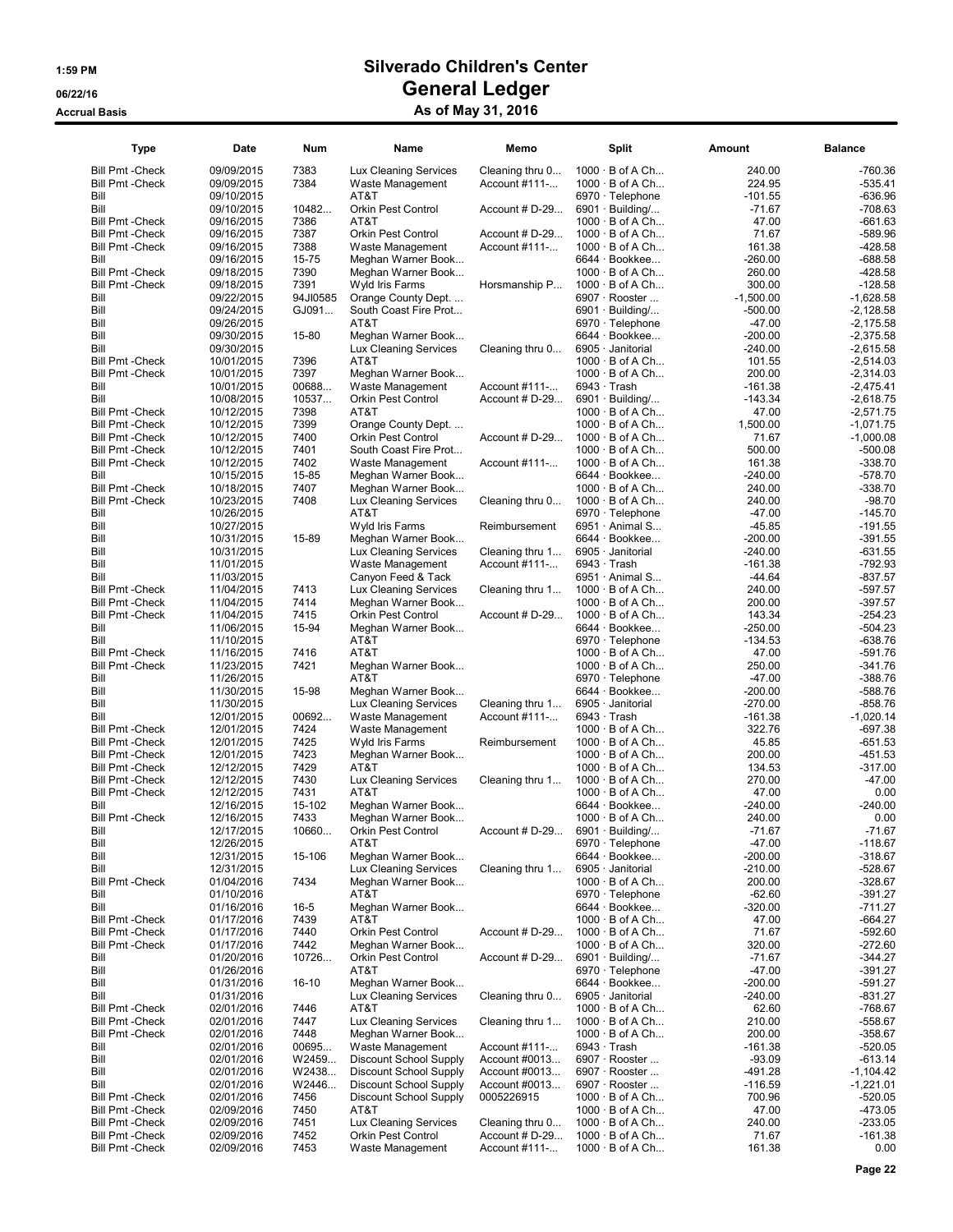# Silverado Children's Center
## General Ledger
### As of May 31, 2016

1:59 PM
06/22/16
Accrual Basis

| Type | Date | Num | Name | Memo | Split | Amount | Balance |
|---|---|---|---|---|---|---|---|
| Bill Pmt -Check | 09/09/2015 | 7383 | Lux Cleaning Services | Cleaning thru 0... | 1000 · B of A Ch... | 240.00 | -760.36 |
| Bill Pmt -Check | 09/09/2015 | 7384 | Waste Management | Account #111-... | 1000 · B of A Ch... | 224.95 | -535.41 |
| Bill | 09/10/2015 | | AT&T | | 6970 · Telephone | -101.55 | -636.96 |
| Bill | 09/10/2015 | 10482... | Orkin Pest Control | Account # D-29... | 6901 · Building/... | -71.67 | -708.63 |
| Bill Pmt -Check | 09/16/2015 | 7386 | AT&T | | 1000 · B of A Ch... | 47.00 | -661.63 |
| Bill Pmt -Check | 09/16/2015 | 7387 | Orkin Pest Control | Account # D-29... | 1000 · B of A Ch... | 71.67 | -589.96 |
| Bill Pmt -Check | 09/16/2015 | 7388 | Waste Management | Account #111-... | 1000 · B of A Ch... | 161.38 | -428.58 |
| Bill | 09/16/2015 | 15-75 | Meghan Warner Book... | | 6644 · Bookkee... | -260.00 | -688.58 |
| Bill Pmt -Check | 09/18/2015 | 7390 | Meghan Warner Book... | | 1000 · B of A Ch... | 260.00 | -428.58 |
| Bill Pmt -Check | 09/18/2015 | 7391 | Wyld Iris Farms | Horsmanship P... | 1000 · B of A Ch... | 300.00 | -128.58 |
| Bill | 09/22/2015 | 94JI0585 | Orange County Dept. ... | | 6907 · Rooster ... | -1,500.00 | -1,628.58 |
| Bill | 09/24/2015 | GJ091... | South Coast Fire Prot... | | 6901 · Building/... | -500.00 | -2,128.58 |
| Bill | 09/26/2015 | | AT&T | | 6970 · Telephone | -47.00 | -2,175.58 |
| Bill | 09/30/2015 | 15-80 | Meghan Warner Book... | | 6644 · Bookkee... | -200.00 | -2,375.58 |
| Bill | 09/30/2015 | | Lux Cleaning Services | Cleaning thru 0... | 6905 · Janitorial | -240.00 | -2,615.58 |
| Bill Pmt -Check | 10/01/2015 | 7396 | AT&T | | 1000 · B of A Ch... | 101.55 | -2,514.03 |
| Bill Pmt -Check | 10/01/2015 | 7397 | Meghan Warner Book... | | 1000 · B of A Ch... | 200.00 | -2,314.03 |
| Bill | 10/01/2015 | 00688... | Waste Management | Account #111-... | 6943 · Trash | -161.38 | -2,475.41 |
| Bill | 10/08/2015 | 10537... | Orkin Pest Control | Account # D-29... | 6901 · Building/... | -143.34 | -2,618.75 |
| Bill Pmt -Check | 10/12/2015 | 7398 | AT&T | | 1000 · B of A Ch... | 47.00 | -2,571.75 |
| Bill Pmt -Check | 10/12/2015 | 7399 | Orange County Dept. ... | | 1000 · B of A Ch... | 1,500.00 | -1,071.75 |
| Bill Pmt -Check | 10/12/2015 | 7400 | Orkin Pest Control | Account # D-29... | 1000 · B of A Ch... | 71.67 | -1,000.08 |
| Bill Pmt -Check | 10/12/2015 | 7401 | South Coast Fire Prot... | | 1000 · B of A Ch... | 500.00 | -500.08 |
| Bill Pmt -Check | 10/12/2015 | 7402 | Waste Management | Account #111-... | 1000 · B of A Ch... | 161.38 | -338.70 |
| Bill | 10/15/2015 | 15-85 | Meghan Warner Book... | | 6644 · Bookkee... | -240.00 | -578.70 |
| Bill Pmt -Check | 10/18/2015 | 7407 | Meghan Warner Book... | | 1000 · B of A Ch... | 240.00 | -338.70 |
| Bill Pmt -Check | 10/23/2015 | 7408 | Lux Cleaning Services | Cleaning thru 0... | 1000 · B of A Ch... | 240.00 | -98.70 |
| Bill | 10/26/2015 | | AT&T | | 6970 · Telephone | -47.00 | -145.70 |
| Bill | 10/27/2015 | | Wyld Iris Farms | Reimbursement | 6951 · Animal S... | -45.85 | -191.55 |
| Bill | 10/31/2015 | 15-89 | Meghan Warner Book... | | 6644 · Bookkee... | -200.00 | -391.55 |
| Bill | 10/31/2015 | | Lux Cleaning Services | Cleaning thru 1... | 6905 · Janitorial | -240.00 | -631.55 |
| Bill | 11/01/2015 | | Waste Management | Account #111-... | 6943 · Trash | -161.38 | -792.93 |
| Bill | 11/03/2015 | | Canyon Feed & Tack | | 6951 · Animal S... | -44.64 | -837.57 |
| Bill Pmt -Check | 11/04/2015 | 7413 | Lux Cleaning Services | Cleaning thru 1... | 1000 · B of A Ch... | 240.00 | -597.57 |
| Bill Pmt -Check | 11/04/2015 | 7414 | Meghan Warner Book... | | 1000 · B of A Ch... | 200.00 | -397.57 |
| Bill Pmt -Check | 11/04/2015 | 7415 | Orkin Pest Control | Account # D-29... | 1000 · B of A Ch... | 143.34 | -254.23 |
| Bill | 11/06/2015 | 15-94 | Meghan Warner Book... | | 6644 · Bookkee... | -250.00 | -504.23 |
| Bill | 11/10/2015 | | AT&T | | 6970 · Telephone | -134.53 | -638.76 |
| Bill Pmt -Check | 11/16/2015 | 7416 | AT&T | | 1000 · B of A Ch... | 47.00 | -591.76 |
| Bill Pmt -Check | 11/23/2015 | 7421 | Meghan Warner Book... | | 1000 · B of A Ch... | 250.00 | -341.76 |
| Bill | 11/26/2015 | | AT&T | | 6970 · Telephone | -47.00 | -388.76 |
| Bill | 11/30/2015 | 15-98 | Meghan Warner Book... | | 6644 · Bookkee... | -200.00 | -588.76 |
| Bill | 11/30/2015 | | Lux Cleaning Services | Cleaning thru 1... | 6905 · Janitorial | -270.00 | -858.76 |
| Bill | 12/01/2015 | 00692... | Waste Management | Account #111-... | 6943 · Trash | -161.38 | -1,020.14 |
| Bill Pmt -Check | 12/01/2015 | 7424 | Waste Management | | 1000 · B of A Ch... | 322.76 | -697.38 |
| Bill Pmt -Check | 12/01/2015 | 7425 | Wyld Iris Farms | Reimbursement | 1000 · B of A Ch... | 45.85 | -651.53 |
| Bill Pmt -Check | 12/01/2015 | 7423 | Meghan Warner Book... | | 1000 · B of A Ch... | 200.00 | -451.53 |
| Bill Pmt -Check | 12/12/2015 | 7429 | AT&T | | 1000 · B of A Ch... | 134.53 | -317.00 |
| Bill Pmt -Check | 12/12/2015 | 7430 | Lux Cleaning Services | Cleaning thru 1... | 1000 · B of A Ch... | 270.00 | -47.00 |
| Bill Pmt -Check | 12/12/2015 | 7431 | AT&T | | 1000 · B of A Ch... | 47.00 | 0.00 |
| Bill | 12/16/2015 | 15-102 | Meghan Warner Book... | | 6644 · Bookkee... | -240.00 | -240.00 |
| Bill Pmt -Check | 12/16/2015 | 7433 | Meghan Warner Book... | | 1000 · B of A Ch... | 240.00 | 0.00 |
| Bill | 12/17/2015 | 10660... | Orkin Pest Control | Account # D-29... | 6901 · Building/... | -71.67 | -71.67 |
| Bill | 12/26/2015 | | AT&T | | 6970 · Telephone | -47.00 | -118.67 |
| Bill | 12/31/2015 | 15-106 | Meghan Warner Book... | | 6644 · Bookkee... | -200.00 | -318.67 |
| Bill | 12/31/2015 | | Lux Cleaning Services | Cleaning thru 1... | 6905 · Janitorial | -210.00 | -528.67 |
| Bill Pmt -Check | 01/04/2016 | 7434 | Meghan Warner Book... | | 1000 · B of A Ch... | 200.00 | -328.67 |
| Bill | 01/10/2016 | | AT&T | | 6970 · Telephone | -62.60 | -391.27 |
| Bill | 01/16/2016 | 16-5 | Meghan Warner Book... | | 6644 · Bookkee... | -320.00 | -711.27 |
| Bill Pmt -Check | 01/17/2016 | 7439 | AT&T | | 1000 · B of A Ch... | 47.00 | -664.27 |
| Bill Pmt -Check | 01/17/2016 | 7440 | Orkin Pest Control | Account # D-29... | 1000 · B of A Ch... | 71.67 | -592.60 |
| Bill Pmt -Check | 01/17/2016 | 7442 | Meghan Warner Book... | | 1000 · B of A Ch... | 320.00 | -272.60 |
| Bill | 01/20/2016 | 10726... | Orkin Pest Control | Account # D-29... | 6901 · Building/... | -71.67 | -344.27 |
| Bill | 01/26/2016 | | AT&T | | 6970 · Telephone | -47.00 | -391.27 |
| Bill | 01/31/2016 | 16-10 | Meghan Warner Book... | | 6644 · Bookkee... | -200.00 | -591.27 |
| Bill | 01/31/2016 | | Lux Cleaning Services | Cleaning thru 0... | 6905 · Janitorial | -240.00 | -831.27 |
| Bill Pmt -Check | 02/01/2016 | 7446 | AT&T | | 1000 · B of A Ch... | 62.60 | -768.67 |
| Bill Pmt -Check | 02/01/2016 | 7447 | Lux Cleaning Services | Cleaning thru 1... | 1000 · B of A Ch... | 210.00 | -558.67 |
| Bill Pmt -Check | 02/01/2016 | 7448 | Meghan Warner Book... | | 1000 · B of A Ch... | 200.00 | -358.67 |
| Bill | 02/01/2016 | 00695... | Waste Management | Account #111-... | 6943 · Trash | -161.38 | -520.05 |
| Bill | 02/01/2016 | W2459... | Discount School Supply | Account #0013... | 6907 · Rooster ... | -93.09 | -613.14 |
| Bill | 02/01/2016 | W2438... | Discount School Supply | Account #0013... | 6907 · Rooster ... | -491.28 | -1,104.42 |
| Bill | 02/01/2016 | W2446... | Discount School Supply | Account #0013... | 6907 · Rooster ... | -116.59 | -1,221.01 |
| Bill Pmt -Check | 02/01/2016 | 7456 | Discount School Supply | 0005226915 | 1000 · B of A Ch... | 700.96 | -520.05 |
| Bill Pmt -Check | 02/09/2016 | 7450 | AT&T | | 1000 · B of A Ch... | 47.00 | -473.05 |
| Bill Pmt -Check | 02/09/2016 | 7451 | Lux Cleaning Services | Cleaning thru 0... | 1000 · B of A Ch... | 240.00 | -233.05 |
| Bill Pmt -Check | 02/09/2016 | 7452 | Orkin Pest Control | Account # D-29... | 1000 · B of A Ch... | 71.67 | -161.38 |
| Bill Pmt -Check | 02/09/2016 | 7453 | Waste Management | Account #111-... | 1000 · B of A Ch... | 161.38 | 0.00 |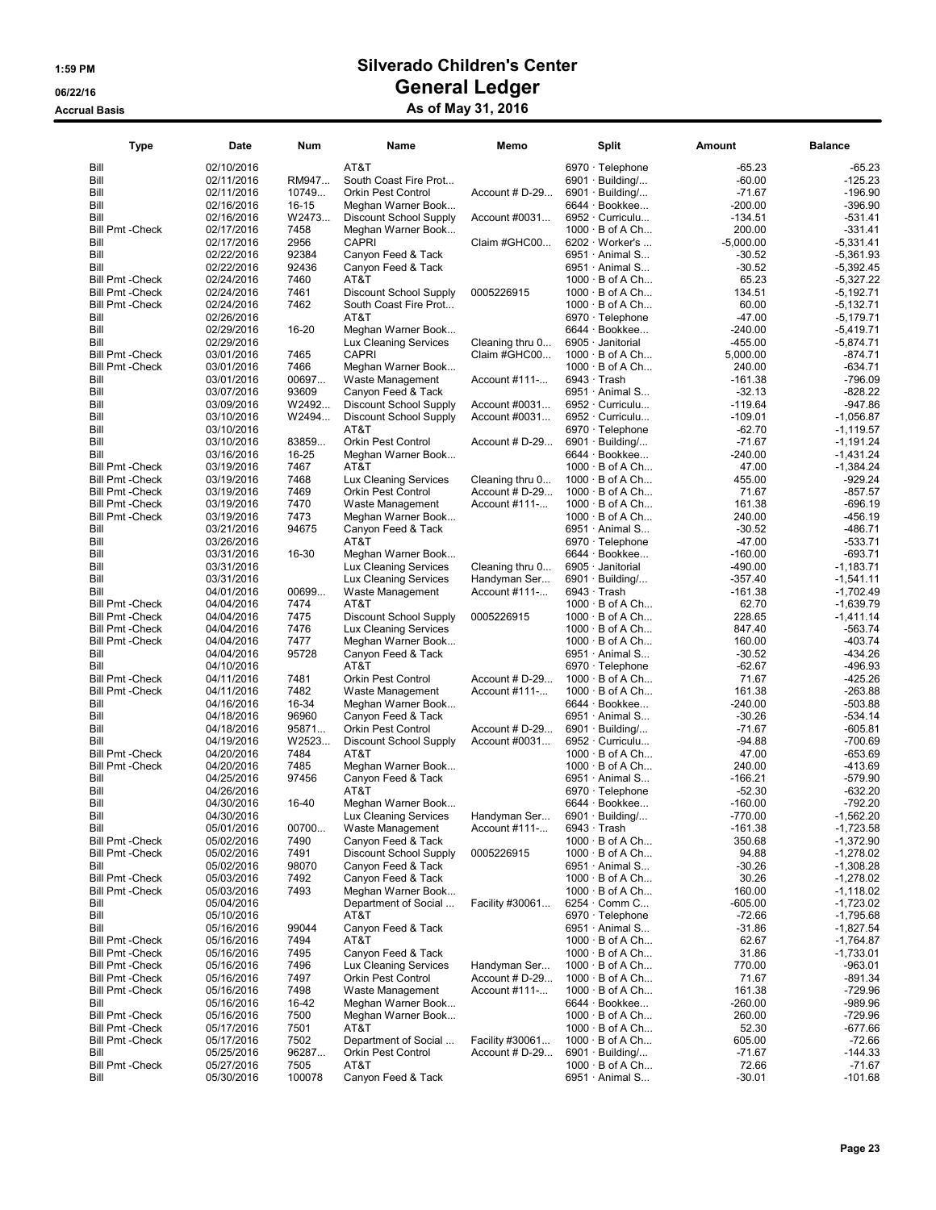# Silverado Children's Center

## General Ledger

### As of May 31, 2016

1:59 PM
06/22/16
Accrual Basis

| Type | Date | Num | Name | Memo | Split | Amount | Balance |
|---|---|---|---|---|---|---|---|
| Bill | 02/10/2016 | | AT&T | | 6970 · Telephone | -65.23 | -65.23 |
| Bill | 02/11/2016 | RM947... | South Coast Fire Prot... | | 6901 · Building/... | -60.00 | -125.23 |
| Bill | 02/11/2016 | 10749... | Orkin Pest Control | Account # D-29... | 6901 · Building/... | -71.67 | -196.90 |
| Bill | 02/16/2016 | 16-15 | Meghan Warner Book... | | 6644 · Bookkee... | -200.00 | -396.90 |
| Bill | 02/16/2016 | W2473... | Discount School Supply | Account #0031... | 6952 · Curriculu... | -134.51 | -531.41 |
| Bill Pmt -Check | 02/17/2016 | 7458 | Meghan Warner Book... | | 1000 · B of A Ch... | 200.00 | -331.41 |
| Bill | 02/17/2016 | 2956 | CAPRI | Claim #GHC00... | 6202 · Worker's ... | -5,000.00 | -5,331.41 |
| Bill | 02/22/2016 | 92384 | Canyon Feed & Tack | | 6951 · Animal S... | -30.52 | -5,361.93 |
| Bill | 02/22/2016 | 92436 | Canyon Feed & Tack | | 6951 · Animal S... | -30.52 | -5,392.45 |
| Bill Pmt -Check | 02/24/2016 | 7460 | AT&T | | 1000 · B of A Ch... | 65.23 | -5,327.22 |
| Bill Pmt -Check | 02/24/2016 | 7461 | Discount School Supply | 0005226915 | 1000 · B of A Ch... | 134.51 | -5,192.71 |
| Bill Pmt -Check | 02/24/2016 | 7462 | South Coast Fire Prot... | | 1000 · B of A Ch... | 60.00 | -5,132.71 |
| Bill | 02/26/2016 | | AT&T | | 6970 · Telephone | -47.00 | -5,179.71 |
| Bill | 02/29/2016 | 16-20 | Meghan Warner Book... | | 6644 · Bookkee... | -240.00 | -5,419.71 |
| Bill | 02/29/2016 | | Lux Cleaning Services | Cleaning thru 0... | 6905 · Janitorial | -455.00 | -5,874.71 |
| Bill Pmt -Check | 03/01/2016 | 7465 | CAPRI | Claim #GHC00... | 1000 · B of A Ch... | 5,000.00 | -874.71 |
| Bill Pmt -Check | 03/01/2016 | 7466 | Meghan Warner Book... | | 1000 · B of A Ch... | 240.00 | -634.71 |
| Bill | 03/01/2016 | 00697... | Waste Management | Account #111-... | 6943 · Trash | -161.38 | -796.09 |
| Bill | 03/07/2016 | 93609 | Canyon Feed & Tack | | 6951 · Animal S... | -32.13 | -828.22 |
| Bill | 03/09/2016 | W2492... | Discount School Supply | Account #0031... | 6952 · Curriculu... | -119.64 | -947.86 |
| Bill | 03/10/2016 | W2494... | Discount School Supply | Account #0031... | 6952 · Curriculu... | -109.01 | -1,056.87 |
| Bill | 03/10/2016 | | AT&T | | 6970 · Telephone | -62.70 | -1,119.57 |
| Bill | 03/10/2016 | 83859... | Orkin Pest Control | Account # D-29... | 6901 · Building/... | -71.67 | -1,191.24 |
| Bill | 03/16/2016 | 16-25 | Meghan Warner Book... | | 6644 · Bookkee... | -240.00 | -1,431.24 |
| Bill Pmt -Check | 03/19/2016 | 7467 | AT&T | | 1000 · B of A Ch... | 47.00 | -1,384.24 |
| Bill Pmt -Check | 03/19/2016 | 7468 | Lux Cleaning Services | Cleaning thru 0... | 1000 · B of A Ch... | 455.00 | -929.24 |
| Bill Pmt -Check | 03/19/2016 | 7469 | Orkin Pest Control | Account # D-29... | 1000 · B of A Ch... | 71.67 | -857.57 |
| Bill Pmt -Check | 03/19/2016 | 7470 | Waste Management | Account #111-... | 1000 · B of A Ch... | 161.38 | -696.19 |
| Bill Pmt -Check | 03/19/2016 | 7473 | Meghan Warner Book... | | 1000 · B of A Ch... | 240.00 | -456.19 |
| Bill | 03/21/2016 | 94675 | Canyon Feed & Tack | | 6951 · Animal S... | -30.52 | -486.71 |
| Bill | 03/26/2016 | | AT&T | | 6970 · Telephone | -47.00 | -533.71 |
| Bill | 03/31/2016 | 16-30 | Meghan Warner Book... | | 6644 · Bookkee... | -160.00 | -693.71 |
| Bill | 03/31/2016 | | Lux Cleaning Services | Cleaning thru 0... | 6905 · Janitorial | -490.00 | -1,183.71 |
| Bill | 03/31/2016 | | Lux Cleaning Services | Handyman Ser... | 6901 · Building/... | -357.40 | -1,541.11 |
| Bill | 04/01/2016 | 00699... | Waste Management | Account #111-... | 6943 · Trash | -161.38 | -1,702.49 |
| Bill Pmt -Check | 04/04/2016 | 7474 | AT&T | | 1000 · B of A Ch... | 62.70 | -1,639.79 |
| Bill Pmt -Check | 04/04/2016 | 7475 | Discount School Supply | 0005226915 | 1000 · B of A Ch... | 228.65 | -1,411.14 |
| Bill Pmt -Check | 04/04/2016 | 7476 | Lux Cleaning Services | | 1000 · B of A Ch... | 847.40 | -563.74 |
| Bill Pmt -Check | 04/04/2016 | 7477 | Meghan Warner Book... | | 1000 · B of A Ch... | 160.00 | -403.74 |
| Bill | 04/04/2016 | 95728 | Canyon Feed & Tack | | 6951 · Animal S... | -30.52 | -434.26 |
| Bill | 04/10/2016 | | AT&T | | 6970 · Telephone | -62.67 | -496.93 |
| Bill Pmt -Check | 04/11/2016 | 7481 | Orkin Pest Control | Account # D-29... | 1000 · B of A Ch... | 71.67 | -425.26 |
| Bill Pmt -Check | 04/11/2016 | 7482 | Waste Management | Account #111-... | 1000 · B of A Ch... | 161.38 | -263.88 |
| Bill | 04/16/2016 | 16-34 | Meghan Warner Book... | | 6644 · Bookkee... | -240.00 | -503.88 |
| Bill | 04/18/2016 | 96960 | Canyon Feed & Tack | | 6951 · Animal S... | -30.26 | -534.14 |
| Bill | 04/18/2016 | 95871... | Orkin Pest Control | Account # D-29... | 6901 · Building/... | -71.67 | -605.81 |
| Bill | 04/19/2016 | W2523... | Discount School Supply | Account #0031... | 6952 · Curriculu... | -94.88 | -700.69 |
| Bill Pmt -Check | 04/20/2016 | 7484 | AT&T | | 1000 · B of A Ch... | 47.00 | -653.69 |
| Bill Pmt -Check | 04/20/2016 | 7485 | Meghan Warner Book... | | 1000 · B of A Ch... | 240.00 | -413.69 |
| Bill | 04/25/2016 | 97456 | Canyon Feed & Tack | | 6951 · Animal S... | -166.21 | -579.90 |
| Bill | 04/26/2016 | | AT&T | | 6970 · Telephone | -52.30 | -632.20 |
| Bill | 04/30/2016 | 16-40 | Meghan Warner Book... | | 6644 · Bookkee... | -160.00 | -792.20 |
| Bill | 04/30/2016 | | Lux Cleaning Services | Handyman Ser... | 6901 · Building/... | -770.00 | -1,562.20 |
| Bill | 05/01/2016 | 00700... | Waste Management | Account #111-... | 6943 · Trash | -161.38 | -1,723.58 |
| Bill Pmt -Check | 05/02/2016 | 7490 | Canyon Feed & Tack | | 1000 · B of A Ch... | 350.68 | -1,372.90 |
| Bill Pmt -Check | 05/02/2016 | 7491 | Discount School Supply | 0005226915 | 1000 · B of A Ch... | 94.88 | -1,278.02 |
| Bill | 05/02/2016 | 98070 | Canyon Feed & Tack | | 6951 · Animal S... | -30.26 | -1,308.28 |
| Bill Pmt -Check | 05/03/2016 | 7492 | Canyon Feed & Tack | | 1000 · B of A Ch... | 30.26 | -1,278.02 |
| Bill Pmt -Check | 05/03/2016 | 7493 | Meghan Warner Book... | | 1000 · B of A Ch... | 160.00 | -1,118.02 |
| Bill | 05/04/2016 | | Department of Social ... | Facility #30061... | 6254 · Comm C... | -605.00 | -1,723.02 |
| Bill | 05/10/2016 | | AT&T | | 6970 · Telephone | -72.66 | -1,795.68 |
| Bill | 05/16/2016 | 99044 | Canyon Feed & Tack | | 6951 · Animal S... | -31.86 | -1,827.54 |
| Bill Pmt -Check | 05/16/2016 | 7494 | AT&T | | 1000 · B of A Ch... | 62.67 | -1,764.87 |
| Bill Pmt -Check | 05/16/2016 | 7495 | Canyon Feed & Tack | | 1000 · B of A Ch... | 31.86 | -1,733.01 |
| Bill Pmt -Check | 05/16/2016 | 7496 | Lux Cleaning Services | Handyman Ser... | 1000 · B of A Ch... | 770.00 | -963.01 |
| Bill Pmt -Check | 05/16/2016 | 7497 | Orkin Pest Control | Account # D-29... | 1000 · B of A Ch... | 71.67 | -891.34 |
| Bill Pmt -Check | 05/16/2016 | 7498 | Waste Management | Account #111-... | 1000 · B of A Ch... | 161.38 | -729.96 |
| Bill | 05/16/2016 | 16-42 | Meghan Warner Book... | | 6644 · Bookkee... | -260.00 | -989.96 |
| Bill Pmt -Check | 05/16/2016 | 7500 | Meghan Warner Book... | | 1000 · B of A Ch... | 260.00 | -729.96 |
| Bill Pmt -Check | 05/17/2016 | 7501 | AT&T | | 1000 · B of A Ch... | 52.30 | -677.66 |
| Bill Pmt -Check | 05/17/2016 | 7502 | Department of Social ... | Facility #30061... | 1000 · B of A Ch... | 605.00 | -72.66 |
| Bill | 05/25/2016 | 96287... | Orkin Pest Control | Account # D-29... | 6901 · Building/... | -71.67 | -144.33 |
| Bill Pmt -Check | 05/27/2016 | 7505 | AT&T | | 1000 · B of A Ch... | 72.66 | -71.67 |
| Bill | 05/30/2016 | 100078 | Canyon Feed & Tack | | 6951 · Animal S... | -30.01 | -101.68 |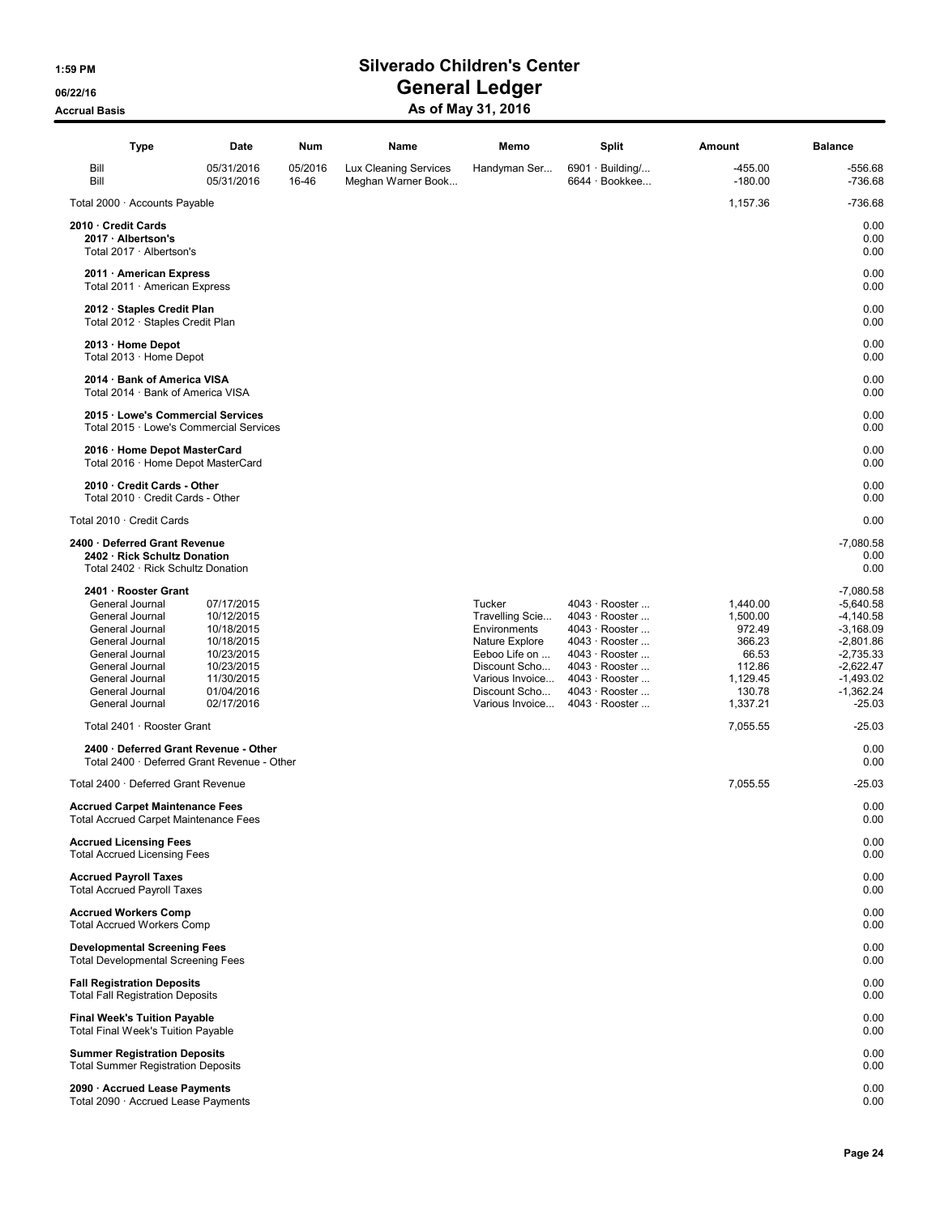# Silverado Children's Center
## General Ledger
### As of May 31, 2016

1:59 PM
06/22/16
Accrual Basis

| Type | Date | Num | Name | Memo | Split | Amount | Balance |
|---|---|---|---|---|---|---|---|
| Bill | 05/31/2016 | 05/2016 | Lux Cleaning Services | Handyman Ser... | 6901 · Building/... | -455.00 | -556.68 |
| Bill | 05/31/2016 | 16-46 | Meghan Warner Book... | | 6644 · Bookkee... | -180.00 | -736.68 |
| Total 2000 · Accounts Payable | | | | | | 1,157.36 | -736.68 |
| **2010 · Credit Cards** | | | | | | | 0.00 |
| **2017 · Albertson's** | | | | | | | 0.00 |
| Total 2017 · Albertson's | | | | | | | 0.00 |
| **2011 · American Express** | | | | | | | 0.00 |
| Total 2011 · American Express | | | | | | | 0.00 |
| **2012 · Staples Credit Plan** | | | | | | | 0.00 |
| Total 2012 · Staples Credit Plan | | | | | | | 0.00 |
| **2013 · Home Depot** | | | | | | | 0.00 |
| Total 2013 · Home Depot | | | | | | | 0.00 |
| **2014 · Bank of America VISA** | | | | | | | 0.00 |
| Total 2014 · Bank of America VISA | | | | | | | 0.00 |
| **2015 · Lowe's Commercial Services** | | | | | | | 0.00 |
| Total 2015 · Lowe's Commercial Services | | | | | | | 0.00 |
| **2016 · Home Depot MasterCard** | | | | | | | 0.00 |
| Total 2016 · Home Depot MasterCard | | | | | | | 0.00 |
| **2010 · Credit Cards - Other** | | | | | | | 0.00 |
| Total 2010 · Credit Cards - Other | | | | | | | 0.00 |
| Total 2010 · Credit Cards | | | | | | | 0.00 |
| **2400 · Deferred Grant Revenue** | | | | | | | -7,080.58 |
| **2402 · Rick Schultz Donation** | | | | | | | 0.00 |
| Total 2402 · Rick Schultz Donation | | | | | | | 0.00 |
| **2401 · Rooster Grant** | | | | | | | -7,080.58 |
| General Journal | 07/17/2015 | | | Tucker | 4043 · Rooster ... | 1,440.00 | -5,640.58 |
| General Journal | 10/12/2015 | | | Travelling Scie... | 4043 · Rooster ... | 1,500.00 | -4,140.58 |
| General Journal | 10/18/2015 | | | Environments | 4043 · Rooster ... | 972.49 | -3,168.09 |
| General Journal | 10/18/2015 | | | Nature Explore | 4043 · Rooster ... | 366.23 | -2,801.86 |
| General Journal | 10/23/2015 | | | Eeboo Life on ... | 4043 · Rooster ... | 66.53 | -2,735.33 |
| General Journal | 10/23/2015 | | | Discount Scho... | 4043 · Rooster ... | 112.86 | -2,622.47 |
| General Journal | 11/30/2015 | | | Various Invoice... | 4043 · Rooster ... | 1,129.45 | -1,493.02 |
| General Journal | 01/04/2016 | | | Discount Scho... | 4043 · Rooster ... | 130.78 | -1,362.24 |
| General Journal | 02/17/2016 | | | Various Invoice... | 4043 · Rooster ... | 1,337.21 | -25.03 |
| Total 2401 · Rooster Grant | | | | | | 7,055.55 | -25.03 |
| **2400 · Deferred Grant Revenue - Other** | | | | | | | 0.00 |
| Total 2400 · Deferred Grant Revenue - Other | | | | | | | 0.00 |
| Total 2400 · Deferred Grant Revenue | | | | | | 7,055.55 | -25.03 |
| **Accrued Carpet Maintenance Fees** | | | | | | | 0.00 |
| Total Accrued Carpet Maintenance Fees | | | | | | | 0.00 |
| **Accrued Licensing Fees** | | | | | | | 0.00 |
| Total Accrued Licensing Fees | | | | | | | 0.00 |
| **Accrued Payroll Taxes** | | | | | | | 0.00 |
| Total Accrued Payroll Taxes | | | | | | | 0.00 |
| **Accrued Workers Comp** | | | | | | | 0.00 |
| Total Accrued Workers Comp | | | | | | | 0.00 |
| **Developmental Screening Fees** | | | | | | | 0.00 |
| Total Developmental Screening Fees | | | | | | | 0.00 |
| **Fall Registration Deposits** | | | | | | | 0.00 |
| Total Fall Registration Deposits | | | | | | | 0.00 |
| **Final Week's Tuition Payable** | | | | | | | 0.00 |
| Total Final Week's Tuition Payable | | | | | | | 0.00 |
| **Summer Registration Deposits** | | | | | | | 0.00 |
| Total Summer Registration Deposits | | | | | | | 0.00 |
| **2090 · Accrued Lease Payments** | | | | | | | 0.00 |
| Total 2090 · Accrued Lease Payments | | | | | | | 0.00 |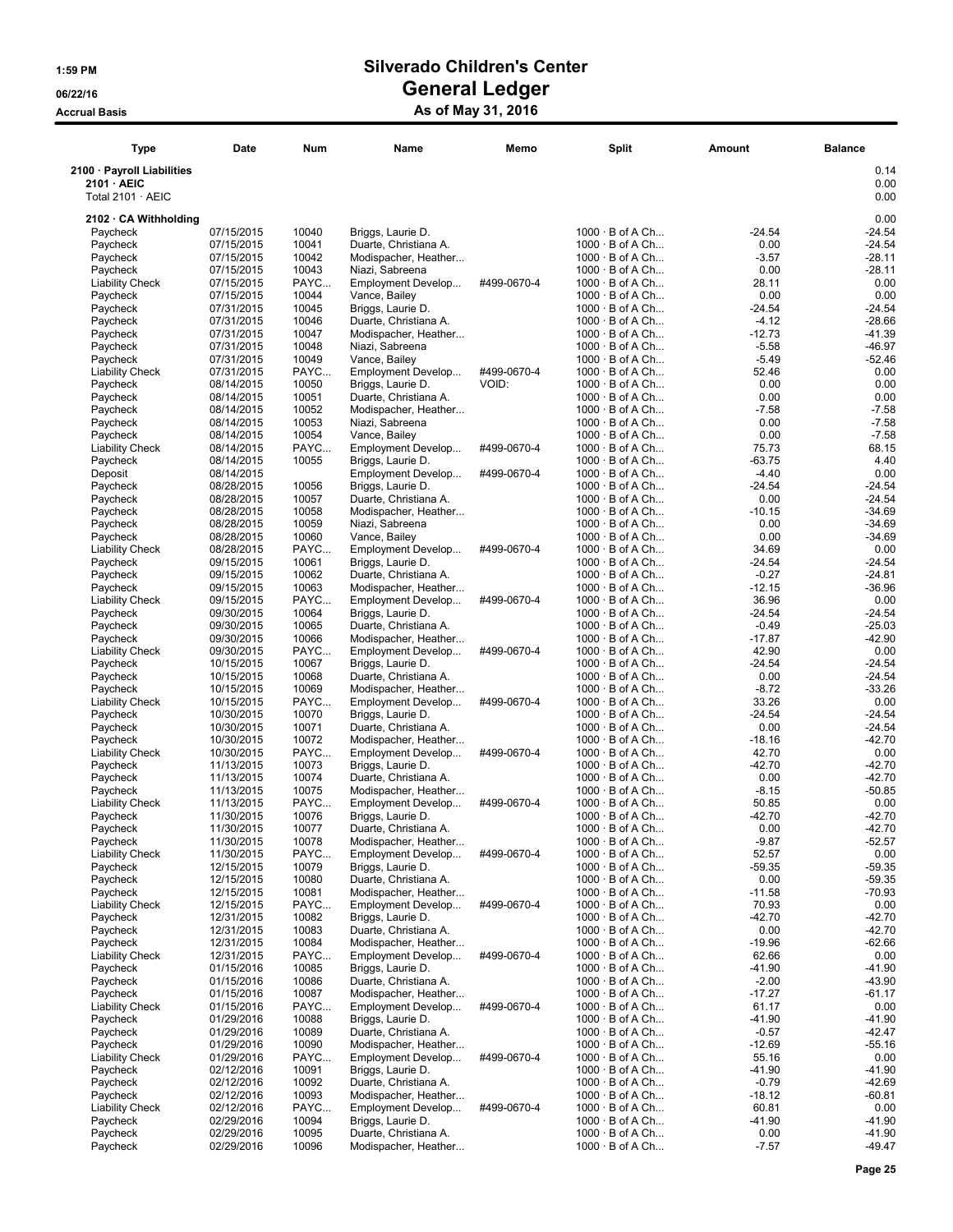# Silverado Children's Center

## General Ledger

### As of May 31, 2016

Accrual Basis

| Type | Date | Num | Name | Memo | Split | Amount | Balance |
|---|---|---|---|---|---|---|---|
| **2100 · Payroll Liabilities** | | | | | | | 0.14 |
| **2101 · AEIC** | | | | | | | 0.00 |
| Total 2101 · AEIC | | | | | | | 0.00 |
| **2102 · CA Withholding** | | | | | | | 0.00 |
| Paycheck | 07/15/2015 | 10040 | Briggs, Laurie D. | | 1000 · B of A Ch... | -24.54 | -24.54 |
| Paycheck | 07/15/2015 | 10041 | Duarte, Christiana A. | | 1000 · B of A Ch... | 0.00 | -24.54 |
| Paycheck | 07/15/2015 | 10042 | Modispacher, Heather... | | 1000 · B of A Ch... | -3.57 | -28.11 |
| Paycheck | 07/15/2015 | 10043 | Niazi, Sabreena | | 1000 · B of A Ch... | 0.00 | -28.11 |
| Liability Check | 07/15/2015 | PAYC... | Employment Develop... | #499-0670-4 | 1000 · B of A Ch... | 28.11 | 0.00 |
| Paycheck | 07/15/2015 | 10044 | Vance, Bailey | | 1000 · B of A Ch... | 0.00 | 0.00 |
| Paycheck | 07/31/2015 | 10045 | Briggs, Laurie D. | | 1000 · B of A Ch... | -24.54 | -24.54 |
| Paycheck | 07/31/2015 | 10046 | Duarte, Christiana A. | | 1000 · B of A Ch... | -4.12 | -28.66 |
| Paycheck | 07/31/2015 | 10047 | Modispacher, Heather... | | 1000 · B of A Ch... | -12.73 | -41.39 |
| Paycheck | 07/31/2015 | 10048 | Niazi, Sabreena | | 1000 · B of A Ch... | -5.58 | -46.97 |
| Paycheck | 07/31/2015 | 10049 | Vance, Bailey | | 1000 · B of A Ch... | -5.49 | -52.46 |
| Liability Check | 07/31/2015 | PAYC... | Employment Develop... | #499-0670-4 | 1000 · B of A Ch... | 52.46 | 0.00 |
| Paycheck | 08/14/2015 | 10050 | Briggs, Laurie D. | VOID: | 1000 · B of A Ch... | 0.00 | 0.00 |
| Paycheck | 08/14/2015 | 10051 | Duarte, Christiana A. | | 1000 · B of A Ch... | 0.00 | 0.00 |
| Paycheck | 08/14/2015 | 10052 | Modispacher, Heather... | | 1000 · B of A Ch... | -7.58 | -7.58 |
| Paycheck | 08/14/2015 | 10053 | Niazi, Sabreena | | 1000 · B of A Ch... | 0.00 | -7.58 |
| Paycheck | 08/14/2015 | 10054 | Vance, Bailey | | 1000 · B of A Ch... | 0.00 | -7.58 |
| Liability Check | 08/14/2015 | PAYC... | Employment Develop... | #499-0670-4 | 1000 · B of A Ch... | 75.73 | 68.15 |
| Paycheck | 08/14/2015 | 10055 | Briggs, Laurie D. | | 1000 · B of A Ch... | -63.75 | 4.40 |
| Deposit | 08/14/2015 | | Employment Develop... | #499-0670-4 | 1000 · B of A Ch... | -4.40 | 0.00 |
| Paycheck | 08/28/2015 | 10056 | Briggs, Laurie D. | | 1000 · B of A Ch... | -24.54 | -24.54 |
| Paycheck | 08/28/2015 | 10057 | Duarte, Christiana A. | | 1000 · B of A Ch... | 0.00 | -24.54 |
| Paycheck | 08/28/2015 | 10058 | Modispacher, Heather... | | 1000 · B of A Ch... | -10.15 | -34.69 |
| Paycheck | 08/28/2015 | 10059 | Niazi, Sabreena | | 1000 · B of A Ch... | 0.00 | -34.69 |
| Paycheck | 08/28/2015 | 10060 | Vance, Bailey | | 1000 · B of A Ch... | 0.00 | -34.69 |
| Liability Check | 08/28/2015 | PAYC... | Employment Develop... | #499-0670-4 | 1000 · B of A Ch... | 34.69 | 0.00 |
| Paycheck | 09/15/2015 | 10061 | Briggs, Laurie D. | | 1000 · B of A Ch... | -24.54 | -24.54 |
| Paycheck | 09/15/2015 | 10062 | Duarte, Christiana A. | | 1000 · B of A Ch... | -0.27 | -24.81 |
| Paycheck | 09/15/2015 | 10063 | Modispacher, Heather... | | 1000 · B of A Ch... | -12.15 | -36.96 |
| Liability Check | 09/15/2015 | PAYC... | Employment Develop... | #499-0670-4 | 1000 · B of A Ch... | 36.96 | 0.00 |
| Paycheck | 09/30/2015 | 10064 | Briggs, Laurie D. | | 1000 · B of A Ch... | -24.54 | -24.54 |
| Paycheck | 09/30/2015 | 10065 | Duarte, Christiana A. | | 1000 · B of A Ch... | -0.49 | -25.03 |
| Paycheck | 09/30/2015 | 10066 | Modispacher, Heather... | | 1000 · B of A Ch... | -17.87 | -42.90 |
| Liability Check | 09/30/2015 | PAYC... | Employment Develop... | #499-0670-4 | 1000 · B of A Ch... | 42.90 | 0.00 |
| Paycheck | 10/15/2015 | 10067 | Briggs, Laurie D. | | 1000 · B of A Ch... | -24.54 | -24.54 |
| Paycheck | 10/15/2015 | 10068 | Duarte, Christiana A. | | 1000 · B of A Ch... | 0.00 | -24.54 |
| Paycheck | 10/15/2015 | 10069 | Modispacher, Heather... | | 1000 · B of A Ch... | -8.72 | -33.26 |
| Liability Check | 10/15/2015 | PAYC... | Employment Develop... | #499-0670-4 | 1000 · B of A Ch... | 33.26 | 0.00 |
| Paycheck | 10/30/2015 | 10070 | Briggs, Laurie D. | | 1000 · B of A Ch... | -24.54 | -24.54 |
| Paycheck | 10/30/2015 | 10071 | Duarte, Christiana A. | | 1000 · B of A Ch... | 0.00 | -24.54 |
| Paycheck | 10/30/2015 | 10072 | Modispacher, Heather... | | 1000 · B of A Ch... | -18.16 | -42.70 |
| Liability Check | 10/30/2015 | PAYC... | Employment Develop... | #499-0670-4 | 1000 · B of A Ch... | 42.70 | 0.00 |
| Paycheck | 11/13/2015 | 10073 | Briggs, Laurie D. | | 1000 · B of A Ch... | -42.70 | -42.70 |
| Paycheck | 11/13/2015 | 10074 | Duarte, Christiana A. | | 1000 · B of A Ch... | 0.00 | -42.70 |
| Paycheck | 11/13/2015 | 10075 | Modispacher, Heather... | | 1000 · B of A Ch... | -8.15 | -50.85 |
| Liability Check | 11/13/2015 | PAYC... | Employment Develop... | #499-0670-4 | 1000 · B of A Ch... | 50.85 | 0.00 |
| Paycheck | 11/30/2015 | 10076 | Briggs, Laurie D. | | 1000 · B of A Ch... | -42.70 | -42.70 |
| Paycheck | 11/30/2015 | 10077 | Duarte, Christiana A. | | 1000 · B of A Ch... | 0.00 | -42.70 |
| Paycheck | 11/30/2015 | 10078 | Modispacher, Heather... | | 1000 · B of A Ch... | -9.87 | -52.57 |
| Liability Check | 11/30/2015 | PAYC... | Employment Develop... | #499-0670-4 | 1000 · B of A Ch... | 52.57 | 0.00 |
| Paycheck | 12/15/2015 | 10079 | Briggs, Laurie D. | | 1000 · B of A Ch... | -59.35 | -59.35 |
| Paycheck | 12/15/2015 | 10080 | Duarte, Christiana A. | | 1000 · B of A Ch... | 0.00 | -59.35 |
| Paycheck | 12/15/2015 | 10081 | Modispacher, Heather... | | 1000 · B of A Ch... | -11.58 | -70.93 |
| Liability Check | 12/15/2015 | PAYC... | Employment Develop... | #499-0670-4 | 1000 · B of A Ch... | 70.93 | 0.00 |
| Paycheck | 12/31/2015 | 10082 | Briggs, Laurie D. | | 1000 · B of A Ch... | -42.70 | -42.70 |
| Paycheck | 12/31/2015 | 10083 | Duarte, Christiana A. | | 1000 · B of A Ch... | 0.00 | -42.70 |
| Paycheck | 12/31/2015 | 10084 | Modispacher, Heather... | | 1000 · B of A Ch... | -19.96 | -62.66 |
| Liability Check | 12/31/2015 | PAYC... | Employment Develop... | #499-0670-4 | 1000 · B of A Ch... | 62.66 | 0.00 |
| Paycheck | 01/15/2016 | 10085 | Briggs, Laurie D. | | 1000 · B of A Ch... | -41.90 | -41.90 |
| Paycheck | 01/15/2016 | 10086 | Duarte, Christiana A. | | 1000 · B of A Ch... | -2.00 | -43.90 |
| Paycheck | 01/15/2016 | 10087 | Modispacher, Heather... | | 1000 · B of A Ch... | -17.27 | -61.17 |
| Liability Check | 01/15/2016 | PAYC... | Employment Develop... | #499-0670-4 | 1000 · B of A Ch... | 61.17 | 0.00 |
| Paycheck | 01/29/2016 | 10088 | Briggs, Laurie D. | | 1000 · B of A Ch... | -41.90 | -41.90 |
| Paycheck | 01/29/2016 | 10089 | Duarte, Christiana A. | | 1000 · B of A Ch... | -0.57 | -42.47 |
| Paycheck | 01/29/2016 | 10090 | Modispacher, Heather... | | 1000 · B of A Ch... | -12.69 | -55.16 |
| Liability Check | 01/29/2016 | PAYC... | Employment Develop... | #499-0670-4 | 1000 · B of A Ch... | 55.16 | 0.00 |
| Paycheck | 02/12/2016 | 10091 | Briggs, Laurie D. | | 1000 · B of A Ch... | -41.90 | -41.90 |
| Paycheck | 02/12/2016 | 10092 | Duarte, Christiana A. | | 1000 · B of A Ch... | -0.79 | -42.69 |
| Paycheck | 02/12/2016 | 10093 | Modispacher, Heather... | | 1000 · B of A Ch... | -18.12 | -60.81 |
| Liability Check | 02/12/2016 | PAYC... | Employment Develop... | #499-0670-4 | 1000 · B of A Ch... | 60.81 | 0.00 |
| Paycheck | 02/29/2016 | 10094 | Briggs, Laurie D. | | 1000 · B of A Ch... | -41.90 | -41.90 |
| Paycheck | 02/29/2016 | 10095 | Duarte, Christiana A. | | 1000 · B of A Ch... | 0.00 | -41.90 |
| Paycheck | 02/29/2016 | 10096 | Modispacher, Heather... | | 1000 · B of A Ch... | -7.57 | -49.47 |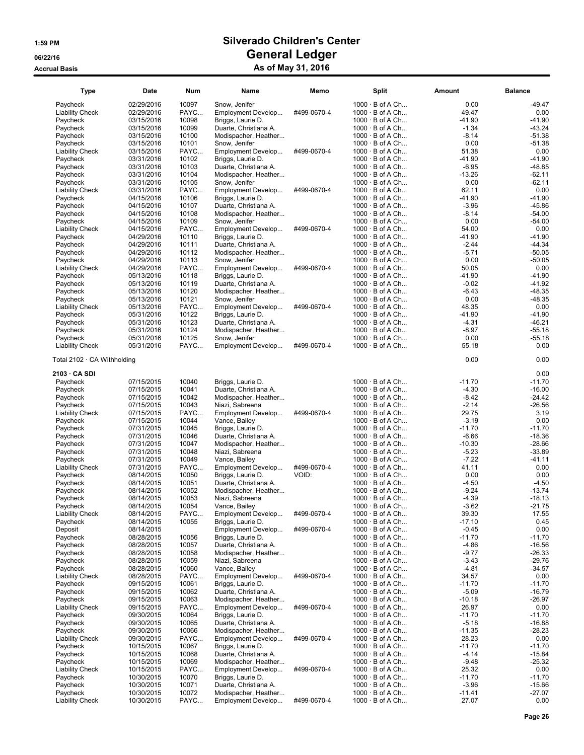# Silverado Children's Center

## General Ledger

### As of May 31, 2016

1:59 PM
06/22/16
Accrual Basis

| Type | Date | Num | Name | Memo | Split | Amount | Balance |
|---|---|---|---|---|---|---|---|
| Paycheck | 02/29/2016 | 10097 | Snow, Jenifer | | 1000 · B of A Ch... | 0.00 | -49.47 |
| Liability Check | 02/29/2016 | PAYC... | Employment Develop... | #499-0670-4 | 1000 · B of A Ch... | 49.47 | 0.00 |
| Paycheck | 03/15/2016 | 10098 | Briggs, Laurie D. | | 1000 · B of A Ch... | -41.90 | -41.90 |
| Paycheck | 03/15/2016 | 10099 | Duarte, Christiana A. | | 1000 · B of A Ch... | -1.34 | -43.24 |
| Paycheck | 03/15/2016 | 10100 | Modispacher, Heather... | | 1000 · B of A Ch... | -8.14 | -51.38 |
| Paycheck | 03/15/2016 | 10101 | Snow, Jenifer | | 1000 · B of A Ch... | 0.00 | -51.38 |
| Liability Check | 03/15/2016 | PAYC... | Employment Develop... | #499-0670-4 | 1000 · B of A Ch... | 51.38 | 0.00 |
| Paycheck | 03/31/2016 | 10102 | Briggs, Laurie D. | | 1000 · B of A Ch... | -41.90 | -41.90 |
| Paycheck | 03/31/2016 | 10103 | Duarte, Christiana A. | | 1000 · B of A Ch... | -6.95 | -48.85 |
| Paycheck | 03/31/2016 | 10104 | Modispacher, Heather... | | 1000 · B of A Ch... | -13.26 | -62.11 |
| Paycheck | 03/31/2016 | 10105 | Snow, Jenifer | | 1000 · B of A Ch... | 0.00 | -62.11 |
| Liability Check | 03/31/2016 | PAYC... | Employment Develop... | #499-0670-4 | 1000 · B of A Ch... | 62.11 | 0.00 |
| Paycheck | 04/15/2016 | 10106 | Briggs, Laurie D. | | 1000 · B of A Ch... | -41.90 | -41.90 |
| Paycheck | 04/15/2016 | 10107 | Duarte, Christiana A. | | 1000 · B of A Ch... | -3.96 | -45.86 |
| Paycheck | 04/15/2016 | 10108 | Modispacher, Heather... | | 1000 · B of A Ch... | -8.14 | -54.00 |
| Paycheck | 04/15/2016 | 10109 | Snow, Jenifer | | 1000 · B of A Ch... | 0.00 | -54.00 |
| Liability Check | 04/15/2016 | PAYC... | Employment Develop... | #499-0670-4 | 1000 · B of A Ch... | 54.00 | 0.00 |
| Paycheck | 04/29/2016 | 10110 | Briggs, Laurie D. | | 1000 · B of A Ch... | -41.90 | -41.90 |
| Paycheck | 04/29/2016 | 10111 | Duarte, Christiana A. | | 1000 · B of A Ch... | -2.44 | -44.34 |
| Paycheck | 04/29/2016 | 10112 | Modispacher, Heather... | | 1000 · B of A Ch... | -5.71 | -50.05 |
| Paycheck | 04/29/2016 | 10113 | Snow, Jenifer | | 1000 · B of A Ch... | 0.00 | -50.05 |
| Liability Check | 04/29/2016 | PAYC... | Employment Develop... | #499-0670-4 | 1000 · B of A Ch... | 50.05 | 0.00 |
| Paycheck | 05/13/2016 | 10118 | Briggs, Laurie D. | | 1000 · B of A Ch... | -41.90 | -41.90 |
| Paycheck | 05/13/2016 | 10119 | Duarte, Christiana A. | | 1000 · B of A Ch... | -0.02 | -41.92 |
| Paycheck | 05/13/2016 | 10120 | Modispacher, Heather... | | 1000 · B of A Ch... | -6.43 | -48.35 |
| Paycheck | 05/13/2016 | 10121 | Snow, Jenifer | | 1000 · B of A Ch... | 0.00 | -48.35 |
| Liability Check | 05/13/2016 | PAYC... | Employment Develop... | #499-0670-4 | 1000 · B of A Ch... | 48.35 | 0.00 |
| Paycheck | 05/31/2016 | 10122 | Briggs, Laurie D. | | 1000 · B of A Ch... | -41.90 | -41.90 |
| Paycheck | 05/31/2016 | 10123 | Duarte, Christiana A. | | 1000 · B of A Ch... | -4.31 | -46.21 |
| Paycheck | 05/31/2016 | 10124 | Modispacher, Heather... | | 1000 · B of A Ch... | -8.97 | -55.18 |
| Paycheck | 05/31/2016 | 10125 | Snow, Jenifer | | 1000 · B of A Ch... | 0.00 | -55.18 |
| Liability Check | 05/31/2016 | PAYC... | Employment Develop... | #499-0670-4 | 1000 · B of A Ch... | 55.18 | 0.00 |
| Total 2102 · CA Withholding | | | | | | 0.00 | 0.00 |
| **2103 · CA SDI** | | | | | | | 0.00 |
| Paycheck | 07/15/2015 | 10040 | Briggs, Laurie D. | | 1000 · B of A Ch... | -11.70 | -11.70 |
| Paycheck | 07/15/2015 | 10041 | Duarte, Christiana A. | | 1000 · B of A Ch... | -4.30 | -16.00 |
| Paycheck | 07/15/2015 | 10042 | Modispacher, Heather... | | 1000 · B of A Ch... | -8.42 | -24.42 |
| Paycheck | 07/15/2015 | 10043 | Niazi, Sabreena | | 1000 · B of A Ch... | -2.14 | -26.56 |
| Liability Check | 07/15/2015 | PAYC... | Employment Develop... | #499-0670-4 | 1000 · B of A Ch... | 29.75 | 3.19 |
| Paycheck | 07/15/2015 | 10044 | Vance, Bailey | | 1000 · B of A Ch... | -3.19 | 0.00 |
| Paycheck | 07/31/2015 | 10045 | Briggs, Laurie D. | | 1000 · B of A Ch... | -11.70 | -11.70 |
| Paycheck | 07/31/2015 | 10046 | Duarte, Christiana A. | | 1000 · B of A Ch... | -6.66 | -18.36 |
| Paycheck | 07/31/2015 | 10047 | Modispacher, Heather... | | 1000 · B of A Ch... | -10.30 | -28.66 |
| Paycheck | 07/31/2015 | 10048 | Niazi, Sabreena | | 1000 · B of A Ch... | -5.23 | -33.89 |
| Paycheck | 07/31/2015 | 10049 | Vance, Bailey | | 1000 · B of A Ch... | -7.22 | -41.11 |
| Liability Check | 07/31/2015 | PAYC... | Employment Develop... | #499-0670-4 | 1000 · B of A Ch... | 41.11 | 0.00 |
| Paycheck | 08/14/2015 | 10050 | Briggs, Laurie D. | VOID: | 1000 · B of A Ch... | 0.00 | 0.00 |
| Paycheck | 08/14/2015 | 10051 | Duarte, Christiana A. | | 1000 · B of A Ch... | -4.50 | -4.50 |
| Paycheck | 08/14/2015 | 10052 | Modispacher, Heather... | | 1000 · B of A Ch... | -9.24 | -13.74 |
| Paycheck | 08/14/2015 | 10053 | Niazi, Sabreena | | 1000 · B of A Ch... | -4.39 | -18.13 |
| Paycheck | 08/14/2015 | 10054 | Vance, Bailey | | 1000 · B of A Ch... | -3.62 | -21.75 |
| Liability Check | 08/14/2015 | PAYC... | Employment Develop... | #499-0670-4 | 1000 · B of A Ch... | 39.30 | 17.55 |
| Paycheck | 08/14/2015 | 10055 | Briggs, Laurie D. | | 1000 · B of A Ch... | -17.10 | 0.45 |
| Deposit | 08/14/2015 | | Employment Develop... | #499-0670-4 | 1000 · B of A Ch... | -0.45 | 0.00 |
| Paycheck | 08/28/2015 | 10056 | Briggs, Laurie D. | | 1000 · B of A Ch... | -11.70 | -11.70 |
| Paycheck | 08/28/2015 | 10057 | Duarte, Christiana A. | | 1000 · B of A Ch... | -4.86 | -16.56 |
| Paycheck | 08/28/2015 | 10058 | Modispacher, Heather... | | 1000 · B of A Ch... | -9.77 | -26.33 |
| Paycheck | 08/28/2015 | 10059 | Niazi, Sabreena | | 1000 · B of A Ch... | -3.43 | -29.76 |
| Paycheck | 08/28/2015 | 10060 | Vance, Bailey | | 1000 · B of A Ch... | -4.81 | -34.57 |
| Liability Check | 08/28/2015 | PAYC... | Employment Develop... | #499-0670-4 | 1000 · B of A Ch... | 34.57 | 0.00 |
| Paycheck | 09/15/2015 | 10061 | Briggs, Laurie D. | | 1000 · B of A Ch... | -11.70 | -11.70 |
| Paycheck | 09/15/2015 | 10062 | Duarte, Christiana A. | | 1000 · B of A Ch... | -5.09 | -16.79 |
| Paycheck | 09/15/2015 | 10063 | Modispacher, Heather... | | 1000 · B of A Ch... | -10.18 | -26.97 |
| Liability Check | 09/15/2015 | PAYC... | Employment Develop... | #499-0670-4 | 1000 · B of A Ch... | 26.97 | 0.00 |
| Paycheck | 09/30/2015 | 10064 | Briggs, Laurie D. | | 1000 · B of A Ch... | -11.70 | -11.70 |
| Paycheck | 09/30/2015 | 10065 | Duarte, Christiana A. | | 1000 · B of A Ch... | -5.18 | -16.88 |
| Paycheck | 09/30/2015 | 10066 | Modispacher, Heather... | | 1000 · B of A Ch... | -11.35 | -28.23 |
| Liability Check | 09/30/2015 | PAYC... | Employment Develop... | #499-0670-4 | 1000 · B of A Ch... | 28.23 | 0.00 |
| Paycheck | 10/15/2015 | 10067 | Briggs, Laurie D. | | 1000 · B of A Ch... | -11.70 | -11.70 |
| Paycheck | 10/15/2015 | 10068 | Duarte, Christiana A. | | 1000 · B of A Ch... | -4.14 | -15.84 |
| Paycheck | 10/15/2015 | 10069 | Modispacher, Heather... | | 1000 · B of A Ch... | -9.48 | -25.32 |
| Liability Check | 10/15/2015 | PAYC... | Employment Develop... | #499-0670-4 | 1000 · B of A Ch... | 25.32 | 0.00 |
| Paycheck | 10/30/2015 | 10070 | Briggs, Laurie D. | | 1000 · B of A Ch... | -11.70 | -11.70 |
| Paycheck | 10/30/2015 | 10071 | Duarte, Christiana A. | | 1000 · B of A Ch... | -3.96 | -15.66 |
| Paycheck | 10/30/2015 | 10072 | Modispacher, Heather... | | 1000 · B of A Ch... | -11.41 | -27.07 |
| Liability Check | 10/30/2015 | PAYC... | Employment Develop... | #499-0670-4 | 1000 · B of A Ch... | 27.07 | 0.00 |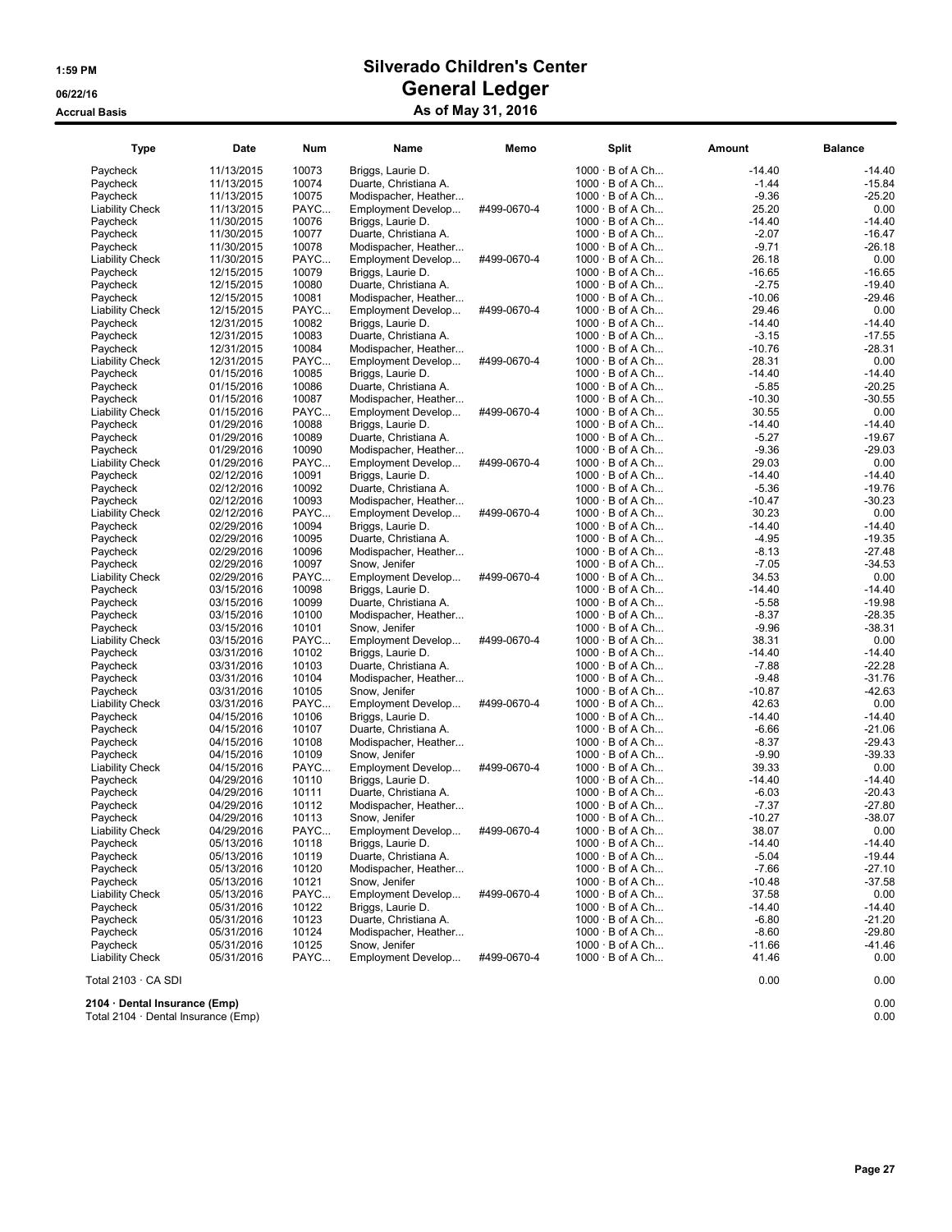# Silverado Children's Center
## General Ledger
### As of May 31, 2016

1:59 PM
06/22/16
Accrual Basis

| Type | Date | Num | Name | Memo | Split | Amount | Balance |
|---|---|---|---|---|---|---|---|
| Paycheck | 11/13/2015 | 10073 | Briggs, Laurie D. | | 1000 · B of A Ch... | -14.40 | -14.40 |
| Paycheck | 11/13/2015 | 10074 | Duarte, Christiana A. | | 1000 · B of A Ch... | -1.44 | -15.84 |
| Paycheck | 11/13/2015 | 10075 | Modispacher, Heather... | | 1000 · B of A Ch... | -9.36 | -25.20 |
| Liability Check | 11/13/2015 | PAYC... | Employment Develop... | #499-0670-4 | 1000 · B of A Ch... | 25.20 | 0.00 |
| Paycheck | 11/30/2015 | 10076 | Briggs, Laurie D. | | 1000 · B of A Ch... | -14.40 | -14.40 |
| Paycheck | 11/30/2015 | 10077 | Duarte, Christiana A. | | 1000 · B of A Ch... | -2.07 | -16.47 |
| Paycheck | 11/30/2015 | 10078 | Modispacher, Heather... | | 1000 · B of A Ch... | -9.71 | -26.18 |
| Liability Check | 11/30/2015 | PAYC... | Employment Develop... | #499-0670-4 | 1000 · B of A Ch... | 26.18 | 0.00 |
| Paycheck | 12/15/2015 | 10079 | Briggs, Laurie D. | | 1000 · B of A Ch... | -16.65 | -16.65 |
| Paycheck | 12/15/2015 | 10080 | Duarte, Christiana A. | | 1000 · B of A Ch... | -2.75 | -19.40 |
| Paycheck | 12/15/2015 | 10081 | Modispacher, Heather... | | 1000 · B of A Ch... | -10.06 | -29.46 |
| Liability Check | 12/15/2015 | PAYC... | Employment Develop... | #499-0670-4 | 1000 · B of A Ch... | 29.46 | 0.00 |
| Paycheck | 12/31/2015 | 10082 | Briggs, Laurie D. | | 1000 · B of A Ch... | -14.40 | -14.40 |
| Paycheck | 12/31/2015 | 10083 | Duarte, Christiana A. | | 1000 · B of A Ch... | -3.15 | -17.55 |
| Paycheck | 12/31/2015 | 10084 | Modispacher, Heather... | | 1000 · B of A Ch... | -10.76 | -28.31 |
| Liability Check | 12/31/2015 | PAYC... | Employment Develop... | #499-0670-4 | 1000 · B of A Ch... | 28.31 | 0.00 |
| Paycheck | 01/15/2016 | 10085 | Briggs, Laurie D. | | 1000 · B of A Ch... | -14.40 | -14.40 |
| Paycheck | 01/15/2016 | 10086 | Duarte, Christiana A. | | 1000 · B of A Ch... | -5.85 | -20.25 |
| Paycheck | 01/15/2016 | 10087 | Modispacher, Heather... | | 1000 · B of A Ch... | -10.30 | -30.55 |
| Liability Check | 01/15/2016 | PAYC... | Employment Develop... | #499-0670-4 | 1000 · B of A Ch... | 30.55 | 0.00 |
| Paycheck | 01/29/2016 | 10088 | Briggs, Laurie D. | | 1000 · B of A Ch... | -14.40 | -14.40 |
| Paycheck | 01/29/2016 | 10089 | Duarte, Christiana A. | | 1000 · B of A Ch... | -5.27 | -19.67 |
| Paycheck | 01/29/2016 | 10090 | Modispacher, Heather... | | 1000 · B of A Ch... | -9.36 | -29.03 |
| Liability Check | 01/29/2016 | PAYC... | Employment Develop... | #499-0670-4 | 1000 · B of A Ch... | 29.03 | 0.00 |
| Paycheck | 02/12/2016 | 10091 | Briggs, Laurie D. | | 1000 · B of A Ch... | -14.40 | -14.40 |
| Paycheck | 02/12/2016 | 10092 | Duarte, Christiana A. | | 1000 · B of A Ch... | -5.36 | -19.76 |
| Paycheck | 02/12/2016 | 10093 | Modispacher, Heather... | | 1000 · B of A Ch... | -10.47 | -30.23 |
| Liability Check | 02/12/2016 | PAYC... | Employment Develop... | #499-0670-4 | 1000 · B of A Ch... | 30.23 | 0.00 |
| Paycheck | 02/29/2016 | 10094 | Briggs, Laurie D. | | 1000 · B of A Ch... | -14.40 | -14.40 |
| Paycheck | 02/29/2016 | 10095 | Duarte, Christiana A. | | 1000 · B of A Ch... | -4.95 | -19.35 |
| Paycheck | 02/29/2016 | 10096 | Modispacher, Heather... | | 1000 · B of A Ch... | -8.13 | -27.48 |
| Paycheck | 02/29/2016 | 10097 | Snow, Jenifer | | 1000 · B of A Ch... | -7.05 | -34.53 |
| Liability Check | 02/29/2016 | PAYC... | Employment Develop... | #499-0670-4 | 1000 · B of A Ch... | 34.53 | 0.00 |
| Paycheck | 03/15/2016 | 10098 | Briggs, Laurie D. | | 1000 · B of A Ch... | -14.40 | -14.40 |
| Paycheck | 03/15/2016 | 10099 | Duarte, Christiana A. | | 1000 · B of A Ch... | -5.58 | -19.98 |
| Paycheck | 03/15/2016 | 10100 | Modispacher, Heather... | | 1000 · B of A Ch... | -8.37 | -28.35 |
| Paycheck | 03/15/2016 | 10101 | Snow, Jenifer | | 1000 · B of A Ch... | -9.96 | -38.31 |
| Liability Check | 03/15/2016 | PAYC... | Employment Develop... | #499-0670-4 | 1000 · B of A Ch... | 38.31 | 0.00 |
| Paycheck | 03/31/2016 | 10102 | Briggs, Laurie D. | | 1000 · B of A Ch... | -14.40 | -14.40 |
| Paycheck | 03/31/2016 | 10103 | Duarte, Christiana A. | | 1000 · B of A Ch... | -7.88 | -22.28 |
| Paycheck | 03/31/2016 | 10104 | Modispacher, Heather... | | 1000 · B of A Ch... | -9.48 | -31.76 |
| Paycheck | 03/31/2016 | 10105 | Snow, Jenifer | | 1000 · B of A Ch... | -10.87 | -42.63 |
| Liability Check | 03/31/2016 | PAYC... | Employment Develop... | #499-0670-4 | 1000 · B of A Ch... | 42.63 | 0.00 |
| Paycheck | 04/15/2016 | 10106 | Briggs, Laurie D. | | 1000 · B of A Ch... | -14.40 | -14.40 |
| Paycheck | 04/15/2016 | 10107 | Duarte, Christiana A. | | 1000 · B of A Ch... | -6.66 | -21.06 |
| Paycheck | 04/15/2016 | 10108 | Modispacher, Heather... | | 1000 · B of A Ch... | -8.37 | -29.43 |
| Paycheck | 04/15/2016 | 10109 | Snow, Jenifer | | 1000 · B of A Ch... | -9.90 | -39.33 |
| Liability Check | 04/15/2016 | PAYC... | Employment Develop... | #499-0670-4 | 1000 · B of A Ch... | 39.33 | 0.00 |
| Paycheck | 04/29/2016 | 10110 | Briggs, Laurie D. | | 1000 · B of A Ch... | -14.40 | -14.40 |
| Paycheck | 04/29/2016 | 10111 | Duarte, Christiana A. | | 1000 · B of A Ch... | -6.03 | -20.43 |
| Paycheck | 04/29/2016 | 10112 | Modispacher, Heather... | | 1000 · B of A Ch... | -7.37 | -27.80 |
| Paycheck | 04/29/2016 | 10113 | Snow, Jenifer | | 1000 · B of A Ch... | -10.27 | -38.07 |
| Liability Check | 04/29/2016 | PAYC... | Employment Develop... | #499-0670-4 | 1000 · B of A Ch... | 38.07 | 0.00 |
| Paycheck | 05/13/2016 | 10118 | Briggs, Laurie D. | | 1000 · B of A Ch... | -14.40 | -14.40 |
| Paycheck | 05/13/2016 | 10119 | Duarte, Christiana A. | | 1000 · B of A Ch... | -5.04 | -19.44 |
| Paycheck | 05/13/2016 | 10120 | Modispacher, Heather... | | 1000 · B of A Ch... | -7.66 | -27.10 |
| Paycheck | 05/13/2016 | 10121 | Snow, Jenifer | | 1000 · B of A Ch... | -10.48 | -37.58 |
| Liability Check | 05/13/2016 | PAYC... | Employment Develop... | #499-0670-4 | 1000 · B of A Ch... | 37.58 | 0.00 |
| Paycheck | 05/31/2016 | 10122 | Briggs, Laurie D. | | 1000 · B of A Ch... | -14.40 | -14.40 |
| Paycheck | 05/31/2016 | 10123 | Duarte, Christiana A. | | 1000 · B of A Ch... | -6.80 | -21.20 |
| Paycheck | 05/31/2016 | 10124 | Modispacher, Heather... | | 1000 · B of A Ch... | -8.60 | -29.80 |
| Paycheck | 05/31/2016 | 10125 | Snow, Jenifer | | 1000 · B of A Ch... | -11.66 | -41.46 |
| Liability Check | 05/31/2016 | PAYC... | Employment Develop... | #499-0670-4 | 1000 · B of A Ch... | 41.46 | 0.00 |
| Total 2103 · CA SDI | | | | | | 0.00 | 0.00 |
| **2104 · Dental Insurance (Emp)** | | | | | | | 0.00 |
| Total 2104 · Dental Insurance (Emp) | | | | | | | 0.00 |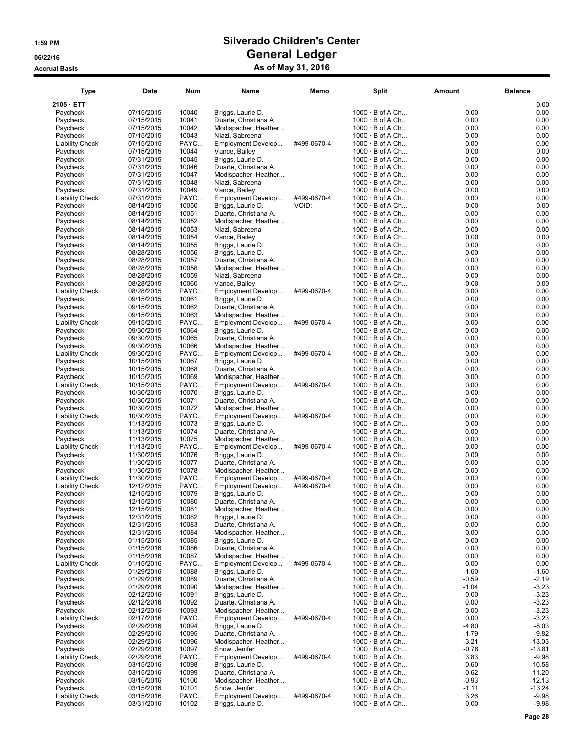# Silverado Children's Center
## General Ledger
### As of May 31, 2016

1:59 PM
06/22/16
Accrual Basis

| Type | Date | Num | Name | Memo | Split | Amount | Balance |
|---|---|---|---|---|---|---|---|
| **2105 · ETT** | | | | | | | 0.00 |
| Paycheck | 07/15/2015 | 10040 | Briggs, Laurie D. | | 1000 · B of A Ch... | 0.00 | 0.00 |
| Paycheck | 07/15/2015 | 10041 | Duarte, Christiana A. | | 1000 · B of A Ch... | 0.00 | 0.00 |
| Paycheck | 07/15/2015 | 10042 | Modispacher, Heather... | | 1000 · B of A Ch... | 0.00 | 0.00 |
| Paycheck | 07/15/2015 | 10043 | Niazi, Sabreena | | 1000 · B of A Ch... | 0.00 | 0.00 |
| Liability Check | 07/15/2015 | PAYC... | Employment Develop... | #499-0670-4 | 1000 · B of A Ch... | 0.00 | 0.00 |
| Paycheck | 07/15/2015 | 10044 | Vance, Bailey | | 1000 · B of A Ch... | 0.00 | 0.00 |
| Paycheck | 07/31/2015 | 10045 | Briggs, Laurie D. | | 1000 · B of A Ch... | 0.00 | 0.00 |
| Paycheck | 07/31/2015 | 10046 | Duarte, Christiana A. | | 1000 · B of A Ch... | 0.00 | 0.00 |
| Paycheck | 07/31/2015 | 10047 | Modispacher, Heather... | | 1000 · B of A Ch... | 0.00 | 0.00 |
| Paycheck | 07/31/2015 | 10048 | Niazi, Sabreena | | 1000 · B of A Ch... | 0.00 | 0.00 |
| Paycheck | 07/31/2015 | 10049 | Vance, Bailey | | 1000 · B of A Ch... | 0.00 | 0.00 |
| Liability Check | 07/31/2015 | PAYC... | Employment Develop... | #499-0670-4 | 1000 · B of A Ch... | 0.00 | 0.00 |
| Paycheck | 08/14/2015 | 10050 | Briggs, Laurie D. | VOID: | 1000 · B of A Ch... | 0.00 | 0.00 |
| Paycheck | 08/14/2015 | 10051 | Duarte, Christiana A. | | 1000 · B of A Ch... | 0.00 | 0.00 |
| Paycheck | 08/14/2015 | 10052 | Modispacher, Heather... | | 1000 · B of A Ch... | 0.00 | 0.00 |
| Paycheck | 08/14/2015 | 10053 | Niazi, Sabreena | | 1000 · B of A Ch... | 0.00 | 0.00 |
| Paycheck | 08/14/2015 | 10054 | Vance, Bailey | | 1000 · B of A Ch... | 0.00 | 0.00 |
| Paycheck | 08/14/2015 | 10055 | Briggs, Laurie D. | | 1000 · B of A Ch... | 0.00 | 0.00 |
| Paycheck | 08/28/2015 | 10056 | Briggs, Laurie D. | | 1000 · B of A Ch... | 0.00 | 0.00 |
| Paycheck | 08/28/2015 | 10057 | Duarte, Christiana A. | | 1000 · B of A Ch... | 0.00 | 0.00 |
| Paycheck | 08/28/2015 | 10058 | Modispacher, Heather... | | 1000 · B of A Ch... | 0.00 | 0.00 |
| Paycheck | 08/28/2015 | 10059 | Niazi, Sabreena | | 1000 · B of A Ch... | 0.00 | 0.00 |
| Paycheck | 08/28/2015 | 10060 | Vance, Bailey | | 1000 · B of A Ch... | 0.00 | 0.00 |
| Liability Check | 08/28/2015 | PAYC... | Employment Develop... | #499-0670-4 | 1000 · B of A Ch... | 0.00 | 0.00 |
| Paycheck | 09/15/2015 | 10061 | Briggs, Laurie D. | | 1000 · B of A Ch... | 0.00 | 0.00 |
| Paycheck | 09/15/2015 | 10062 | Duarte, Christiana A. | | 1000 · B of A Ch... | 0.00 | 0.00 |
| Paycheck | 09/15/2015 | 10063 | Modispacher, Heather... | | 1000 · B of A Ch... | 0.00 | 0.00 |
| Liability Check | 09/15/2015 | PAYC... | Employment Develop... | #499-0670-4 | 1000 · B of A Ch... | 0.00 | 0.00 |
| Paycheck | 09/30/2015 | 10064 | Briggs, Laurie D. | | 1000 · B of A Ch... | 0.00 | 0.00 |
| Paycheck | 09/30/2015 | 10065 | Duarte, Christiana A. | | 1000 · B of A Ch... | 0.00 | 0.00 |
| Paycheck | 09/30/2015 | 10066 | Modispacher, Heather... | | 1000 · B of A Ch... | 0.00 | 0.00 |
| Liability Check | 09/30/2015 | PAYC... | Employment Develop... | #499-0670-4 | 1000 · B of A Ch... | 0.00 | 0.00 |
| Paycheck | 10/15/2015 | 10067 | Briggs, Laurie D. | | 1000 · B of A Ch... | 0.00 | 0.00 |
| Paycheck | 10/15/2015 | 10068 | Duarte, Christiana A. | | 1000 · B of A Ch... | 0.00 | 0.00 |
| Paycheck | 10/15/2015 | 10069 | Modispacher, Heather... | | 1000 · B of A Ch... | 0.00 | 0.00 |
| Liability Check | 10/15/2015 | PAYC... | Employment Develop... | #499-0670-4 | 1000 · B of A Ch... | 0.00 | 0.00 |
| Paycheck | 10/30/2015 | 10070 | Briggs, Laurie D. | | 1000 · B of A Ch... | 0.00 | 0.00 |
| Paycheck | 10/30/2015 | 10071 | Duarte, Christiana A. | | 1000 · B of A Ch... | 0.00 | 0.00 |
| Paycheck | 10/30/2015 | 10072 | Modispacher, Heather... | | 1000 · B of A Ch... | 0.00 | 0.00 |
| Liability Check | 10/30/2015 | PAYC... | Employment Develop... | #499-0670-4 | 1000 · B of A Ch... | 0.00 | 0.00 |
| Paycheck | 11/13/2015 | 10073 | Briggs, Laurie D. | | 1000 · B of A Ch... | 0.00 | 0.00 |
| Paycheck | 11/13/2015 | 10074 | Duarte, Christiana A. | | 1000 · B of A Ch... | 0.00 | 0.00 |
| Paycheck | 11/13/2015 | 10075 | Modispacher, Heather... | | 1000 · B of A Ch... | 0.00 | 0.00 |
| Liability Check | 11/13/2015 | PAYC... | Employment Develop... | #499-0670-4 | 1000 · B of A Ch... | 0.00 | 0.00 |
| Paycheck | 11/30/2015 | 10076 | Briggs, Laurie D. | | 1000 · B of A Ch... | 0.00 | 0.00 |
| Paycheck | 11/30/2015 | 10077 | Duarte, Christiana A. | | 1000 · B of A Ch... | 0.00 | 0.00 |
| Paycheck | 11/30/2015 | 10078 | Modispacher, Heather... | | 1000 · B of A Ch... | 0.00 | 0.00 |
| Liability Check | 11/30/2015 | PAYC... | Employment Develop... | #499-0670-4 | 1000 · B of A Ch... | 0.00 | 0.00 |
| Liability Check | 12/12/2015 | PAYC... | Employment Develop... | #499-0670-4 | 1000 · B of A Ch... | 0.00 | 0.00 |
| Paycheck | 12/15/2015 | 10079 | Briggs, Laurie D. | | 1000 · B of A Ch... | 0.00 | 0.00 |
| Paycheck | 12/15/2015 | 10080 | Duarte, Christiana A. | | 1000 · B of A Ch... | 0.00 | 0.00 |
| Paycheck | 12/15/2015 | 10081 | Modispacher, Heather... | | 1000 · B of A Ch... | 0.00 | 0.00 |
| Paycheck | 12/31/2015 | 10082 | Briggs, Laurie D. | | 1000 · B of A Ch... | 0.00 | 0.00 |
| Paycheck | 12/31/2015 | 10083 | Duarte, Christiana A. | | 1000 · B of A Ch... | 0.00 | 0.00 |
| Paycheck | 12/31/2015 | 10084 | Modispacher, Heather... | | 1000 · B of A Ch... | 0.00 | 0.00 |
| Paycheck | 01/15/2016 | 10085 | Briggs, Laurie D. | | 1000 · B of A Ch... | 0.00 | 0.00 |
| Paycheck | 01/15/2016 | 10086 | Duarte, Christiana A. | | 1000 · B of A Ch... | 0.00 | 0.00 |
| Paycheck | 01/15/2016 | 10087 | Modispacher, Heather... | | 1000 · B of A Ch... | 0.00 | 0.00 |
| Liability Check | 01/15/2016 | PAYC... | Employment Develop... | #499-0670-4 | 1000 · B of A Ch... | 0.00 | 0.00 |
| Paycheck | 01/29/2016 | 10088 | Briggs, Laurie D. | | 1000 · B of A Ch... | -1.60 | -1.60 |
| Paycheck | 01/29/2016 | 10089 | Duarte, Christiana A. | | 1000 · B of A Ch... | -0.59 | -2.19 |
| Paycheck | 01/29/2016 | 10090 | Modispacher, Heather... | | 1000 · B of A Ch... | -1.04 | -3.23 |
| Paycheck | 02/12/2016 | 10091 | Briggs, Laurie D. | | 1000 · B of A Ch... | 0.00 | -3.23 |
| Paycheck | 02/12/2016 | 10092 | Duarte, Christiana A. | | 1000 · B of A Ch... | 0.00 | -3.23 |
| Paycheck | 02/12/2016 | 10093 | Modispacher, Heather... | | 1000 · B of A Ch... | 0.00 | -3.23 |
| Liability Check | 02/17/2016 | PAYC... | Employment Develop... | #499-0670-4 | 1000 · B of A Ch... | 0.00 | -3.23 |
| Paycheck | 02/29/2016 | 10094 | Briggs, Laurie D. | | 1000 · B of A Ch... | -4.80 | -8.03 |
| Paycheck | 02/29/2016 | 10095 | Duarte, Christiana A. | | 1000 · B of A Ch... | -1.79 | -9.82 |
| Paycheck | 02/29/2016 | 10096 | Modispacher, Heather... | | 1000 · B of A Ch... | -3.21 | -13.03 |
| Paycheck | 02/29/2016 | 10097 | Snow, Jenifer | | 1000 · B of A Ch... | -0.78 | -13.81 |
| Liability Check | 02/29/2016 | PAYC... | Employment Develop... | #499-0670-4 | 1000 · B of A Ch... | 3.83 | -9.98 |
| Paycheck | 03/15/2016 | 10098 | Briggs, Laurie D. | | 1000 · B of A Ch... | -0.60 | -10.58 |
| Paycheck | 03/15/2016 | 10099 | Duarte, Christiana A. | | 1000 · B of A Ch... | -0.62 | -11.20 |
| Paycheck | 03/15/2016 | 10100 | Modispacher, Heather... | | 1000 · B of A Ch... | -0.93 | -12.13 |
| Paycheck | 03/15/2016 | 10101 | Snow, Jenifer | | 1000 · B of A Ch... | -1.11 | -13.24 |
| Liability Check | 03/15/2016 | PAYC... | Employment Develop... | #499-0670-4 | 1000 · B of A Ch... | 3.26 | -9.98 |
| Paycheck | 03/31/2016 | 10102 | Briggs, Laurie D. | | 1000 · B of A Ch... | 0.00 | -9.98 |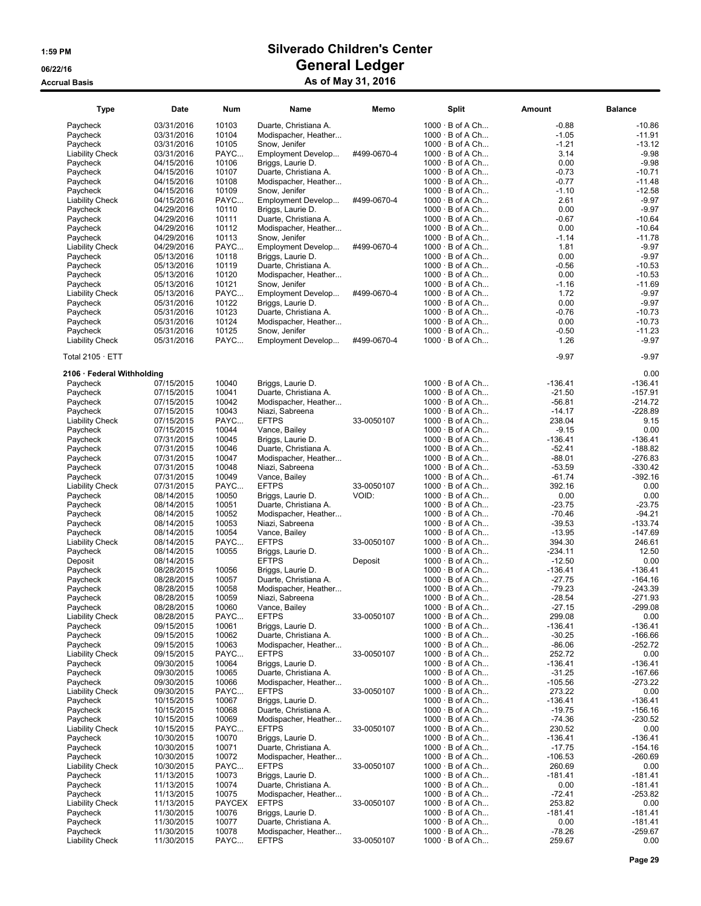# Silverado Children's Center

## General Ledger

### As of May 31, 2016

1:59 PM
06/22/16
Accrual Basis

| Type | Date | Num | Name | Memo | Split | Amount | Balance |
|---|---|---|---|---|---|---|---|
| Paycheck | 03/31/2016 | 10103 | Duarte, Christiana A. | | 1000 · B of A Ch... | -0.88 | -10.86 |
| Paycheck | 03/31/2016 | 10104 | Modispacher, Heather... | | 1000 · B of A Ch... | -1.05 | -11.91 |
| Paycheck | 03/31/2016 | 10105 | Snow, Jenifer | | 1000 · B of A Ch... | -1.21 | -13.12 |
| Liability Check | 03/31/2016 | PAYC... | Employment Develop... | #499-0670-4 | 1000 · B of A Ch... | 3.14 | -9.98 |
| Paycheck | 04/15/2016 | 10106 | Briggs, Laurie D. | | 1000 · B of A Ch... | 0.00 | -9.98 |
| Paycheck | 04/15/2016 | 10107 | Duarte, Christiana A. | | 1000 · B of A Ch... | -0.73 | -10.71 |
| Paycheck | 04/15/2016 | 10108 | Modispacher, Heather... | | 1000 · B of A Ch... | -0.77 | -11.48 |
| Paycheck | 04/15/2016 | 10109 | Snow, Jenifer | | 1000 · B of A Ch... | -1.10 | -12.58 |
| Liability Check | 04/15/2016 | PAYC... | Employment Develop... | #499-0670-4 | 1000 · B of A Ch... | 2.61 | -9.97 |
| Paycheck | 04/29/2016 | 10110 | Briggs, Laurie D. | | 1000 · B of A Ch... | 0.00 | -9.97 |
| Paycheck | 04/29/2016 | 10111 | Duarte, Christiana A. | | 1000 · B of A Ch... | -0.67 | -10.64 |
| Paycheck | 04/29/2016 | 10112 | Modispacher, Heather... | | 1000 · B of A Ch... | 0.00 | -10.64 |
| Paycheck | 04/29/2016 | 10113 | Snow, Jenifer | | 1000 · B of A Ch... | -1.14 | -11.78 |
| Liability Check | 04/29/2016 | PAYC... | Employment Develop... | #499-0670-4 | 1000 · B of A Ch... | 1.81 | -9.97 |
| Paycheck | 05/13/2016 | 10118 | Briggs, Laurie D. | | 1000 · B of A Ch... | 0.00 | -9.97 |
| Paycheck | 05/13/2016 | 10119 | Duarte, Christiana A. | | 1000 · B of A Ch... | -0.56 | -10.53 |
| Paycheck | 05/13/2016 | 10120 | Modispacher, Heather... | | 1000 · B of A Ch... | 0.00 | -10.53 |
| Paycheck | 05/13/2016 | 10121 | Snow, Jenifer | | 1000 · B of A Ch... | -1.16 | -11.69 |
| Liability Check | 05/13/2016 | PAYC... | Employment Develop... | #499-0670-4 | 1000 · B of A Ch... | 1.72 | -9.97 |
| Paycheck | 05/31/2016 | 10122 | Briggs, Laurie D. | | 1000 · B of A Ch... | 0.00 | -9.97 |
| Paycheck | 05/31/2016 | 10123 | Duarte, Christiana A. | | 1000 · B of A Ch... | -0.76 | -10.73 |
| Paycheck | 05/31/2016 | 10124 | Modispacher, Heather... | | 1000 · B of A Ch... | 0.00 | -10.73 |
| Paycheck | 05/31/2016 | 10125 | Snow, Jenifer | | 1000 · B of A Ch... | -0.50 | -11.23 |
| Liability Check | 05/31/2016 | PAYC... | Employment Develop... | #499-0670-4 | 1000 · B of A Ch... | 1.26 | -9.97 |
| Total 2105 · ETT | | | | | | -9.97 | -9.97 |
| **2106 · Federal Withholding** | | | | | | | 0.00 |
| Paycheck | 07/15/2015 | 10040 | Briggs, Laurie D. | | 1000 · B of A Ch... | -136.41 | -136.41 |
| Paycheck | 07/15/2015 | 10041 | Duarte, Christiana A. | | 1000 · B of A Ch... | -21.50 | -157.91 |
| Paycheck | 07/15/2015 | 10042 | Modispacher, Heather... | | 1000 · B of A Ch... | -56.81 | -214.72 |
| Paycheck | 07/15/2015 | 10043 | Niazi, Sabreena | | 1000 · B of A Ch... | -14.17 | -228.89 |
| Liability Check | 07/15/2015 | PAYC... | EFTPS | 33-0050107 | 1000 · B of A Ch... | 238.04 | 9.15 |
| Paycheck | 07/15/2015 | 10044 | Vance, Bailey | | 1000 · B of A Ch... | -9.15 | 0.00 |
| Paycheck | 07/31/2015 | 10045 | Briggs, Laurie D. | | 1000 · B of A Ch... | -136.41 | -136.41 |
| Paycheck | 07/31/2015 | 10046 | Duarte, Christiana A. | | 1000 · B of A Ch... | -52.41 | -188.82 |
| Paycheck | 07/31/2015 | 10047 | Modispacher, Heather... | | 1000 · B of A Ch... | -88.01 | -276.83 |
| Paycheck | 07/31/2015 | 10048 | Niazi, Sabreena | | 1000 · B of A Ch... | -53.59 | -330.42 |
| Paycheck | 07/31/2015 | 10049 | Vance, Bailey | | 1000 · B of A Ch... | -61.74 | -392.16 |
| Liability Check | 07/31/2015 | PAYC... | EFTPS | 33-0050107 | 1000 · B of A Ch... | 392.16 | 0.00 |
| Paycheck | 08/14/2015 | 10050 | Briggs, Laurie D. | VOID: | 1000 · B of A Ch... | 0.00 | 0.00 |
| Paycheck | 08/14/2015 | 10051 | Duarte, Christiana A. | | 1000 · B of A Ch... | -23.75 | -23.75 |
| Paycheck | 08/14/2015 | 10052 | Modispacher, Heather... | | 1000 · B of A Ch... | -70.46 | -94.21 |
| Paycheck | 08/14/2015 | 10053 | Niazi, Sabreena | | 1000 · B of A Ch... | -39.53 | -133.74 |
| Paycheck | 08/14/2015 | 10054 | Vance, Bailey | | 1000 · B of A Ch... | -13.95 | -147.69 |
| Liability Check | 08/14/2015 | PAYC... | EFTPS | 33-0050107 | 1000 · B of A Ch... | 394.30 | 246.61 |
| Paycheck | 08/14/2015 | 10055 | Briggs, Laurie D. | | 1000 · B of A Ch... | -234.11 | 12.50 |
| Deposit | 08/14/2015 | | EFTPS | Deposit | 1000 · B of A Ch... | -12.50 | 0.00 |
| Paycheck | 08/28/2015 | 10056 | Briggs, Laurie D. | | 1000 · B of A Ch... | -136.41 | -136.41 |
| Paycheck | 08/28/2015 | 10057 | Duarte, Christiana A. | | 1000 · B of A Ch... | -27.75 | -164.16 |
| Paycheck | 08/28/2015 | 10058 | Modispacher, Heather... | | 1000 · B of A Ch... | -79.23 | -243.39 |
| Paycheck | 08/28/2015 | 10059 | Niazi, Sabreena | | 1000 · B of A Ch... | -28.54 | -271.93 |
| Paycheck | 08/28/2015 | 10060 | Vance, Bailey | | 1000 · B of A Ch... | -27.15 | -299.08 |
| Liability Check | 08/28/2015 | PAYC... | EFTPS | 33-0050107 | 1000 · B of A Ch... | 299.08 | 0.00 |
| Paycheck | 09/15/2015 | 10061 | Briggs, Laurie D. | | 1000 · B of A Ch... | -136.41 | -136.41 |
| Paycheck | 09/15/2015 | 10062 | Duarte, Christiana A. | | 1000 · B of A Ch... | -30.25 | -166.66 |
| Paycheck | 09/15/2015 | 10063 | Modispacher, Heather... | | 1000 · B of A Ch... | -86.06 | -252.72 |
| Liability Check | 09/15/2015 | PAYC... | EFTPS | 33-0050107 | 1000 · B of A Ch... | 252.72 | 0.00 |
| Paycheck | 09/30/2015 | 10064 | Briggs, Laurie D. | | 1000 · B of A Ch... | -136.41 | -136.41 |
| Paycheck | 09/30/2015 | 10065 | Duarte, Christiana A. | | 1000 · B of A Ch... | -31.25 | -167.66 |
| Paycheck | 09/30/2015 | 10066 | Modispacher, Heather... | | 1000 · B of A Ch... | -105.56 | -273.22 |
| Liability Check | 09/30/2015 | PAYC... | EFTPS | 33-0050107 | 1000 · B of A Ch... | 273.22 | 0.00 |
| Paycheck | 10/15/2015 | 10067 | Briggs, Laurie D. | | 1000 · B of A Ch... | -136.41 | -136.41 |
| Paycheck | 10/15/2015 | 10068 | Duarte, Christiana A. | | 1000 · B of A Ch... | -19.75 | -156.16 |
| Paycheck | 10/15/2015 | 10069 | Modispacher, Heather... | | 1000 · B of A Ch... | -74.36 | -230.52 |
| Liability Check | 10/15/2015 | PAYC... | EFTPS | 33-0050107 | 1000 · B of A Ch... | 230.52 | 0.00 |
| Paycheck | 10/30/2015 | 10070 | Briggs, Laurie D. | | 1000 · B of A Ch... | -136.41 | -136.41 |
| Paycheck | 10/30/2015 | 10071 | Duarte, Christiana A. | | 1000 · B of A Ch... | -17.75 | -154.16 |
| Paycheck | 10/30/2015 | 10072 | Modispacher, Heather... | | 1000 · B of A Ch... | -106.53 | -260.69 |
| Liability Check | 10/30/2015 | PAYC... | EFTPS | 33-0050107 | 1000 · B of A Ch... | 260.69 | 0.00 |
| Paycheck | 11/13/2015 | 10073 | Briggs, Laurie D. | | 1000 · B of A Ch... | -181.41 | -181.41 |
| Paycheck | 11/13/2015 | 10074 | Duarte, Christiana A. | | 1000 · B of A Ch... | 0.00 | -181.41 |
| Paycheck | 11/13/2015 | 10075 | Modispacher, Heather... | | 1000 · B of A Ch... | -72.41 | -253.82 |
| Liability Check | 11/13/2015 | PAYCEX | EFTPS | 33-0050107 | 1000 · B of A Ch... | 253.82 | 0.00 |
| Paycheck | 11/30/2015 | 10076 | Briggs, Laurie D. | | 1000 · B of A Ch... | -181.41 | -181.41 |
| Paycheck | 11/30/2015 | 10077 | Duarte, Christiana A. | | 1000 · B of A Ch... | 0.00 | -181.41 |
| Paycheck | 11/30/2015 | 10078 | Modispacher, Heather... | | 1000 · B of A Ch... | -78.26 | -259.67 |
| Liability Check | 11/30/2015 | PAYC... | EFTPS | 33-0050107 | 1000 · B of A Ch... | 259.67 | 0.00 |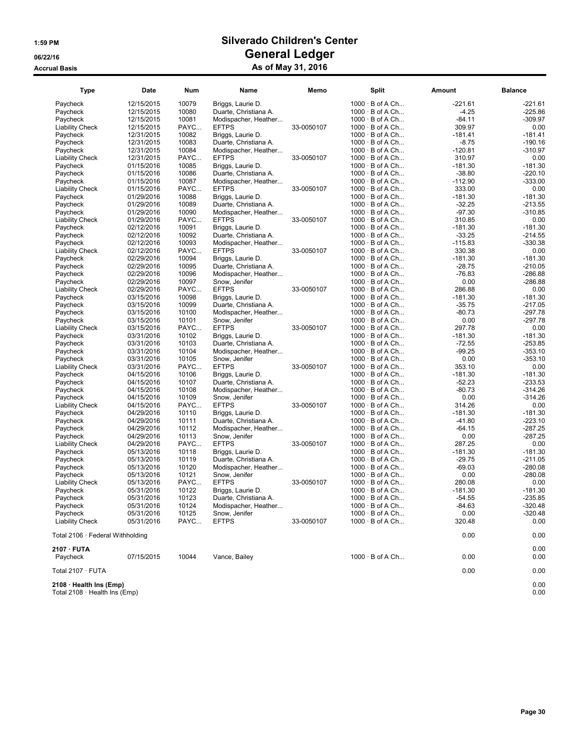# Silverado Children's Center

## General Ledger

### As of May 31, 2016

1:59 PM
06/22/16
Accrual Basis

| Type | Date | Num | Name | Memo | Split | Amount | Balance |
|---|---|---|---|---|---|---|---|
| Paycheck | 12/15/2015 | 10079 | Briggs, Laurie D. | | 1000 · B of A Ch... | -221.61 | -221.61 |
| Paycheck | 12/15/2015 | 10080 | Duarte, Christiana A. | | 1000 · B of A Ch... | -4.25 | -225.86 |
| Paycheck | 12/15/2015 | 10081 | Modispacher, Heather... | | 1000 · B of A Ch... | -84.11 | -309.97 |
| Liability Check | 12/15/2015 | PAYC... | EFTPS | 33-0050107 | 1000 · B of A Ch... | 309.97 | 0.00 |
| Paycheck | 12/31/2015 | 10082 | Briggs, Laurie D. | | 1000 · B of A Ch... | -181.41 | -181.41 |
| Paycheck | 12/31/2015 | 10083 | Duarte, Christiana A. | | 1000 · B of A Ch... | -8.75 | -190.16 |
| Paycheck | 12/31/2015 | 10084 | Modispacher, Heather... | | 1000 · B of A Ch... | -120.81 | -310.97 |
| Liability Check | 12/31/2015 | PAYC... | EFTPS | 33-0050107 | 1000 · B of A Ch... | 310.97 | 0.00 |
| Paycheck | 01/15/2016 | 10085 | Briggs, Laurie D. | | 1000 · B of A Ch... | -181.30 | -181.30 |
| Paycheck | 01/15/2016 | 10086 | Duarte, Christiana A. | | 1000 · B of A Ch... | -38.80 | -220.10 |
| Paycheck | 01/15/2016 | 10087 | Modispacher, Heather... | | 1000 · B of A Ch... | -112.90 | -333.00 |
| Liability Check | 01/15/2016 | PAYC... | EFTPS | 33-0050107 | 1000 · B of A Ch... | 333.00 | 0.00 |
| Paycheck | 01/29/2016 | 10088 | Briggs, Laurie D. | | 1000 · B of A Ch... | -181.30 | -181.30 |
| Paycheck | 01/29/2016 | 10089 | Duarte, Christiana A. | | 1000 · B of A Ch... | -32.25 | -213.55 |
| Paycheck | 01/29/2016 | 10090 | Modispacher, Heather... | | 1000 · B of A Ch... | -97.30 | -310.85 |
| Liability Check | 01/29/2016 | PAYC... | EFTPS | 33-0050107 | 1000 · B of A Ch... | 310.85 | 0.00 |
| Paycheck | 02/12/2016 | 10091 | Briggs, Laurie D. | | 1000 · B of A Ch... | -181.30 | -181.30 |
| Paycheck | 02/12/2016 | 10092 | Duarte, Christiana A. | | 1000 · B of A Ch... | -33.25 | -214.55 |
| Paycheck | 02/12/2016 | 10093 | Modispacher, Heather... | | 1000 · B of A Ch... | -115.83 | -330.38 |
| Liability Check | 02/12/2016 | PAYC... | EFTPS | 33-0050107 | 1000 · B of A Ch... | 330.38 | 0.00 |
| Paycheck | 02/29/2016 | 10094 | Briggs, Laurie D. | | 1000 · B of A Ch... | -181.30 | -181.30 |
| Paycheck | 02/29/2016 | 10095 | Duarte, Christiana A. | | 1000 · B of A Ch... | -28.75 | -210.05 |
| Paycheck | 02/29/2016 | 10096 | Modispacher, Heather... | | 1000 · B of A Ch... | -76.83 | -286.88 |
| Paycheck | 02/29/2016 | 10097 | Snow, Jenifer | | 1000 · B of A Ch... | 0.00 | -286.88 |
| Liability Check | 02/29/2016 | PAYC... | EFTPS | 33-0050107 | 1000 · B of A Ch... | 286.88 | 0.00 |
| Paycheck | 03/15/2016 | 10098 | Briggs, Laurie D. | | 1000 · B of A Ch... | -181.30 | -181.30 |
| Paycheck | 03/15/2016 | 10099 | Duarte, Christiana A. | | 1000 · B of A Ch... | -35.75 | -217.05 |
| Paycheck | 03/15/2016 | 10100 | Modispacher, Heather... | | 1000 · B of A Ch... | -80.73 | -297.78 |
| Paycheck | 03/15/2016 | 10101 | Snow, Jenifer | | 1000 · B of A Ch... | 0.00 | -297.78 |
| Liability Check | 03/15/2016 | PAYC... | EFTPS | 33-0050107 | 1000 · B of A Ch... | 297.78 | 0.00 |
| Paycheck | 03/31/2016 | 10102 | Briggs, Laurie D. | | 1000 · B of A Ch... | -181.30 | -181.30 |
| Paycheck | 03/31/2016 | 10103 | Duarte, Christiana A. | | 1000 · B of A Ch... | -72.55 | -253.85 |
| Paycheck | 03/31/2016 | 10104 | Modispacher, Heather... | | 1000 · B of A Ch... | -99.25 | -353.10 |
| Paycheck | 03/31/2016 | 10105 | Snow, Jenifer | | 1000 · B of A Ch... | 0.00 | -353.10 |
| Liability Check | 03/31/2016 | PAYC... | EFTPS | 33-0050107 | 1000 · B of A Ch... | 353.10 | 0.00 |
| Paycheck | 04/15/2016 | 10106 | Briggs, Laurie D. | | 1000 · B of A Ch... | -181.30 | -181.30 |
| Paycheck | 04/15/2016 | 10107 | Duarte, Christiana A. | | 1000 · B of A Ch... | -52.23 | -233.53 |
| Paycheck | 04/15/2016 | 10108 | Modispacher, Heather... | | 1000 · B of A Ch... | -80.73 | -314.26 |
| Paycheck | 04/15/2016 | 10109 | Snow, Jenifer | | 1000 · B of A Ch... | 0.00 | -314.26 |
| Liability Check | 04/15/2016 | PAYC... | EFTPS | 33-0050107 | 1000 · B of A Ch... | 314.26 | 0.00 |
| Paycheck | 04/29/2016 | 10110 | Briggs, Laurie D. | | 1000 · B of A Ch... | -181.30 | -181.30 |
| Paycheck | 04/29/2016 | 10111 | Duarte, Christiana A. | | 1000 · B of A Ch... | -41.80 | -223.10 |
| Paycheck | 04/29/2016 | 10112 | Modispacher, Heather... | | 1000 · B of A Ch... | -64.15 | -287.25 |
| Paycheck | 04/29/2016 | 10113 | Snow, Jenifer | | 1000 · B of A Ch... | 0.00 | -287.25 |
| Liability Check | 04/29/2016 | PAYC... | EFTPS | 33-0050107 | 1000 · B of A Ch... | 287.25 | 0.00 |
| Paycheck | 05/13/2016 | 10118 | Briggs, Laurie D. | | 1000 · B of A Ch... | -181.30 | -181.30 |
| Paycheck | 05/13/2016 | 10119 | Duarte, Christiana A. | | 1000 · B of A Ch... | -29.75 | -211.05 |
| Paycheck | 05/13/2016 | 10120 | Modispacher, Heather... | | 1000 · B of A Ch... | -69.03 | -280.08 |
| Paycheck | 05/13/2016 | 10121 | Snow, Jenifer | | 1000 · B of A Ch... | 0.00 | -280.08 |
| Liability Check | 05/13/2016 | PAYC... | EFTPS | 33-0050107 | 1000 · B of A Ch... | 280.08 | 0.00 |
| Paycheck | 05/31/2016 | 10122 | Briggs, Laurie D. | | 1000 · B of A Ch... | -181.30 | -181.30 |
| Paycheck | 05/31/2016 | 10123 | Duarte, Christiana A. | | 1000 · B of A Ch... | -54.55 | -235.85 |
| Paycheck | 05/31/2016 | 10124 | Modispacher, Heather... | | 1000 · B of A Ch... | -84.63 | -320.48 |
| Paycheck | 05/31/2016 | 10125 | Snow, Jenifer | | 1000 · B of A Ch... | 0.00 | -320.48 |
| Liability Check | 05/31/2016 | PAYC... | EFTPS | 33-0050107 | 1000 · B of A Ch... | 320.48 | 0.00 |
| Total 2106 · Federal Withholding | | | | | | 0.00 | 0.00 |
| **2107 · FUTA** | | | | | | | 0.00 |
| Paycheck | 07/15/2015 | 10044 | Vance, Bailey | | 1000 · B of A Ch... | 0.00 | 0.00 |
| Total 2107 · FUTA | | | | | | 0.00 | 0.00 |
| **2108 · Health Ins (Emp)** | | | | | | | 0.00 |
| Total 2108 · Health Ins (Emp) | | | | | | | 0.00 |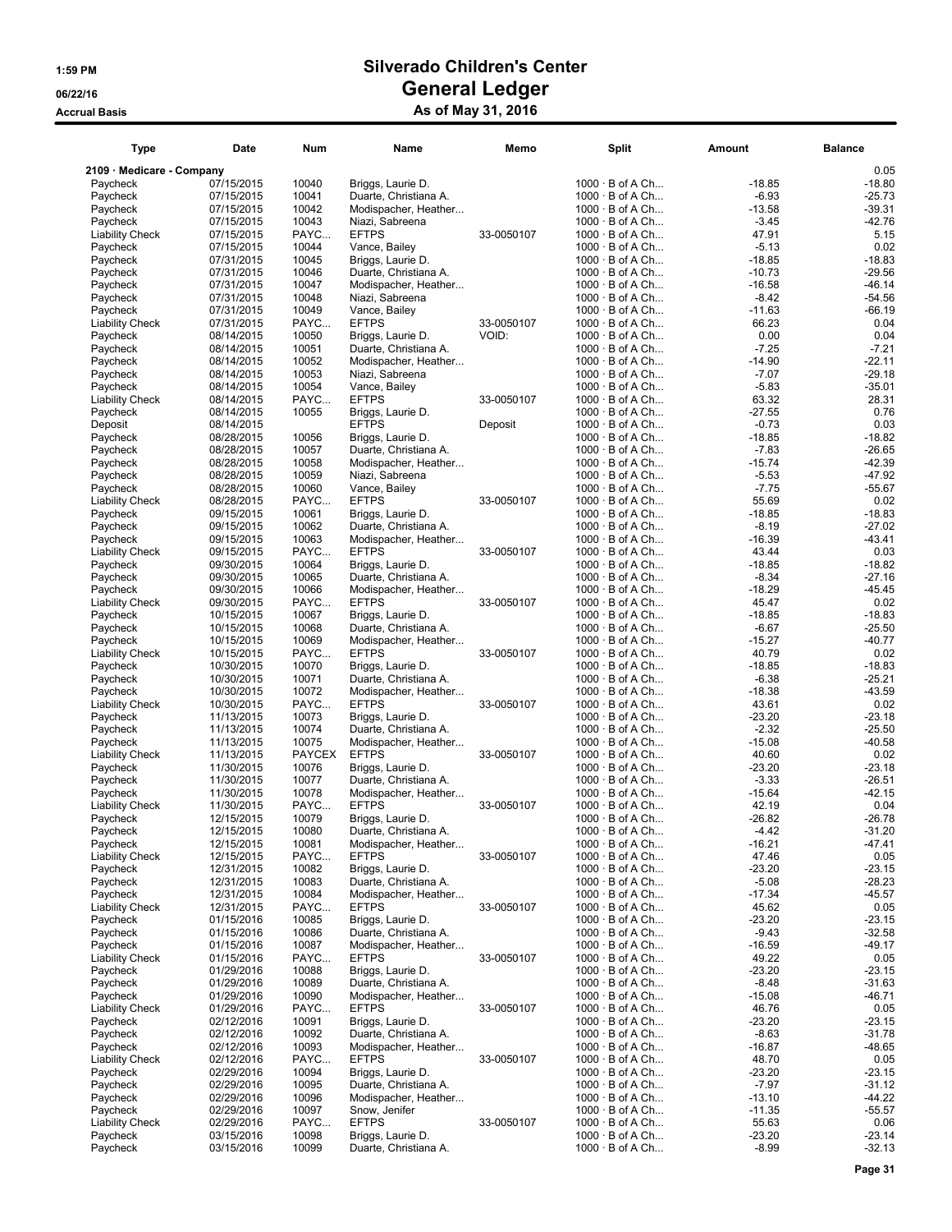# Silverado Children's Center
## General Ledger
### As of May 31, 2016

1:59 PM
06/22/16
Accrual Basis

| Type | Date | Num | Name | Memo | Split | Amount | Balance |
|---|---|---|---|---|---|---|---|
| **2109 · Medicare - Company** | | | | | | | 0.05 |
| Paycheck | 07/15/2015 | 10040 | Briggs, Laurie D. | | 1000 · B of A Ch... | -18.85 | -18.80 |
| Paycheck | 07/15/2015 | 10041 | Duarte, Christiana A. | | 1000 · B of A Ch... | -6.93 | -25.73 |
| Paycheck | 07/15/2015 | 10042 | Modispacher, Heather... | | 1000 · B of A Ch... | -13.58 | -39.31 |
| Paycheck | 07/15/2015 | 10043 | Niazi, Sabreena | | 1000 · B of A Ch... | -3.45 | -42.76 |
| Liability Check | 07/15/2015 | PAYC... | EFTPS | 33-0050107 | 1000 · B of A Ch... | 47.91 | 5.15 |
| Paycheck | 07/15/2015 | 10044 | Vance, Bailey | | 1000 · B of A Ch... | -5.13 | 0.02 |
| Paycheck | 07/31/2015 | 10045 | Briggs, Laurie D. | | 1000 · B of A Ch... | -18.85 | -18.83 |
| Paycheck | 07/31/2015 | 10046 | Duarte, Christiana A. | | 1000 · B of A Ch... | -10.73 | -29.56 |
| Paycheck | 07/31/2015 | 10047 | Modispacher, Heather... | | 1000 · B of A Ch... | -16.58 | -46.14 |
| Paycheck | 07/31/2015 | 10048 | Niazi, Sabreena | | 1000 · B of A Ch... | -8.42 | -54.56 |
| Paycheck | 07/31/2015 | 10049 | Vance, Bailey | | 1000 · B of A Ch... | -11.63 | -66.19 |
| Liability Check | 07/31/2015 | PAYC... | EFTPS | 33-0050107 | 1000 · B of A Ch... | 66.23 | 0.04 |
| Paycheck | 08/14/2015 | 10050 | Briggs, Laurie D. | VOID: | 1000 · B of A Ch... | 0.00 | 0.04 |
| Paycheck | 08/14/2015 | 10051 | Duarte, Christiana A. | | 1000 · B of A Ch... | -7.25 | -7.21 |
| Paycheck | 08/14/2015 | 10052 | Modispacher, Heather... | | 1000 · B of A Ch... | -14.90 | -22.11 |
| Paycheck | 08/14/2015 | 10053 | Niazi, Sabreena | | 1000 · B of A Ch... | -7.07 | -29.18 |
| Paycheck | 08/14/2015 | 10054 | Vance, Bailey | | 1000 · B of A Ch... | -5.83 | -35.01 |
| Liability Check | 08/14/2015 | PAYC... | EFTPS | 33-0050107 | 1000 · B of A Ch... | 63.32 | 28.31 |
| Paycheck | 08/14/2015 | 10055 | Briggs, Laurie D. | | 1000 · B of A Ch... | -27.55 | 0.76 |
| Deposit | 08/14/2015 | | EFTPS | Deposit | 1000 · B of A Ch... | -0.73 | 0.03 |
| Paycheck | 08/28/2015 | 10056 | Briggs, Laurie D. | | 1000 · B of A Ch... | -18.85 | -18.82 |
| Paycheck | 08/28/2015 | 10057 | Duarte, Christiana A. | | 1000 · B of A Ch... | -7.83 | -26.65 |
| Paycheck | 08/28/2015 | 10058 | Modispacher, Heather... | | 1000 · B of A Ch... | -15.74 | -42.39 |
| Paycheck | 08/28/2015 | 10059 | Niazi, Sabreena | | 1000 · B of A Ch... | -5.53 | -47.92 |
| Paycheck | 08/28/2015 | 10060 | Vance, Bailey | | 1000 · B of A Ch... | -7.75 | -55.67 |
| Liability Check | 08/28/2015 | PAYC... | EFTPS | 33-0050107 | 1000 · B of A Ch... | 55.69 | 0.02 |
| Paycheck | 09/15/2015 | 10061 | Briggs, Laurie D. | | 1000 · B of A Ch... | -18.85 | -18.83 |
| Paycheck | 09/15/2015 | 10062 | Duarte, Christiana A. | | 1000 · B of A Ch... | -8.19 | -27.02 |
| Paycheck | 09/15/2015 | 10063 | Modispacher, Heather... | | 1000 · B of A Ch... | -16.39 | -43.41 |
| Liability Check | 09/15/2015 | PAYC... | EFTPS | 33-0050107 | 1000 · B of A Ch... | 43.44 | 0.03 |
| Paycheck | 09/30/2015 | 10064 | Briggs, Laurie D. | | 1000 · B of A Ch... | -18.85 | -18.82 |
| Paycheck | 09/30/2015 | 10065 | Duarte, Christiana A. | | 1000 · B of A Ch... | -8.34 | -27.16 |
| Paycheck | 09/30/2015 | 10066 | Modispacher, Heather... | | 1000 · B of A Ch... | -18.29 | -45.45 |
| Liability Check | 09/30/2015 | PAYC... | EFTPS | 33-0050107 | 1000 · B of A Ch... | 45.47 | 0.02 |
| Paycheck | 10/15/2015 | 10067 | Briggs, Laurie D. | | 1000 · B of A Ch... | -18.85 | -18.83 |
| Paycheck | 10/15/2015 | 10068 | Duarte, Christiana A. | | 1000 · B of A Ch... | -6.67 | -25.50 |
| Paycheck | 10/15/2015 | 10069 | Modispacher, Heather... | | 1000 · B of A Ch... | -15.27 | -40.77 |
| Liability Check | 10/15/2015 | PAYC... | EFTPS | 33-0050107 | 1000 · B of A Ch... | 40.79 | 0.02 |
| Paycheck | 10/30/2015 | 10070 | Briggs, Laurie D. | | 1000 · B of A Ch... | -18.85 | -18.83 |
| Paycheck | 10/30/2015 | 10071 | Duarte, Christiana A. | | 1000 · B of A Ch... | -6.38 | -25.21 |
| Paycheck | 10/30/2015 | 10072 | Modispacher, Heather... | | 1000 · B of A Ch... | -18.38 | -43.59 |
| Liability Check | 10/30/2015 | PAYC... | EFTPS | 33-0050107 | 1000 · B of A Ch... | 43.61 | 0.02 |
| Paycheck | 11/13/2015 | 10073 | Briggs, Laurie D. | | 1000 · B of A Ch... | -23.20 | -23.18 |
| Paycheck | 11/13/2015 | 10074 | Duarte, Christiana A. | | 1000 · B of A Ch... | -2.32 | -25.50 |
| Paycheck | 11/13/2015 | 10075 | Modispacher, Heather... | | 1000 · B of A Ch... | -15.08 | -40.58 |
| Liability Check | 11/13/2015 | PAYCEX | EFTPS | 33-0050107 | 1000 · B of A Ch... | 40.60 | 0.02 |
| Paycheck | 11/30/2015 | 10076 | Briggs, Laurie D. | | 1000 · B of A Ch... | -23.20 | -23.18 |
| Paycheck | 11/30/2015 | 10077 | Duarte, Christiana A. | | 1000 · B of A Ch... | -3.33 | -26.51 |
| Paycheck | 11/30/2015 | 10078 | Modispacher, Heather... | | 1000 · B of A Ch... | -15.64 | -42.15 |
| Liability Check | 11/30/2015 | PAYC... | EFTPS | 33-0050107 | 1000 · B of A Ch... | 42.19 | 0.04 |
| Paycheck | 12/15/2015 | 10079 | Briggs, Laurie D. | | 1000 · B of A Ch... | -26.82 | -26.78 |
| Paycheck | 12/15/2015 | 10080 | Duarte, Christiana A. | | 1000 · B of A Ch... | -4.42 | -31.20 |
| Paycheck | 12/15/2015 | 10081 | Modispacher, Heather... | | 1000 · B of A Ch... | -16.21 | -47.41 |
| Liability Check | 12/15/2015 | PAYC... | EFTPS | 33-0050107 | 1000 · B of A Ch... | 47.46 | 0.05 |
| Paycheck | 12/31/2015 | 10082 | Briggs, Laurie D. | | 1000 · B of A Ch... | -23.20 | -23.15 |
| Paycheck | 12/31/2015 | 10083 | Duarte, Christiana A. | | 1000 · B of A Ch... | -5.08 | -28.23 |
| Paycheck | 12/31/2015 | 10084 | Modispacher, Heather... | | 1000 · B of A Ch... | -17.34 | -45.57 |
| Liability Check | 12/31/2015 | PAYC... | EFTPS | 33-0050107 | 1000 · B of A Ch... | 45.62 | 0.05 |
| Paycheck | 01/15/2016 | 10085 | Briggs, Laurie D. | | 1000 · B of A Ch... | -23.20 | -23.15 |
| Paycheck | 01/15/2016 | 10086 | Duarte, Christiana A. | | 1000 · B of A Ch... | -9.43 | -32.58 |
| Paycheck | 01/15/2016 | 10087 | Modispacher, Heather... | | 1000 · B of A Ch... | -16.59 | -49.17 |
| Liability Check | 01/15/2016 | PAYC... | EFTPS | 33-0050107 | 1000 · B of A Ch... | 49.22 | 0.05 |
| Paycheck | 01/29/2016 | 10088 | Briggs, Laurie D. | | 1000 · B of A Ch... | -23.20 | -23.15 |
| Paycheck | 01/29/2016 | 10089 | Duarte, Christiana A. | | 1000 · B of A Ch... | -8.48 | -31.63 |
| Paycheck | 01/29/2016 | 10090 | Modispacher, Heather... | | 1000 · B of A Ch... | -15.08 | -46.71 |
| Liability Check | 01/29/2016 | PAYC... | EFTPS | 33-0050107 | 1000 · B of A Ch... | 46.76 | 0.05 |
| Paycheck | 02/12/2016 | 10091 | Briggs, Laurie D. | | 1000 · B of A Ch... | -23.20 | -23.15 |
| Paycheck | 02/12/2016 | 10092 | Duarte, Christiana A. | | 1000 · B of A Ch... | -8.63 | -31.78 |
| Paycheck | 02/12/2016 | 10093 | Modispacher, Heather... | | 1000 · B of A Ch... | -16.87 | -48.65 |
| Liability Check | 02/12/2016 | PAYC... | EFTPS | 33-0050107 | 1000 · B of A Ch... | 48.70 | 0.05 |
| Paycheck | 02/29/2016 | 10094 | Briggs, Laurie D. | | 1000 · B of A Ch... | -23.20 | -23.15 |
| Paycheck | 02/29/2016 | 10095 | Duarte, Christiana A. | | 1000 · B of A Ch... | -7.97 | -31.12 |
| Paycheck | 02/29/2016 | 10096 | Modispacher, Heather... | | 1000 · B of A Ch... | -13.10 | -44.22 |
| Paycheck | 02/29/2016 | 10097 | Snow, Jenifer | | 1000 · B of A Ch... | -11.35 | -55.57 |
| Liability Check | 02/29/2016 | PAYC... | EFTPS | 33-0050107 | 1000 · B of A Ch... | 55.63 | 0.06 |
| Paycheck | 03/15/2016 | 10098 | Briggs, Laurie D. | | 1000 · B of A Ch... | -23.20 | -23.14 |
| Paycheck | 03/15/2016 | 10099 | Duarte, Christiana A. | | 1000 · B of A Ch... | -8.99 | -32.13 |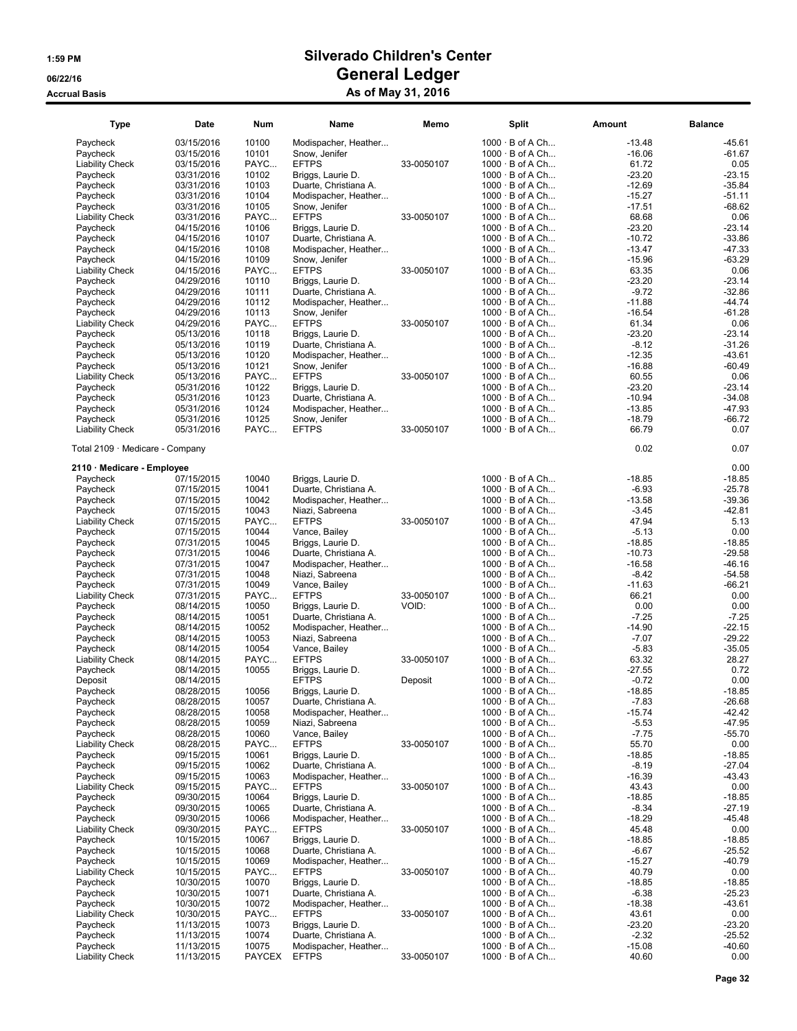# Silverado Children's Center

## General Ledger

### As of May 31, 2016

1:59 PM
06/22/16
Accrual Basis

| Type | Date | Num | Name | Memo | Split | Amount | Balance |
|---|---|---|---|---|---|---|---|
| Paycheck | 03/15/2016 | 10100 | Modispacher, Heather... | | 1000 · B of A Ch... | -13.48 | -45.61 |
| Paycheck | 03/15/2016 | 10101 | Snow, Jenifer | | 1000 · B of A Ch... | -16.06 | -61.67 |
| Liability Check | 03/15/2016 | PAYC... | EFTPS | 33-0050107 | 1000 · B of A Ch... | 61.72 | 0.05 |
| Paycheck | 03/31/2016 | 10102 | Briggs, Laurie D. | | 1000 · B of A Ch... | -23.20 | -23.15 |
| Paycheck | 03/31/2016 | 10103 | Duarte, Christiana A. | | 1000 · B of A Ch... | -12.69 | -35.84 |
| Paycheck | 03/31/2016 | 10104 | Modispacher, Heather... | | 1000 · B of A Ch... | -15.27 | -51.11 |
| Paycheck | 03/31/2016 | 10105 | Snow, Jenifer | | 1000 · B of A Ch... | -17.51 | -68.62 |
| Liability Check | 03/31/2016 | PAYC... | EFTPS | 33-0050107 | 1000 · B of A Ch... | 68.68 | 0.06 |
| Paycheck | 04/15/2016 | 10106 | Briggs, Laurie D. | | 1000 · B of A Ch... | -23.20 | -23.14 |
| Paycheck | 04/15/2016 | 10107 | Duarte, Christiana A. | | 1000 · B of A Ch... | -10.72 | -33.86 |
| Paycheck | 04/15/2016 | 10108 | Modispacher, Heather... | | 1000 · B of A Ch... | -13.47 | -47.33 |
| Paycheck | 04/15/2016 | 10109 | Snow, Jenifer | | 1000 · B of A Ch... | -15.96 | -63.29 |
| Liability Check | 04/15/2016 | PAYC... | EFTPS | 33-0050107 | 1000 · B of A Ch... | 63.35 | 0.06 |
| Paycheck | 04/29/2016 | 10110 | Briggs, Laurie D. | | 1000 · B of A Ch... | -23.20 | -23.14 |
| Paycheck | 04/29/2016 | 10111 | Duarte, Christiana A. | | 1000 · B of A Ch... | -9.72 | -32.86 |
| Paycheck | 04/29/2016 | 10112 | Modispacher, Heather... | | 1000 · B of A Ch... | -11.88 | -44.74 |
| Paycheck | 04/29/2016 | 10113 | Snow, Jenifer | | 1000 · B of A Ch... | -16.54 | -61.28 |
| Liability Check | 04/29/2016 | PAYC... | EFTPS | 33-0050107 | 1000 · B of A Ch... | 61.34 | 0.06 |
| Paycheck | 05/13/2016 | 10118 | Briggs, Laurie D. | | 1000 · B of A Ch... | -23.20 | -23.14 |
| Paycheck | 05/13/2016 | 10119 | Duarte, Christiana A. | | 1000 · B of A Ch... | -8.12 | -31.26 |
| Paycheck | 05/13/2016 | 10120 | Modispacher, Heather... | | 1000 · B of A Ch... | -12.35 | -43.61 |
| Paycheck | 05/13/2016 | 10121 | Snow, Jenifer | | 1000 · B of A Ch... | -16.88 | -60.49 |
| Liability Check | 05/13/2016 | PAYC... | EFTPS | 33-0050107 | 1000 · B of A Ch... | 60.55 | 0.06 |
| Paycheck | 05/31/2016 | 10122 | Briggs, Laurie D. | | 1000 · B of A Ch... | -23.20 | -23.14 |
| Paycheck | 05/31/2016 | 10123 | Duarte, Christiana A. | | 1000 · B of A Ch... | -10.94 | -34.08 |
| Paycheck | 05/31/2016 | 10124 | Modispacher, Heather... | | 1000 · B of A Ch... | -13.85 | -47.93 |
| Paycheck | 05/31/2016 | 10125 | Snow, Jenifer | | 1000 · B of A Ch... | -18.79 | -66.72 |
| Liability Check | 05/31/2016 | PAYC... | EFTPS | 33-0050107 | 1000 · B of A Ch... | 66.79 | 0.07 |
| Total 2109 · Medicare - Company | | | | | | 0.02 | 0.07 |
| **2110 · Medicare - Employee** | | | | | | | 0.00 |
| Paycheck | 07/15/2015 | 10040 | Briggs, Laurie D. | | 1000 · B of A Ch... | -18.85 | -18.85 |
| Paycheck | 07/15/2015 | 10041 | Duarte, Christiana A. | | 1000 · B of A Ch... | -6.93 | -25.78 |
| Paycheck | 07/15/2015 | 10042 | Modispacher, Heather... | | 1000 · B of A Ch... | -13.58 | -39.36 |
| Paycheck | 07/15/2015 | 10043 | Niazi, Sabreena | | 1000 · B of A Ch... | -3.45 | -42.81 |
| Liability Check | 07/15/2015 | PAYC... | EFTPS | 33-0050107 | 1000 · B of A Ch... | 47.94 | 5.13 |
| Paycheck | 07/15/2015 | 10044 | Vance, Bailey | | 1000 · B of A Ch... | -5.13 | 0.00 |
| Paycheck | 07/31/2015 | 10045 | Briggs, Laurie D. | | 1000 · B of A Ch... | -18.85 | -18.85 |
| Paycheck | 07/31/2015 | 10046 | Duarte, Christiana A. | | 1000 · B of A Ch... | -10.73 | -29.58 |
| Paycheck | 07/31/2015 | 10047 | Modispacher, Heather... | | 1000 · B of A Ch... | -16.58 | -46.16 |
| Paycheck | 07/31/2015 | 10048 | Niazi, Sabreena | | 1000 · B of A Ch... | -8.42 | -54.58 |
| Paycheck | 07/31/2015 | 10049 | Vance, Bailey | | 1000 · B of A Ch... | -11.63 | -66.21 |
| Liability Check | 07/31/2015 | PAYC... | EFTPS | 33-0050107 | 1000 · B of A Ch... | 66.21 | 0.00 |
| Paycheck | 08/14/2015 | 10050 | Briggs, Laurie D. | VOID: | 1000 · B of A Ch... | 0.00 | 0.00 |
| Paycheck | 08/14/2015 | 10051 | Duarte, Christiana A. | | 1000 · B of A Ch... | -7.25 | -7.25 |
| Paycheck | 08/14/2015 | 10052 | Modispacher, Heather... | | 1000 · B of A Ch... | -14.90 | -22.15 |
| Paycheck | 08/14/2015 | 10053 | Niazi, Sabreena | | 1000 · B of A Ch... | -7.07 | -29.22 |
| Paycheck | 08/14/2015 | 10054 | Vance, Bailey | | 1000 · B of A Ch... | -5.83 | -35.05 |
| Liability Check | 08/14/2015 | PAYC... | EFTPS | 33-0050107 | 1000 · B of A Ch... | 63.32 | 28.27 |
| Paycheck | 08/14/2015 | 10055 | Briggs, Laurie D. | | 1000 · B of A Ch... | -27.55 | 0.72 |
| Deposit | 08/14/2015 | | EFTPS | Deposit | 1000 · B of A Ch... | -0.72 | 0.00 |
| Paycheck | 08/28/2015 | 10056 | Briggs, Laurie D. | | 1000 · B of A Ch... | -18.85 | -18.85 |
| Paycheck | 08/28/2015 | 10057 | Duarte, Christiana A. | | 1000 · B of A Ch... | -7.83 | -26.68 |
| Paycheck | 08/28/2015 | 10058 | Modispacher, Heather... | | 1000 · B of A Ch... | -15.74 | -42.42 |
| Paycheck | 08/28/2015 | 10059 | Niazi, Sabreena | | 1000 · B of A Ch... | -5.53 | -47.95 |
| Paycheck | 08/28/2015 | 10060 | Vance, Bailey | | 1000 · B of A Ch... | -7.75 | -55.70 |
| Liability Check | 08/28/2015 | PAYC... | EFTPS | 33-0050107 | 1000 · B of A Ch... | 55.70 | 0.00 |
| Paycheck | 09/15/2015 | 10061 | Briggs, Laurie D. | | 1000 · B of A Ch... | -18.85 | -18.85 |
| Paycheck | 09/15/2015 | 10062 | Duarte, Christiana A. | | 1000 · B of A Ch... | -8.19 | -27.04 |
| Paycheck | 09/15/2015 | 10063 | Modispacher, Heather... | | 1000 · B of A Ch... | -16.39 | -43.43 |
| Liability Check | 09/15/2015 | PAYC... | EFTPS | 33-0050107 | 1000 · B of A Ch... | 43.43 | 0.00 |
| Paycheck | 09/30/2015 | 10064 | Briggs, Laurie D. | | 1000 · B of A Ch... | -18.85 | -18.85 |
| Paycheck | 09/30/2015 | 10065 | Duarte, Christiana A. | | 1000 · B of A Ch... | -8.34 | -27.19 |
| Paycheck | 09/30/2015 | 10066 | Modispacher, Heather... | | 1000 · B of A Ch... | -18.29 | -45.48 |
| Liability Check | 09/30/2015 | PAYC... | EFTPS | 33-0050107 | 1000 · B of A Ch... | 45.48 | 0.00 |
| Paycheck | 10/15/2015 | 10067 | Briggs, Laurie D. | | 1000 · B of A Ch... | -18.85 | -18.85 |
| Paycheck | 10/15/2015 | 10068 | Duarte, Christiana A. | | 1000 · B of A Ch... | -6.67 | -25.52 |
| Paycheck | 10/15/2015 | 10069 | Modispacher, Heather... | | 1000 · B of A Ch... | -15.27 | -40.79 |
| Liability Check | 10/15/2015 | PAYC... | EFTPS | 33-0050107 | 1000 · B of A Ch... | 40.79 | 0.00 |
| Paycheck | 10/30/2015 | 10070 | Briggs, Laurie D. | | 1000 · B of A Ch... | -18.85 | -18.85 |
| Paycheck | 10/30/2015 | 10071 | Duarte, Christiana A. | | 1000 · B of A Ch... | -6.38 | -25.23 |
| Paycheck | 10/30/2015 | 10072 | Modispacher, Heather... | | 1000 · B of A Ch... | -18.38 | -43.61 |
| Liability Check | 10/30/2015 | PAYC... | EFTPS | 33-0050107 | 1000 · B of A Ch... | 43.61 | 0.00 |
| Paycheck | 11/13/2015 | 10073 | Briggs, Laurie D. | | 1000 · B of A Ch... | -23.20 | -23.20 |
| Paycheck | 11/13/2015 | 10074 | Duarte, Christiana A. | | 1000 · B of A Ch... | -2.32 | -25.52 |
| Paycheck | 11/13/2015 | 10075 | Modispacher, Heather... | | 1000 · B of A Ch... | -15.08 | -40.60 |
| Liability Check | 11/13/2015 | PAYCEX | EFTPS | 33-0050107 | 1000 · B of A Ch... | 40.60 | 0.00 |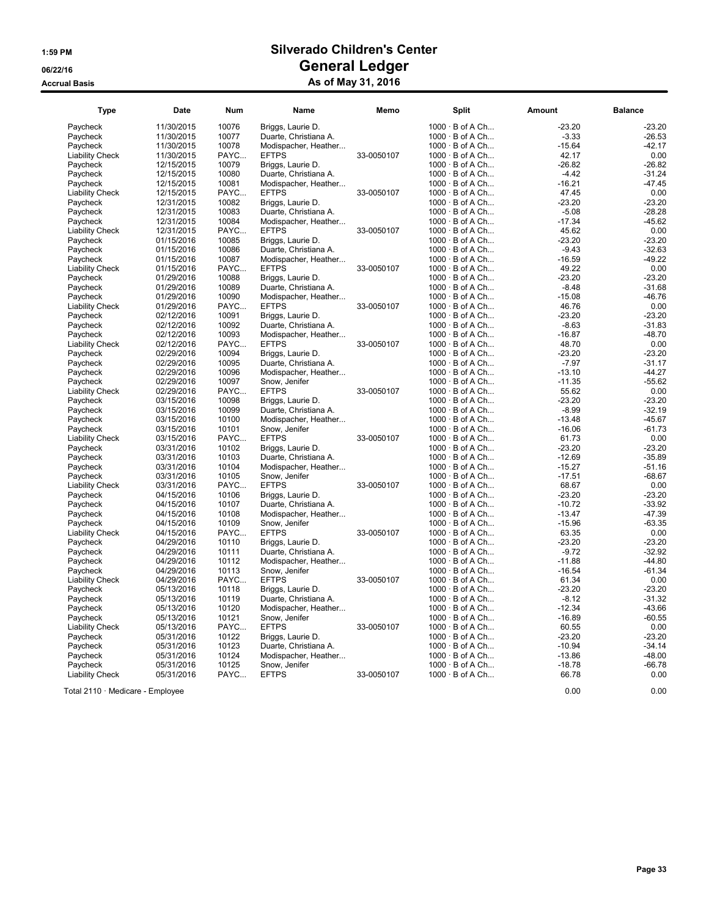# Silverado Children's Center

## General Ledger

### As of May 31, 2016

1:59 PM
06/22/16
Accrual Basis

| Type | Date | Num | Name | Memo | Split | Amount | Balance |
|---|---|---|---|---|---|---|---|
| Paycheck | 11/30/2015 | 10076 | Briggs, Laurie D. | | 1000 · B of A Ch... | -23.20 | -23.20 |
| Paycheck | 11/30/2015 | 10077 | Duarte, Christiana A. | | 1000 · B of A Ch... | -3.33 | -26.53 |
| Paycheck | 11/30/2015 | 10078 | Modispacher, Heather... | | 1000 · B of A Ch... | -15.64 | -42.17 |
| Liability Check | 11/30/2015 | PAYC... | EFTPS | 33-0050107 | 1000 · B of A Ch... | 42.17 | 0.00 |
| Paycheck | 12/15/2015 | 10079 | Briggs, Laurie D. | | 1000 · B of A Ch... | -26.82 | -26.82 |
| Paycheck | 12/15/2015 | 10080 | Duarte, Christiana A. | | 1000 · B of A Ch... | -4.42 | -31.24 |
| Paycheck | 12/15/2015 | 10081 | Modispacher, Heather... | | 1000 · B of A Ch... | -16.21 | -47.45 |
| Liability Check | 12/15/2015 | PAYC... | EFTPS | 33-0050107 | 1000 · B of A Ch... | 47.45 | 0.00 |
| Paycheck | 12/31/2015 | 10082 | Briggs, Laurie D. | | 1000 · B of A Ch... | -23.20 | -23.20 |
| Paycheck | 12/31/2015 | 10083 | Duarte, Christiana A. | | 1000 · B of A Ch... | -5.08 | -28.28 |
| Paycheck | 12/31/2015 | 10084 | Modispacher, Heather... | | 1000 · B of A Ch... | -17.34 | -45.62 |
| Liability Check | 12/31/2015 | PAYC... | EFTPS | 33-0050107 | 1000 · B of A Ch... | 45.62 | 0.00 |
| Paycheck | 01/15/2016 | 10085 | Briggs, Laurie D. | | 1000 · B of A Ch... | -23.20 | -23.20 |
| Paycheck | 01/15/2016 | 10086 | Duarte, Christiana A. | | 1000 · B of A Ch... | -9.43 | -32.63 |
| Paycheck | 01/15/2016 | 10087 | Modispacher, Heather... | | 1000 · B of A Ch... | -16.59 | -49.22 |
| Liability Check | 01/15/2016 | PAYC... | EFTPS | 33-0050107 | 1000 · B of A Ch... | 49.22 | 0.00 |
| Paycheck | 01/29/2016 | 10088 | Briggs, Laurie D. | | 1000 · B of A Ch... | -23.20 | -23.20 |
| Paycheck | 01/29/2016 | 10089 | Duarte, Christiana A. | | 1000 · B of A Ch... | -8.48 | -31.68 |
| Paycheck | 01/29/2016 | 10090 | Modispacher, Heather... | | 1000 · B of A Ch... | -15.08 | -46.76 |
| Liability Check | 01/29/2016 | PAYC... | EFTPS | 33-0050107 | 1000 · B of A Ch... | 46.76 | 0.00 |
| Paycheck | 02/12/2016 | 10091 | Briggs, Laurie D. | | 1000 · B of A Ch... | -23.20 | -23.20 |
| Paycheck | 02/12/2016 | 10092 | Duarte, Christiana A. | | 1000 · B of A Ch... | -8.63 | -31.83 |
| Paycheck | 02/12/2016 | 10093 | Modispacher, Heather... | | 1000 · B of A Ch... | -16.87 | -48.70 |
| Liability Check | 02/12/2016 | PAYC... | EFTPS | 33-0050107 | 1000 · B of A Ch... | 48.70 | 0.00 |
| Paycheck | 02/29/2016 | 10094 | Briggs, Laurie D. | | 1000 · B of A Ch... | -23.20 | -23.20 |
| Paycheck | 02/29/2016 | 10095 | Duarte, Christiana A. | | 1000 · B of A Ch... | -7.97 | -31.17 |
| Paycheck | 02/29/2016 | 10096 | Modispacher, Heather... | | 1000 · B of A Ch... | -13.10 | -44.27 |
| Paycheck | 02/29/2016 | 10097 | Snow, Jenifer | | 1000 · B of A Ch... | -11.35 | -55.62 |
| Liability Check | 02/29/2016 | PAYC... | EFTPS | 33-0050107 | 1000 · B of A Ch... | 55.62 | 0.00 |
| Paycheck | 03/15/2016 | 10098 | Briggs, Laurie D. | | 1000 · B of A Ch... | -23.20 | -23.20 |
| Paycheck | 03/15/2016 | 10099 | Duarte, Christiana A. | | 1000 · B of A Ch... | -8.99 | -32.19 |
| Paycheck | 03/15/2016 | 10100 | Modispacher, Heather... | | 1000 · B of A Ch... | -13.48 | -45.67 |
| Paycheck | 03/15/2016 | 10101 | Snow, Jenifer | | 1000 · B of A Ch... | -16.06 | -61.73 |
| Liability Check | 03/15/2016 | PAYC... | EFTPS | 33-0050107 | 1000 · B of A Ch... | 61.73 | 0.00 |
| Paycheck | 03/31/2016 | 10102 | Briggs, Laurie D. | | 1000 · B of A Ch... | -23.20 | -23.20 |
| Paycheck | 03/31/2016 | 10103 | Duarte, Christiana A. | | 1000 · B of A Ch... | -12.69 | -35.89 |
| Paycheck | 03/31/2016 | 10104 | Modispacher, Heather... | | 1000 · B of A Ch... | -15.27 | -51.16 |
| Paycheck | 03/31/2016 | 10105 | Snow, Jenifer | | 1000 · B of A Ch... | -17.51 | -68.67 |
| Liability Check | 03/31/2016 | PAYC... | EFTPS | 33-0050107 | 1000 · B of A Ch... | 68.67 | 0.00 |
| Paycheck | 04/15/2016 | 10106 | Briggs, Laurie D. | | 1000 · B of A Ch... | -23.20 | -23.20 |
| Paycheck | 04/15/2016 | 10107 | Duarte, Christiana A. | | 1000 · B of A Ch... | -10.72 | -33.92 |
| Paycheck | 04/15/2016 | 10108 | Modispacher, Heather... | | 1000 · B of A Ch... | -13.47 | -47.39 |
| Paycheck | 04/15/2016 | 10109 | Snow, Jenifer | | 1000 · B of A Ch... | -15.96 | -63.35 |
| Liability Check | 04/15/2016 | PAYC... | EFTPS | 33-0050107 | 1000 · B of A Ch... | 63.35 | 0.00 |
| Paycheck | 04/29/2016 | 10110 | Briggs, Laurie D. | | 1000 · B of A Ch... | -23.20 | -23.20 |
| Paycheck | 04/29/2016 | 10111 | Duarte, Christiana A. | | 1000 · B of A Ch... | -9.72 | -32.92 |
| Paycheck | 04/29/2016 | 10112 | Modispacher, Heather... | | 1000 · B of A Ch... | -11.88 | -44.80 |
| Paycheck | 04/29/2016 | 10113 | Snow, Jenifer | | 1000 · B of A Ch... | -16.54 | -61.34 |
| Liability Check | 04/29/2016 | PAYC... | EFTPS | 33-0050107 | 1000 · B of A Ch... | 61.34 | 0.00 |
| Paycheck | 05/13/2016 | 10118 | Briggs, Laurie D. | | 1000 · B of A Ch... | -23.20 | -23.20 |
| Paycheck | 05/13/2016 | 10119 | Duarte, Christiana A. | | 1000 · B of A Ch... | -8.12 | -31.32 |
| Paycheck | 05/13/2016 | 10120 | Modispacher, Heather... | | 1000 · B of A Ch... | -12.34 | -43.66 |
| Paycheck | 05/13/2016 | 10121 | Snow, Jenifer | | 1000 · B of A Ch... | -16.89 | -60.55 |
| Liability Check | 05/13/2016 | PAYC... | EFTPS | 33-0050107 | 1000 · B of A Ch... | 60.55 | 0.00 |
| Paycheck | 05/31/2016 | 10122 | Briggs, Laurie D. | | 1000 · B of A Ch... | -23.20 | -23.20 |
| Paycheck | 05/31/2016 | 10123 | Duarte, Christiana A. | | 1000 · B of A Ch... | -10.94 | -34.14 |
| Paycheck | 05/31/2016 | 10124 | Modispacher, Heather... | | 1000 · B of A Ch... | -13.86 | -48.00 |
| Paycheck | 05/31/2016 | 10125 | Snow, Jenifer | | 1000 · B of A Ch... | -18.78 | -66.78 |
| Liability Check | 05/31/2016 | PAYC... | EFTPS | 33-0050107 | 1000 · B of A Ch... | 66.78 | 0.00 |
| Total 2110 · Medicare - Employee | | | | | | 0.00 | 0.00 |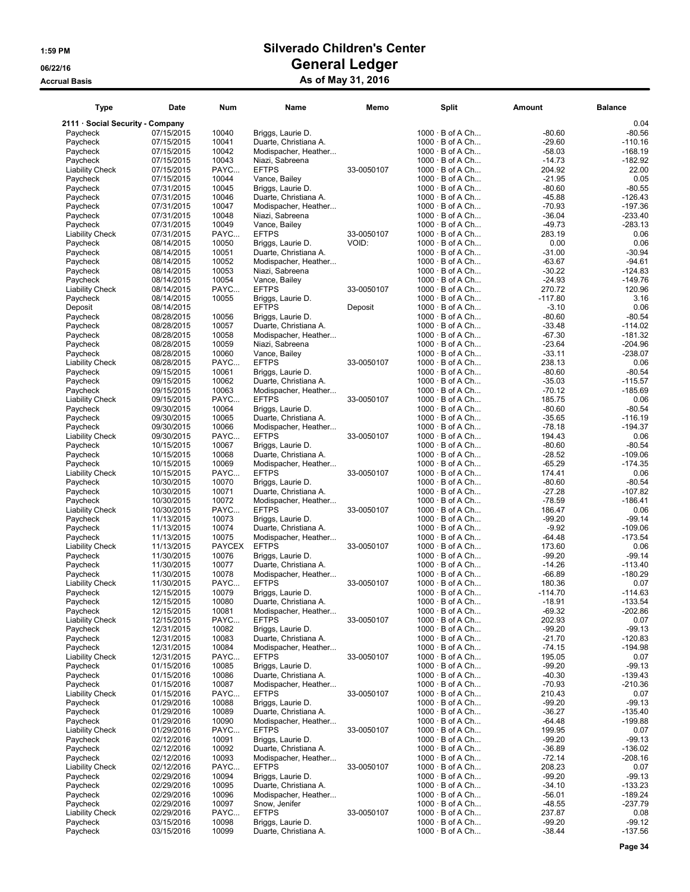# Silverado Children's Center

## General Ledger

### As of May 31, 2016

1:59 PM
06/22/16
Accrual Basis

| Type | Date | Num | Name | Memo | Split | Amount | Balance |
|---|---|---|---|---|---|---|---|
| **2111 · Social Security - Company** | | | | | | | 0.04 |
| Paycheck | 07/15/2015 | 10040 | Briggs, Laurie D. | | 1000 · B of A Ch... | -80.60 | -80.56 |
| Paycheck | 07/15/2015 | 10041 | Duarte, Christiana A. | | 1000 · B of A Ch... | -29.60 | -110.16 |
| Paycheck | 07/15/2015 | 10042 | Modispacher, Heather... | | 1000 · B of A Ch... | -58.03 | -168.19 |
| Paycheck | 07/15/2015 | 10043 | Niazi, Sabreena | | 1000 · B of A Ch... | -14.73 | -182.92 |
| Liability Check | 07/15/2015 | PAYC... | EFTPS | 33-0050107 | 1000 · B of A Ch... | 204.92 | 22.00 |
| Paycheck | 07/15/2015 | 10044 | Vance, Bailey | | 1000 · B of A Ch... | -21.95 | 0.05 |
| Paycheck | 07/31/2015 | 10045 | Briggs, Laurie D. | | 1000 · B of A Ch... | -80.60 | -80.55 |
| Paycheck | 07/31/2015 | 10046 | Duarte, Christiana A. | | 1000 · B of A Ch... | -45.88 | -126.43 |
| Paycheck | 07/31/2015 | 10047 | Modispacher, Heather... | | 1000 · B of A Ch... | -70.93 | -197.36 |
| Paycheck | 07/31/2015 | 10048 | Niazi, Sabreena | | 1000 · B of A Ch... | -36.04 | -233.40 |
| Paycheck | 07/31/2015 | 10049 | Vance, Bailey | | 1000 · B of A Ch... | -49.73 | -283.13 |
| Liability Check | 07/31/2015 | PAYC... | EFTPS | 33-0050107 | 1000 · B of A Ch... | 283.19 | 0.06 |
| Paycheck | 08/14/2015 | 10050 | Briggs, Laurie D. | VOID: | 1000 · B of A Ch... | 0.00 | 0.06 |
| Paycheck | 08/14/2015 | 10051 | Duarte, Christiana A. | | 1000 · B of A Ch... | -31.00 | -30.94 |
| Paycheck | 08/14/2015 | 10052 | Modispacher, Heather... | | 1000 · B of A Ch... | -63.67 | -94.61 |
| Paycheck | 08/14/2015 | 10053 | Niazi, Sabreena | | 1000 · B of A Ch... | -30.22 | -124.83 |
| Paycheck | 08/14/2015 | 10054 | Vance, Bailey | | 1000 · B of A Ch... | -24.93 | -149.76 |
| Liability Check | 08/14/2015 | PAYC... | EFTPS | 33-0050107 | 1000 · B of A Ch... | 270.72 | 120.96 |
| Paycheck | 08/14/2015 | 10055 | Briggs, Laurie D. | | 1000 · B of A Ch... | -117.80 | 3.16 |
| Deposit | 08/14/2015 | | EFTPS | Deposit | 1000 · B of A Ch... | -3.10 | 0.06 |
| Paycheck | 08/28/2015 | 10056 | Briggs, Laurie D. | | 1000 · B of A Ch... | -80.60 | -80.54 |
| Paycheck | 08/28/2015 | 10057 | Duarte, Christiana A. | | 1000 · B of A Ch... | -33.48 | -114.02 |
| Paycheck | 08/28/2015 | 10058 | Modispacher, Heather... | | 1000 · B of A Ch... | -67.30 | -181.32 |
| Paycheck | 08/28/2015 | 10059 | Niazi, Sabreena | | 1000 · B of A Ch... | -23.64 | -204.96 |
| Paycheck | 08/28/2015 | 10060 | Vance, Bailey | | 1000 · B of A Ch... | -33.11 | -238.07 |
| Liability Check | 08/28/2015 | PAYC... | EFTPS | 33-0050107 | 1000 · B of A Ch... | 238.13 | 0.06 |
| Paycheck | 09/15/2015 | 10061 | Briggs, Laurie D. | | 1000 · B of A Ch... | -80.60 | -80.54 |
| Paycheck | 09/15/2015 | 10062 | Duarte, Christiana A. | | 1000 · B of A Ch... | -35.03 | -115.57 |
| Paycheck | 09/15/2015 | 10063 | Modispacher, Heather... | | 1000 · B of A Ch... | -70.12 | -185.69 |
| Liability Check | 09/15/2015 | PAYC... | EFTPS | 33-0050107 | 1000 · B of A Ch... | 185.75 | 0.06 |
| Paycheck | 09/30/2015 | 10064 | Briggs, Laurie D. | | 1000 · B of A Ch... | -80.60 | -80.54 |
| Paycheck | 09/30/2015 | 10065 | Duarte, Christiana A. | | 1000 · B of A Ch... | -35.65 | -116.19 |
| Paycheck | 09/30/2015 | 10066 | Modispacher, Heather... | | 1000 · B of A Ch... | -78.18 | -194.37 |
| Liability Check | 09/30/2015 | PAYC... | EFTPS | 33-0050107 | 1000 · B of A Ch... | 194.43 | 0.06 |
| Paycheck | 10/15/2015 | 10067 | Briggs, Laurie D. | | 1000 · B of A Ch... | -80.60 | -80.54 |
| Paycheck | 10/15/2015 | 10068 | Duarte, Christiana A. | | 1000 · B of A Ch... | -28.52 | -109.06 |
| Paycheck | 10/15/2015 | 10069 | Modispacher, Heather... | | 1000 · B of A Ch... | -65.29 | -174.35 |
| Liability Check | 10/15/2015 | PAYC... | EFTPS | 33-0050107 | 1000 · B of A Ch... | 174.41 | 0.06 |
| Paycheck | 10/30/2015 | 10070 | Briggs, Laurie D. | | 1000 · B of A Ch... | -80.60 | -80.54 |
| Paycheck | 10/30/2015 | 10071 | Duarte, Christiana A. | | 1000 · B of A Ch... | -27.28 | -107.82 |
| Paycheck | 10/30/2015 | 10072 | Modispacher, Heather... | | 1000 · B of A Ch... | -78.59 | -186.41 |
| Liability Check | 10/30/2015 | PAYC... | EFTPS | 33-0050107 | 1000 · B of A Ch... | 186.47 | 0.06 |
| Paycheck | 11/13/2015 | 10073 | Briggs, Laurie D. | | 1000 · B of A Ch... | -99.20 | -99.14 |
| Paycheck | 11/13/2015 | 10074 | Duarte, Christiana A. | | 1000 · B of A Ch... | -9.92 | -109.06 |
| Paycheck | 11/13/2015 | 10075 | Modispacher, Heather... | | 1000 · B of A Ch... | -64.48 | -173.54 |
| Liability Check | 11/13/2015 | PAYCEX | EFTPS | 33-0050107 | 1000 · B of A Ch... | 173.60 | 0.06 |
| Paycheck | 11/30/2015 | 10076 | Briggs, Laurie D. | | 1000 · B of A Ch... | -99.20 | -99.14 |
| Paycheck | 11/30/2015 | 10077 | Duarte, Christiana A. | | 1000 · B of A Ch... | -14.26 | -113.40 |
| Paycheck | 11/30/2015 | 10078 | Modispacher, Heather... | | 1000 · B of A Ch... | -66.89 | -180.29 |
| Liability Check | 11/30/2015 | PAYC... | EFTPS | 33-0050107 | 1000 · B of A Ch... | 180.36 | 0.07 |
| Paycheck | 12/15/2015 | 10079 | Briggs, Laurie D. | | 1000 · B of A Ch... | -114.70 | -114.63 |
| Paycheck | 12/15/2015 | 10080 | Duarte, Christiana A. | | 1000 · B of A Ch... | -18.91 | -133.54 |
| Paycheck | 12/15/2015 | 10081 | Modispacher, Heather... | | 1000 · B of A Ch... | -69.32 | -202.86 |
| Liability Check | 12/15/2015 | PAYC... | EFTPS | 33-0050107 | 1000 · B of A Ch... | 202.93 | 0.07 |
| Paycheck | 12/31/2015 | 10082 | Briggs, Laurie D. | | 1000 · B of A Ch... | -99.20 | -99.13 |
| Paycheck | 12/31/2015 | 10083 | Duarte, Christiana A. | | 1000 · B of A Ch... | -21.70 | -120.83 |
| Paycheck | 12/31/2015 | 10084 | Modispacher, Heather... | | 1000 · B of A Ch... | -74.15 | -194.98 |
| Liability Check | 12/31/2015 | PAYC... | EFTPS | 33-0050107 | 1000 · B of A Ch... | 195.05 | 0.07 |
| Paycheck | 01/15/2016 | 10085 | Briggs, Laurie D. | | 1000 · B of A Ch... | -99.20 | -99.13 |
| Paycheck | 01/15/2016 | 10086 | Duarte, Christiana A. | | 1000 · B of A Ch... | -40.30 | -139.43 |
| Paycheck | 01/15/2016 | 10087 | Modispacher, Heather... | | 1000 · B of A Ch... | -70.93 | -210.36 |
| Liability Check | 01/15/2016 | PAYC... | EFTPS | 33-0050107 | 1000 · B of A Ch... | 210.43 | 0.07 |
| Paycheck | 01/29/2016 | 10088 | Briggs, Laurie D. | | 1000 · B of A Ch... | -99.20 | -99.13 |
| Paycheck | 01/29/2016 | 10089 | Duarte, Christiana A. | | 1000 · B of A Ch... | -36.27 | -135.40 |
| Paycheck | 01/29/2016 | 10090 | Modispacher, Heather... | | 1000 · B of A Ch... | -64.48 | -199.88 |
| Liability Check | 01/29/2016 | PAYC... | EFTPS | 33-0050107 | 1000 · B of A Ch... | 199.95 | 0.07 |
| Paycheck | 02/12/2016 | 10091 | Briggs, Laurie D. | | 1000 · B of A Ch... | -99.20 | -99.13 |
| Paycheck | 02/12/2016 | 10092 | Duarte, Christiana A. | | 1000 · B of A Ch... | -36.89 | -136.02 |
| Paycheck | 02/12/2016 | 10093 | Modispacher, Heather... | | 1000 · B of A Ch... | -72.14 | -208.16 |
| Liability Check | 02/12/2016 | PAYC... | EFTPS | 33-0050107 | 1000 · B of A Ch... | 208.23 | 0.07 |
| Paycheck | 02/29/2016 | 10094 | Briggs, Laurie D. | | 1000 · B of A Ch... | -99.20 | -99.13 |
| Paycheck | 02/29/2016 | 10095 | Duarte, Christiana A. | | 1000 · B of A Ch... | -34.10 | -133.23 |
| Paycheck | 02/29/2016 | 10096 | Modispacher, Heather... | | 1000 · B of A Ch... | -56.01 | -189.24 |
| Paycheck | 02/29/2016 | 10097 | Snow, Jenifer | | 1000 · B of A Ch... | -48.55 | -237.79 |
| Liability Check | 02/29/2016 | PAYC... | EFTPS | 33-0050107 | 1000 · B of A Ch... | 237.87 | 0.08 |
| Paycheck | 03/15/2016 | 10098 | Briggs, Laurie D. | | 1000 · B of A Ch... | -99.20 | -99.12 |
| Paycheck | 03/15/2016 | 10099 | Duarte, Christiana A. | | 1000 · B of A Ch... | -38.44 | -137.56 |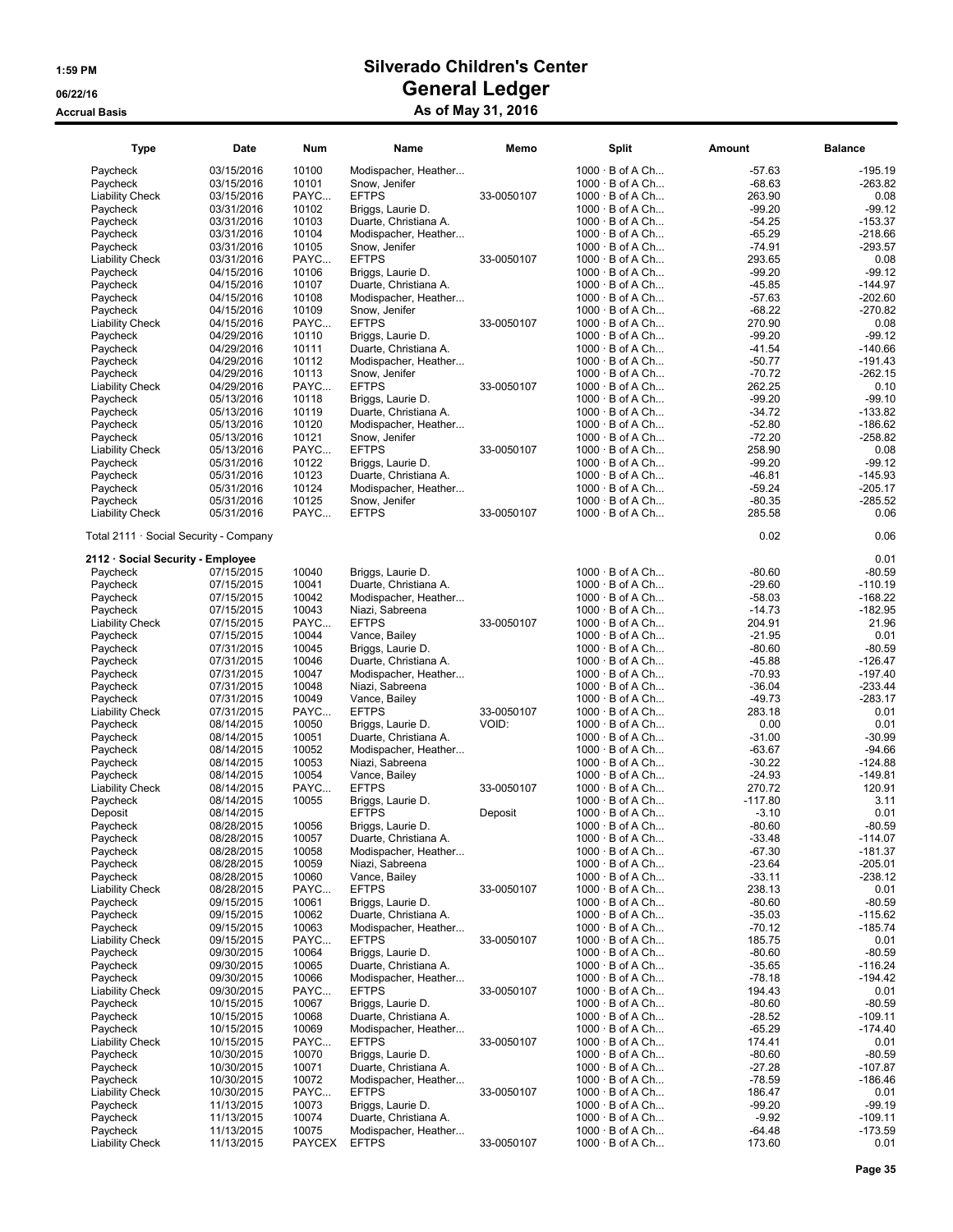# Silverado Children's Center
## General Ledger
### As of May 31, 2016

1:59 PM
06/22/16
Accrual Basis

| Type | Date | Num | Name | Memo | Split | Amount | Balance |
|---|---|---|---|---|---|---|---|
| Paycheck | 03/15/2016 | 10100 | Modispacher, Heather... | | 1000 · B of A Ch... | -57.63 | -195.19 |
| Paycheck | 03/15/2016 | 10101 | Snow, Jenifer | | 1000 · B of A Ch... | -68.63 | -263.82 |
| Liability Check | 03/15/2016 | PAYC... | EFTPS | 33-0050107 | 1000 · B of A Ch... | 263.90 | 0.08 |
| Paycheck | 03/31/2016 | 10102 | Briggs, Laurie D. | | 1000 · B of A Ch... | -99.20 | -99.12 |
| Paycheck | 03/31/2016 | 10103 | Duarte, Christiana A. | | 1000 · B of A Ch... | -54.25 | -153.37 |
| Paycheck | 03/31/2016 | 10104 | Modispacher, Heather... | | 1000 · B of A Ch... | -65.29 | -218.66 |
| Paycheck | 03/31/2016 | 10105 | Snow, Jenifer | | 1000 · B of A Ch... | -74.91 | -293.57 |
| Liability Check | 03/31/2016 | PAYC... | EFTPS | 33-0050107 | 1000 · B of A Ch... | 293.65 | 0.08 |
| Paycheck | 04/15/2016 | 10106 | Briggs, Laurie D. | | 1000 · B of A Ch... | -99.20 | -99.12 |
| Paycheck | 04/15/2016 | 10107 | Duarte, Christiana A. | | 1000 · B of A Ch... | -45.85 | -144.97 |
| Paycheck | 04/15/2016 | 10108 | Modispacher, Heather... | | 1000 · B of A Ch... | -57.63 | -202.60 |
| Paycheck | 04/15/2016 | 10109 | Snow, Jenifer | | 1000 · B of A Ch... | -68.22 | -270.82 |
| Liability Check | 04/15/2016 | PAYC... | EFTPS | 33-0050107 | 1000 · B of A Ch... | 270.90 | 0.08 |
| Paycheck | 04/29/2016 | 10110 | Briggs, Laurie D. | | 1000 · B of A Ch... | -99.20 | -99.12 |
| Paycheck | 04/29/2016 | 10111 | Duarte, Christiana A. | | 1000 · B of A Ch... | -41.54 | -140.66 |
| Paycheck | 04/29/2016 | 10112 | Modispacher, Heather... | | 1000 · B of A Ch... | -50.77 | -191.43 |
| Paycheck | 04/29/2016 | 10113 | Snow, Jenifer | | 1000 · B of A Ch... | -70.72 | -262.15 |
| Liability Check | 04/29/2016 | PAYC... | EFTPS | 33-0050107 | 1000 · B of A Ch... | 262.25 | 0.10 |
| Paycheck | 05/13/2016 | 10118 | Briggs, Laurie D. | | 1000 · B of A Ch... | -99.20 | -99.10 |
| Paycheck | 05/13/2016 | 10119 | Duarte, Christiana A. | | 1000 · B of A Ch... | -34.72 | -133.82 |
| Paycheck | 05/13/2016 | 10120 | Modispacher, Heather... | | 1000 · B of A Ch... | -52.80 | -186.62 |
| Paycheck | 05/13/2016 | 10121 | Snow, Jenifer | | 1000 · B of A Ch... | -72.20 | -258.82 |
| Liability Check | 05/13/2016 | PAYC... | EFTPS | 33-0050107 | 1000 · B of A Ch... | 258.90 | 0.08 |
| Paycheck | 05/31/2016 | 10122 | Briggs, Laurie D. | | 1000 · B of A Ch... | -99.20 | -99.12 |
| Paycheck | 05/31/2016 | 10123 | Duarte, Christiana A. | | 1000 · B of A Ch... | -46.81 | -145.93 |
| Paycheck | 05/31/2016 | 10124 | Modispacher, Heather... | | 1000 · B of A Ch... | -59.24 | -205.17 |
| Paycheck | 05/31/2016 | 10125 | Snow, Jenifer | | 1000 · B of A Ch... | -80.35 | -285.52 |
| Liability Check | 05/31/2016 | PAYC... | EFTPS | 33-0050107 | 1000 · B of A Ch... | 285.58 | 0.06 |
| Total 2111 · Social Security - Company | | | | | | 0.02 | 0.06 |
| **2112 · Social Security - Employee** | | | | | | | 0.01 |
| Paycheck | 07/15/2015 | 10040 | Briggs, Laurie D. | | 1000 · B of A Ch... | -80.60 | -80.59 |
| Paycheck | 07/15/2015 | 10041 | Duarte, Christiana A. | | 1000 · B of A Ch... | -29.60 | -110.19 |
| Paycheck | 07/15/2015 | 10042 | Modispacher, Heather... | | 1000 · B of A Ch... | -58.03 | -168.22 |
| Paycheck | 07/15/2015 | 10043 | Niazi, Sabreena | | 1000 · B of A Ch... | -14.73 | -182.95 |
| Liability Check | 07/15/2015 | PAYC... | EFTPS | 33-0050107 | 1000 · B of A Ch... | 204.91 | 21.96 |
| Paycheck | 07/15/2015 | 10044 | Vance, Bailey | | 1000 · B of A Ch... | -21.95 | 0.01 |
| Paycheck | 07/31/2015 | 10045 | Briggs, Laurie D. | | 1000 · B of A Ch... | -80.60 | -80.59 |
| Paycheck | 07/31/2015 | 10046 | Duarte, Christiana A. | | 1000 · B of A Ch... | -45.88 | -126.47 |
| Paycheck | 07/31/2015 | 10047 | Modispacher, Heather... | | 1000 · B of A Ch... | -70.93 | -197.40 |
| Paycheck | 07/31/2015 | 10048 | Niazi, Sabreena | | 1000 · B of A Ch... | -36.04 | -233.44 |
| Paycheck | 07/31/2015 | 10049 | Vance, Bailey | | 1000 · B of A Ch... | -49.73 | -283.17 |
| Liability Check | 07/31/2015 | PAYC... | EFTPS | 33-0050107 | 1000 · B of A Ch... | 283.18 | 0.01 |
| Paycheck | 08/14/2015 | 10050 | Briggs, Laurie D. | VOID: | 1000 · B of A Ch... | 0.00 | 0.01 |
| Paycheck | 08/14/2015 | 10051 | Duarte, Christiana A. | | 1000 · B of A Ch... | -31.00 | -30.99 |
| Paycheck | 08/14/2015 | 10052 | Modispacher, Heather... | | 1000 · B of A Ch... | -63.67 | -94.66 |
| Paycheck | 08/14/2015 | 10053 | Niazi, Sabreena | | 1000 · B of A Ch... | -30.22 | -124.88 |
| Paycheck | 08/14/2015 | 10054 | Vance, Bailey | | 1000 · B of A Ch... | -24.93 | -149.81 |
| Liability Check | 08/14/2015 | PAYC... | EFTPS | 33-0050107 | 1000 · B of A Ch... | 270.72 | 120.91 |
| Paycheck | 08/14/2015 | 10055 | Briggs, Laurie D. | | 1000 · B of A Ch... | -117.80 | 3.11 |
| Deposit | 08/14/2015 | | EFTPS | Deposit | 1000 · B of A Ch... | -3.10 | 0.01 |
| Paycheck | 08/28/2015 | 10056 | Briggs, Laurie D. | | 1000 · B of A Ch... | -80.60 | -80.59 |
| Paycheck | 08/28/2015 | 10057 | Duarte, Christiana A. | | 1000 · B of A Ch... | -33.48 | -114.07 |
| Paycheck | 08/28/2015 | 10058 | Modispacher, Heather... | | 1000 · B of A Ch... | -67.30 | -181.37 |
| Paycheck | 08/28/2015 | 10059 | Niazi, Sabreena | | 1000 · B of A Ch... | -23.64 | -205.01 |
| Paycheck | 08/28/2015 | 10060 | Vance, Bailey | | 1000 · B of A Ch... | -33.11 | -238.12 |
| Liability Check | 08/28/2015 | PAYC... | EFTPS | 33-0050107 | 1000 · B of A Ch... | 238.13 | 0.01 |
| Paycheck | 09/15/2015 | 10061 | Briggs, Laurie D. | | 1000 · B of A Ch... | -80.60 | -80.59 |
| Paycheck | 09/15/2015 | 10062 | Duarte, Christiana A. | | 1000 · B of A Ch... | -35.03 | -115.62 |
| Paycheck | 09/15/2015 | 10063 | Modispacher, Heather... | | 1000 · B of A Ch... | -70.12 | -185.74 |
| Liability Check | 09/15/2015 | PAYC... | EFTPS | 33-0050107 | 1000 · B of A Ch... | 185.75 | 0.01 |
| Paycheck | 09/30/2015 | 10064 | Briggs, Laurie D. | | 1000 · B of A Ch... | -80.60 | -80.59 |
| Paycheck | 09/30/2015 | 10065 | Duarte, Christiana A. | | 1000 · B of A Ch... | -35.65 | -116.24 |
| Paycheck | 09/30/2015 | 10066 | Modispacher, Heather... | | 1000 · B of A Ch... | -78.18 | -194.42 |
| Liability Check | 09/30/2015 | PAYC... | EFTPS | 33-0050107 | 1000 · B of A Ch... | 194.43 | 0.01 |
| Paycheck | 10/15/2015 | 10067 | Briggs, Laurie D. | | 1000 · B of A Ch... | -80.60 | -80.59 |
| Paycheck | 10/15/2015 | 10068 | Duarte, Christiana A. | | 1000 · B of A Ch... | -28.52 | -109.11 |
| Paycheck | 10/15/2015 | 10069 | Modispacher, Heather... | | 1000 · B of A Ch... | -65.29 | -174.40 |
| Liability Check | 10/15/2015 | PAYC... | EFTPS | 33-0050107 | 1000 · B of A Ch... | 174.41 | 0.01 |
| Paycheck | 10/30/2015 | 10070 | Briggs, Laurie D. | | 1000 · B of A Ch... | -80.60 | -80.59 |
| Paycheck | 10/30/2015 | 10071 | Duarte, Christiana A. | | 1000 · B of A Ch... | -27.28 | -107.87 |
| Paycheck | 10/30/2015 | 10072 | Modispacher, Heather... | | 1000 · B of A Ch... | -78.59 | -186.46 |
| Liability Check | 10/30/2015 | PAYC... | EFTPS | 33-0050107 | 1000 · B of A Ch... | 186.47 | 0.01 |
| Paycheck | 11/13/2015 | 10073 | Briggs, Laurie D. | | 1000 · B of A Ch... | -99.20 | -99.19 |
| Paycheck | 11/13/2015 | 10074 | Duarte, Christiana A. | | 1000 · B of A Ch... | -9.92 | -109.11 |
| Paycheck | 11/13/2015 | 10075 | Modispacher, Heather... | | 1000 · B of A Ch... | -64.48 | -173.59 |
| Liability Check | 11/13/2015 | PAYCEX | EFTPS | 33-0050107 | 1000 · B of A Ch... | 173.60 | 0.01 |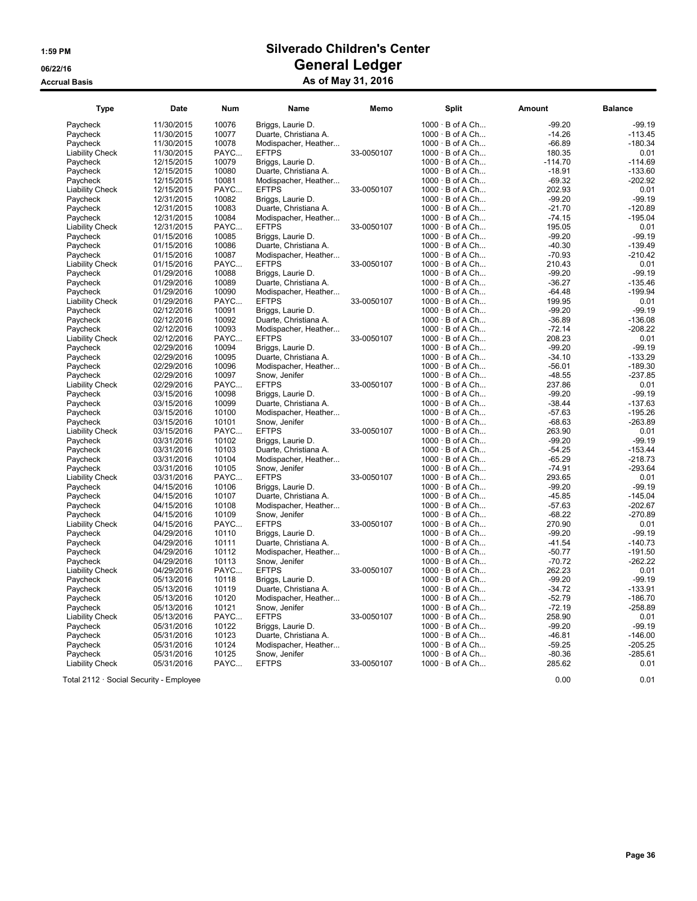# Silverado Children's Center

# General Ledger

## As of May 31, 2016

1:59 PM
06/22/16
Accrual Basis

| Type | Date | Num | Name | Memo | Split | Amount | Balance |
|---|---|---|---|---|---|---|---|
| Paycheck | 11/30/2015 | 10076 | Briggs, Laurie D. | | 1000 · B of A Ch... | -99.20 | -99.19 |
| Paycheck | 11/30/2015 | 10077 | Duarte, Christiana A. | | 1000 · B of A Ch... | -14.26 | -113.45 |
| Paycheck | 11/30/2015 | 10078 | Modispacher, Heather... | | 1000 · B of A Ch... | -66.89 | -180.34 |
| Liability Check | 11/30/2015 | PAYC... | EFTPS | 33-0050107 | 1000 · B of A Ch... | 180.35 | 0.01 |
| Paycheck | 12/15/2015 | 10079 | Briggs, Laurie D. | | 1000 · B of A Ch... | -114.70 | -114.69 |
| Paycheck | 12/15/2015 | 10080 | Duarte, Christiana A. | | 1000 · B of A Ch... | -18.91 | -133.60 |
| Paycheck | 12/15/2015 | 10081 | Modispacher, Heather... | | 1000 · B of A Ch... | -69.32 | -202.92 |
| Liability Check | 12/15/2015 | PAYC... | EFTPS | 33-0050107 | 1000 · B of A Ch... | 202.93 | 0.01 |
| Paycheck | 12/31/2015 | 10082 | Briggs, Laurie D. | | 1000 · B of A Ch... | -99.20 | -99.19 |
| Paycheck | 12/31/2015 | 10083 | Duarte, Christiana A. | | 1000 · B of A Ch... | -21.70 | -120.89 |
| Paycheck | 12/31/2015 | 10084 | Modispacher, Heather... | | 1000 · B of A Ch... | -74.15 | -195.04 |
| Liability Check | 12/31/2015 | PAYC... | EFTPS | 33-0050107 | 1000 · B of A Ch... | 195.05 | 0.01 |
| Paycheck | 01/15/2016 | 10085 | Briggs, Laurie D. | | 1000 · B of A Ch... | -99.20 | -99.19 |
| Paycheck | 01/15/2016 | 10086 | Duarte, Christiana A. | | 1000 · B of A Ch... | -40.30 | -139.49 |
| Paycheck | 01/15/2016 | 10087 | Modispacher, Heather... | | 1000 · B of A Ch... | -70.93 | -210.42 |
| Liability Check | 01/15/2016 | PAYC... | EFTPS | 33-0050107 | 1000 · B of A Ch... | 210.43 | 0.01 |
| Paycheck | 01/29/2016 | 10088 | Briggs, Laurie D. | | 1000 · B of A Ch... | -99.20 | -99.19 |
| Paycheck | 01/29/2016 | 10089 | Duarte, Christiana A. | | 1000 · B of A Ch... | -36.27 | -135.46 |
| Paycheck | 01/29/2016 | 10090 | Modispacher, Heather... | | 1000 · B of A Ch... | -64.48 | -199.94 |
| Liability Check | 01/29/2016 | PAYC... | EFTPS | 33-0050107 | 1000 · B of A Ch... | 199.95 | 0.01 |
| Paycheck | 02/12/2016 | 10091 | Briggs, Laurie D. | | 1000 · B of A Ch... | -99.20 | -99.19 |
| Paycheck | 02/12/2016 | 10092 | Duarte, Christiana A. | | 1000 · B of A Ch... | -36.89 | -136.08 |
| Paycheck | 02/12/2016 | 10093 | Modispacher, Heather... | | 1000 · B of A Ch... | -72.14 | -208.22 |
| Liability Check | 02/12/2016 | PAYC... | EFTPS | 33-0050107 | 1000 · B of A Ch... | 208.23 | 0.01 |
| Paycheck | 02/29/2016 | 10094 | Briggs, Laurie D. | | 1000 · B of A Ch... | -99.20 | -99.19 |
| Paycheck | 02/29/2016 | 10095 | Duarte, Christiana A. | | 1000 · B of A Ch... | -34.10 | -133.29 |
| Paycheck | 02/29/2016 | 10096 | Modispacher, Heather... | | 1000 · B of A Ch... | -56.01 | -189.30 |
| Paycheck | 02/29/2016 | 10097 | Snow, Jenifer | | 1000 · B of A Ch... | -48.55 | -237.85 |
| Liability Check | 02/29/2016 | PAYC... | EFTPS | 33-0050107 | 1000 · B of A Ch... | 237.86 | 0.01 |
| Paycheck | 03/15/2016 | 10098 | Briggs, Laurie D. | | 1000 · B of A Ch... | -99.20 | -99.19 |
| Paycheck | 03/15/2016 | 10099 | Duarte, Christiana A. | | 1000 · B of A Ch... | -38.44 | -137.63 |
| Paycheck | 03/15/2016 | 10100 | Modispacher, Heather... | | 1000 · B of A Ch... | -57.63 | -195.26 |
| Paycheck | 03/15/2016 | 10101 | Snow, Jenifer | | 1000 · B of A Ch... | -68.63 | -263.89 |
| Liability Check | 03/15/2016 | PAYC... | EFTPS | 33-0050107 | 1000 · B of A Ch... | 263.90 | 0.01 |
| Paycheck | 03/31/2016 | 10102 | Briggs, Laurie D. | | 1000 · B of A Ch... | -99.20 | -99.19 |
| Paycheck | 03/31/2016 | 10103 | Duarte, Christiana A. | | 1000 · B of A Ch... | -54.25 | -153.44 |
| Paycheck | 03/31/2016 | 10104 | Modispacher, Heather... | | 1000 · B of A Ch... | -65.29 | -218.73 |
| Paycheck | 03/31/2016 | 10105 | Snow, Jenifer | | 1000 · B of A Ch... | -74.91 | -293.64 |
| Liability Check | 03/31/2016 | PAYC... | EFTPS | 33-0050107 | 1000 · B of A Ch... | 293.65 | 0.01 |
| Paycheck | 04/15/2016 | 10106 | Briggs, Laurie D. | | 1000 · B of A Ch... | -99.20 | -99.19 |
| Paycheck | 04/15/2016 | 10107 | Duarte, Christiana A. | | 1000 · B of A Ch... | -45.85 | -145.04 |
| Paycheck | 04/15/2016 | 10108 | Modispacher, Heather... | | 1000 · B of A Ch... | -57.63 | -202.67 |
| Paycheck | 04/15/2016 | 10109 | Snow, Jenifer | | 1000 · B of A Ch... | -68.22 | -270.89 |
| Liability Check | 04/15/2016 | PAYC... | EFTPS | 33-0050107 | 1000 · B of A Ch... | 270.90 | 0.01 |
| Paycheck | 04/29/2016 | 10110 | Briggs, Laurie D. | | 1000 · B of A Ch... | -99.20 | -99.19 |
| Paycheck | 04/29/2016 | 10111 | Duarte, Christiana A. | | 1000 · B of A Ch... | -41.54 | -140.73 |
| Paycheck | 04/29/2016 | 10112 | Modispacher, Heather... | | 1000 · B of A Ch... | -50.77 | -191.50 |
| Paycheck | 04/29/2016 | 10113 | Snow, Jenifer | | 1000 · B of A Ch... | -70.72 | -262.22 |
| Liability Check | 04/29/2016 | PAYC... | EFTPS | 33-0050107 | 1000 · B of A Ch... | 262.23 | 0.01 |
| Paycheck | 05/13/2016 | 10118 | Briggs, Laurie D. | | 1000 · B of A Ch... | -99.20 | -99.19 |
| Paycheck | 05/13/2016 | 10119 | Duarte, Christiana A. | | 1000 · B of A Ch... | -34.72 | -133.91 |
| Paycheck | 05/13/2016 | 10120 | Modispacher, Heather... | | 1000 · B of A Ch... | -52.79 | -186.70 |
| Paycheck | 05/13/2016 | 10121 | Snow, Jenifer | | 1000 · B of A Ch... | -72.19 | -258.89 |
| Liability Check | 05/13/2016 | PAYC... | EFTPS | 33-0050107 | 1000 · B of A Ch... | 258.90 | 0.01 |
| Paycheck | 05/31/2016 | 10122 | Briggs, Laurie D. | | 1000 · B of A Ch... | -99.20 | -99.19 |
| Paycheck | 05/31/2016 | 10123 | Duarte, Christiana A. | | 1000 · B of A Ch... | -46.81 | -146.00 |
| Paycheck | 05/31/2016 | 10124 | Modispacher, Heather... | | 1000 · B of A Ch... | -59.25 | -205.25 |
| Paycheck | 05/31/2016 | 10125 | Snow, Jenifer | | 1000 · B of A Ch... | -80.36 | -285.61 |
| Liability Check | 05/31/2016 | PAYC... | EFTPS | 33-0050107 | 1000 · B of A Ch... | 285.62 | 0.01 |
| Total 2112 · Social Security - Employee | | | | | | 0.00 | 0.01 |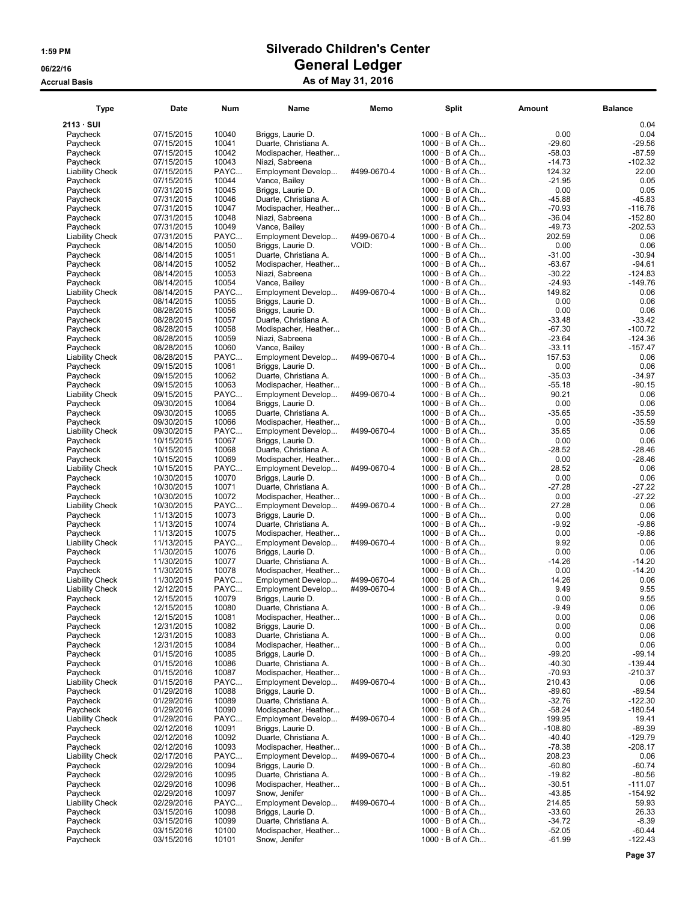# Silverado Children's Center

## General Ledger

### As of May 31, 2016

1:59 PM
06/22/16
Accrual Basis

| Type | Date | Num | Name | Memo | Split | Amount | Balance |
|---|---|---|---|---|---|---|---|
| **2113 · SUI** | | | | | | | 0.04 |
| Paycheck | 07/15/2015 | 10040 | Briggs, Laurie D. | | 1000 · B of A Ch... | 0.00 | 0.04 |
| Paycheck | 07/15/2015 | 10041 | Duarte, Christiana A. | | 1000 · B of A Ch... | -29.60 | -29.56 |
| Paycheck | 07/15/2015 | 10042 | Modispacher, Heather... | | 1000 · B of A Ch... | -58.03 | -87.59 |
| Paycheck | 07/15/2015 | 10043 | Niazi, Sabreena | | 1000 · B of A Ch... | -14.73 | -102.32 |
| Liability Check | 07/15/2015 | PAYC... | Employment Develop... | #499-0670-4 | 1000 · B of A Ch... | 124.32 | 22.00 |
| Paycheck | 07/15/2015 | 10044 | Vance, Bailey | | 1000 · B of A Ch... | -21.95 | 0.05 |
| Paycheck | 07/31/2015 | 10045 | Briggs, Laurie D. | | 1000 · B of A Ch... | 0.00 | 0.05 |
| Paycheck | 07/31/2015 | 10046 | Duarte, Christiana A. | | 1000 · B of A Ch... | -45.88 | -45.83 |
| Paycheck | 07/31/2015 | 10047 | Modispacher, Heather... | | 1000 · B of A Ch... | -70.93 | -116.76 |
| Paycheck | 07/31/2015 | 10048 | Niazi, Sabreena | | 1000 · B of A Ch... | -36.04 | -152.80 |
| Paycheck | 07/31/2015 | 10049 | Vance, Bailey | | 1000 · B of A Ch... | -49.73 | -202.53 |
| Liability Check | 07/31/2015 | PAYC... | Employment Develop... | #499-0670-4 | 1000 · B of A Ch... | 202.59 | 0.06 |
| Paycheck | 08/14/2015 | 10050 | Briggs, Laurie D. | VOID: | 1000 · B of A Ch... | 0.00 | 0.06 |
| Paycheck | 08/14/2015 | 10051 | Duarte, Christiana A. | | 1000 · B of A Ch... | -31.00 | -30.94 |
| Paycheck | 08/14/2015 | 10052 | Modispacher, Heather... | | 1000 · B of A Ch... | -63.67 | -94.61 |
| Paycheck | 08/14/2015 | 10053 | Niazi, Sabreena | | 1000 · B of A Ch... | -30.22 | -124.83 |
| Paycheck | 08/14/2015 | 10054 | Vance, Bailey | | 1000 · B of A Ch... | -24.93 | -149.76 |
| Liability Check | 08/14/2015 | PAYC... | Employment Develop... | #499-0670-4 | 1000 · B of A Ch... | 149.82 | 0.06 |
| Paycheck | 08/14/2015 | 10055 | Briggs, Laurie D. | | 1000 · B of A Ch... | 0.00 | 0.06 |
| Paycheck | 08/28/2015 | 10056 | Briggs, Laurie D. | | 1000 · B of A Ch... | 0.00 | 0.06 |
| Paycheck | 08/28/2015 | 10057 | Duarte, Christiana A. | | 1000 · B of A Ch... | -33.48 | -33.42 |
| Paycheck | 08/28/2015 | 10058 | Modispacher, Heather... | | 1000 · B of A Ch... | -67.30 | -100.72 |
| Paycheck | 08/28/2015 | 10059 | Niazi, Sabreena | | 1000 · B of A Ch... | -23.64 | -124.36 |
| Paycheck | 08/28/2015 | 10060 | Vance, Bailey | | 1000 · B of A Ch... | -33.11 | -157.47 |
| Liability Check | 08/28/2015 | PAYC... | Employment Develop... | #499-0670-4 | 1000 · B of A Ch... | 157.53 | 0.06 |
| Paycheck | 09/15/2015 | 10061 | Briggs, Laurie D. | | 1000 · B of A Ch... | 0.00 | 0.06 |
| Paycheck | 09/15/2015 | 10062 | Duarte, Christiana A. | | 1000 · B of A Ch... | -35.03 | -34.97 |
| Paycheck | 09/15/2015 | 10063 | Modispacher, Heather... | | 1000 · B of A Ch... | -55.18 | -90.15 |
| Liability Check | 09/15/2015 | PAYC... | Employment Develop... | #499-0670-4 | 1000 · B of A Ch... | 90.21 | 0.06 |
| Paycheck | 09/30/2015 | 10064 | Briggs, Laurie D. | | 1000 · B of A Ch... | 0.00 | 0.06 |
| Paycheck | 09/30/2015 | 10065 | Duarte, Christiana A. | | 1000 · B of A Ch... | -35.65 | -35.59 |
| Paycheck | 09/30/2015 | 10066 | Modispacher, Heather... | | 1000 · B of A Ch... | 0.00 | -35.59 |
| Liability Check | 09/30/2015 | PAYC... | Employment Develop... | #499-0670-4 | 1000 · B of A Ch... | 35.65 | 0.06 |
| Paycheck | 10/15/2015 | 10067 | Briggs, Laurie D. | | 1000 · B of A Ch... | 0.00 | 0.06 |
| Paycheck | 10/15/2015 | 10068 | Duarte, Christiana A. | | 1000 · B of A Ch... | -28.52 | -28.46 |
| Paycheck | 10/15/2015 | 10069 | Modispacher, Heather... | | 1000 · B of A Ch... | 0.00 | -28.46 |
| Liability Check | 10/15/2015 | PAYC... | Employment Develop... | #499-0670-4 | 1000 · B of A Ch... | 28.52 | 0.06 |
| Paycheck | 10/30/2015 | 10070 | Briggs, Laurie D. | | 1000 · B of A Ch... | 0.00 | 0.06 |
| Paycheck | 10/30/2015 | 10071 | Duarte, Christiana A. | | 1000 · B of A Ch... | -27.28 | -27.22 |
| Paycheck | 10/30/2015 | 10072 | Modispacher, Heather... | | 1000 · B of A Ch... | 0.00 | -27.22 |
| Liability Check | 10/30/2015 | PAYC... | Employment Develop... | #499-0670-4 | 1000 · B of A Ch... | 27.28 | 0.06 |
| Paycheck | 11/13/2015 | 10073 | Briggs, Laurie D. | | 1000 · B of A Ch... | 0.00 | 0.06 |
| Paycheck | 11/13/2015 | 10074 | Duarte, Christiana A. | | 1000 · B of A Ch... | -9.92 | -9.86 |
| Paycheck | 11/13/2015 | 10075 | Modispacher, Heather... | | 1000 · B of A Ch... | 0.00 | -9.86 |
| Liability Check | 11/13/2015 | PAYC... | Employment Develop... | #499-0670-4 | 1000 · B of A Ch... | 9.92 | 0.06 |
| Paycheck | 11/30/2015 | 10076 | Briggs, Laurie D. | | 1000 · B of A Ch... | 0.00 | 0.06 |
| Paycheck | 11/30/2015 | 10077 | Duarte, Christiana A. | | 1000 · B of A Ch... | -14.26 | -14.20 |
| Paycheck | 11/30/2015 | 10078 | Modispacher, Heather... | | 1000 · B of A Ch... | 0.00 | -14.20 |
| Liability Check | 11/30/2015 | PAYC... | Employment Develop... | #499-0670-4 | 1000 · B of A Ch... | 14.26 | 0.06 |
| Liability Check | 12/12/2015 | PAYC... | Employment Develop... | #499-0670-4 | 1000 · B of A Ch... | 9.49 | 9.55 |
| Paycheck | 12/15/2015 | 10079 | Briggs, Laurie D. | | 1000 · B of A Ch... | 0.00 | 9.55 |
| Paycheck | 12/15/2015 | 10080 | Duarte, Christiana A. | | 1000 · B of A Ch... | -9.49 | 0.06 |
| Paycheck | 12/15/2015 | 10081 | Modispacher, Heather... | | 1000 · B of A Ch... | 0.00 | 0.06 |
| Paycheck | 12/31/2015 | 10082 | Briggs, Laurie D. | | 1000 · B of A Ch... | 0.00 | 0.06 |
| Paycheck | 12/31/2015 | 10083 | Duarte, Christiana A. | | 1000 · B of A Ch... | 0.00 | 0.06 |
| Paycheck | 12/31/2015 | 10084 | Modispacher, Heather... | | 1000 · B of A Ch... | 0.00 | 0.06 |
| Paycheck | 01/15/2016 | 10085 | Briggs, Laurie D. | | 1000 · B of A Ch... | -99.20 | -99.14 |
| Paycheck | 01/15/2016 | 10086 | Duarte, Christiana A. | | 1000 · B of A Ch... | -40.30 | -139.44 |
| Paycheck | 01/15/2016 | 10087 | Modispacher, Heather... | | 1000 · B of A Ch... | -70.93 | -210.37 |
| Liability Check | 01/15/2016 | PAYC... | Employment Develop... | #499-0670-4 | 1000 · B of A Ch... | 210.43 | 0.06 |
| Paycheck | 01/29/2016 | 10088 | Briggs, Laurie D. | | 1000 · B of A Ch... | -89.60 | -89.54 |
| Paycheck | 01/29/2016 | 10089 | Duarte, Christiana A. | | 1000 · B of A Ch... | -32.76 | -122.30 |
| Paycheck | 01/29/2016 | 10090 | Modispacher, Heather... | | 1000 · B of A Ch... | -58.24 | -180.54 |
| Liability Check | 01/29/2016 | PAYC... | Employment Develop... | #499-0670-4 | 1000 · B of A Ch... | 199.95 | 19.41 |
| Paycheck | 02/12/2016 | 10091 | Briggs, Laurie D. | | 1000 · B of A Ch... | -108.80 | -89.39 |
| Paycheck | 02/12/2016 | 10092 | Duarte, Christiana A. | | 1000 · B of A Ch... | -40.40 | -129.79 |
| Paycheck | 02/12/2016 | 10093 | Modispacher, Heather... | | 1000 · B of A Ch... | -78.38 | -208.17 |
| Liability Check | 02/17/2016 | PAYC... | Employment Develop... | #499-0670-4 | 1000 · B of A Ch... | 208.23 | 0.06 |
| Paycheck | 02/29/2016 | 10094 | Briggs, Laurie D. | | 1000 · B of A Ch... | -60.80 | -60.74 |
| Paycheck | 02/29/2016 | 10095 | Duarte, Christiana A. | | 1000 · B of A Ch... | -19.82 | -80.56 |
| Paycheck | 02/29/2016 | 10096 | Modispacher, Heather... | | 1000 · B of A Ch... | -30.51 | -111.07 |
| Paycheck | 02/29/2016 | 10097 | Snow, Jenifer | | 1000 · B of A Ch... | -43.85 | -154.92 |
| Liability Check | 02/29/2016 | PAYC... | Employment Develop... | #499-0670-4 | 1000 · B of A Ch... | 214.85 | 59.93 |
| Paycheck | 03/15/2016 | 10098 | Briggs, Laurie D. | | 1000 · B of A Ch... | -33.60 | 26.33 |
| Paycheck | 03/15/2016 | 10099 | Duarte, Christiana A. | | 1000 · B of A Ch... | -34.72 | -8.39 |
| Paycheck | 03/15/2016 | 10100 | Modispacher, Heather... | | 1000 · B of A Ch... | -52.05 | -60.44 |
| Paycheck | 03/15/2016 | 10101 | Snow, Jenifer | | 1000 · B of A Ch... | -61.99 | -122.43 |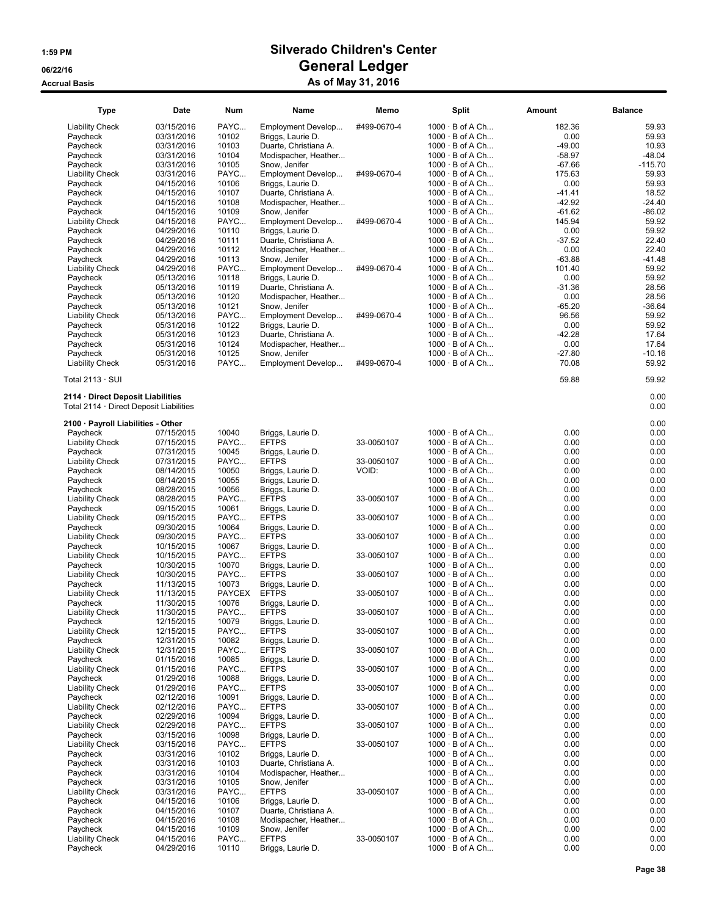# Silverado Children's Center
## General Ledger
### As of May 31, 2016

1:59 PM
06/22/16
Accrual Basis

| Type | Date | Num | Name | Memo | Split | Amount | Balance |
|---|---|---|---|---|---|---|---|
| Liability Check | 03/15/2016 | PAYC... | Employment Develop... | #499-0670-4 | 1000 · B of A Ch... | 182.36 | 59.93 |
| Paycheck | 03/31/2016 | 10102 | Briggs, Laurie D. | | 1000 · B of A Ch... | 0.00 | 59.93 |
| Paycheck | 03/31/2016 | 10103 | Duarte, Christiana A. | | 1000 · B of A Ch... | -49.00 | 10.93 |
| Paycheck | 03/31/2016 | 10104 | Modispacher, Heather... | | 1000 · B of A Ch... | -58.97 | -48.04 |
| Paycheck | 03/31/2016 | 10105 | Snow, Jenifer | | 1000 · B of A Ch... | -67.66 | -115.70 |
| Liability Check | 03/31/2016 | PAYC... | Employment Develop... | #499-0670-4 | 1000 · B of A Ch... | 175.63 | 59.93 |
| Paycheck | 04/15/2016 | 10106 | Briggs, Laurie D. | | 1000 · B of A Ch... | 0.00 | 59.93 |
| Paycheck | 04/15/2016 | 10107 | Duarte, Christiana A. | | 1000 · B of A Ch... | -41.41 | 18.52 |
| Paycheck | 04/15/2016 | 10108 | Modispacher, Heather... | | 1000 · B of A Ch... | -42.92 | -24.40 |
| Paycheck | 04/15/2016 | 10109 | Snow, Jenifer | | 1000 · B of A Ch... | -61.62 | -86.02 |
| Liability Check | 04/15/2016 | PAYC... | Employment Develop... | #499-0670-4 | 1000 · B of A Ch... | 145.94 | 59.92 |
| Paycheck | 04/29/2016 | 10110 | Briggs, Laurie D. | | 1000 · B of A Ch... | 0.00 | 59.92 |
| Paycheck | 04/29/2016 | 10111 | Duarte, Christiana A. | | 1000 · B of A Ch... | -37.52 | 22.40 |
| Paycheck | 04/29/2016 | 10112 | Modispacher, Heather... | | 1000 · B of A Ch... | 0.00 | 22.40 |
| Paycheck | 04/29/2016 | 10113 | Snow, Jenifer | | 1000 · B of A Ch... | -63.88 | -41.48 |
| Liability Check | 04/29/2016 | PAYC... | Employment Develop... | #499-0670-4 | 1000 · B of A Ch... | 101.40 | 59.92 |
| Paycheck | 05/13/2016 | 10118 | Briggs, Laurie D. | | 1000 · B of A Ch... | 0.00 | 59.92 |
| Paycheck | 05/13/2016 | 10119 | Duarte, Christiana A. | | 1000 · B of A Ch... | -31.36 | 28.56 |
| Paycheck | 05/13/2016 | 10120 | Modispacher, Heather... | | 1000 · B of A Ch... | 0.00 | 28.56 |
| Paycheck | 05/13/2016 | 10121 | Snow, Jenifer | | 1000 · B of A Ch... | -65.20 | -36.64 |
| Liability Check | 05/13/2016 | PAYC... | Employment Develop... | #499-0670-4 | 1000 · B of A Ch... | 96.56 | 59.92 |
| Paycheck | 05/31/2016 | 10122 | Briggs, Laurie D. | | 1000 · B of A Ch... | 0.00 | 59.92 |
| Paycheck | 05/31/2016 | 10123 | Duarte, Christiana A. | | 1000 · B of A Ch... | -42.28 | 17.64 |
| Paycheck | 05/31/2016 | 10124 | Modispacher, Heather... | | 1000 · B of A Ch... | 0.00 | 17.64 |
| Paycheck | 05/31/2016 | 10125 | Snow, Jenifer | | 1000 · B of A Ch... | -27.80 | -10.16 |
| Liability Check | 05/31/2016 | PAYC... | Employment Develop... | #499-0670-4 | 1000 · B of A Ch... | 70.08 | 59.92 |
| Total 2113 · SUI | | | | | | 59.88 | 59.92 |
| **2114 · Direct Deposit Liabilities** | | | | | | | 0.00 |
| Total 2114 · Direct Deposit Liabilities | | | | | | | 0.00 |
| **2100 · Payroll Liabilities - Other** | | | | | | | 0.00 |
| Paycheck | 07/15/2015 | 10040 | Briggs, Laurie D. | | 1000 · B of A Ch... | 0.00 | 0.00 |
| Liability Check | 07/15/2015 | PAYC... | EFTPS | 33-0050107 | 1000 · B of A Ch... | 0.00 | 0.00 |
| Paycheck | 07/31/2015 | 10045 | Briggs, Laurie D. | | 1000 · B of A Ch... | 0.00 | 0.00 |
| Liability Check | 07/31/2015 | PAYC... | EFTPS | 33-0050107 | 1000 · B of A Ch... | 0.00 | 0.00 |
| Paycheck | 08/14/2015 | 10050 | Briggs, Laurie D. | VOID: | 1000 · B of A Ch... | 0.00 | 0.00 |
| Paycheck | 08/14/2015 | 10055 | Briggs, Laurie D. | | 1000 · B of A Ch... | 0.00 | 0.00 |
| Paycheck | 08/28/2015 | 10056 | Briggs, Laurie D. | | 1000 · B of A Ch... | 0.00 | 0.00 |
| Liability Check | 08/28/2015 | PAYC... | EFTPS | 33-0050107 | 1000 · B of A Ch... | 0.00 | 0.00 |
| Paycheck | 09/15/2015 | 10061 | Briggs, Laurie D. | | 1000 · B of A Ch... | 0.00 | 0.00 |
| Liability Check | 09/15/2015 | PAYC... | EFTPS | 33-0050107 | 1000 · B of A Ch... | 0.00 | 0.00 |
| Paycheck | 09/30/2015 | 10064 | Briggs, Laurie D. | | 1000 · B of A Ch... | 0.00 | 0.00 |
| Liability Check | 09/30/2015 | PAYC... | EFTPS | 33-0050107 | 1000 · B of A Ch... | 0.00 | 0.00 |
| Paycheck | 10/15/2015 | 10067 | Briggs, Laurie D. | | 1000 · B of A Ch... | 0.00 | 0.00 |
| Liability Check | 10/15/2015 | PAYC... | EFTPS | 33-0050107 | 1000 · B of A Ch... | 0.00 | 0.00 |
| Paycheck | 10/30/2015 | 10070 | Briggs, Laurie D. | | 1000 · B of A Ch... | 0.00 | 0.00 |
| Liability Check | 10/30/2015 | PAYC... | EFTPS | 33-0050107 | 1000 · B of A Ch... | 0.00 | 0.00 |
| Paycheck | 11/13/2015 | 10073 | Briggs, Laurie D. | | 1000 · B of A Ch... | 0.00 | 0.00 |
| Liability Check | 11/13/2015 | PAYCEX | EFTPS | 33-0050107 | 1000 · B of A Ch... | 0.00 | 0.00 |
| Paycheck | 11/30/2015 | 10076 | Briggs, Laurie D. | | 1000 · B of A Ch... | 0.00 | 0.00 |
| Liability Check | 11/30/2015 | PAYC... | EFTPS | 33-0050107 | 1000 · B of A Ch... | 0.00 | 0.00 |
| Paycheck | 12/15/2015 | 10079 | Briggs, Laurie D. | | 1000 · B of A Ch... | 0.00 | 0.00 |
| Liability Check | 12/15/2015 | PAYC... | EFTPS | 33-0050107 | 1000 · B of A Ch... | 0.00 | 0.00 |
| Paycheck | 12/31/2015 | 10082 | Briggs, Laurie D. | | 1000 · B of A Ch... | 0.00 | 0.00 |
| Liability Check | 12/31/2015 | PAYC... | EFTPS | 33-0050107 | 1000 · B of A Ch... | 0.00 | 0.00 |
| Paycheck | 01/15/2016 | 10085 | Briggs, Laurie D. | | 1000 · B of A Ch... | 0.00 | 0.00 |
| Liability Check | 01/15/2016 | PAYC... | EFTPS | 33-0050107 | 1000 · B of A Ch... | 0.00 | 0.00 |
| Paycheck | 01/29/2016 | 10088 | Briggs, Laurie D. | | 1000 · B of A Ch... | 0.00 | 0.00 |
| Liability Check | 01/29/2016 | PAYC... | EFTPS | 33-0050107 | 1000 · B of A Ch... | 0.00 | 0.00 |
| Paycheck | 02/12/2016 | 10091 | Briggs, Laurie D. | | 1000 · B of A Ch... | 0.00 | 0.00 |
| Liability Check | 02/12/2016 | PAYC... | EFTPS | 33-0050107 | 1000 · B of A Ch... | 0.00 | 0.00 |
| Paycheck | 02/29/2016 | 10094 | Briggs, Laurie D. | | 1000 · B of A Ch... | 0.00 | 0.00 |
| Liability Check | 02/29/2016 | PAYC... | EFTPS | 33-0050107 | 1000 · B of A Ch... | 0.00 | 0.00 |
| Paycheck | 03/15/2016 | 10098 | Briggs, Laurie D. | | 1000 · B of A Ch... | 0.00 | 0.00 |
| Liability Check | 03/15/2016 | PAYC... | EFTPS | 33-0050107 | 1000 · B of A Ch... | 0.00 | 0.00 |
| Paycheck | 03/31/2016 | 10102 | Briggs, Laurie D. | | 1000 · B of A Ch... | 0.00 | 0.00 |
| Paycheck | 03/31/2016 | 10103 | Duarte, Christiana A. | | 1000 · B of A Ch... | 0.00 | 0.00 |
| Paycheck | 03/31/2016 | 10104 | Modispacher, Heather... | | 1000 · B of A Ch... | 0.00 | 0.00 |
| Paycheck | 03/31/2016 | 10105 | Snow, Jenifer | | 1000 · B of A Ch... | 0.00 | 0.00 |
| Liability Check | 03/31/2016 | PAYC... | EFTPS | 33-0050107 | 1000 · B of A Ch... | 0.00 | 0.00 |
| Paycheck | 04/15/2016 | 10106 | Briggs, Laurie D. | | 1000 · B of A Ch... | 0.00 | 0.00 |
| Paycheck | 04/15/2016 | 10107 | Duarte, Christiana A. | | 1000 · B of A Ch... | 0.00 | 0.00 |
| Paycheck | 04/15/2016 | 10108 | Modispacher, Heather... | | 1000 · B of A Ch... | 0.00 | 0.00 |
| Paycheck | 04/15/2016 | 10109 | Snow, Jenifer | | 1000 · B of A Ch... | 0.00 | 0.00 |
| Liability Check | 04/15/2016 | PAYC... | EFTPS | 33-0050107 | 1000 · B of A Ch... | 0.00 | 0.00 |
| Paycheck | 04/29/2016 | 10110 | Briggs, Laurie D. | | 1000 · B of A Ch... | 0.00 | 0.00 |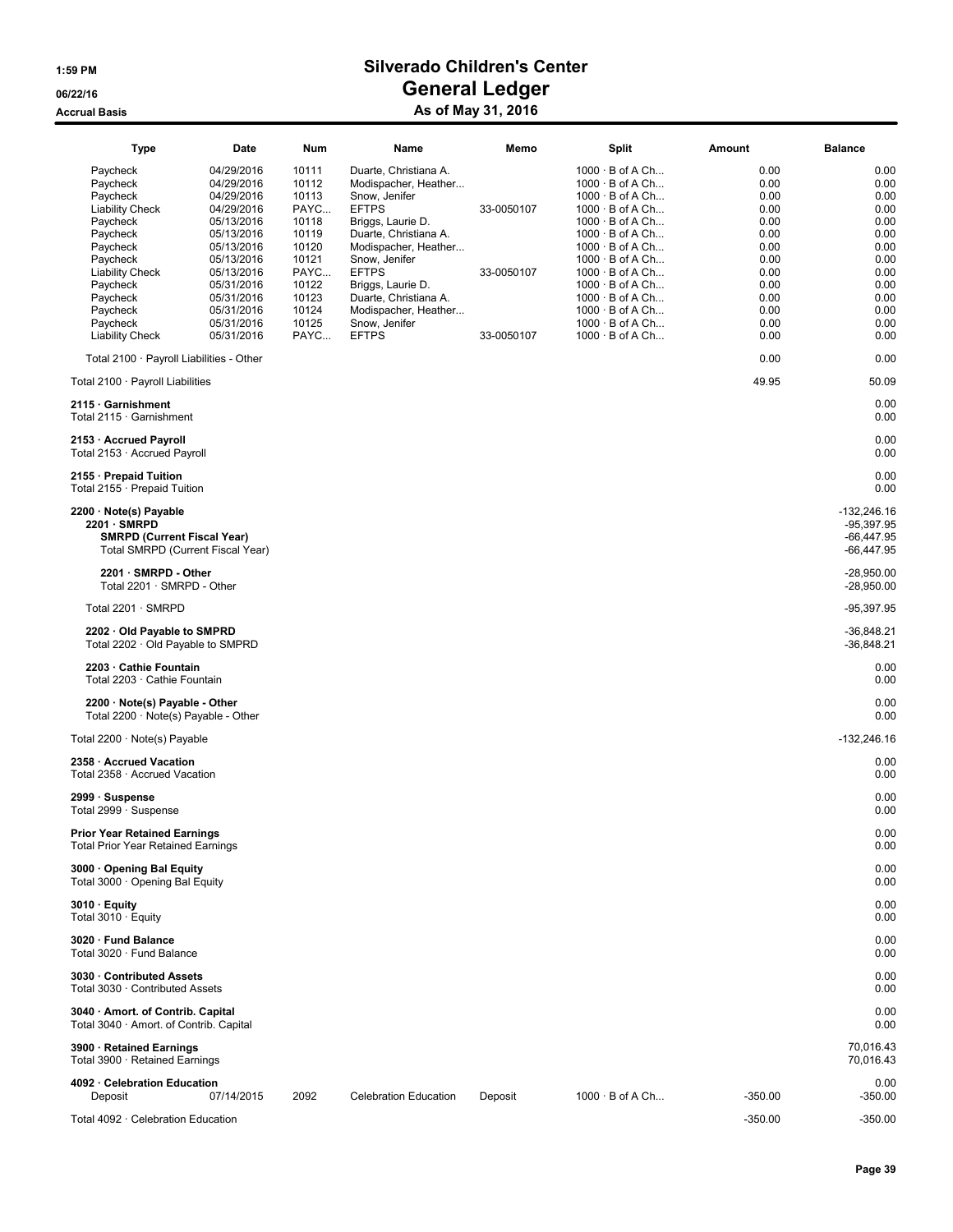# Silverado Children's Center
## General Ledger
### As of May 31, 2016

1:59 PM
06/22/16
Accrual Basis

| Type | Date | Num | Name | Memo | Split | Amount | Balance |
|---|---|---|---|---|---|---|---|
| Paycheck | 04/29/2016 | 10111 | Duarte, Christiana A. | | 1000 · B of A Ch... | 0.00 | 0.00 |
| Paycheck | 04/29/2016 | 10112 | Modispacher, Heather... | | 1000 · B of A Ch... | 0.00 | 0.00 |
| Paycheck | 04/29/2016 | 10113 | Snow, Jenifer | | 1000 · B of A Ch... | 0.00 | 0.00 |
| Liability Check | 04/29/2016 | PAYC... | EFTPS | 33-0050107 | 1000 · B of A Ch... | 0.00 | 0.00 |
| Paycheck | 05/13/2016 | 10118 | Briggs, Laurie D. | | 1000 · B of A Ch... | 0.00 | 0.00 |
| Paycheck | 05/13/2016 | 10119 | Duarte, Christiana A. | | 1000 · B of A Ch... | 0.00 | 0.00 |
| Paycheck | 05/13/2016 | 10120 | Modispacher, Heather... | | 1000 · B of A Ch... | 0.00 | 0.00 |
| Paycheck | 05/13/2016 | 10121 | Snow, Jenifer | | 1000 · B of A Ch... | 0.00 | 0.00 |
| Liability Check | 05/13/2016 | PAYC... | EFTPS | 33-0050107 | 1000 · B of A Ch... | 0.00 | 0.00 |
| Paycheck | 05/31/2016 | 10122 | Briggs, Laurie D. | | 1000 · B of A Ch... | 0.00 | 0.00 |
| Paycheck | 05/31/2016 | 10123 | Duarte, Christiana A. | | 1000 · B of A Ch... | 0.00 | 0.00 |
| Paycheck | 05/31/2016 | 10124 | Modispacher, Heather... | | 1000 · B of A Ch... | 0.00 | 0.00 |
| Paycheck | 05/31/2016 | 10125 | Snow, Jenifer | | 1000 · B of A Ch... | 0.00 | 0.00 |
| Liability Check | 05/31/2016 | PAYC... | EFTPS | 33-0050107 | 1000 · B of A Ch... | 0.00 | 0.00 |
| Total 2100 · Payroll Liabilities - Other | | | | | | 0.00 | 0.00 |
| Total 2100 · Payroll Liabilities | | | | | | 49.95 | 50.09 |
| **2115 · Garnishment** | | | | | | | 0.00 |
| Total 2115 · Garnishment | | | | | | | 0.00 |
| **2153 · Accrued Payroll** | | | | | | | 0.00 |
| Total 2153 · Accrued Payroll | | | | | | | 0.00 |
| **2155 · Prepaid Tuition** | | | | | | | 0.00 |
| Total 2155 · Prepaid Tuition | | | | | | | 0.00 |
| **2200 · Note(s) Payable** | | | | | | | -132,246.16 |
| **2201 · SMRPD** | | | | | | | -95,397.95 |
| **SMRPD (Current Fiscal Year)** | | | | | | | -66,447.95 |
| Total SMRPD (Current Fiscal Year) | | | | | | | -66,447.95 |
| **2201 · SMRPD - Other** | | | | | | | -28,950.00 |
| Total 2201 · SMRPD - Other | | | | | | | -28,950.00 |
| Total 2201 · SMRPD | | | | | | | -95,397.95 |
| **2202 · Old Payable to SMPRD** | | | | | | | -36,848.21 |
| Total 2202 · Old Payable to SMPRD | | | | | | | -36,848.21 |
| **2203 · Cathie Fountain** | | | | | | | 0.00 |
| Total 2203 · Cathie Fountain | | | | | | | 0.00 |
| **2200 · Note(s) Payable - Other** | | | | | | | 0.00 |
| Total 2200 · Note(s) Payable - Other | | | | | | | 0.00 |
| Total 2200 · Note(s) Payable | | | | | | | -132,246.16 |
| **2358 · Accrued Vacation** | | | | | | | 0.00 |
| Total 2358 · Accrued Vacation | | | | | | | 0.00 |
| **2999 · Suspense** | | | | | | | 0.00 |
| Total 2999 · Suspense | | | | | | | 0.00 |
| **Prior Year Retained Earnings** | | | | | | | 0.00 |
| Total Prior Year Retained Earnings | | | | | | | 0.00 |
| **3000 · Opening Bal Equity** | | | | | | | 0.00 |
| Total 3000 · Opening Bal Equity | | | | | | | 0.00 |
| **3010 · Equity** | | | | | | | 0.00 |
| Total 3010 · Equity | | | | | | | 0.00 |
| **3020 · Fund Balance** | | | | | | | 0.00 |
| Total 3020 · Fund Balance | | | | | | | 0.00 |
| **3030 · Contributed Assets** | | | | | | | 0.00 |
| Total 3030 · Contributed Assets | | | | | | | 0.00 |
| **3040 · Amort. of Contrib. Capital** | | | | | | | 0.00 |
| Total 3040 · Amort. of Contrib. Capital | | | | | | | 0.00 |
| **3900 · Retained Earnings** | | | | | | | 70,016.43 |
| Total 3900 · Retained Earnings | | | | | | | 70,016.43 |
| **4092 · Celebration Education** | | | | | | | 0.00 |
| Deposit | 07/14/2015 | 2092 | Celebration Education | Deposit | 1000 · B of A Ch... | -350.00 | -350.00 |
| Total 4092 · Celebration Education | | | | | | -350.00 | -350.00 |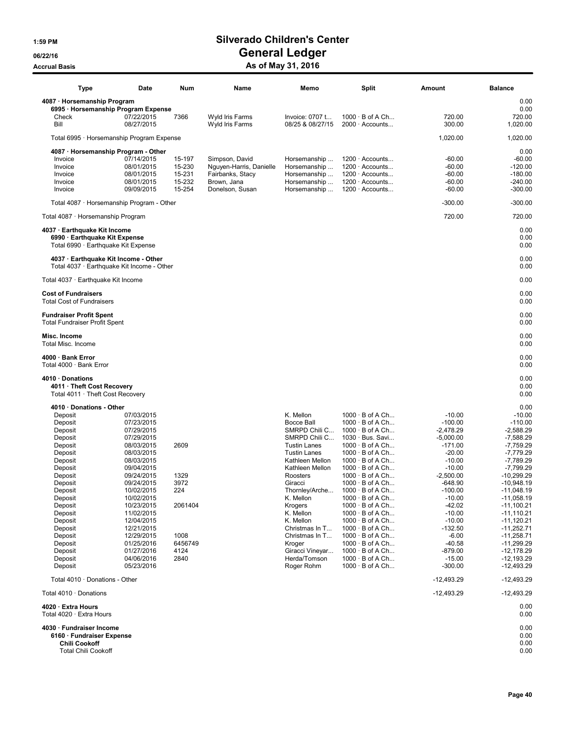# Silverado Children's Center

## General Ledger

### As of May 31, 2016

Accrual Basis

| Type | Date | Num | Name | Memo | Split | Amount | Balance |
|---|---|---|---|---|---|---|---|
| **4087 · Horsemanship Program** | | | | | | | 0.00 |
| **6995 · Horsemanship Program Expense** | | | | | | | 0.00 |
| Check | 07/22/2015 | 7366 | Wyld Iris Farms | Invoice: 0707 t... | 1000 · B of A Ch... | 720.00 | 720.00 |
| Bill | 08/27/2015 | | Wyld Iris Farms | 08/25 & 08/27/15 | 2000 · Accounts... | 300.00 | 1,020.00 |
| Total 6995 · Horsemanship Program Expense | | | | | | 1,020.00 | 1,020.00 |
| **4087 · Horsemanship Program - Other** | | | | | | | 0.00 |
| Invoice | 07/14/2015 | 15-197 | Simpson, David | Horsemanship ... | 1200 · Accounts... | -60.00 | -60.00 |
| Invoice | 08/01/2015 | 15-230 | Nguyen-Harris, Danielle | Horsemanship ... | 1200 · Accounts... | -60.00 | -120.00 |
| Invoice | 08/01/2015 | 15-231 | Fairbanks, Stacy | Horsemanship ... | 1200 · Accounts... | -60.00 | -180.00 |
| Invoice | 08/01/2015 | 15-232 | Brown, Jana | Horsemanship ... | 1200 · Accounts... | -60.00 | -240.00 |
| Invoice | 09/09/2015 | 15-254 | Donelson, Susan | Horsemanship ... | 1200 · Accounts... | -60.00 | -300.00 |
| Total 4087 · Horsemanship Program - Other | | | | | | -300.00 | -300.00 |
| Total 4087 · Horsemanship Program | | | | | | 720.00 | 720.00 |
| **4037 · Earthquake Kit Income** | | | | | | | 0.00 |
| **6990 · Earthquake Kit Expense** | | | | | | | 0.00 |
| Total 6990 · Earthquake Kit Expense | | | | | | | 0.00 |
| **4037 · Earthquake Kit Income - Other** | | | | | | | 0.00 |
| Total 4037 · Earthquake Kit Income - Other | | | | | | | 0.00 |
| Total 4037 · Earthquake Kit Income | | | | | | | 0.00 |
| **Cost of Fundraisers** | | | | | | | 0.00 |
| Total Cost of Fundraisers | | | | | | | 0.00 |
| **Fundraiser Profit Spent** | | | | | | | 0.00 |
| Total Fundraiser Profit Spent | | | | | | | 0.00 |
| **Misc. Income** | | | | | | | 0.00 |
| Total Misc. Income | | | | | | | 0.00 |
| **4000 · Bank Error** | | | | | | | 0.00 |
| Total 4000 · Bank Error | | | | | | | 0.00 |
| **4010 · Donations** | | | | | | | 0.00 |
| **4011 · Theft Cost Recovery** | | | | | | | 0.00 |
| Total 4011 · Theft Cost Recovery | | | | | | | 0.00 |
| **4010 · Donations - Other** | | | | | | | 0.00 |
| Deposit | 07/03/2015 | | | K. Mellon | 1000 · B of A Ch... | -10.00 | -10.00 |
| Deposit | 07/23/2015 | | | Bocce Ball | 1000 · B of A Ch... | -100.00 | -110.00 |
| Deposit | 07/29/2015 | | | SMRPD Chili C... | 1000 · B of A Ch... | -2,478.29 | -2,588.29 |
| Deposit | 07/29/2015 | | | SMRPD Chili C... | 1030 · Bus. Savi... | -5,000.00 | -7,588.29 |
| Deposit | 08/03/2015 | 2609 | | Tustin Lanes | 1000 · B of A Ch... | -171.00 | -7,759.29 |
| Deposit | 08/03/2015 | | | Tustin Lanes | 1000 · B of A Ch... | -20.00 | -7,779.29 |
| Deposit | 08/03/2015 | | | Kathleen Mellon | 1000 · B of A Ch... | -10.00 | -7,789.29 |
| Deposit | 09/04/2015 | | | Kathleen Mellon | 1000 · B of A Ch... | -10.00 | -7,799.29 |
| Deposit | 09/24/2015 | 1329 | | Roosters | 1000 · B of A Ch... | -2,500.00 | -10,299.29 |
| Deposit | 09/24/2015 | 3972 | | Giracci | 1000 · B of A Ch... | -648.90 | -10,948.19 |
| Deposit | 10/02/2015 | 224 | | Thornley/Arche... | 1000 · B of A Ch... | -100.00 | -11,048.19 |
| Deposit | 10/02/2015 | | | K. Mellon | 1000 · B of A Ch... | -10.00 | -11,058.19 |
| Deposit | 10/23/2015 | 2061404 | | Krogers | 1000 · B of A Ch... | -42.02 | -11,100.21 |
| Deposit | 11/02/2015 | | | K. Mellon | 1000 · B of A Ch... | -10.00 | -11,110.21 |
| Deposit | 12/04/2015 | | | K. Mellon | 1000 · B of A Ch... | -10.00 | -11,120.21 |
| Deposit | 12/21/2015 | | | Christmas In T... | 1000 · B of A Ch... | -132.50 | -11,252.71 |
| Deposit | 12/29/2015 | 1008 | | Christmas In T... | 1000 · B of A Ch... | -6.00 | -11,258.71 |
| Deposit | 01/25/2016 | 6456749 | | Kroger | 1000 · B of A Ch... | -40.58 | -11,299.29 |
| Deposit | 01/27/2016 | 4124 | | Giracci Vineyar... | 1000 · B of A Ch... | -879.00 | -12,178.29 |
| Deposit | 04/06/2016 | 2840 | | Herda/Tomson | 1000 · B of A Ch... | -15.00 | -12,193.29 |
| Deposit | 05/23/2016 | | | Roger Rohm | 1000 · B of A Ch... | -300.00 | -12,493.29 |
| Total 4010 · Donations - Other | | | | | | -12,493.29 | -12,493.29 |
| Total 4010 · Donations | | | | | | -12,493.29 | -12,493.29 |
| **4020 · Extra Hours** | | | | | | | 0.00 |
| Total 4020 · Extra Hours | | | | | | | 0.00 |
| **4030 · Fundraiser Income** | | | | | | | 0.00 |
| **6160 · Fundraiser Expense** | | | | | | | 0.00 |
| **Chili Cookoff** | | | | | | | 0.00 |
| Total Chili Cookoff | | | | | | | 0.00 |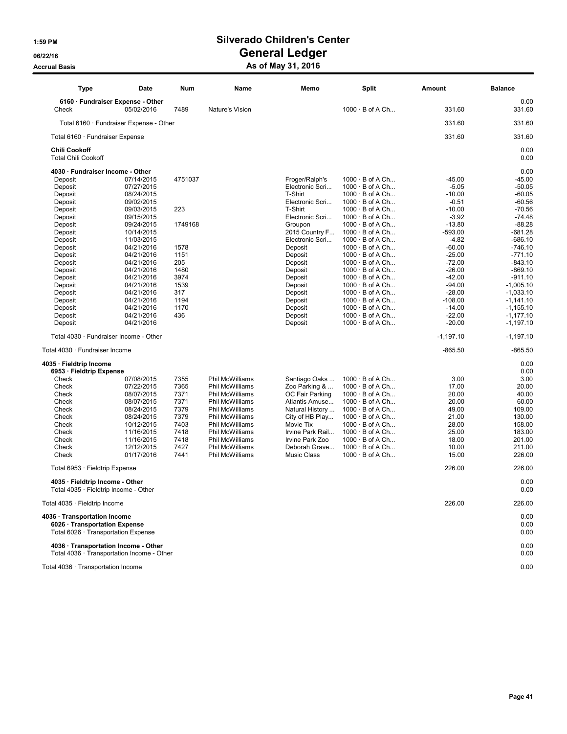# Silverado Children's Center

## General Ledger

### As of May 31, 2016

Accrual Basis

| Type | Date | Num | Name | Memo | Split | Amount | Balance |
|---|---|---|---|---|---|---|---|
| **6160 · Fundraiser Expense - Other** | | | | | | | 0.00 |
| Check | 05/02/2016 | 7489 | Nature's Vision | | 1000 · B of A Ch... | 331.60 | 331.60 |
| Total 6160 · Fundraiser Expense - Other | | | | | | 331.60 | 331.60 |
| Total 6160 · Fundraiser Expense | | | | | | 331.60 | 331.60 |
| **Chili Cookoff** | | | | | | | 0.00 |
| Total Chili Cookoff | | | | | | | 0.00 |
| **4030 · Fundraiser Income - Other** | | | | | | | 0.00 |
| Deposit | 07/14/2015 | 4751037 | | Froger/Ralph's | 1000 · B of A Ch... | -45.00 | -45.00 |
| Deposit | 07/27/2015 | | | Electronic Scri... | 1000 · B of A Ch... | -5.05 | -50.05 |
| Deposit | 08/24/2015 | | | T-Shirt | 1000 · B of A Ch... | -10.00 | -60.05 |
| Deposit | 09/02/2015 | | | Electronic Scri... | 1000 · B of A Ch... | -0.51 | -60.56 |
| Deposit | 09/03/2015 | 223 | | T-Shirt | 1000 · B of A Ch... | -10.00 | -70.56 |
| Deposit | 09/15/2015 | | | Electronic Scri... | 1000 · B of A Ch... | -3.92 | -74.48 |
| Deposit | 09/24/2015 | 1749168 | | Groupon | 1000 · B of A Ch... | -13.80 | -88.28 |
| Deposit | 10/14/2015 | | | 2015 Country F... | 1000 · B of A Ch... | -593.00 | -681.28 |
| Deposit | 11/03/2015 | | | Electronic Scri... | 1000 · B of A Ch... | -4.82 | -686.10 |
| Deposit | 04/21/2016 | 1578 | | Deposit | 1000 · B of A Ch... | -60.00 | -746.10 |
| Deposit | 04/21/2016 | 1151 | | Deposit | 1000 · B of A Ch... | -25.00 | -771.10 |
| Deposit | 04/21/2016 | 205 | | Deposit | 1000 · B of A Ch... | -72.00 | -843.10 |
| Deposit | 04/21/2016 | 1480 | | Deposit | 1000 · B of A Ch... | -26.00 | -869.10 |
| Deposit | 04/21/2016 | 3974 | | Deposit | 1000 · B of A Ch... | -42.00 | -911.10 |
| Deposit | 04/21/2016 | 1539 | | Deposit | 1000 · B of A Ch... | -94.00 | -1,005.10 |
| Deposit | 04/21/2016 | 317 | | Deposit | 1000 · B of A Ch... | -28.00 | -1,033.10 |
| Deposit | 04/21/2016 | 1194 | | Deposit | 1000 · B of A Ch... | -108.00 | -1,141.10 |
| Deposit | 04/21/2016 | 1170 | | Deposit | 1000 · B of A Ch... | -14.00 | -1,155.10 |
| Deposit | 04/21/2016 | 436 | | Deposit | 1000 · B of A Ch... | -22.00 | -1,177.10 |
| Deposit | 04/21/2016 | | | Deposit | 1000 · B of A Ch... | -20.00 | -1,197.10 |
| Total 4030 · Fundraiser Income - Other | | | | | | -1,197.10 | -1,197.10 |
| Total 4030 · Fundraiser Income | | | | | | -865.50 | -865.50 |
| **4035 · Fieldtrip Income** | | | | | | | 0.00 |
| **6953 · Fieldtrip Expense** | | | | | | | 0.00 |
| Check | 07/08/2015 | 7355 | Phil McWilliams | Santiago Oaks ... | 1000 · B of A Ch... | 3.00 | 3.00 |
| Check | 07/22/2015 | 7365 | Phil McWilliams | Zoo Parking & ... | 1000 · B of A Ch... | 17.00 | 20.00 |
| Check | 08/07/2015 | 7371 | Phil McWilliams | OC Fair Parking | 1000 · B of A Ch... | 20.00 | 40.00 |
| Check | 08/07/2015 | 7371 | Phil McWilliams | Atlantis Amuse... | 1000 · B of A Ch... | 20.00 | 60.00 |
| Check | 08/24/2015 | 7379 | Phil McWilliams | Natural History ... | 1000 · B of A Ch... | 49.00 | 109.00 |
| Check | 08/24/2015 | 7379 | Phil McWilliams | City of HB Play... | 1000 · B of A Ch... | 21.00 | 130.00 |
| Check | 10/12/2015 | 7403 | Phil McWilliams | Movie Tix | 1000 · B of A Ch... | 28.00 | 158.00 |
| Check | 11/16/2015 | 7418 | Phil McWilliams | Irvine Park Rail... | 1000 · B of A Ch... | 25.00 | 183.00 |
| Check | 11/16/2015 | 7418 | Phil McWilliams | Irvine Park Zoo | 1000 · B of A Ch... | 18.00 | 201.00 |
| Check | 12/12/2015 | 7427 | Phil McWilliams | Deborah Grave... | 1000 · B of A Ch... | 10.00 | 211.00 |
| Check | 01/17/2016 | 7441 | Phil McWilliams | Music Class | 1000 · B of A Ch... | 15.00 | 226.00 |
| Total 6953 · Fieldtrip Expense | | | | | | 226.00 | 226.00 |
| **4035 · Fieldtrip Income - Other** | | | | | | | 0.00 |
| Total 4035 · Fieldtrip Income - Other | | | | | | | 0.00 |
| Total 4035 · Fieldtrip Income | | | | | | 226.00 | 226.00 |
| **4036 · Transportation Income** | | | | | | | 0.00 |
| **6026 · Transportation Expense** | | | | | | | 0.00 |
| Total 6026 · Transportation Expense | | | | | | | 0.00 |
| **4036 · Transportation Income - Other** | | | | | | | 0.00 |
| Total 4036 · Transportation Income - Other | | | | | | | 0.00 |
| Total 4036 · Transportation Income | | | | | | | 0.00 |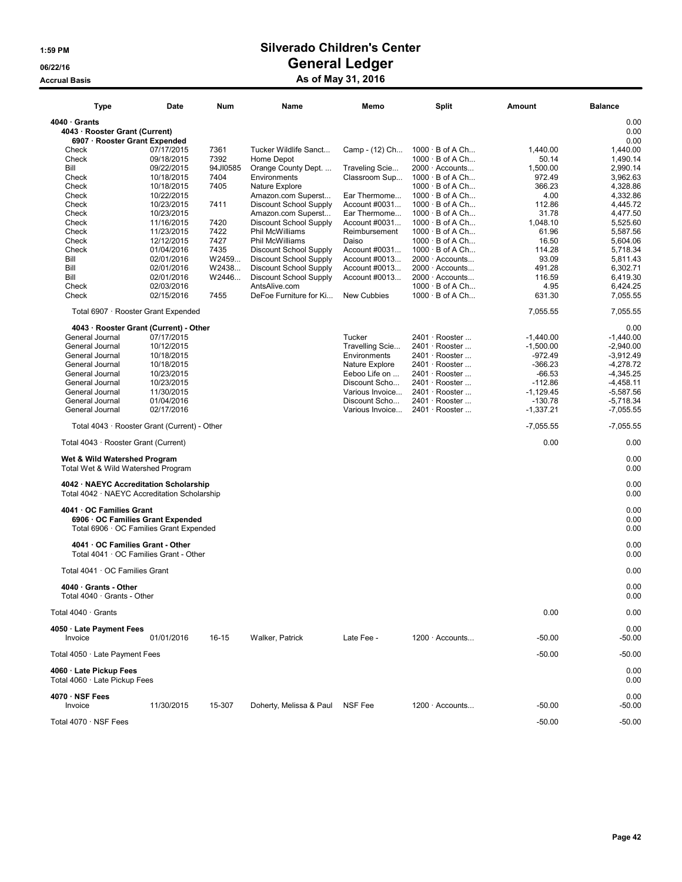# Silverado Children's Center

## General Ledger

### As of May 31, 2016

Accrual Basis

| Type | Date | Num | Name | Memo | Split | Amount | Balance |
|---|---|---|---|---|---|---|---|
| **4040 · Grants** | | | | | | | 0.00 |
| **4043 · Rooster Grant (Current)** | | | | | | | 0.00 |
| **6907 · Rooster Grant Expended** | | | | | | | 0.00 |
| Check | 07/17/2015 | 7361 | Tucker Wildlife Sanct... | Camp - (12) Ch... | 1000 · B of A Ch... | 1,440.00 | 1,440.00 |
| Check | 09/18/2015 | 7392 | Home Depot | | 1000 · B of A Ch... | 50.14 | 1,490.14 |
| Bill | 09/22/2015 | 94JI0585 | Orange County Dept. ... | Traveling Scie... | 2000 · Accounts... | 1,500.00 | 2,990.14 |
| Check | 10/18/2015 | 7404 | Environments | Classroom Sup... | 1000 · B of A Ch... | 972.49 | 3,962.63 |
| Check | 10/18/2015 | 7405 | Nature Explore | | 1000 · B of A Ch... | 366.23 | 4,328.86 |
| Check | 10/22/2015 | | Amazon.com Superst... | Ear Thermome... | 1000 · B of A Ch... | 4.00 | 4,332.86 |
| Check | 10/23/2015 | 7411 | Discount School Supply | Account #0031... | 1000 · B of A Ch... | 112.86 | 4,445.72 |
| Check | 10/23/2015 | | Amazon.com Superst... | Ear Thermome... | 1000 · B of A Ch... | 31.78 | 4,477.50 |
| Check | 11/16/2015 | 7420 | Discount School Supply | Account #0031... | 1000 · B of A Ch... | 1,048.10 | 5,525.60 |
| Check | 11/23/2015 | 7422 | Phil McWilliams | Reimbursement | 1000 · B of A Ch... | 61.96 | 5,587.56 |
| Check | 12/12/2015 | 7427 | Phil McWilliams | Daiso | 1000 · B of A Ch... | 16.50 | 5,604.06 |
| Check | 01/04/2016 | 7435 | Discount School Supply | Account #0031... | 1000 · B of A Ch... | 114.28 | 5,718.34 |
| Bill | 02/01/2016 | W2459... | Discount School Supply | Account #0013... | 2000 · Accounts... | 93.09 | 5,811.43 |
| Bill | 02/01/2016 | W2438... | Discount School Supply | Account #0013... | 2000 · Accounts... | 491.28 | 6,302.71 |
| Bill | 02/01/2016 | W2446... | Discount School Supply | Account #0013... | 2000 · Accounts... | 116.59 | 6,419.30 |
| Check | 02/03/2016 | | AntsAlive.com | | 1000 · B of A Ch... | 4.95 | 6,424.25 |
| Check | 02/15/2016 | 7455 | DeFoe Furniture for Ki... | New Cubbies | 1000 · B of A Ch... | 631.30 | 7,055.55 |
| Total 6907 · Rooster Grant Expended | | | | | | 7,055.55 | 7,055.55 |
| **4043 · Rooster Grant (Current) - Other** | | | | | | | 0.00 |
| General Journal | 07/17/2015 | | | Tucker | 2401 · Rooster ... | -1,440.00 | -1,440.00 |
| General Journal | 10/12/2015 | | | Travelling Scie... | 2401 · Rooster ... | -1,500.00 | -2,940.00 |
| General Journal | 10/18/2015 | | | Environments | 2401 · Rooster ... | -972.49 | -3,912.49 |
| General Journal | 10/18/2015 | | | Nature Explore | 2401 · Rooster ... | -366.23 | -4,278.72 |
| General Journal | 10/23/2015 | | | Eeboo Life on ... | 2401 · Rooster ... | -66.53 | -4,345.25 |
| General Journal | 10/23/2015 | | | Discount Scho... | 2401 · Rooster ... | -112.86 | -4,458.11 |
| General Journal | 11/30/2015 | | | Various Invoice... | 2401 · Rooster ... | -1,129.45 | -5,587.56 |
| General Journal | 01/04/2016 | | | Discount Scho... | 2401 · Rooster ... | -130.78 | -5,718.34 |
| General Journal | 02/17/2016 | | | Various Invoice... | 2401 · Rooster ... | -1,337.21 | -7,055.55 |
| Total 4043 · Rooster Grant (Current) - Other | | | | | | -7,055.55 | -7,055.55 |
| Total 4043 · Rooster Grant (Current) | | | | | | 0.00 | 0.00 |
| **Wet & Wild Watershed Program** | | | | | | | 0.00 |
| Total Wet & Wild Watershed Program | | | | | | | 0.00 |
| **4042 · NAEYC Accreditation Scholarship** | | | | | | | 0.00 |
| Total 4042 · NAEYC Accreditation Scholarship | | | | | | | 0.00 |
| **4041 · OC Families Grant** | | | | | | | 0.00 |
| **6906 · OC Families Grant Expended** | | | | | | | 0.00 |
| Total 6906 · OC Families Grant Expended | | | | | | | 0.00 |
| **4041 · OC Families Grant - Other** | | | | | | | 0.00 |
| Total 4041 · OC Families Grant - Other | | | | | | | 0.00 |
| Total 4041 · OC Families Grant | | | | | | | 0.00 |
| **4040 · Grants - Other** | | | | | | | 0.00 |
| Total 4040 · Grants - Other | | | | | | | 0.00 |
| Total 4040 · Grants | | | | | | 0.00 | 0.00 |
| **4050 · Late Payment Fees** | | | | | | | 0.00 |
| Invoice | 01/01/2016 | 16-15 | Walker, Patrick | Late Fee - | 1200 · Accounts... | -50.00 | -50.00 |
| Total 4050 · Late Payment Fees | | | | | | -50.00 | -50.00 |
| **4060 · Late Pickup Fees** | | | | | | | 0.00 |
| Total 4060 · Late Pickup Fees | | | | | | | 0.00 |
| **4070 · NSF Fees** | | | | | | | 0.00 |
| Invoice | 11/30/2015 | 15-307 | Doherty, Melissa & Paul | NSF Fee | 1200 · Accounts... | -50.00 | -50.00 |
| Total 4070 · NSF Fees | | | | | | -50.00 | -50.00 |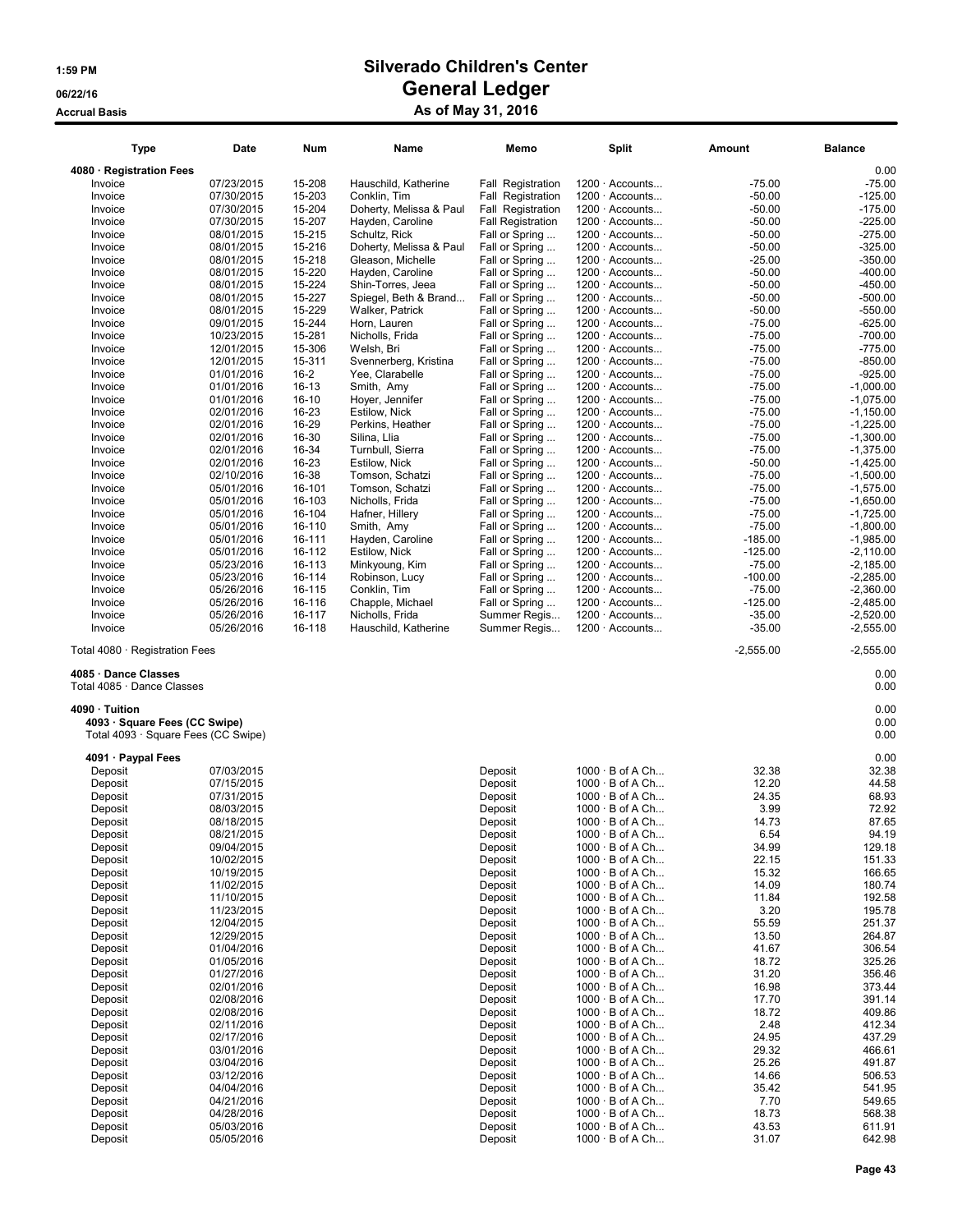# Silverado Children's Center
## General Ledger
### As of May 31, 2016

1:59 PM
06/22/16
Accrual Basis

| Type | Date | Num | Name | Memo | Split | Amount | Balance |
|---|---|---|---|---|---|---|---|
| **4080 · Registration Fees** | | | | | | | 0.00 |
| Invoice | 07/23/2015 | 15-208 | Hauschild, Katherine | Fall Registration | 1200 · Accounts... | -75.00 | -75.00 |
| Invoice | 07/30/2015 | 15-203 | Conklin, Tim | Fall Registration | 1200 · Accounts... | -50.00 | -125.00 |
| Invoice | 07/30/2015 | 15-204 | Doherty, Melissa & Paul | Fall Registration | 1200 · Accounts... | -50.00 | -175.00 |
| Invoice | 07/30/2015 | 15-207 | Hayden, Caroline | Fall Registration | 1200 · Accounts... | -50.00 | -225.00 |
| Invoice | 08/01/2015 | 15-215 | Schultz, Rick | Fall or Spring ... | 1200 · Accounts... | -50.00 | -275.00 |
| Invoice | 08/01/2015 | 15-216 | Doherty, Melissa & Paul | Fall or Spring ... | 1200 · Accounts... | -50.00 | -325.00 |
| Invoice | 08/01/2015 | 15-218 | Gleason, Michelle | Fall or Spring ... | 1200 · Accounts... | -25.00 | -350.00 |
| Invoice | 08/01/2015 | 15-220 | Hayden, Caroline | Fall or Spring ... | 1200 · Accounts... | -50.00 | -400.00 |
| Invoice | 08/01/2015 | 15-224 | Shin-Torres, Jeea | Fall or Spring ... | 1200 · Accounts... | -50.00 | -450.00 |
| Invoice | 08/01/2015 | 15-227 | Spiegel, Beth & Brand... | Fall or Spring ... | 1200 · Accounts... | -50.00 | -500.00 |
| Invoice | 08/01/2015 | 15-229 | Walker, Patrick | Fall or Spring ... | 1200 · Accounts... | -50.00 | -550.00 |
| Invoice | 09/01/2015 | 15-244 | Horn, Lauren | Fall or Spring ... | 1200 · Accounts... | -75.00 | -625.00 |
| Invoice | 10/23/2015 | 15-281 | Nicholls, Frida | Fall or Spring ... | 1200 · Accounts... | -75.00 | -700.00 |
| Invoice | 12/01/2015 | 15-306 | Welsh, Bri | Fall or Spring ... | 1200 · Accounts... | -75.00 | -775.00 |
| Invoice | 12/01/2015 | 15-311 | Svennerberg, Kristina | Fall or Spring ... | 1200 · Accounts... | -75.00 | -850.00 |
| Invoice | 01/01/2016 | 16-2 | Yee, Clarabelle | Fall or Spring ... | 1200 · Accounts... | -75.00 | -925.00 |
| Invoice | 01/01/2016 | 16-13 | Smith, Amy | Fall or Spring ... | 1200 · Accounts... | -75.00 | -1,000.00 |
| Invoice | 01/01/2016 | 16-10 | Hoyer, Jennifer | Fall or Spring ... | 1200 · Accounts... | -75.00 | -1,075.00 |
| Invoice | 02/01/2016 | 16-23 | Estilow, Nick | Fall or Spring ... | 1200 · Accounts... | -75.00 | -1,150.00 |
| Invoice | 02/01/2016 | 16-29 | Perkins, Heather | Fall or Spring ... | 1200 · Accounts... | -75.00 | -1,225.00 |
| Invoice | 02/01/2016 | 16-30 | Silina, Llia | Fall or Spring ... | 1200 · Accounts... | -75.00 | -1,300.00 |
| Invoice | 02/01/2016 | 16-34 | Turnbull, Sierra | Fall or Spring ... | 1200 · Accounts... | -75.00 | -1,375.00 |
| Invoice | 02/01/2016 | 16-23 | Estilow, Nick | Fall or Spring ... | 1200 · Accounts... | -50.00 | -1,425.00 |
| Invoice | 02/10/2016 | 16-38 | Tomson, Schatzi | Fall or Spring ... | 1200 · Accounts... | -75.00 | -1,500.00 |
| Invoice | 05/01/2016 | 16-101 | Tomson, Schatzi | Fall or Spring ... | 1200 · Accounts... | -75.00 | -1,575.00 |
| Invoice | 05/01/2016 | 16-103 | Nicholls, Frida | Fall or Spring ... | 1200 · Accounts... | -75.00 | -1,650.00 |
| Invoice | 05/01/2016 | 16-104 | Hafner, Hillery | Fall or Spring ... | 1200 · Accounts... | -75.00 | -1,725.00 |
| Invoice | 05/01/2016 | 16-110 | Smith, Amy | Fall or Spring ... | 1200 · Accounts... | -75.00 | -1,800.00 |
| Invoice | 05/01/2016 | 16-111 | Hayden, Caroline | Fall or Spring ... | 1200 · Accounts... | -185.00 | -1,985.00 |
| Invoice | 05/01/2016 | 16-112 | Estilow, Nick | Fall or Spring ... | 1200 · Accounts... | -125.00 | -2,110.00 |
| Invoice | 05/23/2016 | 16-113 | Minkyoung, Kim | Fall or Spring ... | 1200 · Accounts... | -75.00 | -2,185.00 |
| Invoice | 05/23/2016 | 16-114 | Robinson, Lucy | Fall or Spring ... | 1200 · Accounts... | -100.00 | -2,285.00 |
| Invoice | 05/26/2016 | 16-115 | Conklin, Tim | Fall or Spring ... | 1200 · Accounts... | -75.00 | -2,360.00 |
| Invoice | 05/26/2016 | 16-116 | Chapple, Michael | Fall or Spring ... | 1200 · Accounts... | -125.00 | -2,485.00 |
| Invoice | 05/26/2016 | 16-117 | Nicholls, Frida | Summer Regis... | 1200 · Accounts... | -35.00 | -2,520.00 |
| Invoice | 05/26/2016 | 16-118 | Hauschild, Katherine | Summer Regis... | 1200 · Accounts... | -35.00 | -2,555.00 |
| Total 4080 · Registration Fees | | | | | | -2,555.00 | -2,555.00 |
| **4085 · Dance Classes** | | | | | | | 0.00 |
| Total 4085 · Dance Classes | | | | | | | 0.00 |
| **4090 · Tuition** | | | | | | | 0.00 |
| **4093 · Square Fees (CC Swipe)** | | | | | | | 0.00 |
| Total 4093 · Square Fees (CC Swipe) | | | | | | | 0.00 |
| **4091 · Paypal Fees** | | | | | | | 0.00 |
| Deposit | 07/03/2015 | | | Deposit | 1000 · B of A Ch... | 32.38 | 32.38 |
| Deposit | 07/15/2015 | | | Deposit | 1000 · B of A Ch... | 12.20 | 44.58 |
| Deposit | 07/31/2015 | | | Deposit | 1000 · B of A Ch... | 24.35 | 68.93 |
| Deposit | 08/03/2015 | | | Deposit | 1000 · B of A Ch... | 3.99 | 72.92 |
| Deposit | 08/18/2015 | | | Deposit | 1000 · B of A Ch... | 14.73 | 87.65 |
| Deposit | 08/21/2015 | | | Deposit | 1000 · B of A Ch... | 6.54 | 94.19 |
| Deposit | 09/04/2015 | | | Deposit | 1000 · B of A Ch... | 34.99 | 129.18 |
| Deposit | 10/02/2015 | | | Deposit | 1000 · B of A Ch... | 22.15 | 151.33 |
| Deposit | 10/19/2015 | | | Deposit | 1000 · B of A Ch... | 15.32 | 166.65 |
| Deposit | 11/02/2015 | | | Deposit | 1000 · B of A Ch... | 14.09 | 180.74 |
| Deposit | 11/10/2015 | | | Deposit | 1000 · B of A Ch... | 11.84 | 192.58 |
| Deposit | 11/23/2015 | | | Deposit | 1000 · B of A Ch... | 3.20 | 195.78 |
| Deposit | 12/04/2015 | | | Deposit | 1000 · B of A Ch... | 55.59 | 251.37 |
| Deposit | 12/29/2015 | | | Deposit | 1000 · B of A Ch... | 13.50 | 264.87 |
| Deposit | 01/04/2016 | | | Deposit | 1000 · B of A Ch... | 41.67 | 306.54 |
| Deposit | 01/05/2016 | | | Deposit | 1000 · B of A Ch... | 18.72 | 325.26 |
| Deposit | 01/27/2016 | | | Deposit | 1000 · B of A Ch... | 31.20 | 356.46 |
| Deposit | 02/01/2016 | | | Deposit | 1000 · B of A Ch... | 16.98 | 373.44 |
| Deposit | 02/08/2016 | | | Deposit | 1000 · B of A Ch... | 17.70 | 391.14 |
| Deposit | 02/08/2016 | | | Deposit | 1000 · B of A Ch... | 18.72 | 409.86 |
| Deposit | 02/11/2016 | | | Deposit | 1000 · B of A Ch... | 2.48 | 412.34 |
| Deposit | 02/17/2016 | | | Deposit | 1000 · B of A Ch... | 24.95 | 437.29 |
| Deposit | 03/01/2016 | | | Deposit | 1000 · B of A Ch... | 29.32 | 466.61 |
| Deposit | 03/04/2016 | | | Deposit | 1000 · B of A Ch... | 25.26 | 491.87 |
| Deposit | 03/12/2016 | | | Deposit | 1000 · B of A Ch... | 14.66 | 506.53 |
| Deposit | 04/04/2016 | | | Deposit | 1000 · B of A Ch... | 35.42 | 541.95 |
| Deposit | 04/21/2016 | | | Deposit | 1000 · B of A Ch... | 7.70 | 549.65 |
| Deposit | 04/28/2016 | | | Deposit | 1000 · B of A Ch... | 18.73 | 568.38 |
| Deposit | 05/03/2016 | | | Deposit | 1000 · B of A Ch... | 43.53 | 611.91 |
| Deposit | 05/05/2016 | | | Deposit | 1000 · B of A Ch... | 31.07 | 642.98 |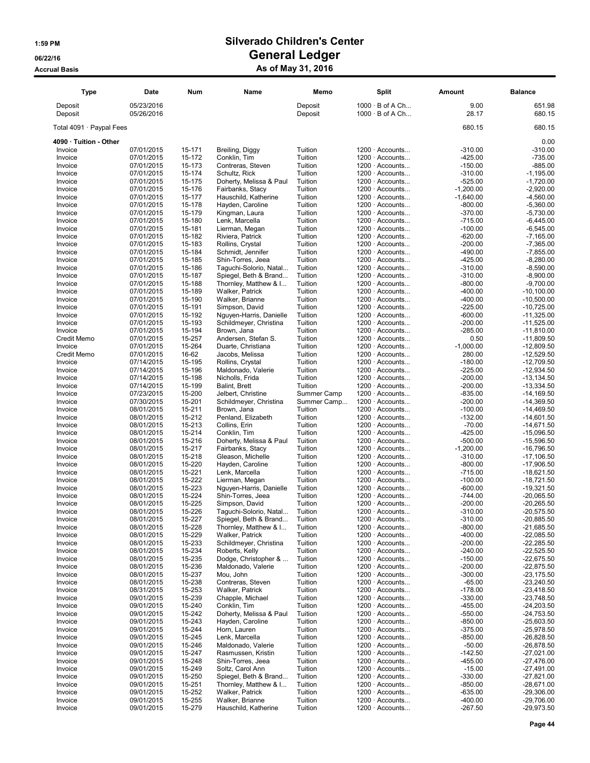# Silverado Children's Center

## General Ledger

### As of May 31, 2016

1:59 PM
06/22/16
Accrual Basis

| Type | Date | Num | Name | Memo | Split | Amount | Balance |
|---|---|---|---|---|---|---|---|
| Deposit | 05/23/2016 | | | Deposit | 1000 · B of A Ch... | 9.00 | 651.98 |
| Deposit | 05/26/2016 | | | Deposit | 1000 · B of A Ch... | 28.17 | 680.15 |
| Total 4091 · Paypal Fees | | | | | | 680.15 | 680.15 |
| **4090 · Tuition - Other** | | | | | | | 0.00 |
| Invoice | 07/01/2015 | 15-171 | Breiling, Diggy | Tuition | 1200 · Accounts... | -310.00 | -310.00 |
| Invoice | 07/01/2015 | 15-172 | Conklin, Tim | Tuition | 1200 · Accounts... | -425.00 | -735.00 |
| Invoice | 07/01/2015 | 15-173 | Contreras, Steven | Tuition | 1200 · Accounts... | -150.00 | -885.00 |
| Invoice | 07/01/2015 | 15-174 | Schultz, Rick | Tuition | 1200 · Accounts... | -310.00 | -1,195.00 |
| Invoice | 07/01/2015 | 15-175 | Doherty, Melissa & Paul | Tuition | 1200 · Accounts... | -525.00 | -1,720.00 |
| Invoice | 07/01/2015 | 15-176 | Fairbanks, Stacy | Tuition | 1200 · Accounts... | -1,200.00 | -2,920.00 |
| Invoice | 07/01/2015 | 15-177 | Hauschild, Katherine | Tuition | 1200 · Accounts... | -1,640.00 | -4,560.00 |
| Invoice | 07/01/2015 | 15-178 | Hayden, Caroline | Tuition | 1200 · Accounts... | -800.00 | -5,360.00 |
| Invoice | 07/01/2015 | 15-179 | Kingman, Laura | Tuition | 1200 · Accounts... | -370.00 | -5,730.00 |
| Invoice | 07/01/2015 | 15-180 | Lenk, Marcella | Tuition | 1200 · Accounts... | -715.00 | -6,445.00 |
| Invoice | 07/01/2015 | 15-181 | Lierman, Megan | Tuition | 1200 · Accounts... | -100.00 | -6,545.00 |
| Invoice | 07/01/2015 | 15-182 | Riviera, Patrick | Tuition | 1200 · Accounts... | -620.00 | -7,165.00 |
| Invoice | 07/01/2015 | 15-183 | Rollins, Crystal | Tuition | 1200 · Accounts... | -200.00 | -7,365.00 |
| Invoice | 07/01/2015 | 15-184 | Schmidt, Jennifer | Tuition | 1200 · Accounts... | -490.00 | -7,855.00 |
| Invoice | 07/01/2015 | 15-185 | Shin-Torres, Jeea | Tuition | 1200 · Accounts... | -425.00 | -8,280.00 |
| Invoice | 07/01/2015 | 15-186 | Taguchi-Solorio, Natal... | Tuition | 1200 · Accounts... | -310.00 | -8,590.00 |
| Invoice | 07/01/2015 | 15-187 | Spiegel, Beth & Brand... | Tuition | 1200 · Accounts... | -310.00 | -8,900.00 |
| Invoice | 07/01/2015 | 15-188 | Thornley, Matthew & I... | Tuition | 1200 · Accounts... | -800.00 | -9,700.00 |
| Invoice | 07/01/2015 | 15-189 | Walker, Patrick | Tuition | 1200 · Accounts... | -400.00 | -10,100.00 |
| Invoice | 07/01/2015 | 15-190 | Walker, Brianne | Tuition | 1200 · Accounts... | -400.00 | -10,500.00 |
| Invoice | 07/01/2015 | 15-191 | Simpson, David | Tuition | 1200 · Accounts... | -225.00 | -10,725.00 |
| Invoice | 07/01/2015 | 15-192 | Nguyen-Harris, Danielle | Tuition | 1200 · Accounts... | -600.00 | -11,325.00 |
| Invoice | 07/01/2015 | 15-193 | Schildmeyer, Christina | Tuition | 1200 · Accounts... | -200.00 | -11,525.00 |
| Invoice | 07/01/2015 | 15-194 | Brown, Jana | Tuition | 1200 · Accounts... | -285.00 | -11,810.00 |
| Credit Memo | 07/01/2015 | 15-257 | Andersen, Stefan S. | Tuition | 1200 · Accounts... | 0.50 | -11,809.50 |
| Invoice | 07/01/2015 | 15-264 | Duarte, Christiana | Tuition | 1200 · Accounts... | -1,000.00 | -12,809.50 |
| Credit Memo | 07/01/2015 | 16-62 | Jacobs, Melissa | Tuition | 1200 · Accounts... | 280.00 | -12,529.50 |
| Invoice | 07/14/2015 | 15-195 | Rollins, Crystal | Tuition | 1200 · Accounts... | -180.00 | -12,709.50 |
| Invoice | 07/14/2015 | 15-196 | Maldonado, Valerie | Tuition | 1200 · Accounts... | -225.00 | -12,934.50 |
| Invoice | 07/14/2015 | 15-198 | Nicholls, Frida | Tuition | 1200 · Accounts... | -200.00 | -13,134.50 |
| Invoice | 07/14/2015 | 15-199 | Balint, Brett | Tuition | 1200 · Accounts... | -200.00 | -13,334.50 |
| Invoice | 07/23/2015 | 15-200 | Jelbert, Christine | Summer Camp | 1200 · Accounts... | -835.00 | -14,169.50 |
| Invoice | 07/30/2015 | 15-201 | Schildmeyer, Christina | Summer Camp... | 1200 · Accounts... | -200.00 | -14,369.50 |
| Invoice | 08/01/2015 | 15-211 | Brown, Jana | Tuition | 1200 · Accounts... | -100.00 | -14,469.50 |
| Invoice | 08/01/2015 | 15-212 | Penland, Elizabeth | Tuition | 1200 · Accounts... | -132.00 | -14,601.50 |
| Invoice | 08/01/2015 | 15-213 | Collins, Erin | Tuition | 1200 · Accounts... | -70.00 | -14,671.50 |
| Invoice | 08/01/2015 | 15-214 | Conklin, Tim | Tuition | 1200 · Accounts... | -425.00 | -15,096.50 |
| Invoice | 08/01/2015 | 15-216 | Doherty, Melissa & Paul | Tuition | 1200 · Accounts... | -500.00 | -15,596.50 |
| Invoice | 08/01/2015 | 15-217 | Fairbanks, Stacy | Tuition | 1200 · Accounts... | -1,200.00 | -16,796.50 |
| Invoice | 08/01/2015 | 15-218 | Gleason, Michelle | Tuition | 1200 · Accounts... | -310.00 | -17,106.50 |
| Invoice | 08/01/2015 | 15-220 | Hayden, Caroline | Tuition | 1200 · Accounts... | -800.00 | -17,906.50 |
| Invoice | 08/01/2015 | 15-221 | Lenk, Marcella | Tuition | 1200 · Accounts... | -715.00 | -18,621.50 |
| Invoice | 08/01/2015 | 15-222 | Lierman, Megan | Tuition | 1200 · Accounts... | -100.00 | -18,721.50 |
| Invoice | 08/01/2015 | 15-223 | Nguyen-Harris, Danielle | Tuition | 1200 · Accounts... | -600.00 | -19,321.50 |
| Invoice | 08/01/2015 | 15-224 | Shin-Torres, Jeea | Tuition | 1200 · Accounts... | -744.00 | -20,065.50 |
| Invoice | 08/01/2015 | 15-225 | Simpson, David | Tuition | 1200 · Accounts... | -200.00 | -20,265.50 |
| Invoice | 08/01/2015 | 15-226 | Taguchi-Solorio, Natal... | Tuition | 1200 · Accounts... | -310.00 | -20,575.50 |
| Invoice | 08/01/2015 | 15-227 | Spiegel, Beth & Brand... | Tuition | 1200 · Accounts... | -310.00 | -20,885.50 |
| Invoice | 08/01/2015 | 15-228 | Thornley, Matthew & I... | Tuition | 1200 · Accounts... | -800.00 | -21,685.50 |
| Invoice | 08/01/2015 | 15-229 | Walker, Patrick | Tuition | 1200 · Accounts... | -400.00 | -22,085.50 |
| Invoice | 08/01/2015 | 15-233 | Schildmeyer, Christina | Tuition | 1200 · Accounts... | -200.00 | -22,285.50 |
| Invoice | 08/01/2015 | 15-234 | Roberts, Kelly | Tuition | 1200 · Accounts... | -240.00 | -22,525.50 |
| Invoice | 08/01/2015 | 15-235 | Dodge, Christopher & ... | Tuition | 1200 · Accounts... | -150.00 | -22,675.50 |
| Invoice | 08/01/2015 | 15-236 | Maldonado, Valerie | Tuition | 1200 · Accounts... | -200.00 | -22,875.50 |
| Invoice | 08/01/2015 | 15-237 | Mou, John | Tuition | 1200 · Accounts... | -300.00 | -23,175.50 |
| Invoice | 08/01/2015 | 15-238 | Contreras, Steven | Tuition | 1200 · Accounts... | -65.00 | -23,240.50 |
| Invoice | 08/31/2015 | 15-253 | Walker, Patrick | Tuition | 1200 · Accounts... | -178.00 | -23,418.50 |
| Invoice | 09/01/2015 | 15-239 | Chapple, Michael | Tuition | 1200 · Accounts... | -330.00 | -23,748.50 |
| Invoice | 09/01/2015 | 15-240 | Conklin, Tim | Tuition | 1200 · Accounts... | -455.00 | -24,203.50 |
| Invoice | 09/01/2015 | 15-242 | Doherty, Melissa & Paul | Tuition | 1200 · Accounts... | -550.00 | -24,753.50 |
| Invoice | 09/01/2015 | 15-243 | Hayden, Caroline | Tuition | 1200 · Accounts... | -850.00 | -25,603.50 |
| Invoice | 09/01/2015 | 15-244 | Horn, Lauren | Tuition | 1200 · Accounts... | -375.00 | -25,978.50 |
| Invoice | 09/01/2015 | 15-245 | Lenk, Marcella | Tuition | 1200 · Accounts... | -850.00 | -26,828.50 |
| Invoice | 09/01/2015 | 15-246 | Maldonado, Valerie | Tuition | 1200 · Accounts... | -50.00 | -26,878.50 |
| Invoice | 09/01/2015 | 15-247 | Rasmussen, Kristin | Tuition | 1200 · Accounts... | -142.50 | -27,021.00 |
| Invoice | 09/01/2015 | 15-248 | Shin-Torres, Jeea | Tuition | 1200 · Accounts... | -455.00 | -27,476.00 |
| Invoice | 09/01/2015 | 15-249 | Soltz, Carol Ann | Tuition | 1200 · Accounts... | -15.00 | -27,491.00 |
| Invoice | 09/01/2015 | 15-250 | Spiegel, Beth & Brand... | Tuition | 1200 · Accounts... | -330.00 | -27,821.00 |
| Invoice | 09/01/2015 | 15-251 | Thornley, Matthew & I... | Tuition | 1200 · Accounts... | -850.00 | -28,671.00 |
| Invoice | 09/01/2015 | 15-252 | Walker, Patrick | Tuition | 1200 · Accounts... | -635.00 | -29,306.00 |
| Invoice | 09/01/2015 | 15-255 | Walker, Brianne | Tuition | 1200 · Accounts... | -400.00 | -29,706.00 |
| Invoice | 09/01/2015 | 15-279 | Hauschild, Katherine | Tuition | 1200 · Accounts... | -267.50 | -29,973.50 |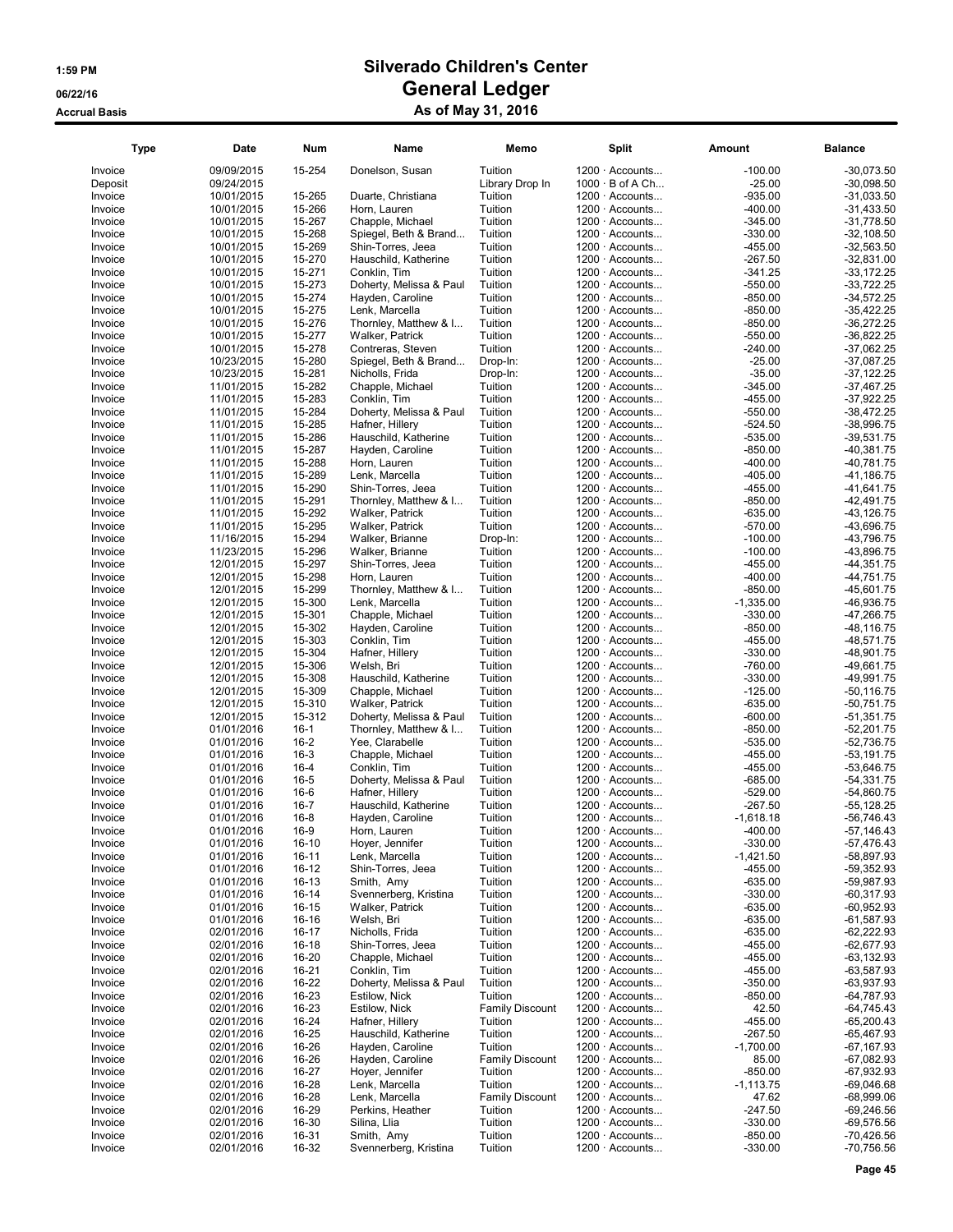# Silverado Children's Center

## General Ledger

### As of May 31, 2016

1:59 PM
06/22/16
Accrual Basis

| Type | Date | Num | Name | Memo | Split | Amount | Balance |
|---|---|---|---|---|---|---|---|
| Invoice | 09/09/2015 | 15-254 | Donelson, Susan | Tuition | 1200 · Accounts... | -100.00 | -30,073.50 |
| Deposit | 09/24/2015 | | | Library Drop In | 1000 · B of A Ch... | -25.00 | -30,098.50 |
| Invoice | 10/01/2015 | 15-265 | Duarte, Christiana | Tuition | 1200 · Accounts... | -935.00 | -31,033.50 |
| Invoice | 10/01/2015 | 15-266 | Horn, Lauren | Tuition | 1200 · Accounts... | -400.00 | -31,433.50 |
| Invoice | 10/01/2015 | 15-267 | Chapple, Michael | Tuition | 1200 · Accounts... | -345.00 | -31,778.50 |
| Invoice | 10/01/2015 | 15-268 | Spiegel, Beth & Brand... | Tuition | 1200 · Accounts... | -330.00 | -32,108.50 |
| Invoice | 10/01/2015 | 15-269 | Shin-Torres, Jeea | Tuition | 1200 · Accounts... | -455.00 | -32,563.50 |
| Invoice | 10/01/2015 | 15-270 | Hauschild, Katherine | Tuition | 1200 · Accounts... | -267.50 | -32,831.00 |
| Invoice | 10/01/2015 | 15-271 | Conklin, Tim | Tuition | 1200 · Accounts... | -341.25 | -33,172.25 |
| Invoice | 10/01/2015 | 15-273 | Doherty, Melissa & Paul | Tuition | 1200 · Accounts... | -550.00 | -33,722.25 |
| Invoice | 10/01/2015 | 15-274 | Hayden, Caroline | Tuition | 1200 · Accounts... | -850.00 | -34,572.25 |
| Invoice | 10/01/2015 | 15-275 | Lenk, Marcella | Tuition | 1200 · Accounts... | -850.00 | -35,422.25 |
| Invoice | 10/01/2015 | 15-276 | Thornley, Matthew & I... | Tuition | 1200 · Accounts... | -850.00 | -36,272.25 |
| Invoice | 10/01/2015 | 15-277 | Walker, Patrick | Tuition | 1200 · Accounts... | -550.00 | -36,822.25 |
| Invoice | 10/01/2015 | 15-278 | Contreras, Steven | Tuition | 1200 · Accounts... | -240.00 | -37,062.25 |
| Invoice | 10/23/2015 | 15-280 | Spiegel, Beth & Brand... | Drop-In: | 1200 · Accounts... | -25.00 | -37,087.25 |
| Invoice | 10/23/2015 | 15-281 | Nicholls, Frida | Drop-In: | 1200 · Accounts... | -35.00 | -37,122.25 |
| Invoice | 11/01/2015 | 15-282 | Chapple, Michael | Tuition | 1200 · Accounts... | -345.00 | -37,467.25 |
| Invoice | 11/01/2015 | 15-283 | Conklin, Tim | Tuition | 1200 · Accounts... | -455.00 | -37,922.25 |
| Invoice | 11/01/2015 | 15-284 | Doherty, Melissa & Paul | Tuition | 1200 · Accounts... | -550.00 | -38,472.25 |
| Invoice | 11/01/2015 | 15-285 | Hafner, Hillery | Tuition | 1200 · Accounts... | -524.50 | -38,996.75 |
| Invoice | 11/01/2015 | 15-286 | Hauschild, Katherine | Tuition | 1200 · Accounts... | -535.00 | -39,531.75 |
| Invoice | 11/01/2015 | 15-287 | Hayden, Caroline | Tuition | 1200 · Accounts... | -850.00 | -40,381.75 |
| Invoice | 11/01/2015 | 15-288 | Horn, Lauren | Tuition | 1200 · Accounts... | -400.00 | -40,781.75 |
| Invoice | 11/01/2015 | 15-289 | Lenk, Marcella | Tuition | 1200 · Accounts... | -405.00 | -41,186.75 |
| Invoice | 11/01/2015 | 15-290 | Shin-Torres, Jeea | Tuition | 1200 · Accounts... | -455.00 | -41,641.75 |
| Invoice | 11/01/2015 | 15-291 | Thornley, Matthew & I... | Tuition | 1200 · Accounts... | -850.00 | -42,491.75 |
| Invoice | 11/01/2015 | 15-292 | Walker, Patrick | Tuition | 1200 · Accounts... | -635.00 | -43,126.75 |
| Invoice | 11/01/2015 | 15-295 | Walker, Patrick | Tuition | 1200 · Accounts... | -570.00 | -43,696.75 |
| Invoice | 11/16/2015 | 15-294 | Walker, Brianne | Drop-In: | 1200 · Accounts... | -100.00 | -43,796.75 |
| Invoice | 11/23/2015 | 15-296 | Walker, Brianne | Tuition | 1200 · Accounts... | -100.00 | -43,896.75 |
| Invoice | 12/01/2015 | 15-297 | Shin-Torres, Jeea | Tuition | 1200 · Accounts... | -455.00 | -44,351.75 |
| Invoice | 12/01/2015 | 15-298 | Horn, Lauren | Tuition | 1200 · Accounts... | -400.00 | -44,751.75 |
| Invoice | 12/01/2015 | 15-299 | Thornley, Matthew & I... | Tuition | 1200 · Accounts... | -850.00 | -45,601.75 |
| Invoice | 12/01/2015 | 15-300 | Lenk, Marcella | Tuition | 1200 · Accounts... | -1,335.00 | -46,936.75 |
| Invoice | 12/01/2015 | 15-301 | Chapple, Michael | Tuition | 1200 · Accounts... | -330.00 | -47,266.75 |
| Invoice | 12/01/2015 | 15-302 | Hayden, Caroline | Tuition | 1200 · Accounts... | -850.00 | -48,116.75 |
| Invoice | 12/01/2015 | 15-303 | Conklin, Tim | Tuition | 1200 · Accounts... | -455.00 | -48,571.75 |
| Invoice | 12/01/2015 | 15-304 | Hafner, Hillery | Tuition | 1200 · Accounts... | -330.00 | -48,901.75 |
| Invoice | 12/01/2015 | 15-306 | Welsh, Bri | Tuition | 1200 · Accounts... | -760.00 | -49,661.75 |
| Invoice | 12/01/2015 | 15-308 | Hauschild, Katherine | Tuition | 1200 · Accounts... | -330.00 | -49,991.75 |
| Invoice | 12/01/2015 | 15-309 | Chapple, Michael | Tuition | 1200 · Accounts... | -125.00 | -50,116.75 |
| Invoice | 12/01/2015 | 15-310 | Walker, Patrick | Tuition | 1200 · Accounts... | -635.00 | -50,751.75 |
| Invoice | 12/01/2015 | 15-312 | Doherty, Melissa & Paul | Tuition | 1200 · Accounts... | -600.00 | -51,351.75 |
| Invoice | 01/01/2016 | 16-1 | Thornley, Matthew & I... | Tuition | 1200 · Accounts... | -850.00 | -52,201.75 |
| Invoice | 01/01/2016 | 16-2 | Yee, Clarabelle | Tuition | 1200 · Accounts... | -535.00 | -52,736.75 |
| Invoice | 01/01/2016 | 16-3 | Chapple, Michael | Tuition | 1200 · Accounts... | -455.00 | -53,191.75 |
| Invoice | 01/01/2016 | 16-4 | Conklin, Tim | Tuition | 1200 · Accounts... | -455.00 | -53,646.75 |
| Invoice | 01/01/2016 | 16-5 | Doherty, Melissa & Paul | Tuition | 1200 · Accounts... | -685.00 | -54,331.75 |
| Invoice | 01/01/2016 | 16-6 | Hafner, Hillery | Tuition | 1200 · Accounts... | -529.00 | -54,860.75 |
| Invoice | 01/01/2016 | 16-7 | Hauschild, Katherine | Tuition | 1200 · Accounts... | -267.50 | -55,128.25 |
| Invoice | 01/01/2016 | 16-8 | Hayden, Caroline | Tuition | 1200 · Accounts... | -1,618.18 | -56,746.43 |
| Invoice | 01/01/2016 | 16-9 | Horn, Lauren | Tuition | 1200 · Accounts... | -400.00 | -57,146.43 |
| Invoice | 01/01/2016 | 16-10 | Hoyer, Jennifer | Tuition | 1200 · Accounts... | -330.00 | -57,476.43 |
| Invoice | 01/01/2016 | 16-11 | Lenk, Marcella | Tuition | 1200 · Accounts... | -1,421.50 | -58,897.93 |
| Invoice | 01/01/2016 | 16-12 | Shin-Torres, Jeea | Tuition | 1200 · Accounts... | -455.00 | -59,352.93 |
| Invoice | 01/01/2016 | 16-13 | Smith, Amy | Tuition | 1200 · Accounts... | -635.00 | -59,987.93 |
| Invoice | 01/01/2016 | 16-14 | Svennerberg, Kristina | Tuition | 1200 · Accounts... | -330.00 | -60,317.93 |
| Invoice | 01/01/2016 | 16-15 | Walker, Patrick | Tuition | 1200 · Accounts... | -635.00 | -60,952.93 |
| Invoice | 01/01/2016 | 16-16 | Welsh, Bri | Tuition | 1200 · Accounts... | -635.00 | -61,587.93 |
| Invoice | 02/01/2016 | 16-17 | Nicholls, Frida | Tuition | 1200 · Accounts... | -635.00 | -62,222.93 |
| Invoice | 02/01/2016 | 16-18 | Shin-Torres, Jeea | Tuition | 1200 · Accounts... | -455.00 | -62,677.93 |
| Invoice | 02/01/2016 | 16-20 | Chapple, Michael | Tuition | 1200 · Accounts... | -455.00 | -63,132.93 |
| Invoice | 02/01/2016 | 16-21 | Conklin, Tim | Tuition | 1200 · Accounts... | -455.00 | -63,587.93 |
| Invoice | 02/01/2016 | 16-22 | Doherty, Melissa & Paul | Tuition | 1200 · Accounts... | -350.00 | -63,937.93 |
| Invoice | 02/01/2016 | 16-23 | Estilow, Nick | Tuition | 1200 · Accounts... | -850.00 | -64,787.93 |
| Invoice | 02/01/2016 | 16-23 | Estilow, Nick | Family Discount | 1200 · Accounts... | 42.50 | -64,745.43 |
| Invoice | 02/01/2016 | 16-24 | Hafner, Hillery | Tuition | 1200 · Accounts... | -455.00 | -65,200.43 |
| Invoice | 02/01/2016 | 16-25 | Hauschild, Katherine | Tuition | 1200 · Accounts... | -267.50 | -65,467.93 |
| Invoice | 02/01/2016 | 16-26 | Hayden, Caroline | Tuition | 1200 · Accounts... | -1,700.00 | -67,167.93 |
| Invoice | 02/01/2016 | 16-26 | Hayden, Caroline | Family Discount | 1200 · Accounts... | 85.00 | -67,082.93 |
| Invoice | 02/01/2016 | 16-27 | Hoyer, Jennifer | Tuition | 1200 · Accounts... | -850.00 | -67,932.93 |
| Invoice | 02/01/2016 | 16-28 | Lenk, Marcella | Tuition | 1200 · Accounts... | -1,113.75 | -69,046.68 |
| Invoice | 02/01/2016 | 16-28 | Lenk, Marcella | Family Discount | 1200 · Accounts... | 47.62 | -68,999.06 |
| Invoice | 02/01/2016 | 16-29 | Perkins, Heather | Tuition | 1200 · Accounts... | -247.50 | -69,246.56 |
| Invoice | 02/01/2016 | 16-30 | Silina, Llia | Tuition | 1200 · Accounts... | -330.00 | -69,576.56 |
| Invoice | 02/01/2016 | 16-31 | Smith, Amy | Tuition | 1200 · Accounts... | -850.00 | -70,426.56 |
| Invoice | 02/01/2016 | 16-32 | Svennerberg, Kristina | Tuition | 1200 · Accounts... | -330.00 | -70,756.56 |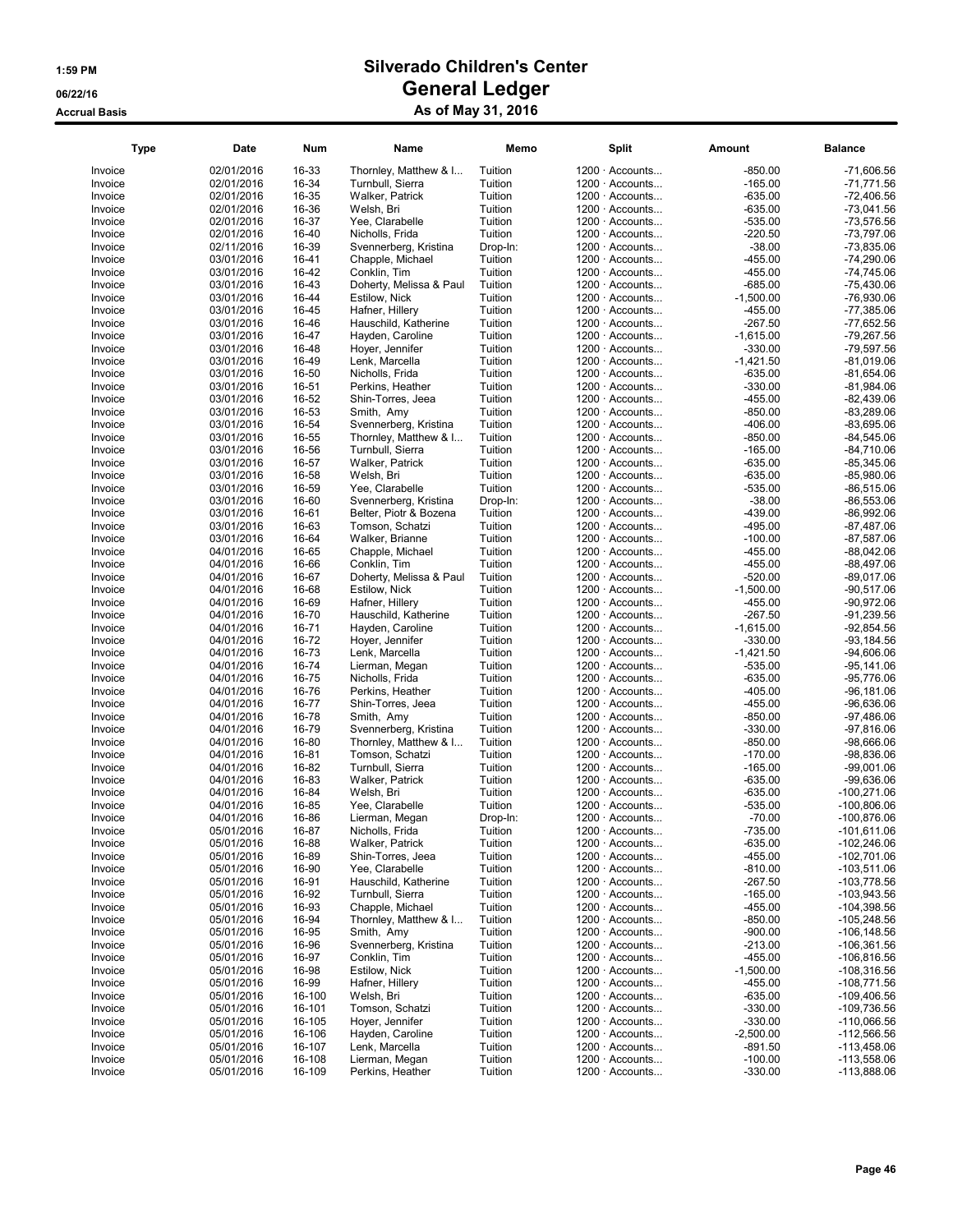# Silverado Children's Center

## General Ledger

### As of May 31, 2016

1:59 PM
06/22/16
Accrual Basis

| Type | Date | Num | Name | Memo | Split | Amount | Balance |
|---|---|---|---|---|---|---|---|
| Invoice | 02/01/2016 | 16-33 | Thornley, Matthew & I... | Tuition | 1200 · Accounts... | -850.00 | -71,606.56 |
| Invoice | 02/01/2016 | 16-34 | Turnbull, Sierra | Tuition | 1200 · Accounts... | -165.00 | -71,771.56 |
| Invoice | 02/01/2016 | 16-35 | Walker, Patrick | Tuition | 1200 · Accounts... | -635.00 | -72,406.56 |
| Invoice | 02/01/2016 | 16-36 | Welsh, Bri | Tuition | 1200 · Accounts... | -635.00 | -73,041.56 |
| Invoice | 02/01/2016 | 16-37 | Yee, Clarabelle | Tuition | 1200 · Accounts... | -535.00 | -73,576.56 |
| Invoice | 02/01/2016 | 16-40 | Nicholls, Frida | Tuition | 1200 · Accounts... | -220.50 | -73,797.06 |
| Invoice | 02/11/2016 | 16-39 | Svennerberg, Kristina | Drop-In: | 1200 · Accounts... | -38.00 | -73,835.06 |
| Invoice | 03/01/2016 | 16-41 | Chapple, Michael | Tuition | 1200 · Accounts... | -455.00 | -74,290.06 |
| Invoice | 03/01/2016 | 16-42 | Conklin, Tim | Tuition | 1200 · Accounts... | -455.00 | -74,745.06 |
| Invoice | 03/01/2016 | 16-43 | Doherty, Melissa & Paul | Tuition | 1200 · Accounts... | -685.00 | -75,430.06 |
| Invoice | 03/01/2016 | 16-44 | Estilow, Nick | Tuition | 1200 · Accounts... | -1,500.00 | -76,930.06 |
| Invoice | 03/01/2016 | 16-45 | Hafner, Hillery | Tuition | 1200 · Accounts... | -455.00 | -77,385.06 |
| Invoice | 03/01/2016 | 16-46 | Hauschild, Katherine | Tuition | 1200 · Accounts... | -267.50 | -77,652.56 |
| Invoice | 03/01/2016 | 16-47 | Hayden, Caroline | Tuition | 1200 · Accounts... | -1,615.00 | -79,267.56 |
| Invoice | 03/01/2016 | 16-48 | Hoyer, Jennifer | Tuition | 1200 · Accounts... | -330.00 | -79,597.56 |
| Invoice | 03/01/2016 | 16-49 | Lenk, Marcella | Tuition | 1200 · Accounts... | -1,421.50 | -81,019.06 |
| Invoice | 03/01/2016 | 16-50 | Nicholls, Frida | Tuition | 1200 · Accounts... | -635.00 | -81,654.06 |
| Invoice | 03/01/2016 | 16-51 | Perkins, Heather | Tuition | 1200 · Accounts... | -330.00 | -81,984.06 |
| Invoice | 03/01/2016 | 16-52 | Shin-Torres, Jeea | Tuition | 1200 · Accounts... | -455.00 | -82,439.06 |
| Invoice | 03/01/2016 | 16-53 | Smith, Amy | Tuition | 1200 · Accounts... | -850.00 | -83,289.06 |
| Invoice | 03/01/2016 | 16-54 | Svennerberg, Kristina | Tuition | 1200 · Accounts... | -406.00 | -83,695.06 |
| Invoice | 03/01/2016 | 16-55 | Thornley, Matthew & I... | Tuition | 1200 · Accounts... | -850.00 | -84,545.06 |
| Invoice | 03/01/2016 | 16-56 | Turnbull, Sierra | Tuition | 1200 · Accounts... | -165.00 | -84,710.06 |
| Invoice | 03/01/2016 | 16-57 | Walker, Patrick | Tuition | 1200 · Accounts... | -635.00 | -85,345.06 |
| Invoice | 03/01/2016 | 16-58 | Welsh, Bri | Tuition | 1200 · Accounts... | -635.00 | -85,980.06 |
| Invoice | 03/01/2016 | 16-59 | Yee, Clarabelle | Tuition | 1200 · Accounts... | -535.00 | -86,515.06 |
| Invoice | 03/01/2016 | 16-60 | Svennerberg, Kristina | Drop-In: | 1200 · Accounts... | -38.00 | -86,553.06 |
| Invoice | 03/01/2016 | 16-61 | Belter, Piotr & Bozena | Tuition | 1200 · Accounts... | -439.00 | -86,992.06 |
| Invoice | 03/01/2016 | 16-63 | Tomson, Schatzi | Tuition | 1200 · Accounts... | -495.00 | -87,487.06 |
| Invoice | 03/01/2016 | 16-64 | Walker, Brianne | Tuition | 1200 · Accounts... | -100.00 | -87,587.06 |
| Invoice | 04/01/2016 | 16-65 | Chapple, Michael | Tuition | 1200 · Accounts... | -455.00 | -88,042.06 |
| Invoice | 04/01/2016 | 16-66 | Conklin, Tim | Tuition | 1200 · Accounts... | -455.00 | -88,497.06 |
| Invoice | 04/01/2016 | 16-67 | Doherty, Melissa & Paul | Tuition | 1200 · Accounts... | -520.00 | -89,017.06 |
| Invoice | 04/01/2016 | 16-68 | Estilow, Nick | Tuition | 1200 · Accounts... | -1,500.00 | -90,517.06 |
| Invoice | 04/01/2016 | 16-69 | Hafner, Hillery | Tuition | 1200 · Accounts... | -455.00 | -90,972.06 |
| Invoice | 04/01/2016 | 16-70 | Hauschild, Katherine | Tuition | 1200 · Accounts... | -267.50 | -91,239.56 |
| Invoice | 04/01/2016 | 16-71 | Hayden, Caroline | Tuition | 1200 · Accounts... | -1,615.00 | -92,854.56 |
| Invoice | 04/01/2016 | 16-72 | Hoyer, Jennifer | Tuition | 1200 · Accounts... | -330.00 | -93,184.56 |
| Invoice | 04/01/2016 | 16-73 | Lenk, Marcella | Tuition | 1200 · Accounts... | -1,421.50 | -94,606.06 |
| Invoice | 04/01/2016 | 16-74 | Lierman, Megan | Tuition | 1200 · Accounts... | -535.00 | -95,141.06 |
| Invoice | 04/01/2016 | 16-75 | Nicholls, Frida | Tuition | 1200 · Accounts... | -635.00 | -95,776.06 |
| Invoice | 04/01/2016 | 16-76 | Perkins, Heather | Tuition | 1200 · Accounts... | -405.00 | -96,181.06 |
| Invoice | 04/01/2016 | 16-77 | Shin-Torres, Jeea | Tuition | 1200 · Accounts... | -455.00 | -96,636.06 |
| Invoice | 04/01/2016 | 16-78 | Smith, Amy | Tuition | 1200 · Accounts... | -850.00 | -97,486.06 |
| Invoice | 04/01/2016 | 16-79 | Svennerberg, Kristina | Tuition | 1200 · Accounts... | -330.00 | -97,816.06 |
| Invoice | 04/01/2016 | 16-80 | Thornley, Matthew & I... | Tuition | 1200 · Accounts... | -850.00 | -98,666.06 |
| Invoice | 04/01/2016 | 16-81 | Tomson, Schatzi | Tuition | 1200 · Accounts... | -170.00 | -98,836.06 |
| Invoice | 04/01/2016 | 16-82 | Turnbull, Sierra | Tuition | 1200 · Accounts... | -165.00 | -99,001.06 |
| Invoice | 04/01/2016 | 16-83 | Walker, Patrick | Tuition | 1200 · Accounts... | -635.00 | -99,636.06 |
| Invoice | 04/01/2016 | 16-84 | Welsh, Bri | Tuition | 1200 · Accounts... | -635.00 | -100,271.06 |
| Invoice | 04/01/2016 | 16-85 | Yee, Clarabelle | Tuition | 1200 · Accounts... | -535.00 | -100,806.06 |
| Invoice | 04/01/2016 | 16-86 | Lierman, Megan | Drop-In: | 1200 · Accounts... | -70.00 | -100,876.06 |
| Invoice | 05/01/2016 | 16-87 | Nicholls, Frida | Tuition | 1200 · Accounts... | -735.00 | -101,611.06 |
| Invoice | 05/01/2016 | 16-88 | Walker, Patrick | Tuition | 1200 · Accounts... | -635.00 | -102,246.06 |
| Invoice | 05/01/2016 | 16-89 | Shin-Torres, Jeea | Tuition | 1200 · Accounts... | -455.00 | -102,701.06 |
| Invoice | 05/01/2016 | 16-90 | Yee, Clarabelle | Tuition | 1200 · Accounts... | -810.00 | -103,511.06 |
| Invoice | 05/01/2016 | 16-91 | Hauschild, Katherine | Tuition | 1200 · Accounts... | -267.50 | -103,778.56 |
| Invoice | 05/01/2016 | 16-92 | Turnbull, Sierra | Tuition | 1200 · Accounts... | -165.00 | -103,943.56 |
| Invoice | 05/01/2016 | 16-93 | Chapple, Michael | Tuition | 1200 · Accounts... | -455.00 | -104,398.56 |
| Invoice | 05/01/2016 | 16-94 | Thornley, Matthew & I... | Tuition | 1200 · Accounts... | -850.00 | -105,248.56 |
| Invoice | 05/01/2016 | 16-95 | Smith, Amy | Tuition | 1200 · Accounts... | -900.00 | -106,148.56 |
| Invoice | 05/01/2016 | 16-96 | Svennerberg, Kristina | Tuition | 1200 · Accounts... | -213.00 | -106,361.56 |
| Invoice | 05/01/2016 | 16-97 | Conklin, Tim | Tuition | 1200 · Accounts... | -455.00 | -106,816.56 |
| Invoice | 05/01/2016 | 16-98 | Estilow, Nick | Tuition | 1200 · Accounts... | -1,500.00 | -108,316.56 |
| Invoice | 05/01/2016 | 16-99 | Hafner, Hillery | Tuition | 1200 · Accounts... | -455.00 | -108,771.56 |
| Invoice | 05/01/2016 | 16-100 | Welsh, Bri | Tuition | 1200 · Accounts... | -635.00 | -109,406.56 |
| Invoice | 05/01/2016 | 16-101 | Tomson, Schatzi | Tuition | 1200 · Accounts... | -330.00 | -109,736.56 |
| Invoice | 05/01/2016 | 16-105 | Hoyer, Jennifer | Tuition | 1200 · Accounts... | -330.00 | -110,066.56 |
| Invoice | 05/01/2016 | 16-106 | Hayden, Caroline | Tuition | 1200 · Accounts... | -2,500.00 | -112,566.56 |
| Invoice | 05/01/2016 | 16-107 | Lenk, Marcella | Tuition | 1200 · Accounts... | -891.50 | -113,458.06 |
| Invoice | 05/01/2016 | 16-108 | Lierman, Megan | Tuition | 1200 · Accounts... | -100.00 | -113,558.06 |
| Invoice | 05/01/2016 | 16-109 | Perkins, Heather | Tuition | 1200 · Accounts... | -330.00 | -113,888.06 |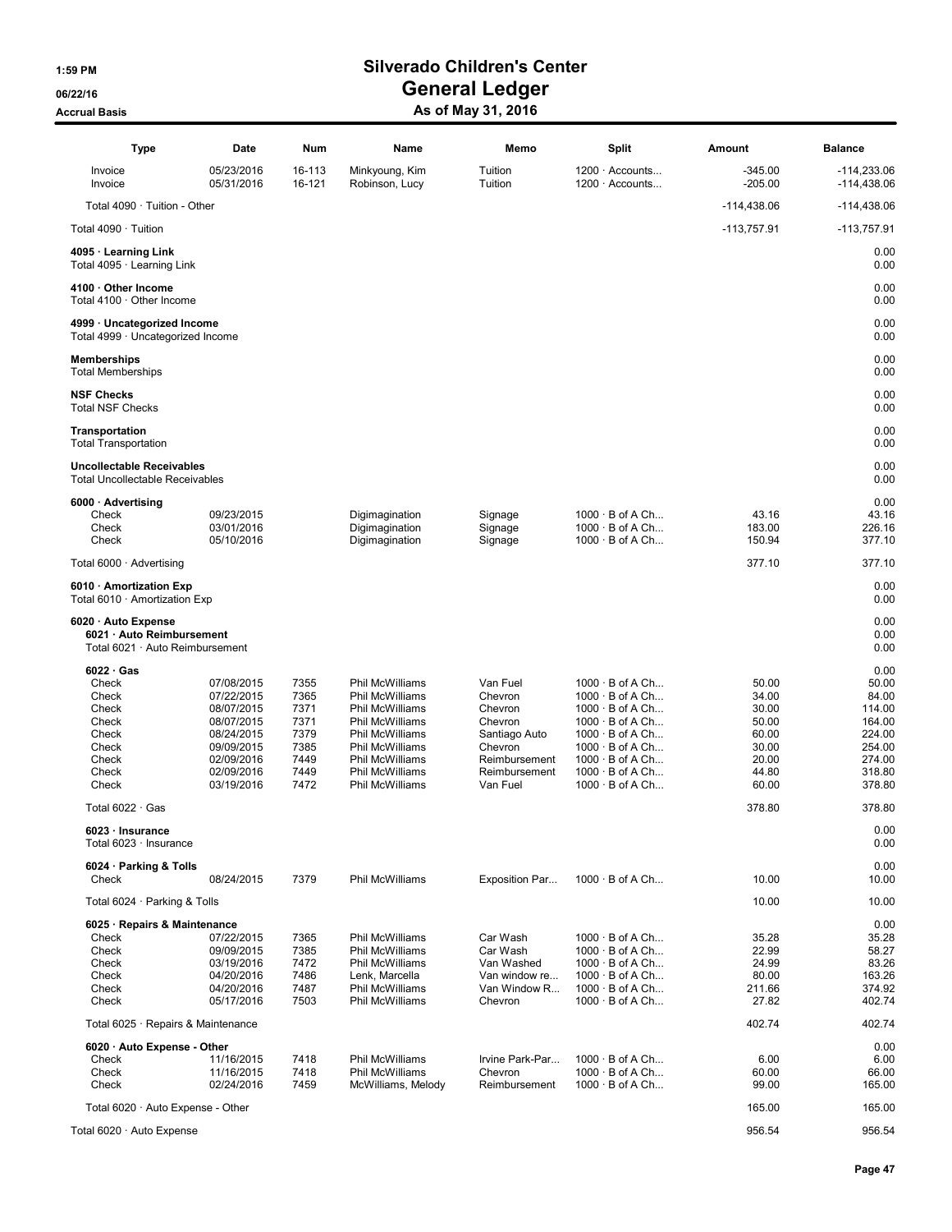# Silverado Children's Center
## General Ledger
### As of May 31, 2016

1:59 PM
06/22/16
Accrual Basis

| Type | Date | Num | Name | Memo | Split | Amount | Balance |
|---|---|---|---|---|---|---|---|
| Invoice | 05/23/2016 | 16-113 | Minkyoung, Kim | Tuition | 1200 · Accounts... | -345.00 | -114,233.06 |
| Invoice | 05/31/2016 | 16-121 | Robinson, Lucy | Tuition | 1200 · Accounts... | -205.00 | -114,438.06 |
| Total 4090 · Tuition - Other | | | | | | -114,438.06 | -114,438.06 |
| Total 4090 · Tuition | | | | | | -113,757.91 | -113,757.91 |
| **4095 · Learning Link** | | | | | | | 0.00 |
| Total 4095 · Learning Link | | | | | | | 0.00 |
| **4100 · Other Income** | | | | | | | 0.00 |
| Total 4100 · Other Income | | | | | | | 0.00 |
| **4999 · Uncategorized Income** | | | | | | | 0.00 |
| Total 4999 · Uncategorized Income | | | | | | | 0.00 |
| **Memberships** | | | | | | | 0.00 |
| Total Memberships | | | | | | | 0.00 |
| **NSF Checks** | | | | | | | 0.00 |
| Total NSF Checks | | | | | | | 0.00 |
| **Transportation** | | | | | | | 0.00 |
| Total Transportation | | | | | | | 0.00 |
| **Uncollectable Receivables** | | | | | | | 0.00 |
| Total Uncollectable Receivables | | | | | | | 0.00 |
| **6000 · Advertising** | | | | | | | 0.00 |
| Check | 09/23/2015 | | Digimagination | Signage | 1000 · B of A Ch... | 43.16 | 43.16 |
| Check | 03/01/2016 | | Digimagination | Signage | 1000 · B of A Ch... | 183.00 | 226.16 |
| Check | 05/10/2016 | | Digimagination | Signage | 1000 · B of A Ch... | 150.94 | 377.10 |
| Total 6000 · Advertising | | | | | | 377.10 | 377.10 |
| **6010 · Amortization Exp** | | | | | | | 0.00 |
| Total 6010 · Amortization Exp | | | | | | | 0.00 |
| **6020 · Auto Expense** | | | | | | | 0.00 |
| **6021 · Auto Reimbursement** | | | | | | | 0.00 |
| Total 6021 · Auto Reimbursement | | | | | | | 0.00 |
| **6022 · Gas** | | | | | | | 0.00 |
| Check | 07/08/2015 | 7355 | Phil McWilliams | Van Fuel | 1000 · B of A Ch... | 50.00 | 50.00 |
| Check | 07/22/2015 | 7365 | Phil McWilliams | Chevron | 1000 · B of A Ch... | 34.00 | 84.00 |
| Check | 08/07/2015 | 7371 | Phil McWilliams | Chevron | 1000 · B of A Ch... | 30.00 | 114.00 |
| Check | 08/07/2015 | 7371 | Phil McWilliams | Chevron | 1000 · B of A Ch... | 50.00 | 164.00 |
| Check | 08/24/2015 | 7379 | Phil McWilliams | Santiago Auto | 1000 · B of A Ch... | 60.00 | 224.00 |
| Check | 09/09/2015 | 7385 | Phil McWilliams | Chevron | 1000 · B of A Ch... | 30.00 | 254.00 |
| Check | 02/09/2016 | 7449 | Phil McWilliams | Reimbursement | 1000 · B of A Ch... | 20.00 | 274.00 |
| Check | 02/09/2016 | 7449 | Phil McWilliams | Reimbursement | 1000 · B of A Ch... | 44.80 | 318.80 |
| Check | 03/19/2016 | 7472 | Phil McWilliams | Van Fuel | 1000 · B of A Ch... | 60.00 | 378.80 |
| Total 6022 · Gas | | | | | | 378.80 | 378.80 |
| **6023 · Insurance** | | | | | | | 0.00 |
| Total 6023 · Insurance | | | | | | | 0.00 |
| **6024 · Parking & Tolls** | | | | | | | 0.00 |
| Check | 08/24/2015 | 7379 | Phil McWilliams | Exposition Par... | 1000 · B of A Ch... | 10.00 | 10.00 |
| Total 6024 · Parking & Tolls | | | | | | 10.00 | 10.00 |
| **6025 · Repairs & Maintenance** | | | | | | | 0.00 |
| Check | 07/22/2015 | 7365 | Phil McWilliams | Car Wash | 1000 · B of A Ch... | 35.28 | 35.28 |
| Check | 09/09/2015 | 7385 | Phil McWilliams | Car Wash | 1000 · B of A Ch... | 22.99 | 58.27 |
| Check | 03/19/2016 | 7472 | Phil McWilliams | Van Washed | 1000 · B of A Ch... | 24.99 | 83.26 |
| Check | 04/20/2016 | 7486 | Lenk, Marcella | Van window re... | 1000 · B of A Ch... | 80.00 | 163.26 |
| Check | 04/20/2016 | 7487 | Phil McWilliams | Van Window R... | 1000 · B of A Ch... | 211.66 | 374.92 |
| Check | 05/17/2016 | 7503 | Phil McWilliams | Chevron | 1000 · B of A Ch... | 27.82 | 402.74 |
| Total 6025 · Repairs & Maintenance | | | | | | 402.74 | 402.74 |
| **6020 · Auto Expense - Other** | | | | | | | 0.00 |
| Check | 11/16/2015 | 7418 | Phil McWilliams | Irvine Park-Par... | 1000 · B of A Ch... | 6.00 | 6.00 |
| Check | 11/16/2015 | 7418 | Phil McWilliams | Chevron | 1000 · B of A Ch... | 60.00 | 66.00 |
| Check | 02/24/2016 | 7459 | McWilliams, Melody | Reimbursement | 1000 · B of A Ch... | 99.00 | 165.00 |
| Total 6020 · Auto Expense - Other | | | | | | 165.00 | 165.00 |
| Total 6020 · Auto Expense | | | | | | 956.54 | 956.54 |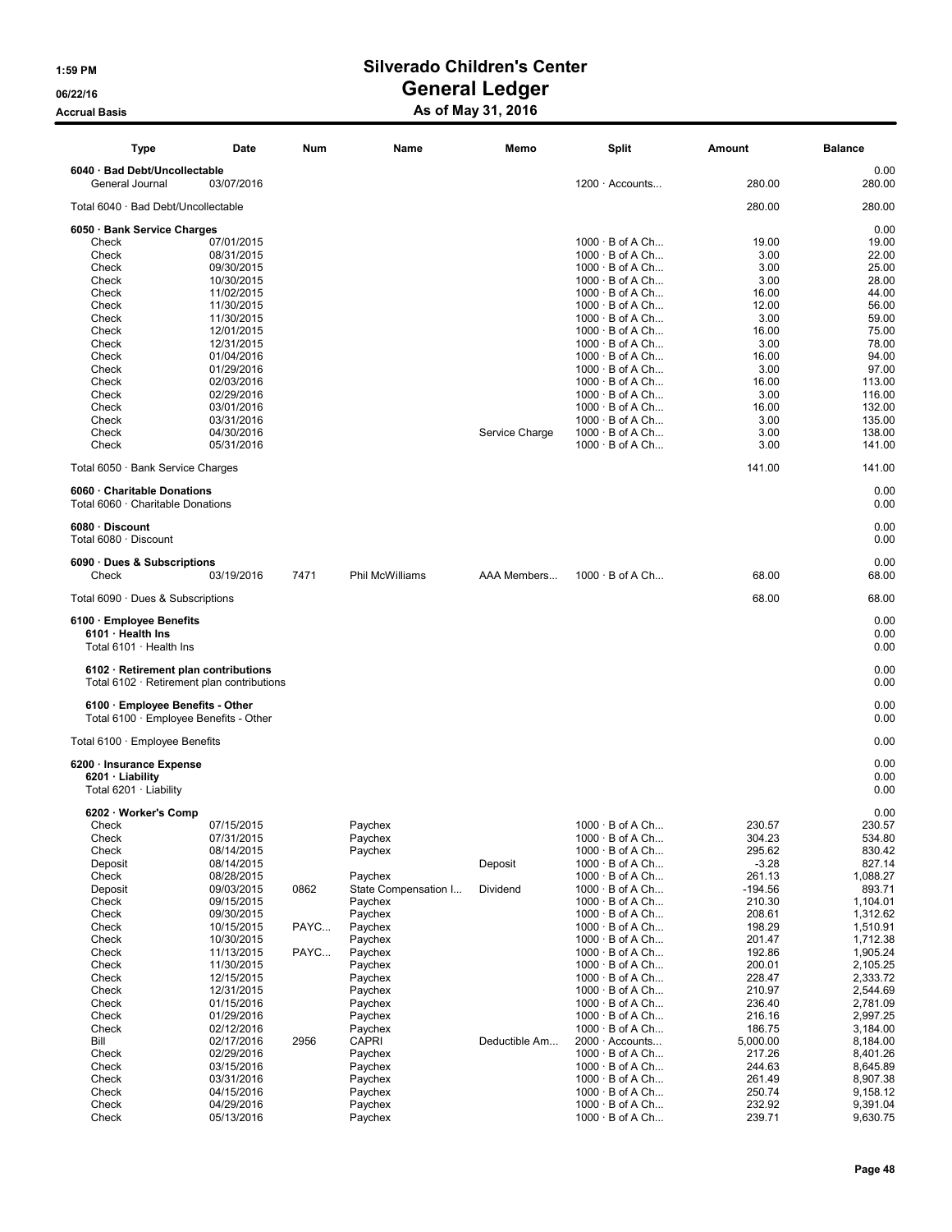# Silverado Children's Center

## General Ledger

### As of May 31, 2016

1:59 PM
06/22/16
Accrual Basis

| Type | Date | Num | Name | Memo | Split | Amount | Balance |
|---|---|---|---|---|---|---|---|
| **6040 · Bad Debt/Uncollectable** | | | | | | | 0.00 |
| General Journal | 03/07/2016 | | | | 1200 · Accounts... | 280.00 | 280.00 |
| Total 6040 · Bad Debt/Uncollectable | | | | | | 280.00 | 280.00 |
| **6050 · Bank Service Charges** | | | | | | | 0.00 |
| Check | 07/01/2015 | | | | 1000 · B of A Ch... | 19.00 | 19.00 |
| Check | 08/31/2015 | | | | 1000 · B of A Ch... | 3.00 | 22.00 |
| Check | 09/30/2015 | | | | 1000 · B of A Ch... | 3.00 | 25.00 |
| Check | 10/30/2015 | | | | 1000 · B of A Ch... | 3.00 | 28.00 |
| Check | 11/02/2015 | | | | 1000 · B of A Ch... | 16.00 | 44.00 |
| Check | 11/30/2015 | | | | 1000 · B of A Ch... | 12.00 | 56.00 |
| Check | 11/30/2015 | | | | 1000 · B of A Ch... | 3.00 | 59.00 |
| Check | 12/01/2015 | | | | 1000 · B of A Ch... | 16.00 | 75.00 |
| Check | 12/31/2015 | | | | 1000 · B of A Ch... | 3.00 | 78.00 |
| Check | 01/04/2016 | | | | 1000 · B of A Ch... | 16.00 | 94.00 |
| Check | 01/29/2016 | | | | 1000 · B of A Ch... | 3.00 | 97.00 |
| Check | 02/03/2016 | | | | 1000 · B of A Ch... | 16.00 | 113.00 |
| Check | 02/29/2016 | | | | 1000 · B of A Ch... | 3.00 | 116.00 |
| Check | 03/01/2016 | | | | 1000 · B of A Ch... | 16.00 | 132.00 |
| Check | 03/31/2016 | | | | 1000 · B of A Ch... | 3.00 | 135.00 |
| Check | 04/30/2016 | | | Service Charge | 1000 · B of A Ch... | 3.00 | 138.00 |
| Check | 05/31/2016 | | | | 1000 · B of A Ch... | 3.00 | 141.00 |
| Total 6050 · Bank Service Charges | | | | | | 141.00 | 141.00 |
| **6060 · Charitable Donations** | | | | | | | 0.00 |
| Total 6060 · Charitable Donations | | | | | | | 0.00 |
| **6080 · Discount** | | | | | | | 0.00 |
| Total 6080 · Discount | | | | | | | 0.00 |
| **6090 · Dues & Subscriptions** | | | | | | | 0.00 |
| Check | 03/19/2016 | 7471 | Phil McWilliams | AAA Members... | 1000 · B of A Ch... | 68.00 | 68.00 |
| Total 6090 · Dues & Subscriptions | | | | | | 68.00 | 68.00 |
| **6100 · Employee Benefits** | | | | | | | 0.00 |
| **6101 · Health Ins** | | | | | | | 0.00 |
| Total 6101 · Health Ins | | | | | | | 0.00 |
| **6102 · Retirement plan contributions** | | | | | | | 0.00 |
| Total 6102 · Retirement plan contributions | | | | | | | 0.00 |
| **6100 · Employee Benefits - Other** | | | | | | | 0.00 |
| Total 6100 · Employee Benefits - Other | | | | | | | 0.00 |
| Total 6100 · Employee Benefits | | | | | | | 0.00 |
| **6200 · Insurance Expense** | | | | | | | 0.00 |
| **6201 · Liability** | | | | | | | 0.00 |
| Total 6201 · Liability | | | | | | | 0.00 |
| **6202 · Worker's Comp** | | | | | | | 0.00 |
| Check | 07/15/2015 | | Paychex | | 1000 · B of A Ch... | 230.57 | 230.57 |
| Check | 07/31/2015 | | Paychex | | 1000 · B of A Ch... | 304.23 | 534.80 |
| Check | 08/14/2015 | | Paychex | | 1000 · B of A Ch... | 295.62 | 830.42 |
| Deposit | 08/14/2015 | | | Deposit | 1000 · B of A Ch... | -3.28 | 827.14 |
| Check | 08/28/2015 | | Paychex | | 1000 · B of A Ch... | 261.13 | 1,088.27 |
| Deposit | 09/03/2015 | 0862 | State Compensation I... | Dividend | 1000 · B of A Ch... | -194.56 | 893.71 |
| Check | 09/15/2015 | | Paychex | | 1000 · B of A Ch... | 210.30 | 1,104.01 |
| Check | 09/30/2015 | | Paychex | | 1000 · B of A Ch... | 208.61 | 1,312.62 |
| Check | 10/15/2015 | PAYC... | Paychex | | 1000 · B of A Ch... | 198.29 | 1,510.91 |
| Check | 10/30/2015 | | Paychex | | 1000 · B of A Ch... | 201.47 | 1,712.38 |
| Check | 11/13/2015 | PAYC... | Paychex | | 1000 · B of A Ch... | 192.86 | 1,905.24 |
| Check | 11/30/2015 | | Paychex | | 1000 · B of A Ch... | 200.01 | 2,105.25 |
| Check | 12/15/2015 | | Paychex | | 1000 · B of A Ch... | 228.47 | 2,333.72 |
| Check | 12/31/2015 | | Paychex | | 1000 · B of A Ch... | 210.97 | 2,544.69 |
| Check | 01/15/2016 | | Paychex | | 1000 · B of A Ch... | 236.40 | 2,781.09 |
| Check | 01/29/2016 | | Paychex | | 1000 · B of A Ch... | 216.16 | 2,997.25 |
| Check | 02/12/2016 | | Paychex | | 1000 · B of A Ch... | 186.75 | 3,184.00 |
| Bill | 02/17/2016 | 2956 | CAPRI | Deductible Am... | 2000 · Accounts... | 5,000.00 | 8,184.00 |
| Check | 02/29/2016 | | Paychex | | 1000 · B of A Ch... | 217.26 | 8,401.26 |
| Check | 03/15/2016 | | Paychex | | 1000 · B of A Ch... | 244.63 | 8,645.89 |
| Check | 03/31/2016 | | Paychex | | 1000 · B of A Ch... | 261.49 | 8,907.38 |
| Check | 04/15/2016 | | Paychex | | 1000 · B of A Ch... | 250.74 | 9,158.12 |
| Check | 04/29/2016 | | Paychex | | 1000 · B of A Ch... | 232.92 | 9,391.04 |
| Check | 05/13/2016 | | Paychex | | 1000 · B of A Ch... | 239.71 | 9,630.75 |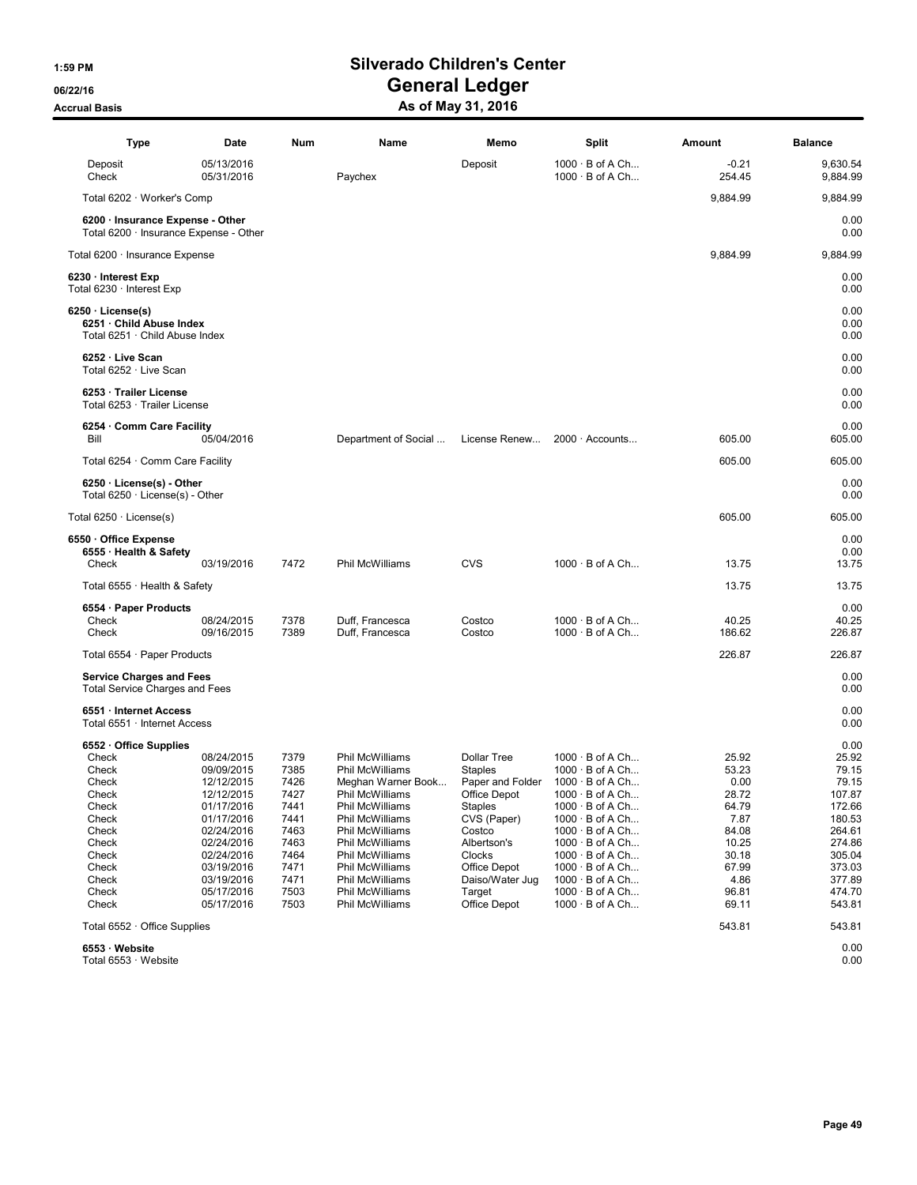# Silverado Children's Center

## General Ledger

### As of May 31, 2016

1:59 PM
06/22/16
Accrual Basis

| Type | Date | Num | Name | Memo | Split | Amount | Balance |
|---|---|---|---|---|---|---|---|
| Deposit | 05/13/2016 | | | Deposit | 1000 · B of A Ch... | -0.21 | 9,630.54 |
| Check | 05/31/2016 | | Paychex | | 1000 · B of A Ch... | 254.45 | 9,884.99 |
| Total 6202 · Worker's Comp | | | | | | 9,884.99 | 9,884.99 |
| **6200 · Insurance Expense - Other** | | | | | | | 0.00 |
| Total 6200 · Insurance Expense - Other | | | | | | | 0.00 |
| Total 6200 · Insurance Expense | | | | | | 9,884.99 | 9,884.99 |
| **6230 · Interest Exp** | | | | | | | 0.00 |
| Total 6230 · Interest Exp | | | | | | | 0.00 |
| **6250 · License(s)** | | | | | | | 0.00 |
| **6251 · Child Abuse Index** | | | | | | | 0.00 |
| Total 6251 · Child Abuse Index | | | | | | | 0.00 |
| **6252 · Live Scan** | | | | | | | 0.00 |
| Total 6252 · Live Scan | | | | | | | 0.00 |
| **6253 · Trailer License** | | | | | | | 0.00 |
| Total 6253 · Trailer License | | | | | | | 0.00 |
| **6254 · Comm Care Facility** | | | | | | | 0.00 |
| Bill | 05/04/2016 | | Department of Social ... | License Renew... | 2000 · Accounts... | 605.00 | 605.00 |
| Total 6254 · Comm Care Facility | | | | | | 605.00 | 605.00 |
| **6250 · License(s) - Other** | | | | | | | 0.00 |
| Total 6250 · License(s) - Other | | | | | | | 0.00 |
| Total 6250 · License(s) | | | | | | 605.00 | 605.00 |
| **6550 · Office Expense** | | | | | | | 0.00 |
| **6555 · Health & Safety** | | | | | | | 0.00 |
| Check | 03/19/2016 | 7472 | Phil McWilliams | CVS | 1000 · B of A Ch... | 13.75 | 13.75 |
| Total 6555 · Health & Safety | | | | | | 13.75 | 13.75 |
| **6554 · Paper Products** | | | | | | | 0.00 |
| Check | 08/24/2015 | 7378 | Duff, Francesca | Costco | 1000 · B of A Ch... | 40.25 | 40.25 |
| Check | 09/16/2015 | 7389 | Duff, Francesca | Costco | 1000 · B of A Ch... | 186.62 | 226.87 |
| Total 6554 · Paper Products | | | | | | 226.87 | 226.87 |
| **Service Charges and Fees** | | | | | | | 0.00 |
| Total Service Charges and Fees | | | | | | | 0.00 |
| **6551 · Internet Access** | | | | | | | 0.00 |
| Total 6551 · Internet Access | | | | | | | 0.00 |
| **6552 · Office Supplies** | | | | | | | 0.00 |
| Check | 08/24/2015 | 7379 | Phil McWilliams | Dollar Tree | 1000 · B of A Ch... | 25.92 | 25.92 |
| Check | 09/09/2015 | 7385 | Phil McWilliams | Staples | 1000 · B of A Ch... | 53.23 | 79.15 |
| Check | 12/12/2015 | 7426 | Meghan Warner Book... | Paper and Folder | 1000 · B of A Ch... | 0.00 | 79.15 |
| Check | 12/12/2015 | 7427 | Phil McWilliams | Office Depot | 1000 · B of A Ch... | 28.72 | 107.87 |
| Check | 01/17/2016 | 7441 | Phil McWilliams | Staples | 1000 · B of A Ch... | 64.79 | 172.66 |
| Check | 01/17/2016 | 7441 | Phil McWilliams | CVS (Paper) | 1000 · B of A Ch... | 7.87 | 180.53 |
| Check | 02/24/2016 | 7463 | Phil McWilliams | Costco | 1000 · B of A Ch... | 84.08 | 264.61 |
| Check | 02/24/2016 | 7463 | Phil McWilliams | Albertson's | 1000 · B of A Ch... | 10.25 | 274.86 |
| Check | 02/24/2016 | 7464 | Phil McWilliams | Clocks | 1000 · B of A Ch... | 30.18 | 305.04 |
| Check | 03/19/2016 | 7471 | Phil McWilliams | Office Depot | 1000 · B of A Ch... | 67.99 | 373.03 |
| Check | 03/19/2016 | 7471 | Phil McWilliams | Daiso/Water Jug | 1000 · B of A Ch... | 4.86 | 377.89 |
| Check | 05/17/2016 | 7503 | Phil McWilliams | Target | 1000 · B of A Ch... | 96.81 | 474.70 |
| Check | 05/17/2016 | 7503 | Phil McWilliams | Office Depot | 1000 · B of A Ch... | 69.11 | 543.81 |
| Total 6552 · Office Supplies | | | | | | 543.81 | 543.81 |
| **6553 · Website** | | | | | | | 0.00 |
| Total 6553 · Website | | | | | | | 0.00 |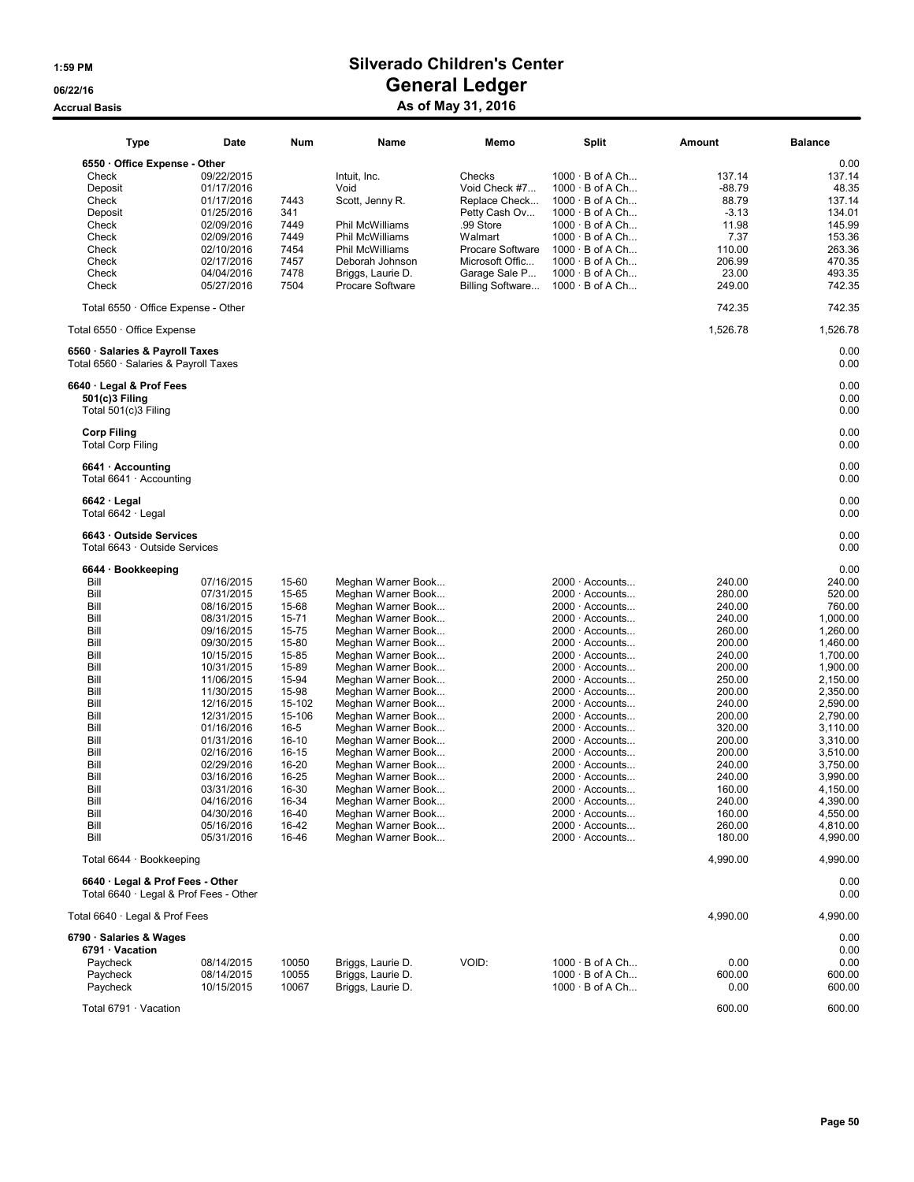# Silverado Children's Center
## General Ledger
### As of May 31, 2016

1:59 PM
06/22/16
Accrual Basis

| Type | Date | Num | Name | Memo | Split | Amount | Balance |
|---|---|---|---|---|---|---|---|
| **6550 · Office Expense - Other** | | | | | | | 0.00 |
| Check | 09/22/2015 | | Intuit, Inc. | Checks | 1000 · B of A Ch... | 137.14 | 137.14 |
| Deposit | 01/17/2016 | | Void | Void Check #7... | 1000 · B of A Ch... | -88.79 | 48.35 |
| Check | 01/17/2016 | 7443 | Scott, Jenny R. | Replace Check... | 1000 · B of A Ch... | 88.79 | 137.14 |
| Deposit | 01/25/2016 | 341 | | Petty Cash Ov... | 1000 · B of A Ch... | -3.13 | 134.01 |
| Check | 02/09/2016 | 7449 | Phil McWilliams | .99 Store | 1000 · B of A Ch... | 11.98 | 145.99 |
| Check | 02/09/2016 | 7449 | Phil McWilliams | Walmart | 1000 · B of A Ch... | 7.37 | 153.36 |
| Check | 02/10/2016 | 7454 | Phil McWilliams | Procare Software | 1000 · B of A Ch... | 110.00 | 263.36 |
| Check | 02/17/2016 | 7457 | Deborah Johnson | Microsoft Offic... | 1000 · B of A Ch... | 206.99 | 470.35 |
| Check | 04/04/2016 | 7478 | Briggs, Laurie D. | Garage Sale P... | 1000 · B of A Ch... | 23.00 | 493.35 |
| Check | 05/27/2016 | 7504 | Procare Software | Billing Software... | 1000 · B of A Ch... | 249.00 | 742.35 |
| Total 6550 · Office Expense - Other | | | | | | 742.35 | 742.35 |
| Total 6550 · Office Expense | | | | | | 1,526.78 | 1,526.78 |
| **6560 · Salaries & Payroll Taxes** | | | | | | | 0.00 |
| Total 6560 · Salaries & Payroll Taxes | | | | | | | 0.00 |
| **6640 · Legal & Prof Fees** | | | | | | | 0.00 |
| **501(c)3 Filing** | | | | | | | 0.00 |
| Total 501(c)3 Filing | | | | | | | 0.00 |
| **Corp Filing** | | | | | | | 0.00 |
| Total Corp Filing | | | | | | | 0.00 |
| **6641 · Accounting** | | | | | | | 0.00 |
| Total 6641 · Accounting | | | | | | | 0.00 |
| **6642 · Legal** | | | | | | | 0.00 |
| Total 6642 · Legal | | | | | | | 0.00 |
| **6643 · Outside Services** | | | | | | | 0.00 |
| Total 6643 · Outside Services | | | | | | | 0.00 |
| **6644 · Bookkeeping** | | | | | | | 0.00 |
| Bill | 07/16/2015 | 15-60 | Meghan Warner Book... | | 2000 · Accounts... | 240.00 | 240.00 |
| Bill | 07/31/2015 | 15-65 | Meghan Warner Book... | | 2000 · Accounts... | 280.00 | 520.00 |
| Bill | 08/16/2015 | 15-68 | Meghan Warner Book... | | 2000 · Accounts... | 240.00 | 760.00 |
| Bill | 08/31/2015 | 15-71 | Meghan Warner Book... | | 2000 · Accounts... | 240.00 | 1,000.00 |
| Bill | 09/16/2015 | 15-75 | Meghan Warner Book... | | 2000 · Accounts... | 260.00 | 1,260.00 |
| Bill | 09/30/2015 | 15-80 | Meghan Warner Book... | | 2000 · Accounts... | 200.00 | 1,460.00 |
| Bill | 10/15/2015 | 15-85 | Meghan Warner Book... | | 2000 · Accounts... | 240.00 | 1,700.00 |
| Bill | 10/31/2015 | 15-89 | Meghan Warner Book... | | 2000 · Accounts... | 200.00 | 1,900.00 |
| Bill | 11/06/2015 | 15-94 | Meghan Warner Book... | | 2000 · Accounts... | 250.00 | 2,150.00 |
| Bill | 11/30/2015 | 15-98 | Meghan Warner Book... | | 2000 · Accounts... | 200.00 | 2,350.00 |
| Bill | 12/16/2015 | 15-102 | Meghan Warner Book... | | 2000 · Accounts... | 240.00 | 2,590.00 |
| Bill | 12/31/2015 | 15-106 | Meghan Warner Book... | | 2000 · Accounts... | 200.00 | 2,790.00 |
| Bill | 01/16/2016 | 16-5 | Meghan Warner Book... | | 2000 · Accounts... | 320.00 | 3,110.00 |
| Bill | 01/31/2016 | 16-10 | Meghan Warner Book... | | 2000 · Accounts... | 200.00 | 3,310.00 |
| Bill | 02/16/2016 | 16-15 | Meghan Warner Book... | | 2000 · Accounts... | 200.00 | 3,510.00 |
| Bill | 02/29/2016 | 16-20 | Meghan Warner Book... | | 2000 · Accounts... | 240.00 | 3,750.00 |
| Bill | 03/16/2016 | 16-25 | Meghan Warner Book... | | 2000 · Accounts... | 240.00 | 3,990.00 |
| Bill | 03/31/2016 | 16-30 | Meghan Warner Book... | | 2000 · Accounts... | 160.00 | 4,150.00 |
| Bill | 04/16/2016 | 16-34 | Meghan Warner Book... | | 2000 · Accounts... | 240.00 | 4,390.00 |
| Bill | 04/30/2016 | 16-40 | Meghan Warner Book... | | 2000 · Accounts... | 160.00 | 4,550.00 |
| Bill | 05/16/2016 | 16-42 | Meghan Warner Book... | | 2000 · Accounts... | 260.00 | 4,810.00 |
| Bill | 05/31/2016 | 16-46 | Meghan Warner Book... | | 2000 · Accounts... | 180.00 | 4,990.00 |
| Total 6644 · Bookkeeping | | | | | | 4,990.00 | 4,990.00 |
| **6640 · Legal & Prof Fees - Other** | | | | | | | 0.00 |
| Total 6640 · Legal & Prof Fees - Other | | | | | | | 0.00 |
| Total 6640 · Legal & Prof Fees | | | | | | 4,990.00 | 4,990.00 |
| **6790 · Salaries & Wages** | | | | | | | 0.00 |
| **6791 · Vacation** | | | | | | | 0.00 |
| Paycheck | 08/14/2015 | 10050 | Briggs, Laurie D. | VOID: | 1000 · B of A Ch... | 0.00 | 0.00 |
| Paycheck | 08/14/2015 | 10055 | Briggs, Laurie D. | | 1000 · B of A Ch... | 600.00 | 600.00 |
| Paycheck | 10/15/2015 | 10067 | Briggs, Laurie D. | | 1000 · B of A Ch... | 0.00 | 600.00 |
| Total 6791 · Vacation | | | | | | 600.00 | 600.00 |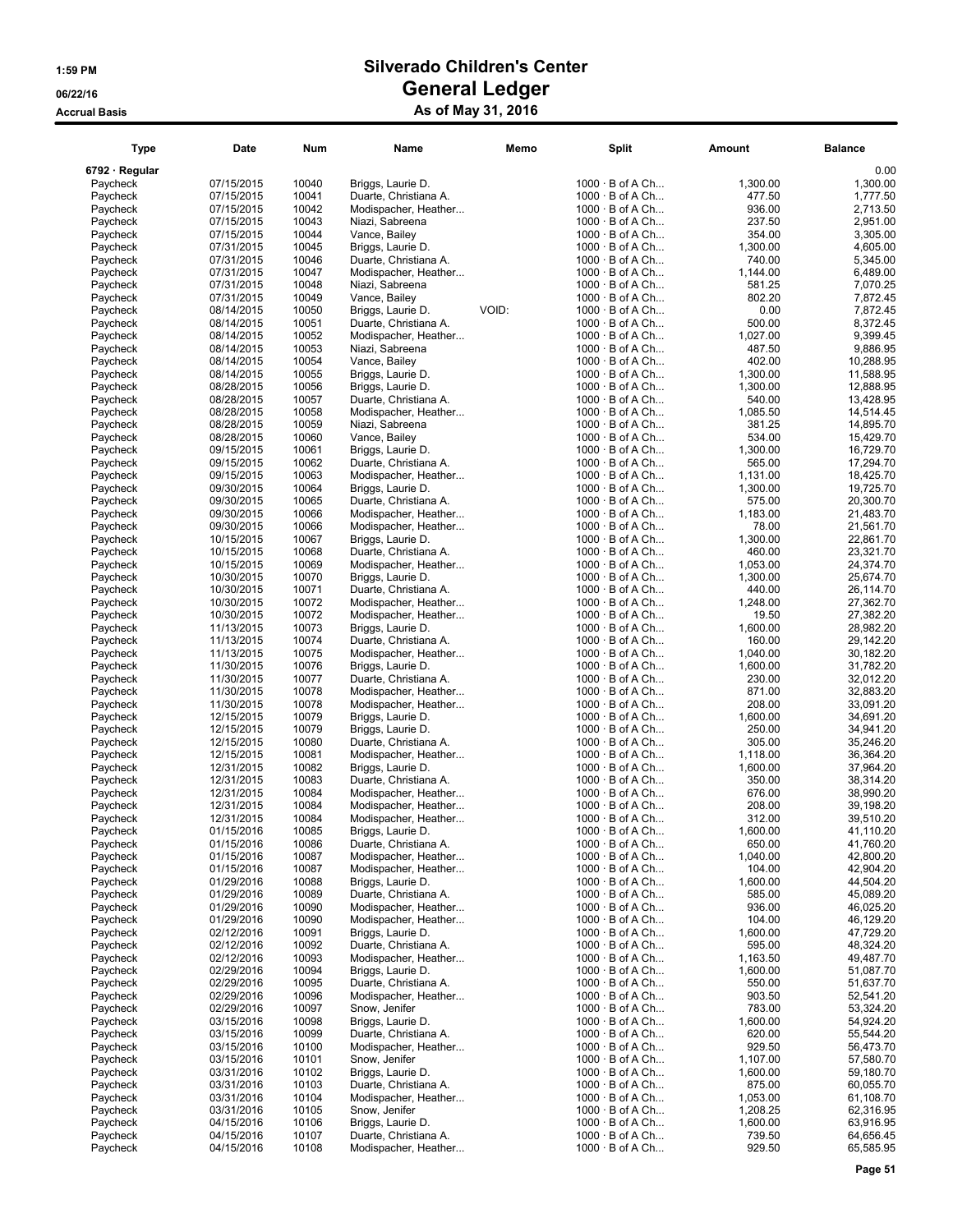# Silverado Children's Center
## General Ledger
### As of May 31, 2016

1:59 PM
06/22/16
Accrual Basis

| Type | Date | Num | Name | Memo | Split | Amount | Balance |
|---|---|---|---|---|---|---|---|
| 6792 · Regular | | | | | | | 0.00 |
| Paycheck | 07/15/2015 | 10040 | Briggs, Laurie D. | | 1000 · B of A Ch... | 1,300.00 | 1,300.00 |
| Paycheck | 07/15/2015 | 10041 | Duarte, Christiana A. | | 1000 · B of A Ch... | 477.50 | 1,777.50 |
| Paycheck | 07/15/2015 | 10042 | Modispacher, Heather... | | 1000 · B of A Ch... | 936.00 | 2,713.50 |
| Paycheck | 07/15/2015 | 10043 | Niazi, Sabreena | | 1000 · B of A Ch... | 237.50 | 2,951.00 |
| Paycheck | 07/15/2015 | 10044 | Vance, Bailey | | 1000 · B of A Ch... | 354.00 | 3,305.00 |
| Paycheck | 07/31/2015 | 10045 | Briggs, Laurie D. | | 1000 · B of A Ch... | 1,300.00 | 4,605.00 |
| Paycheck | 07/31/2015 | 10046 | Duarte, Christiana A. | | 1000 · B of A Ch... | 740.00 | 5,345.00 |
| Paycheck | 07/31/2015 | 10047 | Modispacher, Heather... | | 1000 · B of A Ch... | 1,144.00 | 6,489.00 |
| Paycheck | 07/31/2015 | 10048 | Niazi, Sabreena | | 1000 · B of A Ch... | 581.25 | 7,070.25 |
| Paycheck | 07/31/2015 | 10049 | Vance, Bailey | | 1000 · B of A Ch... | 802.20 | 7,872.45 |
| Paycheck | 08/14/2015 | 10050 | Briggs, Laurie D. | VOID: | 1000 · B of A Ch... | 0.00 | 7,872.45 |
| Paycheck | 08/14/2015 | 10051 | Duarte, Christiana A. | | 1000 · B of A Ch... | 500.00 | 8,372.45 |
| Paycheck | 08/14/2015 | 10052 | Modispacher, Heather... | | 1000 · B of A Ch... | 1,027.00 | 9,399.45 |
| Paycheck | 08/14/2015 | 10053 | Niazi, Sabreena | | 1000 · B of A Ch... | 487.50 | 9,886.95 |
| Paycheck | 08/14/2015 | 10054 | Vance, Bailey | | 1000 · B of A Ch... | 402.00 | 10,288.95 |
| Paycheck | 08/14/2015 | 10055 | Briggs, Laurie D. | | 1000 · B of A Ch... | 1,300.00 | 11,588.95 |
| Paycheck | 08/28/2015 | 10056 | Briggs, Laurie D. | | 1000 · B of A Ch... | 1,300.00 | 12,888.95 |
| Paycheck | 08/28/2015 | 10057 | Duarte, Christiana A. | | 1000 · B of A Ch... | 540.00 | 13,428.95 |
| Paycheck | 08/28/2015 | 10058 | Modispacher, Heather... | | 1000 · B of A Ch... | 1,085.50 | 14,514.45 |
| Paycheck | 08/28/2015 | 10059 | Niazi, Sabreena | | 1000 · B of A Ch... | 381.25 | 14,895.70 |
| Paycheck | 08/28/2015 | 10060 | Vance, Bailey | | 1000 · B of A Ch... | 534.00 | 15,429.70 |
| Paycheck | 09/15/2015 | 10061 | Briggs, Laurie D. | | 1000 · B of A Ch... | 1,300.00 | 16,729.70 |
| Paycheck | 09/15/2015 | 10062 | Duarte, Christiana A. | | 1000 · B of A Ch... | 565.00 | 17,294.70 |
| Paycheck | 09/15/2015 | 10063 | Modispacher, Heather... | | 1000 · B of A Ch... | 1,131.00 | 18,425.70 |
| Paycheck | 09/30/2015 | 10064 | Briggs, Laurie D. | | 1000 · B of A Ch... | 1,300.00 | 19,725.70 |
| Paycheck | 09/30/2015 | 10065 | Duarte, Christiana A. | | 1000 · B of A Ch... | 575.00 | 20,300.70 |
| Paycheck | 09/30/2015 | 10066 | Modispacher, Heather... | | 1000 · B of A Ch... | 1,183.00 | 21,483.70 |
| Paycheck | 09/30/2015 | 10066 | Modispacher, Heather... | | 1000 · B of A Ch... | 78.00 | 21,561.70 |
| Paycheck | 10/15/2015 | 10067 | Briggs, Laurie D. | | 1000 · B of A Ch... | 1,300.00 | 22,861.70 |
| Paycheck | 10/15/2015 | 10068 | Duarte, Christiana A. | | 1000 · B of A Ch... | 460.00 | 23,321.70 |
| Paycheck | 10/15/2015 | 10069 | Modispacher, Heather... | | 1000 · B of A Ch... | 1,053.00 | 24,374.70 |
| Paycheck | 10/30/2015 | 10070 | Briggs, Laurie D. | | 1000 · B of A Ch... | 1,300.00 | 25,674.70 |
| Paycheck | 10/30/2015 | 10071 | Duarte, Christiana A. | | 1000 · B of A Ch... | 440.00 | 26,114.70 |
| Paycheck | 10/30/2015 | 10072 | Modispacher, Heather... | | 1000 · B of A Ch... | 1,248.00 | 27,362.70 |
| Paycheck | 10/30/2015 | 10072 | Modispacher, Heather... | | 1000 · B of A Ch... | 19.50 | 27,382.20 |
| Paycheck | 11/13/2015 | 10073 | Briggs, Laurie D. | | 1000 · B of A Ch... | 1,600.00 | 28,982.20 |
| Paycheck | 11/13/2015 | 10074 | Duarte, Christiana A. | | 1000 · B of A Ch... | 160.00 | 29,142.20 |
| Paycheck | 11/13/2015 | 10075 | Modispacher, Heather... | | 1000 · B of A Ch... | 1,040.00 | 30,182.20 |
| Paycheck | 11/30/2015 | 10076 | Briggs, Laurie D. | | 1000 · B of A Ch... | 1,600.00 | 31,782.20 |
| Paycheck | 11/30/2015 | 10077 | Duarte, Christiana A. | | 1000 · B of A Ch... | 230.00 | 32,012.20 |
| Paycheck | 11/30/2015 | 10078 | Modispacher, Heather... | | 1000 · B of A Ch... | 871.00 | 32,883.20 |
| Paycheck | 11/30/2015 | 10078 | Modispacher, Heather... | | 1000 · B of A Ch... | 208.00 | 33,091.20 |
| Paycheck | 12/15/2015 | 10079 | Briggs, Laurie D. | | 1000 · B of A Ch... | 1,600.00 | 34,691.20 |
| Paycheck | 12/15/2015 | 10079 | Briggs, Laurie D. | | 1000 · B of A Ch... | 250.00 | 34,941.20 |
| Paycheck | 12/15/2015 | 10080 | Duarte, Christiana A. | | 1000 · B of A Ch... | 305.00 | 35,246.20 |
| Paycheck | 12/15/2015 | 10081 | Modispacher, Heather... | | 1000 · B of A Ch... | 1,118.00 | 36,364.20 |
| Paycheck | 12/31/2015 | 10082 | Briggs, Laurie D. | | 1000 · B of A Ch... | 1,600.00 | 37,964.20 |
| Paycheck | 12/31/2015 | 10083 | Duarte, Christiana A. | | 1000 · B of A Ch... | 350.00 | 38,314.20 |
| Paycheck | 12/31/2015 | 10084 | Modispacher, Heather... | | 1000 · B of A Ch... | 676.00 | 38,990.20 |
| Paycheck | 12/31/2015 | 10084 | Modispacher, Heather... | | 1000 · B of A Ch... | 208.00 | 39,198.20 |
| Paycheck | 12/31/2015 | 10084 | Modispacher, Heather... | | 1000 · B of A Ch... | 312.00 | 39,510.20 |
| Paycheck | 01/15/2016 | 10085 | Briggs, Laurie D. | | 1000 · B of A Ch... | 1,600.00 | 41,110.20 |
| Paycheck | 01/15/2016 | 10086 | Duarte, Christiana A. | | 1000 · B of A Ch... | 650.00 | 41,760.20 |
| Paycheck | 01/15/2016 | 10087 | Modispacher, Heather... | | 1000 · B of A Ch... | 1,040.00 | 42,800.20 |
| Paycheck | 01/15/2016 | 10087 | Modispacher, Heather... | | 1000 · B of A Ch... | 104.00 | 42,904.20 |
| Paycheck | 01/29/2016 | 10088 | Briggs, Laurie D. | | 1000 · B of A Ch... | 1,600.00 | 44,504.20 |
| Paycheck | 01/29/2016 | 10089 | Duarte, Christiana A. | | 1000 · B of A Ch... | 585.00 | 45,089.20 |
| Paycheck | 01/29/2016 | 10090 | Modispacher, Heather... | | 1000 · B of A Ch... | 936.00 | 46,025.20 |
| Paycheck | 01/29/2016 | 10090 | Modispacher, Heather... | | 1000 · B of A Ch... | 104.00 | 46,129.20 |
| Paycheck | 02/12/2016 | 10091 | Briggs, Laurie D. | | 1000 · B of A Ch... | 1,600.00 | 47,729.20 |
| Paycheck | 02/12/2016 | 10092 | Duarte, Christiana A. | | 1000 · B of A Ch... | 595.00 | 48,324.20 |
| Paycheck | 02/12/2016 | 10093 | Modispacher, Heather... | | 1000 · B of A Ch... | 1,163.50 | 49,487.70 |
| Paycheck | 02/29/2016 | 10094 | Briggs, Laurie D. | | 1000 · B of A Ch... | 1,600.00 | 51,087.70 |
| Paycheck | 02/29/2016 | 10095 | Duarte, Christiana A. | | 1000 · B of A Ch... | 550.00 | 51,637.70 |
| Paycheck | 02/29/2016 | 10096 | Modispacher, Heather... | | 1000 · B of A Ch... | 903.50 | 52,541.20 |
| Paycheck | 02/29/2016 | 10097 | Snow, Jenifer | | 1000 · B of A Ch... | 783.00 | 53,324.20 |
| Paycheck | 03/15/2016 | 10098 | Briggs, Laurie D. | | 1000 · B of A Ch... | 1,600.00 | 54,924.20 |
| Paycheck | 03/15/2016 | 10099 | Duarte, Christiana A. | | 1000 · B of A Ch... | 620.00 | 55,544.20 |
| Paycheck | 03/15/2016 | 10100 | Modispacher, Heather... | | 1000 · B of A Ch... | 929.50 | 56,473.70 |
| Paycheck | 03/15/2016 | 10101 | Snow, Jenifer | | 1000 · B of A Ch... | 1,107.00 | 57,580.70 |
| Paycheck | 03/31/2016 | 10102 | Briggs, Laurie D. | | 1000 · B of A Ch... | 1,600.00 | 59,180.70 |
| Paycheck | 03/31/2016 | 10103 | Duarte, Christiana A. | | 1000 · B of A Ch... | 875.00 | 60,055.70 |
| Paycheck | 03/31/2016 | 10104 | Modispacher, Heather... | | 1000 · B of A Ch... | 1,053.00 | 61,108.70 |
| Paycheck | 03/31/2016 | 10105 | Snow, Jenifer | | 1000 · B of A Ch... | 1,208.25 | 62,316.95 |
| Paycheck | 04/15/2016 | 10106 | Briggs, Laurie D. | | 1000 · B of A Ch... | 1,600.00 | 63,916.95 |
| Paycheck | 04/15/2016 | 10107 | Duarte, Christiana A. | | 1000 · B of A Ch... | 739.50 | 64,656.45 |
| Paycheck | 04/15/2016 | 10108 | Modispacher, Heather... | | 1000 · B of A Ch... | 929.50 | 65,585.95 |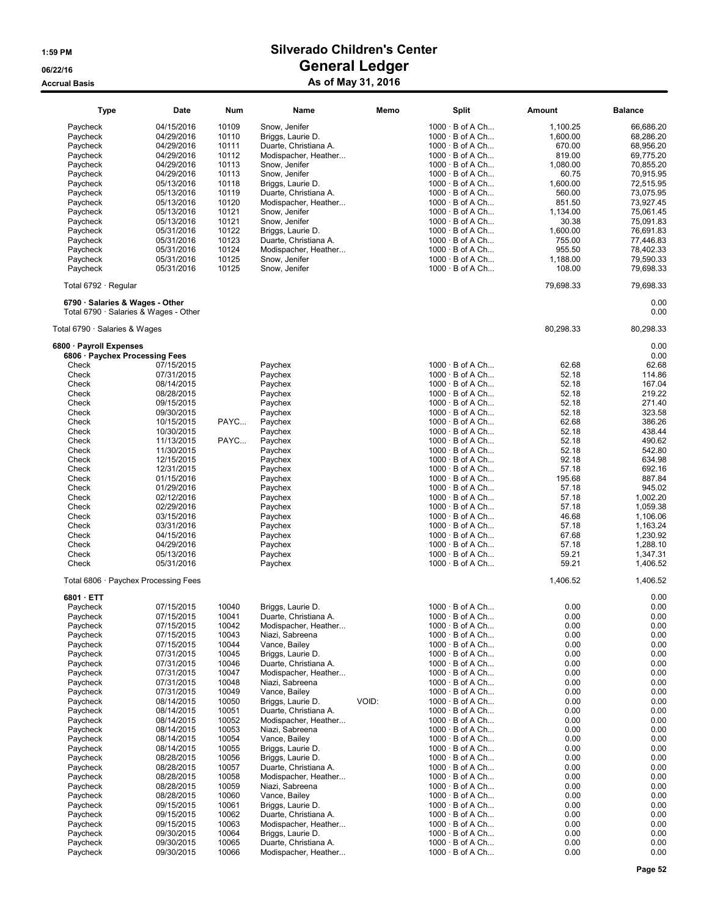# Silverado Children's Center
## General Ledger
### As of May 31, 2016

1:59 PM
06/22/16
Accrual Basis

| Type | Date | Num | Name | Memo | Split | Amount | Balance |
|---|---|---|---|---|---|---|---|
| Paycheck | 04/15/2016 | 10109 | Snow, Jenifer | | 1000 · B of A Ch... | 1,100.25 | 66,686.20 |
| Paycheck | 04/29/2016 | 10110 | Briggs, Laurie D. | | 1000 · B of A Ch... | 1,600.00 | 68,286.20 |
| Paycheck | 04/29/2016 | 10111 | Duarte, Christiana A. | | 1000 · B of A Ch... | 670.00 | 68,956.20 |
| Paycheck | 04/29/2016 | 10112 | Modispacher, Heather... | | 1000 · B of A Ch... | 819.00 | 69,775.20 |
| Paycheck | 04/29/2016 | 10113 | Snow, Jenifer | | 1000 · B of A Ch... | 1,080.00 | 70,855.20 |
| Paycheck | 04/29/2016 | 10113 | Snow, Jenifer | | 1000 · B of A Ch... | 60.75 | 70,915.95 |
| Paycheck | 05/13/2016 | 10118 | Briggs, Laurie D. | | 1000 · B of A Ch... | 1,600.00 | 72,515.95 |
| Paycheck | 05/13/2016 | 10119 | Duarte, Christiana A. | | 1000 · B of A Ch... | 560.00 | 73,075.95 |
| Paycheck | 05/13/2016 | 10120 | Modispacher, Heather... | | 1000 · B of A Ch... | 851.50 | 73,927.45 |
| Paycheck | 05/13/2016 | 10121 | Snow, Jenifer | | 1000 · B of A Ch... | 1,134.00 | 75,061.45 |
| Paycheck | 05/13/2016 | 10121 | Snow, Jenifer | | 1000 · B of A Ch... | 30.38 | 75,091.83 |
| Paycheck | 05/31/2016 | 10122 | Briggs, Laurie D. | | 1000 · B of A Ch... | 1,600.00 | 76,691.83 |
| Paycheck | 05/31/2016 | 10123 | Duarte, Christiana A. | | 1000 · B of A Ch... | 755.00 | 77,446.83 |
| Paycheck | 05/31/2016 | 10124 | Modispacher, Heather... | | 1000 · B of A Ch... | 955.50 | 78,402.33 |
| Paycheck | 05/31/2016 | 10125 | Snow, Jenifer | | 1000 · B of A Ch... | 1,188.00 | 79,590.33 |
| Paycheck | 05/31/2016 | 10125 | Snow, Jenifer | | 1000 · B of A Ch... | 108.00 | 79,698.33 |
| Total 6792 · Regular | | | | | | 79,698.33 | 79,698.33 |
| **6790 · Salaries & Wages - Other** | | | | | | | 0.00 |
| Total 6790 · Salaries & Wages - Other | | | | | | | 0.00 |
| Total 6790 · Salaries & Wages | | | | | | 80,298.33 | 80,298.33 |
| **6800 · Payroll Expenses** | | | | | | | 0.00 |
| **6806 · Paychex Processing Fees** | | | | | | | 0.00 |
| Check | 07/15/2015 | | Paychex | | 1000 · B of A Ch... | 62.68 | 62.68 |
| Check | 07/31/2015 | | Paychex | | 1000 · B of A Ch... | 52.18 | 114.86 |
| Check | 08/14/2015 | | Paychex | | 1000 · B of A Ch... | 52.18 | 167.04 |
| Check | 08/28/2015 | | Paychex | | 1000 · B of A Ch... | 52.18 | 219.22 |
| Check | 09/15/2015 | | Paychex | | 1000 · B of A Ch... | 52.18 | 271.40 |
| Check | 09/30/2015 | | Paychex | | 1000 · B of A Ch... | 52.18 | 323.58 |
| Check | 10/15/2015 | PAYC... | Paychex | | 1000 · B of A Ch... | 62.68 | 386.26 |
| Check | 10/30/2015 | | Paychex | | 1000 · B of A Ch... | 52.18 | 438.44 |
| Check | 11/13/2015 | PAYC... | Paychex | | 1000 · B of A Ch... | 52.18 | 490.62 |
| Check | 11/30/2015 | | Paychex | | 1000 · B of A Ch... | 52.18 | 542.80 |
| Check | 12/15/2015 | | Paychex | | 1000 · B of A Ch... | 92.18 | 634.98 |
| Check | 12/31/2015 | | Paychex | | 1000 · B of A Ch... | 57.18 | 692.16 |
| Check | 01/15/2016 | | Paychex | | 1000 · B of A Ch... | 195.68 | 887.84 |
| Check | 01/29/2016 | | Paychex | | 1000 · B of A Ch... | 57.18 | 945.02 |
| Check | 02/12/2016 | | Paychex | | 1000 · B of A Ch... | 57.18 | 1,002.20 |
| Check | 02/29/2016 | | Paychex | | 1000 · B of A Ch... | 57.18 | 1,059.38 |
| Check | 03/15/2016 | | Paychex | | 1000 · B of A Ch... | 46.68 | 1,106.06 |
| Check | 03/31/2016 | | Paychex | | 1000 · B of A Ch... | 57.18 | 1,163.24 |
| Check | 04/15/2016 | | Paychex | | 1000 · B of A Ch... | 67.68 | 1,230.92 |
| Check | 04/29/2016 | | Paychex | | 1000 · B of A Ch... | 57.18 | 1,288.10 |
| Check | 05/13/2016 | | Paychex | | 1000 · B of A Ch... | 59.21 | 1,347.31 |
| Check | 05/31/2016 | | Paychex | | 1000 · B of A Ch... | 59.21 | 1,406.52 |
| Total 6806 · Paychex Processing Fees | | | | | | 1,406.52 | 1,406.52 |
| **6801 · ETT** | | | | | | | 0.00 |
| Paycheck | 07/15/2015 | 10040 | Briggs, Laurie D. | | 1000 · B of A Ch... | 0.00 | 0.00 |
| Paycheck | 07/15/2015 | 10041 | Duarte, Christiana A. | | 1000 · B of A Ch... | 0.00 | 0.00 |
| Paycheck | 07/15/2015 | 10042 | Modispacher, Heather... | | 1000 · B of A Ch... | 0.00 | 0.00 |
| Paycheck | 07/15/2015 | 10043 | Niazi, Sabreena | | 1000 · B of A Ch... | 0.00 | 0.00 |
| Paycheck | 07/15/2015 | 10044 | Vance, Bailey | | 1000 · B of A Ch... | 0.00 | 0.00 |
| Paycheck | 07/31/2015 | 10045 | Briggs, Laurie D. | | 1000 · B of A Ch... | 0.00 | 0.00 |
| Paycheck | 07/31/2015 | 10046 | Duarte, Christiana A. | | 1000 · B of A Ch... | 0.00 | 0.00 |
| Paycheck | 07/31/2015 | 10047 | Modispacher, Heather... | | 1000 · B of A Ch... | 0.00 | 0.00 |
| Paycheck | 07/31/2015 | 10048 | Niazi, Sabreena | | 1000 · B of A Ch... | 0.00 | 0.00 |
| Paycheck | 07/31/2015 | 10049 | Vance, Bailey | | 1000 · B of A Ch... | 0.00 | 0.00 |
| Paycheck | 08/14/2015 | 10050 | Briggs, Laurie D. | VOID: | 1000 · B of A Ch... | 0.00 | 0.00 |
| Paycheck | 08/14/2015 | 10051 | Duarte, Christiana A. | | 1000 · B of A Ch... | 0.00 | 0.00 |
| Paycheck | 08/14/2015 | 10052 | Modispacher, Heather... | | 1000 · B of A Ch... | 0.00 | 0.00 |
| Paycheck | 08/14/2015 | 10053 | Niazi, Sabreena | | 1000 · B of A Ch... | 0.00 | 0.00 |
| Paycheck | 08/14/2015 | 10054 | Vance, Bailey | | 1000 · B of A Ch... | 0.00 | 0.00 |
| Paycheck | 08/14/2015 | 10055 | Briggs, Laurie D. | | 1000 · B of A Ch... | 0.00 | 0.00 |
| Paycheck | 08/28/2015 | 10056 | Briggs, Laurie D. | | 1000 · B of A Ch... | 0.00 | 0.00 |
| Paycheck | 08/28/2015 | 10057 | Duarte, Christiana A. | | 1000 · B of A Ch... | 0.00 | 0.00 |
| Paycheck | 08/28/2015 | 10058 | Modispacher, Heather... | | 1000 · B of A Ch... | 0.00 | 0.00 |
| Paycheck | 08/28/2015 | 10059 | Niazi, Sabreena | | 1000 · B of A Ch... | 0.00 | 0.00 |
| Paycheck | 08/28/2015 | 10060 | Vance, Bailey | | 1000 · B of A Ch... | 0.00 | 0.00 |
| Paycheck | 09/15/2015 | 10061 | Briggs, Laurie D. | | 1000 · B of A Ch... | 0.00 | 0.00 |
| Paycheck | 09/15/2015 | 10062 | Duarte, Christiana A. | | 1000 · B of A Ch... | 0.00 | 0.00 |
| Paycheck | 09/15/2015 | 10063 | Modispacher, Heather... | | 1000 · B of A Ch... | 0.00 | 0.00 |
| Paycheck | 09/30/2015 | 10064 | Briggs, Laurie D. | | 1000 · B of A Ch... | 0.00 | 0.00 |
| Paycheck | 09/30/2015 | 10065 | Duarte, Christiana A. | | 1000 · B of A Ch... | 0.00 | 0.00 |
| Paycheck | 09/30/2015 | 10066 | Modispacher, Heather... | | 1000 · B of A Ch... | 0.00 | 0.00 |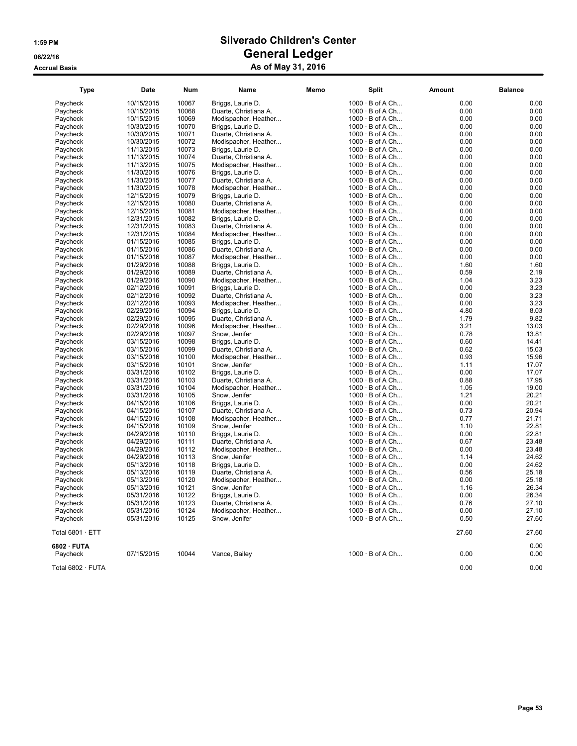# Silverado Children's Center

## General Ledger

### As of May 31, 2016

Accrual Basis

| Type | Date | Num | Name | Memo | Split | Amount | Balance |
|---|---|---|---|---|---|---|---|
| Paycheck | 10/15/2015 | 10067 | Briggs, Laurie D. | | 1000 · B of A Ch... | 0.00 | 0.00 |
| Paycheck | 10/15/2015 | 10068 | Duarte, Christiana A. | | 1000 · B of A Ch... | 0.00 | 0.00 |
| Paycheck | 10/15/2015 | 10069 | Modispacher, Heather... | | 1000 · B of A Ch... | 0.00 | 0.00 |
| Paycheck | 10/30/2015 | 10070 | Briggs, Laurie D. | | 1000 · B of A Ch... | 0.00 | 0.00 |
| Paycheck | 10/30/2015 | 10071 | Duarte, Christiana A. | | 1000 · B of A Ch... | 0.00 | 0.00 |
| Paycheck | 10/30/2015 | 10072 | Modispacher, Heather... | | 1000 · B of A Ch... | 0.00 | 0.00 |
| Paycheck | 11/13/2015 | 10073 | Briggs, Laurie D. | | 1000 · B of A Ch... | 0.00 | 0.00 |
| Paycheck | 11/13/2015 | 10074 | Duarte, Christiana A. | | 1000 · B of A Ch... | 0.00 | 0.00 |
| Paycheck | 11/13/2015 | 10075 | Modispacher, Heather... | | 1000 · B of A Ch... | 0.00 | 0.00 |
| Paycheck | 11/30/2015 | 10076 | Briggs, Laurie D. | | 1000 · B of A Ch... | 0.00 | 0.00 |
| Paycheck | 11/30/2015 | 10077 | Duarte, Christiana A. | | 1000 · B of A Ch... | 0.00 | 0.00 |
| Paycheck | 11/30/2015 | 10078 | Modispacher, Heather... | | 1000 · B of A Ch... | 0.00 | 0.00 |
| Paycheck | 12/15/2015 | 10079 | Briggs, Laurie D. | | 1000 · B of A Ch... | 0.00 | 0.00 |
| Paycheck | 12/15/2015 | 10080 | Duarte, Christiana A. | | 1000 · B of A Ch... | 0.00 | 0.00 |
| Paycheck | 12/15/2015 | 10081 | Modispacher, Heather... | | 1000 · B of A Ch... | 0.00 | 0.00 |
| Paycheck | 12/31/2015 | 10082 | Briggs, Laurie D. | | 1000 · B of A Ch... | 0.00 | 0.00 |
| Paycheck | 12/31/2015 | 10083 | Duarte, Christiana A. | | 1000 · B of A Ch... | 0.00 | 0.00 |
| Paycheck | 12/31/2015 | 10084 | Modispacher, Heather... | | 1000 · B of A Ch... | 0.00 | 0.00 |
| Paycheck | 01/15/2016 | 10085 | Briggs, Laurie D. | | 1000 · B of A Ch... | 0.00 | 0.00 |
| Paycheck | 01/15/2016 | 10086 | Duarte, Christiana A. | | 1000 · B of A Ch... | 0.00 | 0.00 |
| Paycheck | 01/15/2016 | 10087 | Modispacher, Heather... | | 1000 · B of A Ch... | 0.00 | 0.00 |
| Paycheck | 01/29/2016 | 10088 | Briggs, Laurie D. | | 1000 · B of A Ch... | 1.60 | 1.60 |
| Paycheck | 01/29/2016 | 10089 | Duarte, Christiana A. | | 1000 · B of A Ch... | 0.59 | 2.19 |
| Paycheck | 01/29/2016 | 10090 | Modispacher, Heather... | | 1000 · B of A Ch... | 1.04 | 3.23 |
| Paycheck | 02/12/2016 | 10091 | Briggs, Laurie D. | | 1000 · B of A Ch... | 0.00 | 3.23 |
| Paycheck | 02/12/2016 | 10092 | Duarte, Christiana A. | | 1000 · B of A Ch... | 0.00 | 3.23 |
| Paycheck | 02/12/2016 | 10093 | Modispacher, Heather... | | 1000 · B of A Ch... | 0.00 | 3.23 |
| Paycheck | 02/29/2016 | 10094 | Briggs, Laurie D. | | 1000 · B of A Ch... | 4.80 | 8.03 |
| Paycheck | 02/29/2016 | 10095 | Duarte, Christiana A. | | 1000 · B of A Ch... | 1.79 | 9.82 |
| Paycheck | 02/29/2016 | 10096 | Modispacher, Heather... | | 1000 · B of A Ch... | 3.21 | 13.03 |
| Paycheck | 02/29/2016 | 10097 | Snow, Jenifer | | 1000 · B of A Ch... | 0.78 | 13.81 |
| Paycheck | 03/15/2016 | 10098 | Briggs, Laurie D. | | 1000 · B of A Ch... | 0.60 | 14.41 |
| Paycheck | 03/15/2016 | 10099 | Duarte, Christiana A. | | 1000 · B of A Ch... | 0.62 | 15.03 |
| Paycheck | 03/15/2016 | 10100 | Modispacher, Heather... | | 1000 · B of A Ch... | 0.93 | 15.96 |
| Paycheck | 03/15/2016 | 10101 | Snow, Jenifer | | 1000 · B of A Ch... | 1.11 | 17.07 |
| Paycheck | 03/31/2016 | 10102 | Briggs, Laurie D. | | 1000 · B of A Ch... | 0.00 | 17.07 |
| Paycheck | 03/31/2016 | 10103 | Duarte, Christiana A. | | 1000 · B of A Ch... | 0.88 | 17.95 |
| Paycheck | 03/31/2016 | 10104 | Modispacher, Heather... | | 1000 · B of A Ch... | 1.05 | 19.00 |
| Paycheck | 03/31/2016 | 10105 | Snow, Jenifer | | 1000 · B of A Ch... | 1.21 | 20.21 |
| Paycheck | 04/15/2016 | 10106 | Briggs, Laurie D. | | 1000 · B of A Ch... | 0.00 | 20.21 |
| Paycheck | 04/15/2016 | 10107 | Duarte, Christiana A. | | 1000 · B of A Ch... | 0.73 | 20.94 |
| Paycheck | 04/15/2016 | 10108 | Modispacher, Heather... | | 1000 · B of A Ch... | 0.77 | 21.71 |
| Paycheck | 04/15/2016 | 10109 | Snow, Jenifer | | 1000 · B of A Ch... | 1.10 | 22.81 |
| Paycheck | 04/29/2016 | 10110 | Briggs, Laurie D. | | 1000 · B of A Ch... | 0.00 | 22.81 |
| Paycheck | 04/29/2016 | 10111 | Duarte, Christiana A. | | 1000 · B of A Ch... | 0.67 | 23.48 |
| Paycheck | 04/29/2016 | 10112 | Modispacher, Heather... | | 1000 · B of A Ch... | 0.00 | 23.48 |
| Paycheck | 04/29/2016 | 10113 | Snow, Jenifer | | 1000 · B of A Ch... | 1.14 | 24.62 |
| Paycheck | 05/13/2016 | 10118 | Briggs, Laurie D. | | 1000 · B of A Ch... | 0.00 | 24.62 |
| Paycheck | 05/13/2016 | 10119 | Duarte, Christiana A. | | 1000 · B of A Ch... | 0.56 | 25.18 |
| Paycheck | 05/13/2016 | 10120 | Modispacher, Heather... | | 1000 · B of A Ch... | 0.00 | 25.18 |
| Paycheck | 05/13/2016 | 10121 | Snow, Jenifer | | 1000 · B of A Ch... | 1.16 | 26.34 |
| Paycheck | 05/31/2016 | 10122 | Briggs, Laurie D. | | 1000 · B of A Ch... | 0.00 | 26.34 |
| Paycheck | 05/31/2016 | 10123 | Duarte, Christiana A. | | 1000 · B of A Ch... | 0.76 | 27.10 |
| Paycheck | 05/31/2016 | 10124 | Modispacher, Heather... | | 1000 · B of A Ch... | 0.00 | 27.10 |
| Paycheck | 05/31/2016 | 10125 | Snow, Jenifer | | 1000 · B of A Ch... | 0.50 | 27.60 |
| Total 6801 · ETT | | | | | | 27.60 | 27.60 |
| **6802 · FUTA** | | | | | | | 0.00 |
| Paycheck | 07/15/2015 | 10044 | Vance, Bailey | | 1000 · B of A Ch... | 0.00 | 0.00 |
| Total 6802 · FUTA | | | | | | 0.00 | 0.00 |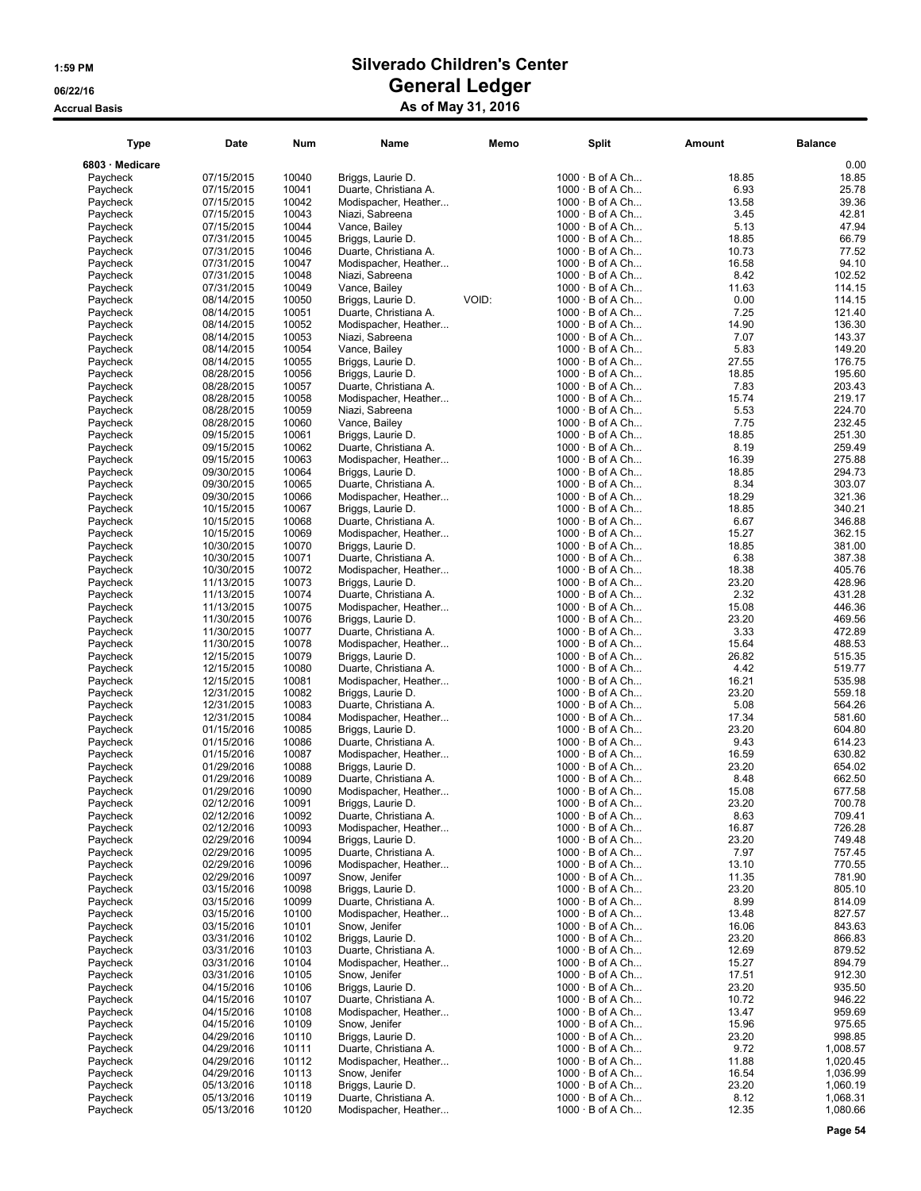# Silverado Children's Center
## General Ledger
### As of May 31, 2016

1:59 PM
06/22/16
Accrual Basis

| Type | Date | Num | Name | Memo | Split | Amount | Balance |
|---|---|---|---|---|---|---|---|
| 6803 · Medicare | | | | | | | 0.00 |
| Paycheck | 07/15/2015 | 10040 | Briggs, Laurie D. | | 1000 · B of A Ch... | 18.85 | 18.85 |
| Paycheck | 07/15/2015 | 10041 | Duarte, Christiana A. | | 1000 · B of A Ch... | 6.93 | 25.78 |
| Paycheck | 07/15/2015 | 10042 | Modispacher, Heather... | | 1000 · B of A Ch... | 13.58 | 39.36 |
| Paycheck | 07/15/2015 | 10043 | Niazi, Sabreena | | 1000 · B of A Ch... | 3.45 | 42.81 |
| Paycheck | 07/15/2015 | 10044 | Vance, Bailey | | 1000 · B of A Ch... | 5.13 | 47.94 |
| Paycheck | 07/31/2015 | 10045 | Briggs, Laurie D. | | 1000 · B of A Ch... | 18.85 | 66.79 |
| Paycheck | 07/31/2015 | 10046 | Duarte, Christiana A. | | 1000 · B of A Ch... | 10.73 | 77.52 |
| Paycheck | 07/31/2015 | 10047 | Modispacher, Heather... | | 1000 · B of A Ch... | 16.58 | 94.10 |
| Paycheck | 07/31/2015 | 10048 | Niazi, Sabreena | | 1000 · B of A Ch... | 8.42 | 102.52 |
| Paycheck | 07/31/2015 | 10049 | Vance, Bailey | | 1000 · B of A Ch... | 11.63 | 114.15 |
| Paycheck | 08/14/2015 | 10050 | Briggs, Laurie D. | VOID: | 1000 · B of A Ch... | 0.00 | 114.15 |
| Paycheck | 08/14/2015 | 10051 | Duarte, Christiana A. | | 1000 · B of A Ch... | 7.25 | 121.40 |
| Paycheck | 08/14/2015 | 10052 | Modispacher, Heather... | | 1000 · B of A Ch... | 14.90 | 136.30 |
| Paycheck | 08/14/2015 | 10053 | Niazi, Sabreena | | 1000 · B of A Ch... | 7.07 | 143.37 |
| Paycheck | 08/14/2015 | 10054 | Vance, Bailey | | 1000 · B of A Ch... | 5.83 | 149.20 |
| Paycheck | 08/14/2015 | 10055 | Briggs, Laurie D. | | 1000 · B of A Ch... | 27.55 | 176.75 |
| Paycheck | 08/28/2015 | 10056 | Briggs, Laurie D. | | 1000 · B of A Ch... | 18.85 | 195.60 |
| Paycheck | 08/28/2015 | 10057 | Duarte, Christiana A. | | 1000 · B of A Ch... | 7.83 | 203.43 |
| Paycheck | 08/28/2015 | 10058 | Modispacher, Heather... | | 1000 · B of A Ch... | 15.74 | 219.17 |
| Paycheck | 08/28/2015 | 10059 | Niazi, Sabreena | | 1000 · B of A Ch... | 5.53 | 224.70 |
| Paycheck | 08/28/2015 | 10060 | Vance, Bailey | | 1000 · B of A Ch... | 7.75 | 232.45 |
| Paycheck | 09/15/2015 | 10061 | Briggs, Laurie D. | | 1000 · B of A Ch... | 18.85 | 251.30 |
| Paycheck | 09/15/2015 | 10062 | Duarte, Christiana A. | | 1000 · B of A Ch... | 8.19 | 259.49 |
| Paycheck | 09/15/2015 | 10063 | Modispacher, Heather... | | 1000 · B of A Ch... | 16.39 | 275.88 |
| Paycheck | 09/30/2015 | 10064 | Briggs, Laurie D. | | 1000 · B of A Ch... | 18.85 | 294.73 |
| Paycheck | 09/30/2015 | 10065 | Duarte, Christiana A. | | 1000 · B of A Ch... | 8.34 | 303.07 |
| Paycheck | 09/30/2015 | 10066 | Modispacher, Heather... | | 1000 · B of A Ch... | 18.29 | 321.36 |
| Paycheck | 10/15/2015 | 10067 | Briggs, Laurie D. | | 1000 · B of A Ch... | 18.85 | 340.21 |
| Paycheck | 10/15/2015 | 10068 | Duarte, Christiana A. | | 1000 · B of A Ch... | 6.67 | 346.88 |
| Paycheck | 10/15/2015 | 10069 | Modispacher, Heather... | | 1000 · B of A Ch... | 15.27 | 362.15 |
| Paycheck | 10/30/2015 | 10070 | Briggs, Laurie D. | | 1000 · B of A Ch... | 18.85 | 381.00 |
| Paycheck | 10/30/2015 | 10071 | Duarte, Christiana A. | | 1000 · B of A Ch... | 6.38 | 387.38 |
| Paycheck | 10/30/2015 | 10072 | Modispacher, Heather... | | 1000 · B of A Ch... | 18.38 | 405.76 |
| Paycheck | 11/13/2015 | 10073 | Briggs, Laurie D. | | 1000 · B of A Ch... | 23.20 | 428.96 |
| Paycheck | 11/13/2015 | 10074 | Duarte, Christiana A. | | 1000 · B of A Ch... | 2.32 | 431.28 |
| Paycheck | 11/13/2015 | 10075 | Modispacher, Heather... | | 1000 · B of A Ch... | 15.08 | 446.36 |
| Paycheck | 11/30/2015 | 10076 | Briggs, Laurie D. | | 1000 · B of A Ch... | 23.20 | 469.56 |
| Paycheck | 11/30/2015 | 10077 | Duarte, Christiana A. | | 1000 · B of A Ch... | 3.33 | 472.89 |
| Paycheck | 11/30/2015 | 10078 | Modispacher, Heather... | | 1000 · B of A Ch... | 15.64 | 488.53 |
| Paycheck | 12/15/2015 | 10079 | Briggs, Laurie D. | | 1000 · B of A Ch... | 26.82 | 515.35 |
| Paycheck | 12/15/2015 | 10080 | Duarte, Christiana A. | | 1000 · B of A Ch... | 4.42 | 519.77 |
| Paycheck | 12/15/2015 | 10081 | Modispacher, Heather... | | 1000 · B of A Ch... | 16.21 | 535.98 |
| Paycheck | 12/31/2015 | 10082 | Briggs, Laurie D. | | 1000 · B of A Ch... | 23.20 | 559.18 |
| Paycheck | 12/31/2015 | 10083 | Duarte, Christiana A. | | 1000 · B of A Ch... | 5.08 | 564.26 |
| Paycheck | 12/31/2015 | 10084 | Modispacher, Heather... | | 1000 · B of A Ch... | 17.34 | 581.60 |
| Paycheck | 01/15/2016 | 10085 | Briggs, Laurie D. | | 1000 · B of A Ch... | 23.20 | 604.80 |
| Paycheck | 01/15/2016 | 10086 | Duarte, Christiana A. | | 1000 · B of A Ch... | 9.43 | 614.23 |
| Paycheck | 01/15/2016 | 10087 | Modispacher, Heather... | | 1000 · B of A Ch... | 16.59 | 630.82 |
| Paycheck | 01/29/2016 | 10088 | Briggs, Laurie D. | | 1000 · B of A Ch... | 23.20 | 654.02 |
| Paycheck | 01/29/2016 | 10089 | Duarte, Christiana A. | | 1000 · B of A Ch... | 8.48 | 662.50 |
| Paycheck | 01/29/2016 | 10090 | Modispacher, Heather... | | 1000 · B of A Ch... | 15.08 | 677.58 |
| Paycheck | 02/12/2016 | 10091 | Briggs, Laurie D. | | 1000 · B of A Ch... | 23.20 | 700.78 |
| Paycheck | 02/12/2016 | 10092 | Duarte, Christiana A. | | 1000 · B of A Ch... | 8.63 | 709.41 |
| Paycheck | 02/12/2016 | 10093 | Modispacher, Heather... | | 1000 · B of A Ch... | 16.87 | 726.28 |
| Paycheck | 02/29/2016 | 10094 | Briggs, Laurie D. | | 1000 · B of A Ch... | 23.20 | 749.48 |
| Paycheck | 02/29/2016 | 10095 | Duarte, Christiana A. | | 1000 · B of A Ch... | 7.97 | 757.45 |
| Paycheck | 02/29/2016 | 10096 | Modispacher, Heather... | | 1000 · B of A Ch... | 13.10 | 770.55 |
| Paycheck | 02/29/2016 | 10097 | Snow, Jenifer | | 1000 · B of A Ch... | 11.35 | 781.90 |
| Paycheck | 03/15/2016 | 10098 | Briggs, Laurie D. | | 1000 · B of A Ch... | 23.20 | 805.10 |
| Paycheck | 03/15/2016 | 10099 | Duarte, Christiana A. | | 1000 · B of A Ch... | 8.99 | 814.09 |
| Paycheck | 03/15/2016 | 10100 | Modispacher, Heather... | | 1000 · B of A Ch... | 13.48 | 827.57 |
| Paycheck | 03/15/2016 | 10101 | Snow, Jenifer | | 1000 · B of A Ch... | 16.06 | 843.63 |
| Paycheck | 03/31/2016 | 10102 | Briggs, Laurie D. | | 1000 · B of A Ch... | 23.20 | 866.83 |
| Paycheck | 03/31/2016 | 10103 | Duarte, Christiana A. | | 1000 · B of A Ch... | 12.69 | 879.52 |
| Paycheck | 03/31/2016 | 10104 | Modispacher, Heather... | | 1000 · B of A Ch... | 15.27 | 894.79 |
| Paycheck | 03/31/2016 | 10105 | Snow, Jenifer | | 1000 · B of A Ch... | 17.51 | 912.30 |
| Paycheck | 04/15/2016 | 10106 | Briggs, Laurie D. | | 1000 · B of A Ch... | 23.20 | 935.50 |
| Paycheck | 04/15/2016 | 10107 | Duarte, Christiana A. | | 1000 · B of A Ch... | 10.72 | 946.22 |
| Paycheck | 04/15/2016 | 10108 | Modispacher, Heather... | | 1000 · B of A Ch... | 13.47 | 959.69 |
| Paycheck | 04/15/2016 | 10109 | Snow, Jenifer | | 1000 · B of A Ch... | 15.96 | 975.65 |
| Paycheck | 04/29/2016 | 10110 | Briggs, Laurie D. | | 1000 · B of A Ch... | 23.20 | 998.85 |
| Paycheck | 04/29/2016 | 10111 | Duarte, Christiana A. | | 1000 · B of A Ch... | 9.72 | 1,008.57 |
| Paycheck | 04/29/2016 | 10112 | Modispacher, Heather... | | 1000 · B of A Ch... | 11.88 | 1,020.45 |
| Paycheck | 04/29/2016 | 10113 | Snow, Jenifer | | 1000 · B of A Ch... | 16.54 | 1,036.99 |
| Paycheck | 05/13/2016 | 10118 | Briggs, Laurie D. | | 1000 · B of A Ch... | 23.20 | 1,060.19 |
| Paycheck | 05/13/2016 | 10119 | Duarte, Christiana A. | | 1000 · B of A Ch... | 8.12 | 1,068.31 |
| Paycheck | 05/13/2016 | 10120 | Modispacher, Heather... | | 1000 · B of A Ch... | 12.35 | 1,080.66 |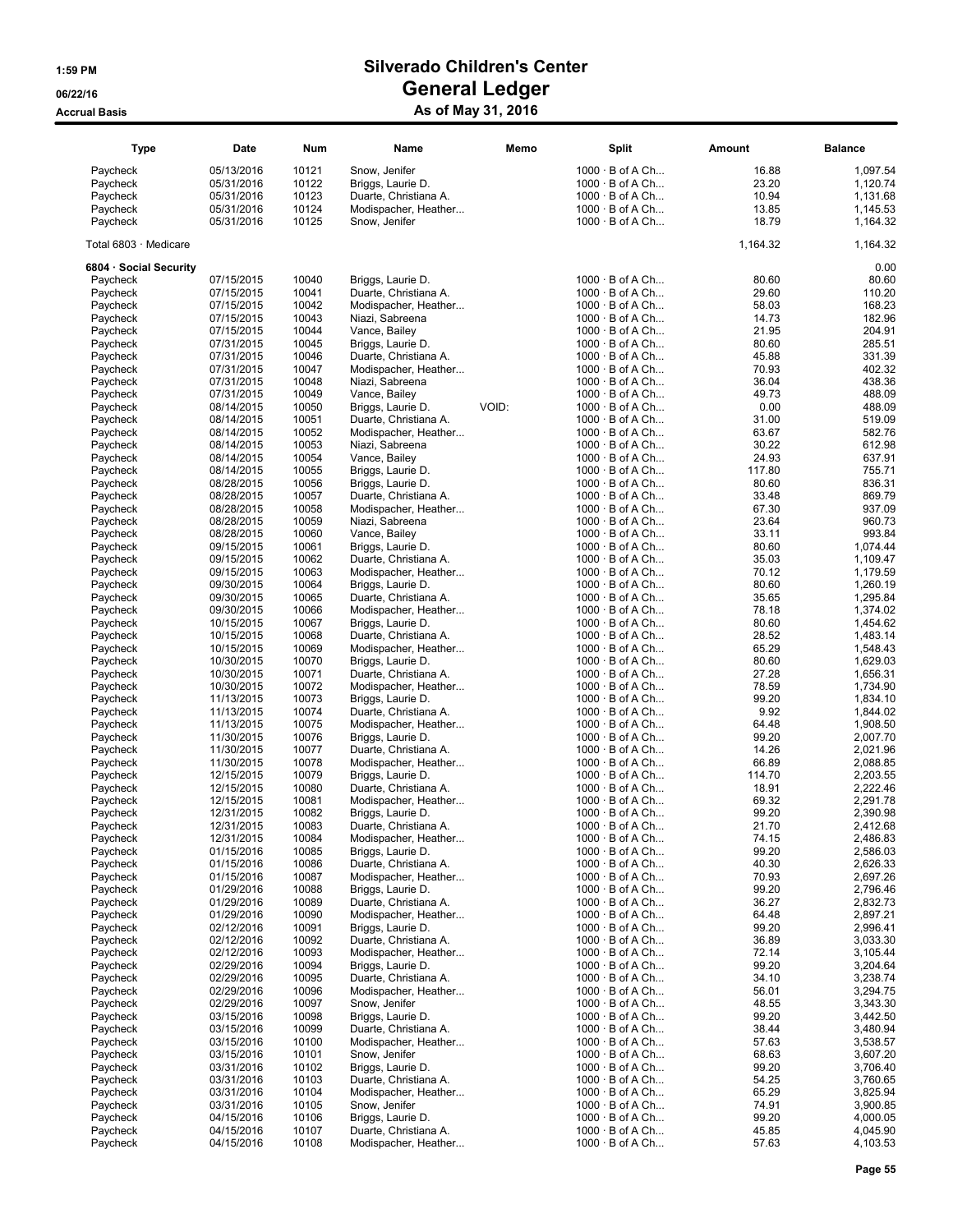# Silverado Children's Center
## General Ledger
### As of May 31, 2016

1:59 PM
06/22/16
Accrual Basis

| Type | Date | Num | Name | Memo | Split | Amount | Balance |
|---|---|---|---|---|---|---|---|
| Paycheck | 05/13/2016 | 10121 | Snow, Jenifer | | 1000 · B of A Ch... | 16.88 | 1,097.54 |
| Paycheck | 05/31/2016 | 10122 | Briggs, Laurie D. | | 1000 · B of A Ch... | 23.20 | 1,120.74 |
| Paycheck | 05/31/2016 | 10123 | Duarte, Christiana A. | | 1000 · B of A Ch... | 10.94 | 1,131.68 |
| Paycheck | 05/31/2016 | 10124 | Modispacher, Heather... | | 1000 · B of A Ch... | 13.85 | 1,145.53 |
| Paycheck | 05/31/2016 | 10125 | Snow, Jenifer | | 1000 · B of A Ch... | 18.79 | 1,164.32 |
| Total 6803 · Medicare | | | | | | 1,164.32 | 1,164.32 |
| **6804 · Social Security** | | | | | | | 0.00 |
| Paycheck | 07/15/2015 | 10040 | Briggs, Laurie D. | | 1000 · B of A Ch... | 80.60 | 80.60 |
| Paycheck | 07/15/2015 | 10041 | Duarte, Christiana A. | | 1000 · B of A Ch... | 29.60 | 110.20 |
| Paycheck | 07/15/2015 | 10042 | Modispacher, Heather... | | 1000 · B of A Ch... | 58.03 | 168.23 |
| Paycheck | 07/15/2015 | 10043 | Niazi, Sabreena | | 1000 · B of A Ch... | 14.73 | 182.96 |
| Paycheck | 07/15/2015 | 10044 | Vance, Bailey | | 1000 · B of A Ch... | 21.95 | 204.91 |
| Paycheck | 07/31/2015 | 10045 | Briggs, Laurie D. | | 1000 · B of A Ch... | 80.60 | 285.51 |
| Paycheck | 07/31/2015 | 10046 | Duarte, Christiana A. | | 1000 · B of A Ch... | 45.88 | 331.39 |
| Paycheck | 07/31/2015 | 10047 | Modispacher, Heather... | | 1000 · B of A Ch... | 70.93 | 402.32 |
| Paycheck | 07/31/2015 | 10048 | Niazi, Sabreena | | 1000 · B of A Ch... | 36.04 | 438.36 |
| Paycheck | 07/31/2015 | 10049 | Vance, Bailey | | 1000 · B of A Ch... | 49.73 | 488.09 |
| Paycheck | 08/14/2015 | 10050 | Briggs, Laurie D. | VOID: | 1000 · B of A Ch... | 0.00 | 488.09 |
| Paycheck | 08/14/2015 | 10051 | Duarte, Christiana A. | | 1000 · B of A Ch... | 31.00 | 519.09 |
| Paycheck | 08/14/2015 | 10052 | Modispacher, Heather... | | 1000 · B of A Ch... | 63.67 | 582.76 |
| Paycheck | 08/14/2015 | 10053 | Niazi, Sabreena | | 1000 · B of A Ch... | 30.22 | 612.98 |
| Paycheck | 08/14/2015 | 10054 | Vance, Bailey | | 1000 · B of A Ch... | 24.93 | 637.91 |
| Paycheck | 08/14/2015 | 10055 | Briggs, Laurie D. | | 1000 · B of A Ch... | 117.80 | 755.71 |
| Paycheck | 08/28/2015 | 10056 | Briggs, Laurie D. | | 1000 · B of A Ch... | 80.60 | 836.31 |
| Paycheck | 08/28/2015 | 10057 | Duarte, Christiana A. | | 1000 · B of A Ch... | 33.48 | 869.79 |
| Paycheck | 08/28/2015 | 10058 | Modispacher, Heather... | | 1000 · B of A Ch... | 67.30 | 937.09 |
| Paycheck | 08/28/2015 | 10059 | Niazi, Sabreena | | 1000 · B of A Ch... | 23.64 | 960.73 |
| Paycheck | 08/28/2015 | 10060 | Vance, Bailey | | 1000 · B of A Ch... | 33.11 | 993.84 |
| Paycheck | 09/15/2015 | 10061 | Briggs, Laurie D. | | 1000 · B of A Ch... | 80.60 | 1,074.44 |
| Paycheck | 09/15/2015 | 10062 | Duarte, Christiana A. | | 1000 · B of A Ch... | 35.03 | 1,109.47 |
| Paycheck | 09/15/2015 | 10063 | Modispacher, Heather... | | 1000 · B of A Ch... | 70.12 | 1,179.59 |
| Paycheck | 09/30/2015 | 10064 | Briggs, Laurie D. | | 1000 · B of A Ch... | 80.60 | 1,260.19 |
| Paycheck | 09/30/2015 | 10065 | Duarte, Christiana A. | | 1000 · B of A Ch... | 35.65 | 1,295.84 |
| Paycheck | 09/30/2015 | 10066 | Modispacher, Heather... | | 1000 · B of A Ch... | 78.18 | 1,374.02 |
| Paycheck | 10/15/2015 | 10067 | Briggs, Laurie D. | | 1000 · B of A Ch... | 80.60 | 1,454.62 |
| Paycheck | 10/15/2015 | 10068 | Duarte, Christiana A. | | 1000 · B of A Ch... | 28.52 | 1,483.14 |
| Paycheck | 10/15/2015 | 10069 | Modispacher, Heather... | | 1000 · B of A Ch... | 65.29 | 1,548.43 |
| Paycheck | 10/30/2015 | 10070 | Briggs, Laurie D. | | 1000 · B of A Ch... | 80.60 | 1,629.03 |
| Paycheck | 10/30/2015 | 10071 | Duarte, Christiana A. | | 1000 · B of A Ch... | 27.28 | 1,656.31 |
| Paycheck | 10/30/2015 | 10072 | Modispacher, Heather... | | 1000 · B of A Ch... | 78.59 | 1,734.90 |
| Paycheck | 11/13/2015 | 10073 | Briggs, Laurie D. | | 1000 · B of A Ch... | 99.20 | 1,834.10 |
| Paycheck | 11/13/2015 | 10074 | Duarte, Christiana A. | | 1000 · B of A Ch... | 9.92 | 1,844.02 |
| Paycheck | 11/13/2015 | 10075 | Modispacher, Heather... | | 1000 · B of A Ch... | 64.48 | 1,908.50 |
| Paycheck | 11/30/2015 | 10076 | Briggs, Laurie D. | | 1000 · B of A Ch... | 99.20 | 2,007.70 |
| Paycheck | 11/30/2015 | 10077 | Duarte, Christiana A. | | 1000 · B of A Ch... | 14.26 | 2,021.96 |
| Paycheck | 11/30/2015 | 10078 | Modispacher, Heather... | | 1000 · B of A Ch... | 66.89 | 2,088.85 |
| Paycheck | 12/15/2015 | 10079 | Briggs, Laurie D. | | 1000 · B of A Ch... | 114.70 | 2,203.55 |
| Paycheck | 12/15/2015 | 10080 | Duarte, Christiana A. | | 1000 · B of A Ch... | 18.91 | 2,222.46 |
| Paycheck | 12/15/2015 | 10081 | Modispacher, Heather... | | 1000 · B of A Ch... | 69.32 | 2,291.78 |
| Paycheck | 12/31/2015 | 10082 | Briggs, Laurie D. | | 1000 · B of A Ch... | 99.20 | 2,390.98 |
| Paycheck | 12/31/2015 | 10083 | Duarte, Christiana A. | | 1000 · B of A Ch... | 21.70 | 2,412.68 |
| Paycheck | 12/31/2015 | 10084 | Modispacher, Heather... | | 1000 · B of A Ch... | 74.15 | 2,486.83 |
| Paycheck | 01/15/2016 | 10085 | Briggs, Laurie D. | | 1000 · B of A Ch... | 99.20 | 2,586.03 |
| Paycheck | 01/15/2016 | 10086 | Duarte, Christiana A. | | 1000 · B of A Ch... | 40.30 | 2,626.33 |
| Paycheck | 01/15/2016 | 10087 | Modispacher, Heather... | | 1000 · B of A Ch... | 70.93 | 2,697.26 |
| Paycheck | 01/29/2016 | 10088 | Briggs, Laurie D. | | 1000 · B of A Ch... | 99.20 | 2,796.46 |
| Paycheck | 01/29/2016 | 10089 | Duarte, Christiana A. | | 1000 · B of A Ch... | 36.27 | 2,832.73 |
| Paycheck | 01/29/2016 | 10090 | Modispacher, Heather... | | 1000 · B of A Ch... | 64.48 | 2,897.21 |
| Paycheck | 02/12/2016 | 10091 | Briggs, Laurie D. | | 1000 · B of A Ch... | 99.20 | 2,996.41 |
| Paycheck | 02/12/2016 | 10092 | Duarte, Christiana A. | | 1000 · B of A Ch... | 36.89 | 3,033.30 |
| Paycheck | 02/12/2016 | 10093 | Modispacher, Heather... | | 1000 · B of A Ch... | 72.14 | 3,105.44 |
| Paycheck | 02/29/2016 | 10094 | Briggs, Laurie D. | | 1000 · B of A Ch... | 99.20 | 3,204.64 |
| Paycheck | 02/29/2016 | 10095 | Duarte, Christiana A. | | 1000 · B of A Ch... | 34.10 | 3,238.74 |
| Paycheck | 02/29/2016 | 10096 | Modispacher, Heather... | | 1000 · B of A Ch... | 56.01 | 3,294.75 |
| Paycheck | 02/29/2016 | 10097 | Snow, Jenifer | | 1000 · B of A Ch... | 48.55 | 3,343.30 |
| Paycheck | 03/15/2016 | 10098 | Briggs, Laurie D. | | 1000 · B of A Ch... | 99.20 | 3,442.50 |
| Paycheck | 03/15/2016 | 10099 | Duarte, Christiana A. | | 1000 · B of A Ch... | 38.44 | 3,480.94 |
| Paycheck | 03/15/2016 | 10100 | Modispacher, Heather... | | 1000 · B of A Ch... | 57.63 | 3,538.57 |
| Paycheck | 03/15/2016 | 10101 | Snow, Jenifer | | 1000 · B of A Ch... | 68.63 | 3,607.20 |
| Paycheck | 03/31/2016 | 10102 | Briggs, Laurie D. | | 1000 · B of A Ch... | 99.20 | 3,706.40 |
| Paycheck | 03/31/2016 | 10103 | Duarte, Christiana A. | | 1000 · B of A Ch... | 54.25 | 3,760.65 |
| Paycheck | 03/31/2016 | 10104 | Modispacher, Heather... | | 1000 · B of A Ch... | 65.29 | 3,825.94 |
| Paycheck | 03/31/2016 | 10105 | Snow, Jenifer | | 1000 · B of A Ch... | 74.91 | 3,900.85 |
| Paycheck | 04/15/2016 | 10106 | Briggs, Laurie D. | | 1000 · B of A Ch... | 99.20 | 4,000.05 |
| Paycheck | 04/15/2016 | 10107 | Duarte, Christiana A. | | 1000 · B of A Ch... | 45.85 | 4,045.90 |
| Paycheck | 04/15/2016 | 10108 | Modispacher, Heather... | | 1000 · B of A Ch... | 57.63 | 4,103.53 |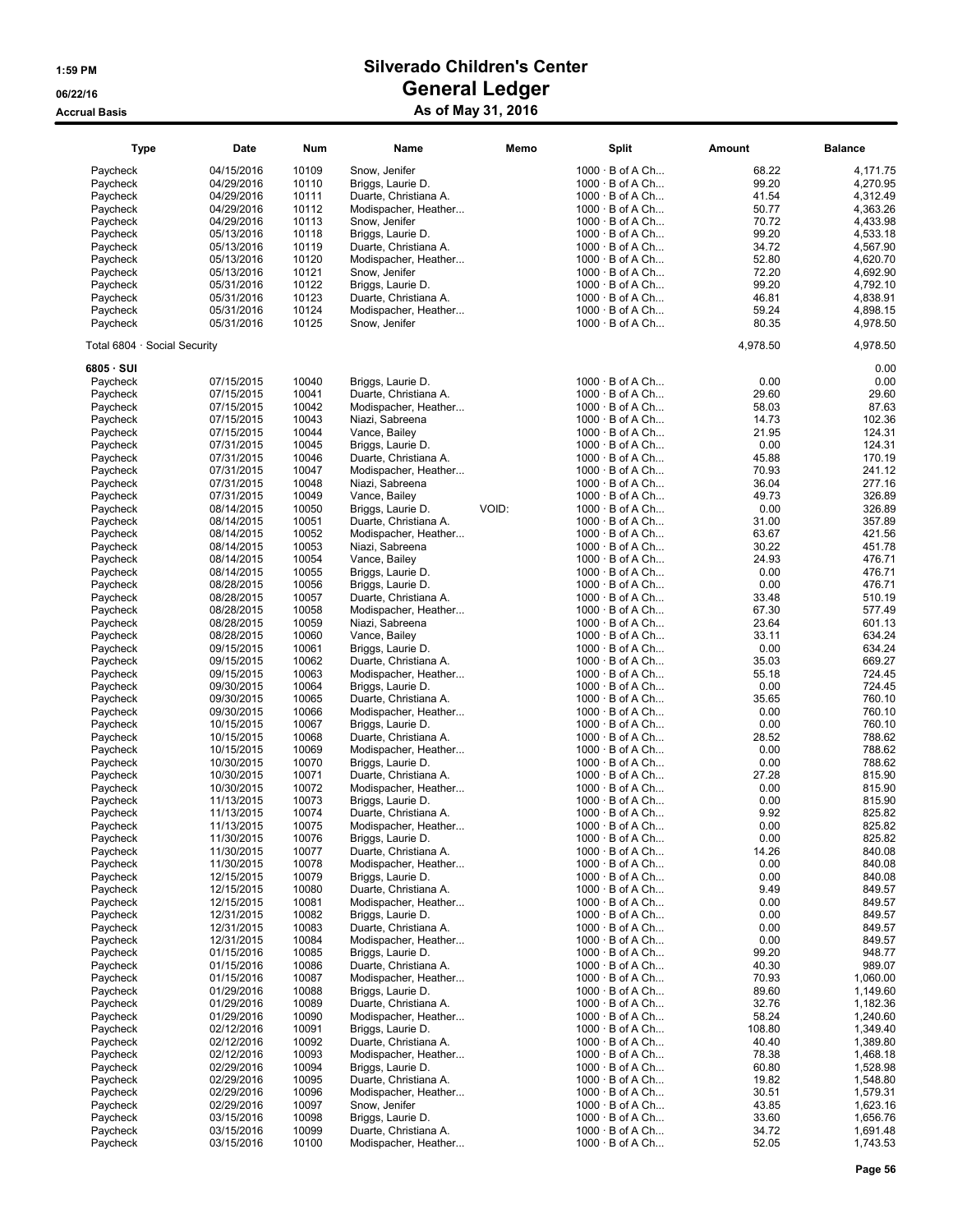# Silverado Children's Center
## General Ledger
### As of May 31, 2016

1:59 PM
06/22/16
Accrual Basis

| Type | Date | Num | Name | Memo | Split | Amount | Balance |
|---|---|---|---|---|---|---|---|
| Paycheck | 04/15/2016 | 10109 | Snow, Jenifer | | 1000 · B of A Ch... | 68.22 | 4,171.75 |
| Paycheck | 04/29/2016 | 10110 | Briggs, Laurie D. | | 1000 · B of A Ch... | 99.20 | 4,270.95 |
| Paycheck | 04/29/2016 | 10111 | Duarte, Christiana A. | | 1000 · B of A Ch... | 41.54 | 4,312.49 |
| Paycheck | 04/29/2016 | 10112 | Modispacher, Heather... | | 1000 · B of A Ch... | 50.77 | 4,363.26 |
| Paycheck | 04/29/2016 | 10113 | Snow, Jenifer | | 1000 · B of A Ch... | 70.72 | 4,433.98 |
| Paycheck | 05/13/2016 | 10118 | Briggs, Laurie D. | | 1000 · B of A Ch... | 99.20 | 4,533.18 |
| Paycheck | 05/13/2016 | 10119 | Duarte, Christiana A. | | 1000 · B of A Ch... | 34.72 | 4,567.90 |
| Paycheck | 05/13/2016 | 10120 | Modispacher, Heather... | | 1000 · B of A Ch... | 52.80 | 4,620.70 |
| Paycheck | 05/13/2016 | 10121 | Snow, Jenifer | | 1000 · B of A Ch... | 72.20 | 4,692.90 |
| Paycheck | 05/31/2016 | 10122 | Briggs, Laurie D. | | 1000 · B of A Ch... | 99.20 | 4,792.10 |
| Paycheck | 05/31/2016 | 10123 | Duarte, Christiana A. | | 1000 · B of A Ch... | 46.81 | 4,838.91 |
| Paycheck | 05/31/2016 | 10124 | Modispacher, Heather... | | 1000 · B of A Ch... | 59.24 | 4,898.15 |
| Paycheck | 05/31/2016 | 10125 | Snow, Jenifer | | 1000 · B of A Ch... | 80.35 | 4,978.50 |
| Total 6804 · Social Security | | | | | | 4,978.50 | 4,978.50 |
| **6805 · SUI** | | | | | | | 0.00 |
| Paycheck | 07/15/2015 | 10040 | Briggs, Laurie D. | | 1000 · B of A Ch... | 0.00 | 0.00 |
| Paycheck | 07/15/2015 | 10041 | Duarte, Christiana A. | | 1000 · B of A Ch... | 29.60 | 29.60 |
| Paycheck | 07/15/2015 | 10042 | Modispacher, Heather... | | 1000 · B of A Ch... | 58.03 | 87.63 |
| Paycheck | 07/15/2015 | 10043 | Niazi, Sabreena | | 1000 · B of A Ch... | 14.73 | 102.36 |
| Paycheck | 07/15/2015 | 10044 | Vance, Bailey | | 1000 · B of A Ch... | 21.95 | 124.31 |
| Paycheck | 07/31/2015 | 10045 | Briggs, Laurie D. | | 1000 · B of A Ch... | 0.00 | 124.31 |
| Paycheck | 07/31/2015 | 10046 | Duarte, Christiana A. | | 1000 · B of A Ch... | 45.88 | 170.19 |
| Paycheck | 07/31/2015 | 10047 | Modispacher, Heather... | | 1000 · B of A Ch... | 70.93 | 241.12 |
| Paycheck | 07/31/2015 | 10048 | Niazi, Sabreena | | 1000 · B of A Ch... | 36.04 | 277.16 |
| Paycheck | 07/31/2015 | 10049 | Vance, Bailey | | 1000 · B of A Ch... | 49.73 | 326.89 |
| Paycheck | 08/14/2015 | 10050 | Briggs, Laurie D. | VOID: | 1000 · B of A Ch... | 0.00 | 326.89 |
| Paycheck | 08/14/2015 | 10051 | Duarte, Christiana A. | | 1000 · B of A Ch... | 31.00 | 357.89 |
| Paycheck | 08/14/2015 | 10052 | Modispacher, Heather... | | 1000 · B of A Ch... | 63.67 | 421.56 |
| Paycheck | 08/14/2015 | 10053 | Niazi, Sabreena | | 1000 · B of A Ch... | 30.22 | 451.78 |
| Paycheck | 08/14/2015 | 10054 | Vance, Bailey | | 1000 · B of A Ch... | 24.93 | 476.71 |
| Paycheck | 08/14/2015 | 10055 | Briggs, Laurie D. | | 1000 · B of A Ch... | 0.00 | 476.71 |
| Paycheck | 08/28/2015 | 10056 | Briggs, Laurie D. | | 1000 · B of A Ch... | 0.00 | 476.71 |
| Paycheck | 08/28/2015 | 10057 | Duarte, Christiana A. | | 1000 · B of A Ch... | 33.48 | 510.19 |
| Paycheck | 08/28/2015 | 10058 | Modispacher, Heather... | | 1000 · B of A Ch... | 67.30 | 577.49 |
| Paycheck | 08/28/2015 | 10059 | Niazi, Sabreena | | 1000 · B of A Ch... | 23.64 | 601.13 |
| Paycheck | 08/28/2015 | 10060 | Vance, Bailey | | 1000 · B of A Ch... | 33.11 | 634.24 |
| Paycheck | 09/15/2015 | 10061 | Briggs, Laurie D. | | 1000 · B of A Ch... | 0.00 | 634.24 |
| Paycheck | 09/15/2015 | 10062 | Duarte, Christiana A. | | 1000 · B of A Ch... | 35.03 | 669.27 |
| Paycheck | 09/15/2015 | 10063 | Modispacher, Heather... | | 1000 · B of A Ch... | 55.18 | 724.45 |
| Paycheck | 09/30/2015 | 10064 | Briggs, Laurie D. | | 1000 · B of A Ch... | 0.00 | 724.45 |
| Paycheck | 09/30/2015 | 10065 | Duarte, Christiana A. | | 1000 · B of A Ch... | 35.65 | 760.10 |
| Paycheck | 09/30/2015 | 10066 | Modispacher, Heather... | | 1000 · B of A Ch... | 0.00 | 760.10 |
| Paycheck | 10/15/2015 | 10067 | Briggs, Laurie D. | | 1000 · B of A Ch... | 0.00 | 760.10 |
| Paycheck | 10/15/2015 | 10068 | Duarte, Christiana A. | | 1000 · B of A Ch... | 28.52 | 788.62 |
| Paycheck | 10/15/2015 | 10069 | Modispacher, Heather... | | 1000 · B of A Ch... | 0.00 | 788.62 |
| Paycheck | 10/30/2015 | 10070 | Briggs, Laurie D. | | 1000 · B of A Ch... | 0.00 | 788.62 |
| Paycheck | 10/30/2015 | 10071 | Duarte, Christiana A. | | 1000 · B of A Ch... | 27.28 | 815.90 |
| Paycheck | 10/30/2015 | 10072 | Modispacher, Heather... | | 1000 · B of A Ch... | 0.00 | 815.90 |
| Paycheck | 11/13/2015 | 10073 | Briggs, Laurie D. | | 1000 · B of A Ch... | 0.00 | 815.90 |
| Paycheck | 11/13/2015 | 10074 | Duarte, Christiana A. | | 1000 · B of A Ch... | 9.92 | 825.82 |
| Paycheck | 11/13/2015 | 10075 | Modispacher, Heather... | | 1000 · B of A Ch... | 0.00 | 825.82 |
| Paycheck | 11/30/2015 | 10076 | Briggs, Laurie D. | | 1000 · B of A Ch... | 0.00 | 825.82 |
| Paycheck | 11/30/2015 | 10077 | Duarte, Christiana A. | | 1000 · B of A Ch... | 14.26 | 840.08 |
| Paycheck | 11/30/2015 | 10078 | Modispacher, Heather... | | 1000 · B of A Ch... | 0.00 | 840.08 |
| Paycheck | 12/15/2015 | 10079 | Briggs, Laurie D. | | 1000 · B of A Ch... | 0.00 | 840.08 |
| Paycheck | 12/15/2015 | 10080 | Duarte, Christiana A. | | 1000 · B of A Ch... | 9.49 | 849.57 |
| Paycheck | 12/15/2015 | 10081 | Modispacher, Heather... | | 1000 · B of A Ch... | 0.00 | 849.57 |
| Paycheck | 12/31/2015 | 10082 | Briggs, Laurie D. | | 1000 · B of A Ch... | 0.00 | 849.57 |
| Paycheck | 12/31/2015 | 10083 | Duarte, Christiana A. | | 1000 · B of A Ch... | 0.00 | 849.57 |
| Paycheck | 12/31/2015 | 10084 | Modispacher, Heather... | | 1000 · B of A Ch... | 0.00 | 849.57 |
| Paycheck | 01/15/2016 | 10085 | Briggs, Laurie D. | | 1000 · B of A Ch... | 99.20 | 948.77 |
| Paycheck | 01/15/2016 | 10086 | Duarte, Christiana A. | | 1000 · B of A Ch... | 40.30 | 989.07 |
| Paycheck | 01/15/2016 | 10087 | Modispacher, Heather... | | 1000 · B of A Ch... | 70.93 | 1,060.00 |
| Paycheck | 01/29/2016 | 10088 | Briggs, Laurie D. | | 1000 · B of A Ch... | 89.60 | 1,149.60 |
| Paycheck | 01/29/2016 | 10089 | Duarte, Christiana A. | | 1000 · B of A Ch... | 32.76 | 1,182.36 |
| Paycheck | 01/29/2016 | 10090 | Modispacher, Heather... | | 1000 · B of A Ch... | 58.24 | 1,240.60 |
| Paycheck | 02/12/2016 | 10091 | Briggs, Laurie D. | | 1000 · B of A Ch... | 108.80 | 1,349.40 |
| Paycheck | 02/12/2016 | 10092 | Duarte, Christiana A. | | 1000 · B of A Ch... | 40.40 | 1,389.80 |
| Paycheck | 02/12/2016 | 10093 | Modispacher, Heather... | | 1000 · B of A Ch... | 78.38 | 1,468.18 |
| Paycheck | 02/29/2016 | 10094 | Briggs, Laurie D. | | 1000 · B of A Ch... | 60.80 | 1,528.98 |
| Paycheck | 02/29/2016 | 10095 | Duarte, Christiana A. | | 1000 · B of A Ch... | 19.82 | 1,548.80 |
| Paycheck | 02/29/2016 | 10096 | Modispacher, Heather... | | 1000 · B of A Ch... | 30.51 | 1,579.31 |
| Paycheck | 02/29/2016 | 10097 | Snow, Jenifer | | 1000 · B of A Ch... | 43.85 | 1,623.16 |
| Paycheck | 03/15/2016 | 10098 | Briggs, Laurie D. | | 1000 · B of A Ch... | 33.60 | 1,656.76 |
| Paycheck | 03/15/2016 | 10099 | Duarte, Christiana A. | | 1000 · B of A Ch... | 34.72 | 1,691.48 |
| Paycheck | 03/15/2016 | 10100 | Modispacher, Heather... | | 1000 · B of A Ch... | 52.05 | 1,743.53 |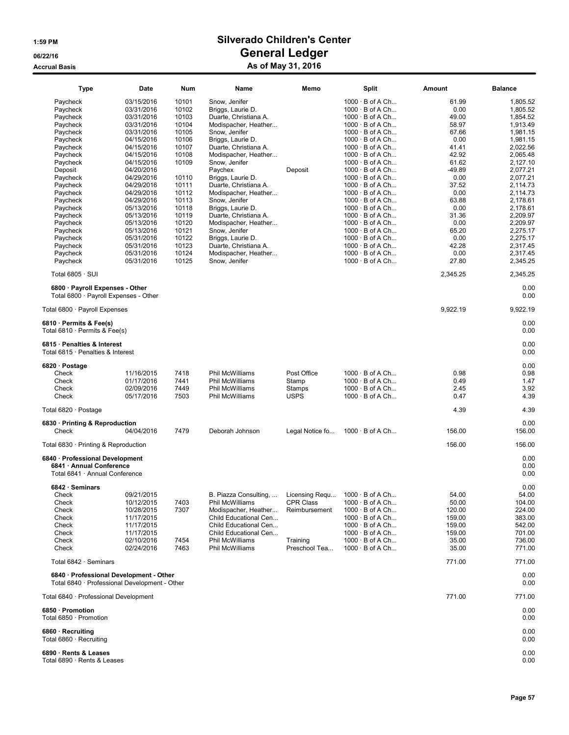# Silverado Children's Center
## General Ledger
### As of May 31, 2016

1:59 PM
06/22/16
Accrual Basis

| Type | Date | Num | Name | Memo | Split | Amount | Balance |
|---|---|---|---|---|---|---|---|
| Paycheck | 03/15/2016 | 10101 | Snow, Jenifer | | 1000 · B of A Ch... | 61.99 | 1,805.52 |
| Paycheck | 03/31/2016 | 10102 | Briggs, Laurie D. | | 1000 · B of A Ch... | 0.00 | 1,805.52 |
| Paycheck | 03/31/2016 | 10103 | Duarte, Christiana A. | | 1000 · B of A Ch... | 49.00 | 1,854.52 |
| Paycheck | 03/31/2016 | 10104 | Modispacher, Heather... | | 1000 · B of A Ch... | 58.97 | 1,913.49 |
| Paycheck | 03/31/2016 | 10105 | Snow, Jenifer | | 1000 · B of A Ch... | 67.66 | 1,981.15 |
| Paycheck | 04/15/2016 | 10106 | Briggs, Laurie D. | | 1000 · B of A Ch... | 0.00 | 1,981.15 |
| Paycheck | 04/15/2016 | 10107 | Duarte, Christiana A. | | 1000 · B of A Ch... | 41.41 | 2,022.56 |
| Paycheck | 04/15/2016 | 10108 | Modispacher, Heather... | | 1000 · B of A Ch... | 42.92 | 2,065.48 |
| Paycheck | 04/15/2016 | 10109 | Snow, Jenifer | | 1000 · B of A Ch... | 61.62 | 2,127.10 |
| Deposit | 04/20/2016 | | Paychex | Deposit | 1000 · B of A Ch... | -49.89 | 2,077.21 |
| Paycheck | 04/29/2016 | 10110 | Briggs, Laurie D. | | 1000 · B of A Ch... | 0.00 | 2,077.21 |
| Paycheck | 04/29/2016 | 10111 | Duarte, Christiana A. | | 1000 · B of A Ch... | 37.52 | 2,114.73 |
| Paycheck | 04/29/2016 | 10112 | Modispacher, Heather... | | 1000 · B of A Ch... | 0.00 | 2,114.73 |
| Paycheck | 04/29/2016 | 10113 | Snow, Jenifer | | 1000 · B of A Ch... | 63.88 | 2,178.61 |
| Paycheck | 05/13/2016 | 10118 | Briggs, Laurie D. | | 1000 · B of A Ch... | 0.00 | 2,178.61 |
| Paycheck | 05/13/2016 | 10119 | Duarte, Christiana A. | | 1000 · B of A Ch... | 31.36 | 2,209.97 |
| Paycheck | 05/13/2016 | 10120 | Modispacher, Heather... | | 1000 · B of A Ch... | 0.00 | 2,209.97 |
| Paycheck | 05/13/2016 | 10121 | Snow, Jenifer | | 1000 · B of A Ch... | 65.20 | 2,275.17 |
| Paycheck | 05/31/2016 | 10122 | Briggs, Laurie D. | | 1000 · B of A Ch... | 0.00 | 2,275.17 |
| Paycheck | 05/31/2016 | 10123 | Duarte, Christiana A. | | 1000 · B of A Ch... | 42.28 | 2,317.45 |
| Paycheck | 05/31/2016 | 10124 | Modispacher, Heather... | | 1000 · B of A Ch... | 0.00 | 2,317.45 |
| Paycheck | 05/31/2016 | 10125 | Snow, Jenifer | | 1000 · B of A Ch... | 27.80 | 2,345.25 |
| Total 6805 · SUI | | | | | | 2,345.25 | 2,345.25 |
| **6800 · Payroll Expenses - Other** | | | | | | | 0.00 |
| Total 6800 · Payroll Expenses - Other | | | | | | | 0.00 |
| Total 6800 · Payroll Expenses | | | | | | 9,922.19 | 9,922.19 |
| **6810 · Permits & Fee(s)** | | | | | | | 0.00 |
| Total 6810 · Permits & Fee(s) | | | | | | | 0.00 |
| **6815 · Penalties & Interest** | | | | | | | 0.00 |
| Total 6815 · Penalties & Interest | | | | | | | 0.00 |
| **6820 · Postage** | | | | | | | 0.00 |
| Check | 11/16/2015 | 7418 | Phil McWilliams | Post Office | 1000 · B of A Ch... | 0.98 | 0.98 |
| Check | 01/17/2016 | 7441 | Phil McWilliams | Stamp | 1000 · B of A Ch... | 0.49 | 1.47 |
| Check | 02/09/2016 | 7449 | Phil McWilliams | Stamps | 1000 · B of A Ch... | 2.45 | 3.92 |
| Check | 05/17/2016 | 7503 | Phil McWilliams | USPS | 1000 · B of A Ch... | 0.47 | 4.39 |
| Total 6820 · Postage | | | | | | 4.39 | 4.39 |
| **6830 · Printing & Reproduction** | | | | | | | 0.00 |
| Check | 04/04/2016 | 7479 | Deborah Johnson | Legal Notice fo... | 1000 · B of A Ch... | 156.00 | 156.00 |
| Total 6830 · Printing & Reproduction | | | | | | 156.00 | 156.00 |
| **6840 · Professional Development** | | | | | | | 0.00 |
| **6841 · Annual Conference** | | | | | | | 0.00 |
| Total 6841 · Annual Conference | | | | | | | 0.00 |
| **6842 · Seminars** | | | | | | | 0.00 |
| Check | 09/21/2015 | | B. Piazza Consulting, ... | Licensing Requ... | 1000 · B of A Ch... | 54.00 | 54.00 |
| Check | 10/12/2015 | 7403 | Phil McWilliams | CPR Class | 1000 · B of A Ch... | 50.00 | 104.00 |
| Check | 10/28/2015 | 7307 | Modispacher, Heather... | Reimbursement | 1000 · B of A Ch... | 120.00 | 224.00 |
| Check | 11/17/2015 | | Child Educational Cen... | | 1000 · B of A Ch... | 159.00 | 383.00 |
| Check | 11/17/2015 | | Child Educational Cen... | | 1000 · B of A Ch... | 159.00 | 542.00 |
| Check | 11/17/2015 | | Child Educational Cen... | | 1000 · B of A Ch... | 159.00 | 701.00 |
| Check | 02/10/2016 | 7454 | Phil McWilliams | Training | 1000 · B of A Ch... | 35.00 | 736.00 |
| Check | 02/24/2016 | 7463 | Phil McWilliams | Preschool Tea... | 1000 · B of A Ch... | 35.00 | 771.00 |
| Total 6842 · Seminars | | | | | | 771.00 | 771.00 |
| **6840 · Professional Development - Other** | | | | | | | 0.00 |
| Total 6840 · Professional Development - Other | | | | | | | 0.00 |
| Total 6840 · Professional Development | | | | | | 771.00 | 771.00 |
| **6850 · Promotion** | | | | | | | 0.00 |
| Total 6850 · Promotion | | | | | | | 0.00 |
| **6860 · Recruiting** | | | | | | | 0.00 |
| Total 6860 · Recruiting | | | | | | | 0.00 |
| **6890 · Rents & Leases** | | | | | | | 0.00 |
| Total 6890 · Rents & Leases | | | | | | | 0.00 |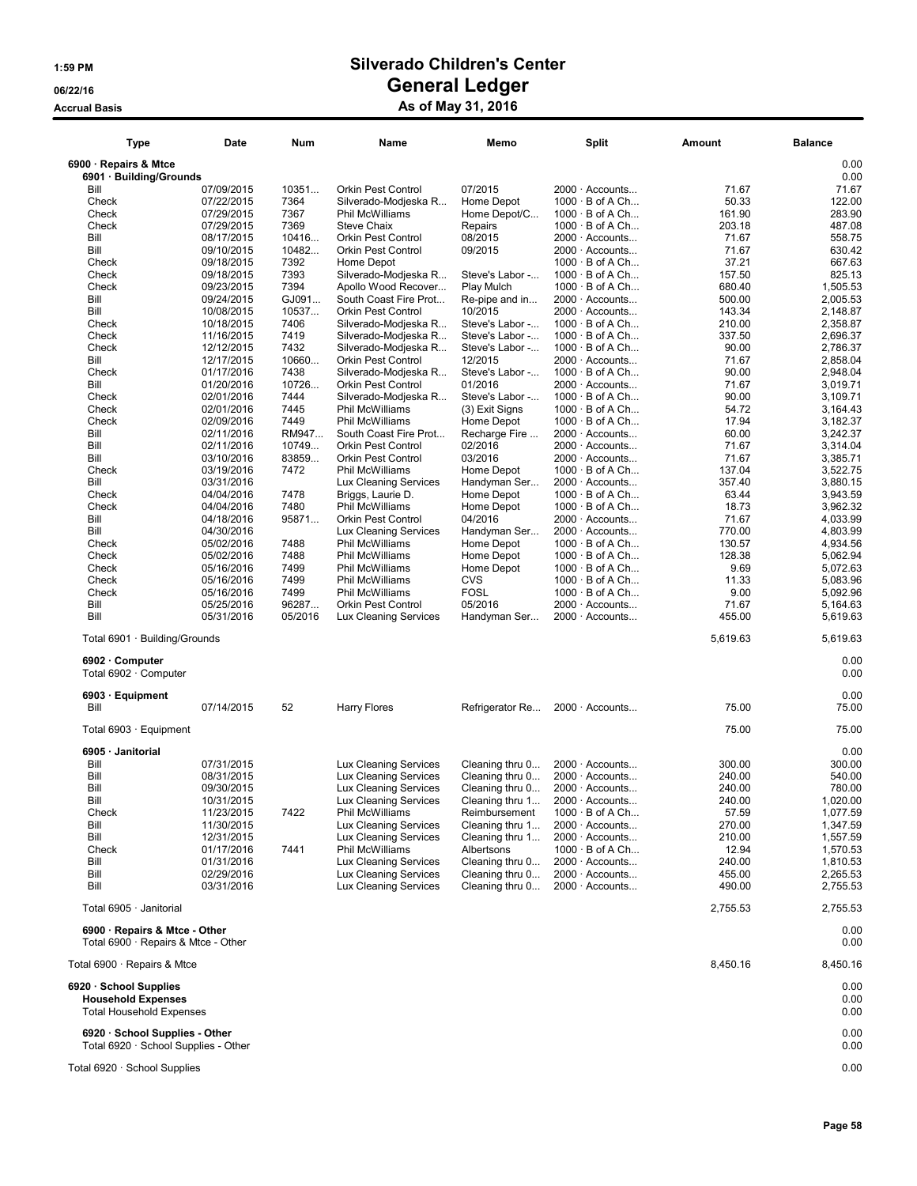# Silverado Children's Center
## General Ledger
### As of May 31, 2016

1:59 PM
06/22/16
Accrual Basis

| Type | Date | Num | Name | Memo | Split | Amount | Balance |
|---|---|---|---|---|---|---|---|
| **6900 · Repairs & Mtce** | | | | | | | 0.00 |
| **6901 · Building/Grounds** | | | | | | | 0.00 |
| Bill | 07/09/2015 | 10351... | Orkin Pest Control | 07/2015 | 2000 · Accounts... | 71.67 | 71.67 |
| Check | 07/22/2015 | 7364 | Silverado-Modjeska R... | Home Depot | 1000 · B of A Ch... | 50.33 | 122.00 |
| Check | 07/29/2015 | 7367 | Phil McWilliams | Home Depot/C... | 1000 · B of A Ch... | 161.90 | 283.90 |
| Check | 07/29/2015 | 7369 | Steve Chaix | Repairs | 1000 · B of A Ch... | 203.18 | 487.08 |
| Bill | 08/17/2015 | 10416... | Orkin Pest Control | 08/2015 | 2000 · Accounts... | 71.67 | 558.75 |
| Bill | 09/10/2015 | 10482... | Orkin Pest Control | 09/2015 | 2000 · Accounts... | 71.67 | 630.42 |
| Check | 09/18/2015 | 7392 | Home Depot | | 1000 · B of A Ch... | 37.21 | 667.63 |
| Check | 09/18/2015 | 7393 | Silverado-Modjeska R... | Steve's Labor -... | 1000 · B of A Ch... | 157.50 | 825.13 |
| Check | 09/23/2015 | 7394 | Apollo Wood Recover... | Play Mulch | 1000 · B of A Ch... | 680.40 | 1,505.53 |
| Bill | 09/24/2015 | GJ091... | South Coast Fire Prot... | Re-pipe and in... | 2000 · Accounts... | 500.00 | 2,005.53 |
| Bill | 10/08/2015 | 10537... | Orkin Pest Control | 10/2015 | 2000 · Accounts... | 143.34 | 2,148.87 |
| Check | 10/18/2015 | 7406 | Silverado-Modjeska R... | Steve's Labor -... | 1000 · B of A Ch... | 210.00 | 2,358.87 |
| Check | 11/16/2015 | 7419 | Silverado-Modjeska R... | Steve's Labor -... | 1000 · B of A Ch... | 337.50 | 2,696.37 |
| Check | 12/12/2015 | 7432 | Silverado-Modjeska R... | Steve's Labor -... | 1000 · B of A Ch... | 90.00 | 2,786.37 |
| Bill | 12/17/2015 | 10660... | Orkin Pest Control | 12/2015 | 2000 · Accounts... | 71.67 | 2,858.04 |
| Check | 01/17/2016 | 7438 | Silverado-Modjeska R... | Steve's Labor -... | 1000 · B of A Ch... | 90.00 | 2,948.04 |
| Bill | 01/20/2016 | 10726... | Orkin Pest Control | 01/2016 | 2000 · Accounts... | 71.67 | 3,019.71 |
| Check | 02/01/2016 | 7444 | Silverado-Modjeska R... | Steve's Labor -... | 1000 · B of A Ch... | 90.00 | 3,109.71 |
| Check | 02/01/2016 | 7445 | Phil McWilliams | (3) Exit Signs | 1000 · B of A Ch... | 54.72 | 3,164.43 |
| Check | 02/09/2016 | 7449 | Phil McWilliams | Home Depot | 1000 · B of A Ch... | 17.94 | 3,182.37 |
| Bill | 02/11/2016 | RM947... | South Coast Fire Prot... | Recharge Fire ... | 2000 · Accounts... | 60.00 | 3,242.37 |
| Bill | 02/11/2016 | 10749... | Orkin Pest Control | 02/2016 | 2000 · Accounts... | 71.67 | 3,314.04 |
| Bill | 03/10/2016 | 83859... | Orkin Pest Control | 03/2016 | 2000 · Accounts... | 71.67 | 3,385.71 |
| Check | 03/19/2016 | 7472 | Phil McWilliams | Home Depot | 1000 · B of A Ch... | 137.04 | 3,522.75 |
| Bill | 03/31/2016 | | Lux Cleaning Services | Handyman Ser... | 2000 · Accounts... | 357.40 | 3,880.15 |
| Check | 04/04/2016 | 7478 | Briggs, Laurie D. | Home Depot | 1000 · B of A Ch... | 63.44 | 3,943.59 |
| Check | 04/04/2016 | 7480 | Phil McWilliams | Home Depot | 1000 · B of A Ch... | 18.73 | 3,962.32 |
| Bill | 04/18/2016 | 95871... | Orkin Pest Control | 04/2016 | 2000 · Accounts... | 71.67 | 4,033.99 |
| Bill | 04/30/2016 | | Lux Cleaning Services | Handyman Ser... | 2000 · Accounts... | 770.00 | 4,803.99 |
| Check | 05/02/2016 | 7488 | Phil McWilliams | Home Depot | 1000 · B of A Ch... | 130.57 | 4,934.56 |
| Check | 05/02/2016 | 7488 | Phil McWilliams | Home Depot | 1000 · B of A Ch... | 128.38 | 5,062.94 |
| Check | 05/16/2016 | 7499 | Phil McWilliams | Home Depot | 1000 · B of A Ch... | 9.69 | 5,072.63 |
| Check | 05/16/2016 | 7499 | Phil McWilliams | CVS | 1000 · B of A Ch... | 11.33 | 5,083.96 |
| Check | 05/16/2016 | 7499 | Phil McWilliams | FOSL | 1000 · B of A Ch... | 9.00 | 5,092.96 |
| Bill | 05/25/2016 | 96287... | Orkin Pest Control | 05/2016 | 2000 · Accounts... | 71.67 | 5,164.63 |
| Bill | 05/31/2016 | 05/2016 | Lux Cleaning Services | Handyman Ser... | 2000 · Accounts... | 455.00 | 5,619.63 |
| Total 6901 · Building/Grounds | | | | | | 5,619.63 | 5,619.63 |
| **6902 · Computer** | | | | | | | 0.00 |
| Total 6902 · Computer | | | | | | | 0.00 |
| **6903 · Equipment** | | | | | | | 0.00 |
| Bill | 07/14/2015 | 52 | Harry Flores | Refrigerator Re... | 2000 · Accounts... | 75.00 | 75.00 |
| Total 6903 · Equipment | | | | | | 75.00 | 75.00 |
| **6905 · Janitorial** | | | | | | | 0.00 |
| Bill | 07/31/2015 | | Lux Cleaning Services | Cleaning thru 0... | 2000 · Accounts... | 300.00 | 300.00 |
| Bill | 08/31/2015 | | Lux Cleaning Services | Cleaning thru 0... | 2000 · Accounts... | 240.00 | 540.00 |
| Bill | 09/30/2015 | | Lux Cleaning Services | Cleaning thru 0... | 2000 · Accounts... | 240.00 | 780.00 |
| Bill | 10/31/2015 | | Lux Cleaning Services | Cleaning thru 1... | 2000 · Accounts... | 240.00 | 1,020.00 |
| Check | 11/23/2015 | 7422 | Phil McWilliams | Reimbursement | 1000 · B of A Ch... | 57.59 | 1,077.59 |
| Bill | 11/30/2015 | | Lux Cleaning Services | Cleaning thru 1... | 2000 · Accounts... | 270.00 | 1,347.59 |
| Bill | 12/31/2015 | | Lux Cleaning Services | Cleaning thru 1... | 2000 · Accounts... | 210.00 | 1,557.59 |
| Check | 01/17/2016 | 7441 | Phil McWilliams | Albertsons | 1000 · B of A Ch... | 12.94 | 1,570.53 |
| Bill | 01/31/2016 | | Lux Cleaning Services | Cleaning thru 0... | 2000 · Accounts... | 240.00 | 1,810.53 |
| Bill | 02/29/2016 | | Lux Cleaning Services | Cleaning thru 0... | 2000 · Accounts... | 455.00 | 2,265.53 |
| Bill | 03/31/2016 | | Lux Cleaning Services | Cleaning thru 0... | 2000 · Accounts... | 490.00 | 2,755.53 |
| Total 6905 · Janitorial | | | | | | 2,755.53 | 2,755.53 |
| **6900 · Repairs & Mtce - Other** | | | | | | | 0.00 |
| Total 6900 · Repairs & Mtce - Other | | | | | | | 0.00 |
| Total 6900 · Repairs & Mtce | | | | | | 8,450.16 | 8,450.16 |
| **6920 · School Supplies** | | | | | | | 0.00 |
| **Household Expenses** | | | | | | | 0.00 |
| Total Household Expenses | | | | | | | 0.00 |
| **6920 · School Supplies - Other** | | | | | | | 0.00 |
| Total 6920 · School Supplies - Other | | | | | | | 0.00 |
| Total 6920 · School Supplies | | | | | | | 0.00 |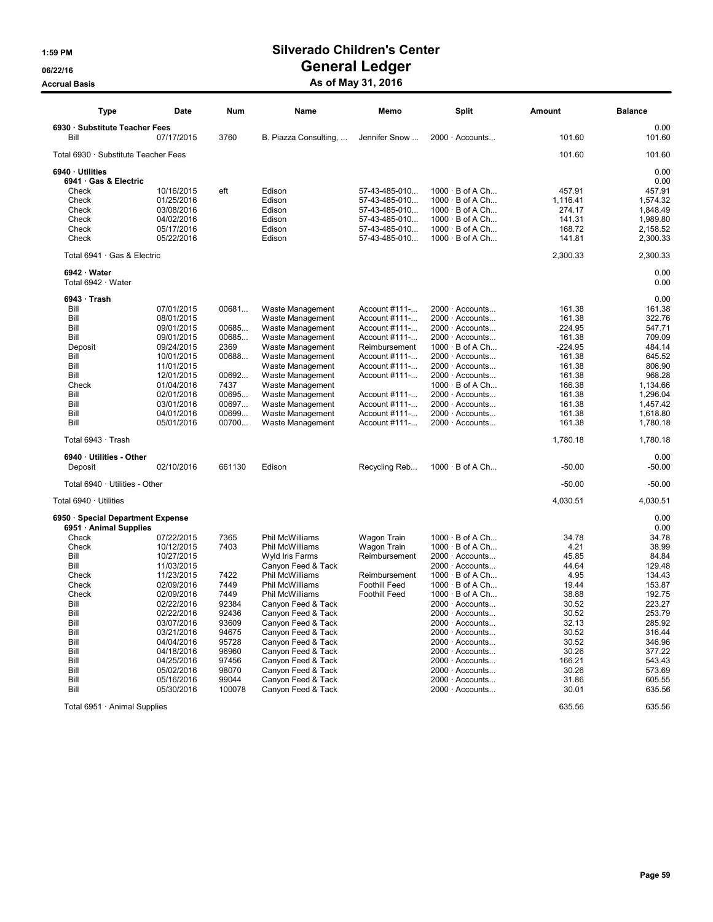# Silverado Children's Center
## General Ledger
### As of May 31, 2016

Accrual Basis

| Type | Date | Num | Name | Memo | Split | Amount | Balance |
|---|---|---|---|---|---|---|---|
| **6930 · Substitute Teacher Fees** | | | | | | | 0.00 |
| Bill | 07/17/2015 | 3760 | B. Piazza Consulting, ... | Jennifer Snow ... | 2000 · Accounts... | 101.60 | 101.60 |
| Total 6930 · Substitute Teacher Fees | | | | | | 101.60 | 101.60 |
| **6940 · Utilities** | | | | | | | 0.00 |
| **6941 · Gas & Electric** | | | | | | | 0.00 |
| Check | 10/16/2015 | eft | Edison | 57-43-485-010... | 1000 · B of A Ch... | 457.91 | 457.91 |
| Check | 01/25/2016 | | Edison | 57-43-485-010... | 1000 · B of A Ch... | 1,116.41 | 1,574.32 |
| Check | 03/08/2016 | | Edison | 57-43-485-010... | 1000 · B of A Ch... | 274.17 | 1,848.49 |
| Check | 04/02/2016 | | Edison | 57-43-485-010... | 1000 · B of A Ch... | 141.31 | 1,989.80 |
| Check | 05/17/2016 | | Edison | 57-43-485-010... | 1000 · B of A Ch... | 168.72 | 2,158.52 |
| Check | 05/22/2016 | | Edison | 57-43-485-010... | 1000 · B of A Ch... | 141.81 | 2,300.33 |
| Total 6941 · Gas & Electric | | | | | | 2,300.33 | 2,300.33 |
| **6942 · Water** | | | | | | | 0.00 |
| Total 6942 · Water | | | | | | | 0.00 |
| **6943 · Trash** | | | | | | | 0.00 |
| Bill | 07/01/2015 | 00681... | Waste Management | Account #111-... | 2000 · Accounts... | 161.38 | 161.38 |
| Bill | 08/01/2015 | | Waste Management | Account #111-... | 2000 · Accounts... | 161.38 | 322.76 |
| Bill | 09/01/2015 | 00685... | Waste Management | Account #111-... | 2000 · Accounts... | 224.95 | 547.71 |
| Bill | 09/01/2015 | 00685... | Waste Management | Account #111-... | 2000 · Accounts... | 161.38 | 709.09 |
| Deposit | 09/24/2015 | 2369 | Waste Management | Reimbursement | 1000 · B of A Ch... | -224.95 | 484.14 |
| Bill | 10/01/2015 | 00688... | Waste Management | Account #111-... | 2000 · Accounts... | 161.38 | 645.52 |
| Bill | 11/01/2015 | | Waste Management | Account #111-... | 2000 · Accounts... | 161.38 | 806.90 |
| Bill | 12/01/2015 | 00692... | Waste Management | Account #111-... | 2000 · Accounts... | 161.38 | 968.28 |
| Check | 01/04/2016 | 7437 | Waste Management | | 1000 · B of A Ch... | 166.38 | 1,134.66 |
| Bill | 02/01/2016 | 00695... | Waste Management | Account #111-... | 2000 · Accounts... | 161.38 | 1,296.04 |
| Bill | 03/01/2016 | 00697... | Waste Management | Account #111-... | 2000 · Accounts... | 161.38 | 1,457.42 |
| Bill | 04/01/2016 | 00699... | Waste Management | Account #111-... | 2000 · Accounts... | 161.38 | 1,618.80 |
| Bill | 05/01/2016 | 00700... | Waste Management | Account #111-... | 2000 · Accounts... | 161.38 | 1,780.18 |
| Total 6943 · Trash | | | | | | 1,780.18 | 1,780.18 |
| **6940 · Utilities - Other** | | | | | | | 0.00 |
| Deposit | 02/10/2016 | 661130 | Edison | Recycling Reb... | 1000 · B of A Ch... | -50.00 | -50.00 |
| Total 6940 · Utilities - Other | | | | | | -50.00 | -50.00 |
| Total 6940 · Utilities | | | | | | 4,030.51 | 4,030.51 |
| **6950 · Special Department Expense** | | | | | | | 0.00 |
| **6951 · Animal Supplies** | | | | | | | 0.00 |
| Check | 07/22/2015 | 7365 | Phil McWilliams | Wagon Train | 1000 · B of A Ch... | 34.78 | 34.78 |
| Check | 10/12/2015 | 7403 | Phil McWilliams | Wagon Train | 1000 · B of A Ch... | 4.21 | 38.99 |
| Bill | 10/27/2015 | | Wyld Iris Farms | Reimbursement | 2000 · Accounts... | 45.85 | 84.84 |
| Bill | 11/03/2015 | | Canyon Feed & Tack | | 2000 · Accounts... | 44.64 | 129.48 |
| Check | 11/23/2015 | 7422 | Phil McWilliams | Reimbursement | 1000 · B of A Ch... | 4.95 | 134.43 |
| Check | 02/09/2016 | 7449 | Phil McWilliams | Foothill Feed | 1000 · B of A Ch... | 19.44 | 153.87 |
| Check | 02/09/2016 | 7449 | Phil McWilliams | Foothill Feed | 1000 · B of A Ch... | 38.88 | 192.75 |
| Bill | 02/22/2016 | 92384 | Canyon Feed & Tack | | 2000 · Accounts... | 30.52 | 223.27 |
| Bill | 02/22/2016 | 92436 | Canyon Feed & Tack | | 2000 · Accounts... | 30.52 | 253.79 |
| Bill | 03/07/2016 | 93609 | Canyon Feed & Tack | | 2000 · Accounts... | 32.13 | 285.92 |
| Bill | 03/21/2016 | 94675 | Canyon Feed & Tack | | 2000 · Accounts... | 30.52 | 316.44 |
| Bill | 04/04/2016 | 95728 | Canyon Feed & Tack | | 2000 · Accounts... | 30.52 | 346.96 |
| Bill | 04/18/2016 | 96960 | Canyon Feed & Tack | | 2000 · Accounts... | 30.26 | 377.22 |
| Bill | 04/25/2016 | 97456 | Canyon Feed & Tack | | 2000 · Accounts... | 166.21 | 543.43 |
| Bill | 05/02/2016 | 98070 | Canyon Feed & Tack | | 2000 · Accounts... | 30.26 | 573.69 |
| Bill | 05/16/2016 | 99044 | Canyon Feed & Tack | | 2000 · Accounts... | 31.86 | 605.55 |
| Bill | 05/30/2016 | 100078 | Canyon Feed & Tack | | 2000 · Accounts... | 30.01 | 635.56 |
| Total 6951 · Animal Supplies | | | | | | 635.56 | 635.56 |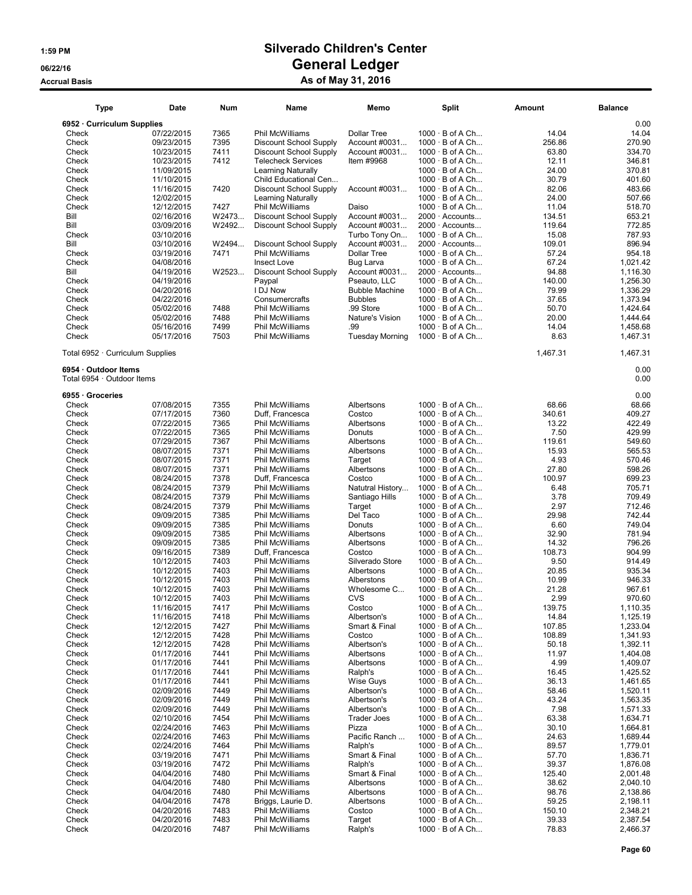# Silverado Children's Center

## General Ledger

### As of May 31, 2016

1:59 PM
06/22/16
Accrual Basis

| Type | Date | Num | Name | Memo | Split | Amount | Balance |
|---|---|---|---|---|---|---|---|
| **6952 · Curriculum Supplies** | | | | | | | 0.00 |
| Check | 07/22/2015 | 7365 | Phil McWilliams | Dollar Tree | 1000 · B of A Ch... | 14.04 | 14.04 |
| Check | 09/23/2015 | 7395 | Discount School Supply | Account #0031... | 1000 · B of A Ch... | 256.86 | 270.90 |
| Check | 10/23/2015 | 7411 | Discount School Supply | Account #0031... | 1000 · B of A Ch... | 63.80 | 334.70 |
| Check | 10/23/2015 | 7412 | Telecheck Services | Item #9968 | 1000 · B of A Ch... | 12.11 | 346.81 |
| Check | 11/09/2015 | | Learning Naturally | | 1000 · B of A Ch... | 24.00 | 370.81 |
| Check | 11/10/2015 | | Child Educational Cen... | | 1000 · B of A Ch... | 30.79 | 401.60 |
| Check | 11/16/2015 | 7420 | Discount School Supply | Account #0031... | 1000 · B of A Ch... | 82.06 | 483.66 |
| Check | 12/02/2015 | | Learning Naturally | | 1000 · B of A Ch... | 24.00 | 507.66 |
| Check | 12/12/2015 | 7427 | Phil McWilliams | Daiso | 1000 · B of A Ch... | 11.04 | 518.70 |
| Bill | 02/16/2016 | W2473... | Discount School Supply | Account #0031... | 2000 · Accounts... | 134.51 | 653.21 |
| Bill | 03/09/2016 | W2492... | Discount School Supply | Account #0031... | 2000 · Accounts... | 119.64 | 772.85 |
| Check | 03/10/2016 | | | Turbo Tony On... | 1000 · B of A Ch... | 15.08 | 787.93 |
| Bill | 03/10/2016 | W2494... | Discount School Supply | Account #0031... | 2000 · Accounts... | 109.01 | 896.94 |
| Check | 03/19/2016 | 7471 | Phil McWilliams | Dollar Tree | 1000 · B of A Ch... | 57.24 | 954.18 |
| Check | 04/08/2016 | | Insect Love | Bug Larva | 1000 · B of A Ch... | 67.24 | 1,021.42 |
| Bill | 04/19/2016 | W2523... | Discount School Supply | Account #0031... | 2000 · Accounts... | 94.88 | 1,116.30 |
| Check | 04/19/2016 | | Paypal | Pseauto, LLC | 1000 · B of A Ch... | 140.00 | 1,256.30 |
| Check | 04/20/2016 | | I DJ Now | Bubble Machine | 1000 · B of A Ch... | 79.99 | 1,336.29 |
| Check | 04/22/2016 | | Consumercrafts | Bubbles | 1000 · B of A Ch... | 37.65 | 1,373.94 |
| Check | 05/02/2016 | 7488 | Phil McWilliams | .99 Store | 1000 · B of A Ch... | 50.70 | 1,424.64 |
| Check | 05/02/2016 | 7488 | Phil McWilliams | Nature's Vision | 1000 · B of A Ch... | 20.00 | 1,444.64 |
| Check | 05/16/2016 | 7499 | Phil McWilliams | .99 | 1000 · B of A Ch... | 14.04 | 1,458.68 |
| Check | 05/17/2016 | 7503 | Phil McWilliams | Tuesday Morning | 1000 · B of A Ch... | 8.63 | 1,467.31 |
| Total 6952 · Curriculum Supplies | | | | | | 1,467.31 | 1,467.31 |
| **6954 · Outdoor Items** | | | | | | | 0.00 |
| Total 6954 · Outdoor Items | | | | | | | 0.00 |
| **6955 · Groceries** | | | | | | | 0.00 |
| Check | 07/08/2015 | 7355 | Phil McWilliams | Albertsons | 1000 · B of A Ch... | 68.66 | 68.66 |
| Check | 07/17/2015 | 7360 | Duff, Francesca | Costco | 1000 · B of A Ch... | 340.61 | 409.27 |
| Check | 07/22/2015 | 7365 | Phil McWilliams | Albertsons | 1000 · B of A Ch... | 13.22 | 422.49 |
| Check | 07/22/2015 | 7365 | Phil McWilliams | Donuts | 1000 · B of A Ch... | 7.50 | 429.99 |
| Check | 07/29/2015 | 7367 | Phil McWilliams | Albertsons | 1000 · B of A Ch... | 119.61 | 549.60 |
| Check | 08/07/2015 | 7371 | Phil McWilliams | Albertsons | 1000 · B of A Ch... | 15.93 | 565.53 |
| Check | 08/07/2015 | 7371 | Phil McWilliams | Target | 1000 · B of A Ch... | 4.93 | 570.46 |
| Check | 08/07/2015 | 7371 | Phil McWilliams | Albertsons | 1000 · B of A Ch... | 27.80 | 598.26 |
| Check | 08/24/2015 | 7378 | Duff, Francesca | Costco | 1000 · B of A Ch... | 100.97 | 699.23 |
| Check | 08/24/2015 | 7379 | Phil McWilliams | Natutral History... | 1000 · B of A Ch... | 6.48 | 705.71 |
| Check | 08/24/2015 | 7379 | Phil McWilliams | Santiago Hills | 1000 · B of A Ch... | 3.78 | 709.49 |
| Check | 08/24/2015 | 7379 | Phil McWilliams | Target | 1000 · B of A Ch... | 2.97 | 712.46 |
| Check | 09/09/2015 | 7385 | Phil McWilliams | Del Taco | 1000 · B of A Ch... | 29.98 | 742.44 |
| Check | 09/09/2015 | 7385 | Phil McWilliams | Donuts | 1000 · B of A Ch... | 6.60 | 749.04 |
| Check | 09/09/2015 | 7385 | Phil McWilliams | Albertsons | 1000 · B of A Ch... | 32.90 | 781.94 |
| Check | 09/09/2015 | 7385 | Phil McWilliams | Albertsons | 1000 · B of A Ch... | 14.32 | 796.26 |
| Check | 09/16/2015 | 7389 | Duff, Francesca | Costco | 1000 · B of A Ch... | 108.73 | 904.99 |
| Check | 10/12/2015 | 7403 | Phil McWilliams | Silverado Store | 1000 · B of A Ch... | 9.50 | 914.49 |
| Check | 10/12/2015 | 7403 | Phil McWilliams | Albertsons | 1000 · B of A Ch... | 20.85 | 935.34 |
| Check | 10/12/2015 | 7403 | Phil McWilliams | Alberstons | 1000 · B of A Ch... | 10.99 | 946.33 |
| Check | 10/12/2015 | 7403 | Phil McWilliams | Wholesome C... | 1000 · B of A Ch... | 21.28 | 967.61 |
| Check | 10/12/2015 | 7403 | Phil McWilliams | CVS | 1000 · B of A Ch... | 2.99 | 970.60 |
| Check | 11/16/2015 | 7417 | Phil McWilliams | Costco | 1000 · B of A Ch... | 139.75 | 1,110.35 |
| Check | 11/16/2015 | 7418 | Phil McWilliams | Albertson's | 1000 · B of A Ch... | 14.84 | 1,125.19 |
| Check | 12/12/2015 | 7427 | Phil McWilliams | Smart & Final | 1000 · B of A Ch... | 107.85 | 1,233.04 |
| Check | 12/12/2015 | 7428 | Phil McWilliams | Costco | 1000 · B of A Ch... | 108.89 | 1,341.93 |
| Check | 12/12/2015 | 7428 | Phil McWilliams | Albertson's | 1000 · B of A Ch... | 50.18 | 1,392.11 |
| Check | 01/17/2016 | 7441 | Phil McWilliams | Albertsons | 1000 · B of A Ch... | 11.97 | 1,404.08 |
| Check | 01/17/2016 | 7441 | Phil McWilliams | Albertsons | 1000 · B of A Ch... | 4.99 | 1,409.07 |
| Check | 01/17/2016 | 7441 | Phil McWilliams | Ralph's | 1000 · B of A Ch... | 16.45 | 1,425.52 |
| Check | 01/17/2016 | 7441 | Phil McWilliams | Wise Guys | 1000 · B of A Ch... | 36.13 | 1,461.65 |
| Check | 02/09/2016 | 7449 | Phil McWilliams | Albertson's | 1000 · B of A Ch... | 58.46 | 1,520.11 |
| Check | 02/09/2016 | 7449 | Phil McWilliams | Albertson's | 1000 · B of A Ch... | 43.24 | 1,563.35 |
| Check | 02/09/2016 | 7449 | Phil McWilliams | Albertson's | 1000 · B of A Ch... | 7.98 | 1,571.33 |
| Check | 02/10/2016 | 7454 | Phil McWilliams | Trader Joes | 1000 · B of A Ch... | 63.38 | 1,634.71 |
| Check | 02/24/2016 | 7463 | Phil McWilliams | Pizza | 1000 · B of A Ch... | 30.10 | 1,664.81 |
| Check | 02/24/2016 | 7463 | Phil McWilliams | Pacific Ranch ... | 1000 · B of A Ch... | 24.63 | 1,689.44 |
| Check | 02/24/2016 | 7464 | Phil McWilliams | Ralph's | 1000 · B of A Ch... | 89.57 | 1,779.01 |
| Check | 03/19/2016 | 7471 | Phil McWilliams | Smart & Final | 1000 · B of A Ch... | 57.70 | 1,836.71 |
| Check | 03/19/2016 | 7472 | Phil McWilliams | Ralph's | 1000 · B of A Ch... | 39.37 | 1,876.08 |
| Check | 04/04/2016 | 7480 | Phil McWilliams | Smart & Final | 1000 · B of A Ch... | 125.40 | 2,001.48 |
| Check | 04/04/2016 | 7480 | Phil McWilliams | Albertsons | 1000 · B of A Ch... | 38.62 | 2,040.10 |
| Check | 04/04/2016 | 7480 | Phil McWilliams | Albertsons | 1000 · B of A Ch... | 98.76 | 2,138.86 |
| Check | 04/04/2016 | 7478 | Briggs, Laurie D. | Albertsons | 1000 · B of A Ch... | 59.25 | 2,198.11 |
| Check | 04/20/2016 | 7483 | Phil McWilliams | Costco | 1000 · B of A Ch... | 150.10 | 2,348.21 |
| Check | 04/20/2016 | 7483 | Phil McWilliams | Target | 1000 · B of A Ch... | 39.33 | 2,387.54 |
| Check | 04/20/2016 | 7487 | Phil McWilliams | Ralph's | 1000 · B of A Ch... | 78.83 | 2,466.37 |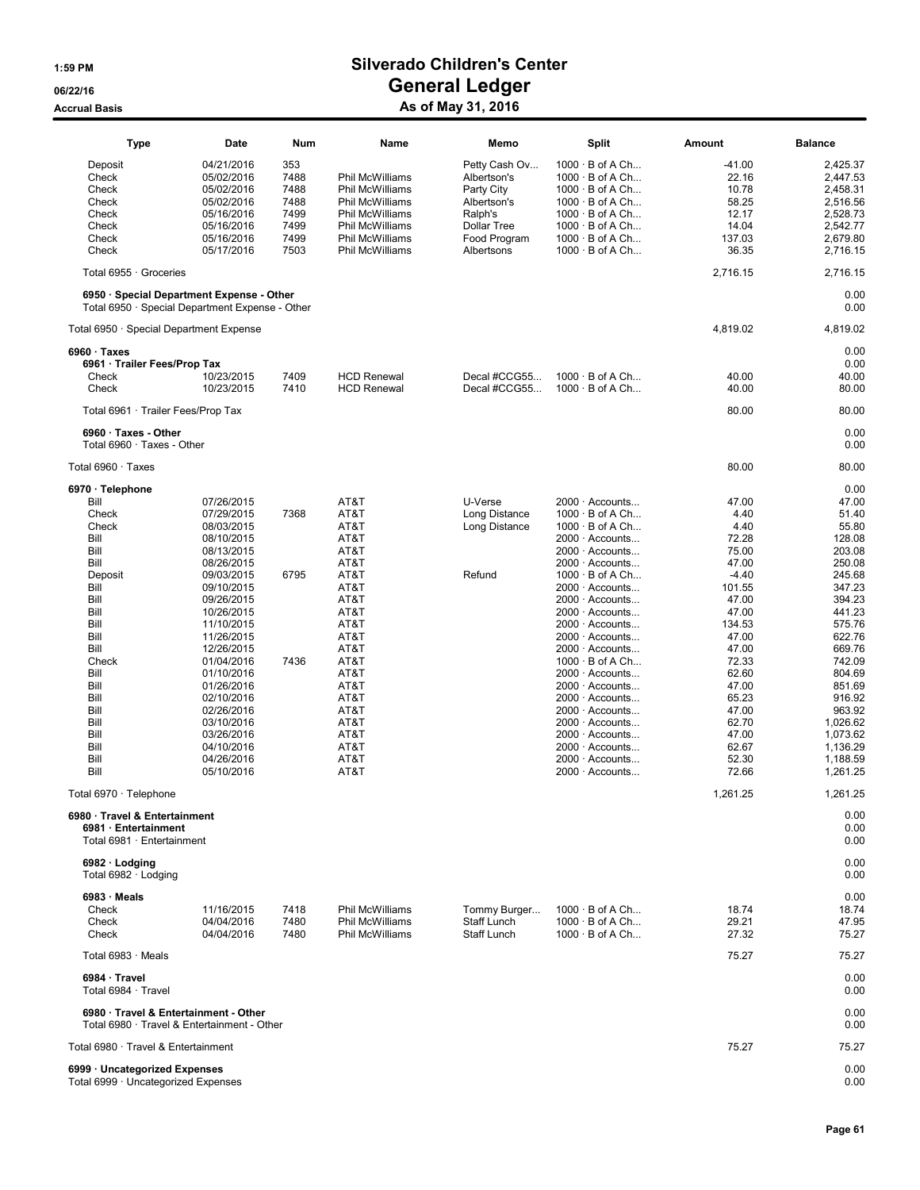# Silverado Children's Center

## General Ledger

### As of May 31, 2016

1:59 PM
06/22/16
Accrual Basis

| Type | Date | Num | Name | Memo | Split | Amount | Balance |
|---|---|---|---|---|---|---|---|
| Deposit | 04/21/2016 | 353 | | Petty Cash Ov... | 1000 · B of A Ch... | -41.00 | 2,425.37 |
| Check | 05/02/2016 | 7488 | Phil McWilliams | Albertson's | 1000 · B of A Ch... | 22.16 | 2,447.53 |
| Check | 05/02/2016 | 7488 | Phil McWilliams | Party City | 1000 · B of A Ch... | 10.78 | 2,458.31 |
| Check | 05/02/2016 | 7488 | Phil McWilliams | Albertson's | 1000 · B of A Ch... | 58.25 | 2,516.56 |
| Check | 05/16/2016 | 7499 | Phil McWilliams | Ralph's | 1000 · B of A Ch... | 12.17 | 2,528.73 |
| Check | 05/16/2016 | 7499 | Phil McWilliams | Dollar Tree | 1000 · B of A Ch... | 14.04 | 2,542.77 |
| Check | 05/16/2016 | 7499 | Phil McWilliams | Food Program | 1000 · B of A Ch... | 137.03 | 2,679.80 |
| Check | 05/17/2016 | 7503 | Phil McWilliams | Albertsons | 1000 · B of A Ch... | 36.35 | 2,716.15 |
| Total 6955 · Groceries | | | | | | 2,716.15 | 2,716.15 |
| **6950 · Special Department Expense - Other** | | | | | | | 0.00 |
| Total 6950 · Special Department Expense - Other | | | | | | | 0.00 |
| Total 6950 · Special Department Expense | | | | | | 4,819.02 | 4,819.02 |
| **6960 · Taxes** | | | | | | | 0.00 |
| **6961 · Trailer Fees/Prop Tax** | | | | | | | 0.00 |
| Check | 10/23/2015 | 7409 | HCD Renewal | Decal #CCG55... | 1000 · B of A Ch... | 40.00 | 40.00 |
| Check | 10/23/2015 | 7410 | HCD Renewal | Decal #CCG55... | 1000 · B of A Ch... | 40.00 | 80.00 |
| Total 6961 · Trailer Fees/Prop Tax | | | | | | 80.00 | 80.00 |
| **6960 · Taxes - Other** | | | | | | | 0.00 |
| Total 6960 · Taxes - Other | | | | | | | 0.00 |
| Total 6960 · Taxes | | | | | | 80.00 | 80.00 |
| **6970 · Telephone** | | | | | | | 0.00 |
| Bill | 07/26/2015 | | AT&T | U-Verse | 2000 · Accounts... | 47.00 | 47.00 |
| Check | 07/29/2015 | 7368 | AT&T | Long Distance | 1000 · B of A Ch... | 4.40 | 51.40 |
| Check | 08/03/2015 | | AT&T | Long Distance | 1000 · B of A Ch... | 4.40 | 55.80 |
| Bill | 08/10/2015 | | AT&T | | 2000 · Accounts... | 72.28 | 128.08 |
| Bill | 08/13/2015 | | AT&T | | 2000 · Accounts... | 75.00 | 203.08 |
| Bill | 08/26/2015 | | AT&T | | 2000 · Accounts... | 47.00 | 250.08 |
| Deposit | 09/03/2015 | 6795 | AT&T | Refund | 1000 · B of A Ch... | -4.40 | 245.68 |
| Bill | 09/10/2015 | | AT&T | | 2000 · Accounts... | 101.55 | 347.23 |
| Bill | 09/26/2015 | | AT&T | | 2000 · Accounts... | 47.00 | 394.23 |
| Bill | 10/26/2015 | | AT&T | | 2000 · Accounts... | 47.00 | 441.23 |
| Bill | 11/10/2015 | | AT&T | | 2000 · Accounts... | 134.53 | 575.76 |
| Bill | 11/26/2015 | | AT&T | | 2000 · Accounts... | 47.00 | 622.76 |
| Bill | 12/26/2015 | | AT&T | | 2000 · Accounts... | 47.00 | 669.76 |
| Check | 01/04/2016 | 7436 | AT&T | | 1000 · B of A Ch... | 72.33 | 742.09 |
| Bill | 01/10/2016 | | AT&T | | 2000 · Accounts... | 62.60 | 804.69 |
| Bill | 01/26/2016 | | AT&T | | 2000 · Accounts... | 47.00 | 851.69 |
| Bill | 02/10/2016 | | AT&T | | 2000 · Accounts... | 65.23 | 916.92 |
| Bill | 02/26/2016 | | AT&T | | 2000 · Accounts... | 47.00 | 963.92 |
| Bill | 03/10/2016 | | AT&T | | 2000 · Accounts... | 62.70 | 1,026.62 |
| Bill | 03/26/2016 | | AT&T | | 2000 · Accounts... | 47.00 | 1,073.62 |
| Bill | 04/10/2016 | | AT&T | | 2000 · Accounts... | 62.67 | 1,136.29 |
| Bill | 04/26/2016 | | AT&T | | 2000 · Accounts... | 52.30 | 1,188.59 |
| Bill | 05/10/2016 | | AT&T | | 2000 · Accounts... | 72.66 | 1,261.25 |
| Total 6970 · Telephone | | | | | | 1,261.25 | 1,261.25 |
| **6980 · Travel & Entertainment** | | | | | | | 0.00 |
| **6981 · Entertainment** | | | | | | | 0.00 |
| Total 6981 · Entertainment | | | | | | | 0.00 |
| **6982 · Lodging** | | | | | | | 0.00 |
| Total 6982 · Lodging | | | | | | | 0.00 |
| **6983 · Meals** | | | | | | | 0.00 |
| Check | 11/16/2015 | 7418 | Phil McWilliams | Tommy Burger... | 1000 · B of A Ch... | 18.74 | 18.74 |
| Check | 04/04/2016 | 7480 | Phil McWilliams | Staff Lunch | 1000 · B of A Ch... | 29.21 | 47.95 |
| Check | 04/04/2016 | 7480 | Phil McWilliams | Staff Lunch | 1000 · B of A Ch... | 27.32 | 75.27 |
| Total 6983 · Meals | | | | | | 75.27 | 75.27 |
| **6984 · Travel** | | | | | | | 0.00 |
| Total 6984 · Travel | | | | | | | 0.00 |
| **6980 · Travel & Entertainment - Other** | | | | | | | 0.00 |
| Total 6980 · Travel & Entertainment - Other | | | | | | | 0.00 |
| Total 6980 · Travel & Entertainment | | | | | | 75.27 | 75.27 |
| **6999 · Uncategorized Expenses** | | | | | | | 0.00 |
| Total 6999 · Uncategorized Expenses | | | | | | | 0.00 |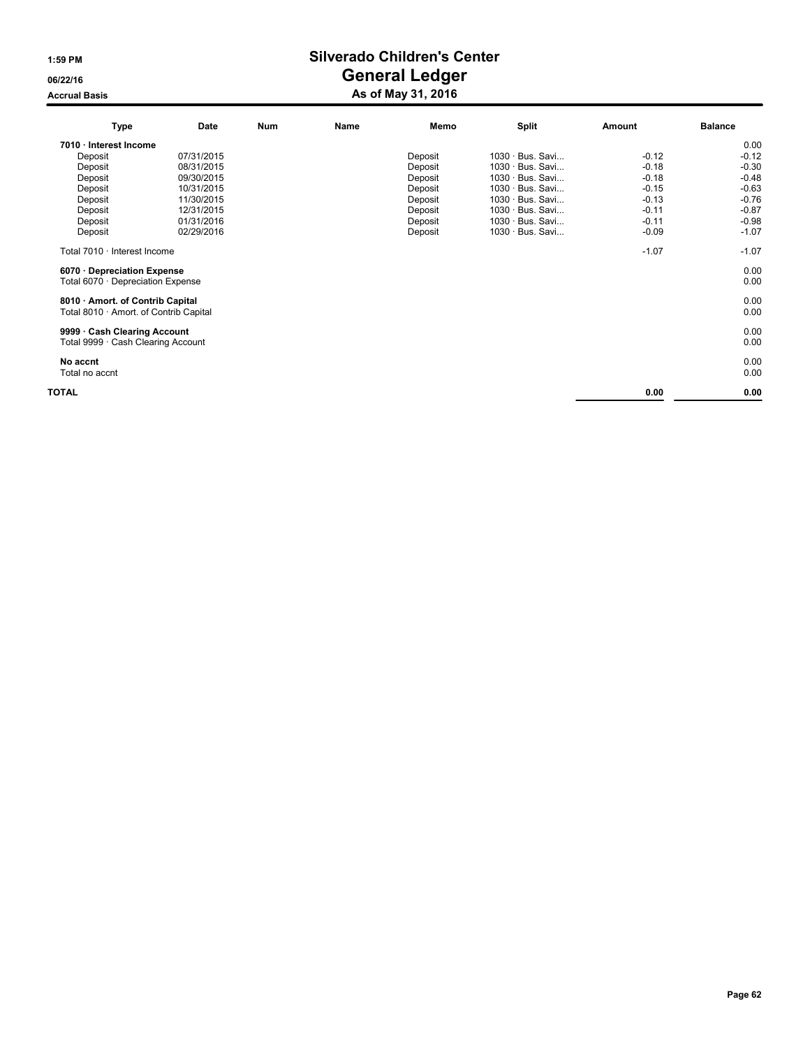# Silverado Children's Center

## General Ledger

### As of May 31, 2016

1:59 PM
06/22/16
Accrual Basis

| Type | Date | Num | Name | Memo | Split | Amount | Balance |
|---|---|---|---|---|---|---|---|
| **7010 · Interest Income** | | | | | | | 0.00 |
| Deposit | 07/31/2015 | | | Deposit | 1030 · Bus. Savi... | -0.12 | -0.12 |
| Deposit | 08/31/2015 | | | Deposit | 1030 · Bus. Savi... | -0.18 | -0.30 |
| Deposit | 09/30/2015 | | | Deposit | 1030 · Bus. Savi... | -0.18 | -0.48 |
| Deposit | 10/31/2015 | | | Deposit | 1030 · Bus. Savi... | -0.15 | -0.63 |
| Deposit | 11/30/2015 | | | Deposit | 1030 · Bus. Savi... | -0.13 | -0.76 |
| Deposit | 12/31/2015 | | | Deposit | 1030 · Bus. Savi... | -0.11 | -0.87 |
| Deposit | 01/31/2016 | | | Deposit | 1030 · Bus. Savi... | -0.11 | -0.98 |
| Deposit | 02/29/2016 | | | Deposit | 1030 · Bus. Savi... | -0.09 | -1.07 |
| Total 7010 · Interest Income | | | | | | -1.07 | -1.07 |
| **6070 · Depreciation Expense** | | | | | | | 0.00 |
| Total 6070 · Depreciation Expense | | | | | | | 0.00 |
| **8010 · Amort. of Contrib Capital** | | | | | | | 0.00 |
| Total 8010 · Amort. of Contrib Capital | | | | | | | 0.00 |
| **9999 · Cash Clearing Account** | | | | | | | 0.00 |
| Total 9999 · Cash Clearing Account | | | | | | | 0.00 |
| **No accnt** | | | | | | | 0.00 |
| Total no accnt | | | | | | | 0.00 |
| **TOTAL** | | | | | | **0.00** | **0.00** |